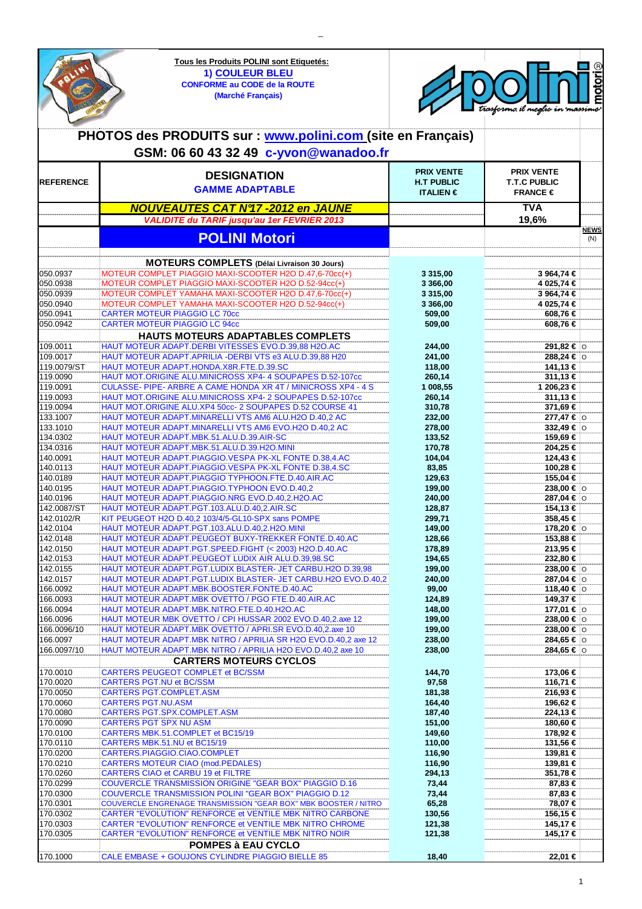**Tous les Produits POLINI sont Etiquetés:**
**1) COULEUR BLEU**
**CONFORME au CODE de la ROUTE**
**(Marché Français)**

polini motori — trasforma il meglio in massimo

## PHOTOS des PRODUITS sur : www.polini.com (site en Français)

## GSM: 06 60 43 32 49 c-yvon@wanadoo.fr

| REFERENCE | DESIGNATION GAMME ADAPTABLE | PRIX VENTE H.T PUBLIC ITALIEN € | PRIX VENTE T.T.C PUBLIC FRANCE € | |
|---|---|---|---|---|
| | *NOUVEAUTES CAT N°17 -2012 en JAUNE* | | TVA | |
| | *VALIDITE du TARIF jusqu'au 1er FEVRIER 2013* | | 19,6% | |
| | **POLINI Motori** | | | NEWS (N) |
| | **MOTEURS COMPLETS (Délai Livraison 30 Jours)** | | | |
| 050.0937 | MOTEUR COMPLET PIAGGIO MAXI-SCOOTER H2O D.47,6-70cc(+) | 3 315,00 | 3 964,74 € | |
| 050.0938 | MOTEUR COMPLET PIAGGIO MAXI-SCOOTER H2O D.52-94cc(+) | 3 366,00 | 4 025,74 € | |
| 050.0939 | MOTEUR COMPLET YAMAHA MAXI-SCOOTER H2O D.47,6-70cc(+) | 3 315,00 | 3 964,74 € | |
| 050.0940 | MOTEUR COMPLET YAMAHA MAXI-SCOOTER H2O D.52-94cc(+) | 3 366,00 | 4 025,74 € | |
| 050.0941 | CARTER MOTEUR PIAGGIO LC 70cc | 509,00 | 608,76 € | |
| 050.0942 | CARTER MOTEUR PIAGGIO LC 94cc | 509,00 | 608,76 € | |
| | **HAUTS MOTEURS ADAPTABLES COMPLETS** | | | |
| 109.0011 | HAUT MOTEUR ADAPT.DERBI VITESSES EVO.D.39,88 H2O.AC | 244,00 | 291,82 € | o |
| 109.0017 | HAUT MOTEUR ADAPT.APRILIA -DERBI VTS e3 ALU.D.39,88 H20 | 241,00 | 288,24 € | o |
| 119.0079/ST | HAUT MOTEUR ADAPT.HONDA.X8R.FTE.D.39.SC | 118,00 | 141,13 € | |
| 119.0090 | HAUT MOT.ORIGINE ALU.MINICROSS XP4- 4 SOUPAPES D.52-107cc | 260,14 | 311,13 € | |
| 119.0091 | CULASSE- PIPE- ARBRE A CAME HONDA XR 4T / MINICROSS XP4 - 4 S | 1 008,55 | 1 206,23 € | |
| 119.0093 | HAUT MOT.ORIGINE ALU.MINICROSS XP4- 2 SOUPAPES D.52-107cc | 260,14 | 311,13 € | |
| 119.0094 | HAUT MOT.ORIGINE ALU.XP4 50cc- 2 SOUPAPES D.52 COURSE 41 | 310,78 | 371,69 € | |
| 133.1007 | HAUT MOTEUR ADAPT.MINARELLI VTS AM6 ALU.H2O D.40,2 AC | 232,00 | 277,47 € | o |
| 133.1010 | HAUT MOTEUR ADAPT.MINARELLI VTS AM6 EVO.H2O D.40,2 AC | 278,00 | 332,49 € | o |
| 134.0302 | HAUT MOTEUR ADAPT.MBK.51.ALU.D.39.AIR-SC | 133,52 | 159,69 € | |
| 134.0316 | HAUT MOTEUR ADAPT.MBK.51.ALU.D.39.H2O.MINI | 170,78 | 204,25 € | |
| 140.0091 | HAUT MOTEUR ADAPT.PIAGGIO.VESPA PK-XL FONTE D.38,4.AC | 104,04 | 124,43 € | |
| 140.0113 | HAUT MOTEUR ADAPT.PIAGGIO.VESPA PK-XL FONTE D.38,4.SC | 83,85 | 100,28 € | |
| 140.0189 | HAUT MOTEUR ADAPT.PIAGGIO TYPHOON.FTE.D.40.AIR.AC | 129,63 | 155,04 € | |
| 140.0195 | HAUT MOTEUR ADAPT.PIAGGIO.TYPHOON EVO.D.40,2 | 199,00 | 238,00 € | o |
| 140.0196 | HAUT MOTEUR ADAPT.PIAGGIO.NRG EVO.D.40,2.H2O.AC | 240,00 | 287,04 € | o |
| 142.0087/ST | HAUT MOTEUR ADAPT.PGT.103.ALU.D.40,2.AIR.SC | 128,87 | 154,13 € | |
| 142.0102/R | KIT PEUGEOT H2O D.40,2 103/4/5-GL10-SPX sans POMPE | 299,71 | 358,45 € | |
| 142.0104 | HAUT MOTEUR ADAPT.PGT.103.ALU.D.40,2.H2O.MINI | 149,00 | 178,20 € | o |
| 142.0148 | HAUT MOTEUR ADAPT.PEUGEOT BUXY-TREKKER FONTE.D.40.AC | 128,66 | 153,88 € | |
| 142.0150 | HAUT MOTEUR ADAPT.PGT.SPEED.FIGHT (< 2003) H2O.D.40.AC | 178,89 | 213,95 € | |
| 142.0153 | HAUT MOTEUR ADAPT.PEUGEOT LUDIX AIR ALU.D.39,98.SC | 194,65 | 232,80 € | |
| 142.0155 | HAUT MOTEUR ADAPT.PGT.LUDIX BLASTER- JET CARBU.H2O D.39,98 | 199,00 | 238,00 € | o |
| 142.0157 | HAUT MOTEUR ADAPT.PGT.LUDIX BLASTER- JET CARBU.H2O EVO.D.40,2 | 240,00 | 287,04 € | o |
| 166.0092 | HAUT MOTEUR ADAPT.MBK.BOOSTER.FONTE.D.40.AC | 99,00 | 118,40 € | o |
| 166.0093 | HAUT MOTEUR ADAPT.MBK OVETTO / PGO FTE.D.40.AIR.AC | 124,89 | 149,37 € | |
| 166.0094 | HAUT MOTEUR ADAPT.MBK.NITRO.FTE.D.40.H2O.AC | 148,00 | 177,01 € | o |
| 166.0096 | HAUT MOTEUR MBK OVETTO / CPI HUSSAR 2002 EVO.D.40,2.axe 12 | 199,00 | 238,00 € | o |
| 166.0096/10 | HAUT MOTEUR ADAPT.MBK OVETTO / APRI.SR EVO.D.40,2.axe 10 | 199,00 | 238,00 € | o |
| 166.0097 | HAUT MOTEUR ADAPT.MBK NITRO / APRILIA SR H2O EVO.D.40,2 axe 12 | 238,00 | 284,65 € | o |
| 166.0097/10 | HAUT MOTEUR ADAPT.MBK NITRO / APRILIA H2O EVO.D.40,2 axe 10 | 238,00 | 284,65 € | o |
| | **CARTERS MOTEURS CYCLOS** | | | |
| 170.0010 | CARTERS PEUGEOT COMPLET et BC/SSM | 144,70 | 173,06 € | |
| 170.0020 | CARTERS PGT.NU et BC/SSM | 97,58 | 116,71 € | |
| 170.0050 | CARTERS PGT.COMPLET.ASM | 181,38 | 216,93 € | |
| 170.0060 | CARTERS PGT.NU.ASM | 164,40 | 196,62 € | |
| 170.0080 | CARTERS PGT.SPX.COMPLET.ASM | 187,40 | 224,13 € | |
| 170.0090 | CARTERS PGT SPX NU ASM | 151,00 | 180,60 € | |
| 170.0100 | CARTERS MBK.51.COMPLET et BC15/19 | 149,60 | 178,92 € | |
| 170.0110 | CARTERS MBK.51.NU et BC15/19 | 110,00 | 131,56 € | |
| 170.0200 | CARTERS.PIAGGIO.CIAO.COMPLET | 116,90 | 139,81 € | |
| 170.0210 | CARTERS MOTEUR CIAO (mod.PEDALES) | 116,90 | 139,81 € | |
| 170.0260 | CARTERS CIAO et CARBU 19 et FILTRE | 294,13 | 351,78 € | |
| 170.0299 | COUVERCLE TRANSMISSION ORIGINE "GEAR BOX" PIAGGIO D.16 | 73,44 | 87,83 € | |
| 170.0300 | COUVERCLE TRANSMISSION POLINI "GEAR BOX" PIAGGIO D.12 | 73,44 | 87,83 € | |
| 170.0301 | COUVERCLE ENGRENAGE TRANSMISSION "GEAR BOX" MBK BOOSTER / NITRO | 65,28 | 78,07 € | |
| 170.0302 | CARTER "EVOLUTION" RENFORCE et VENTILE MBK NITRO CARBONE | 130,56 | 156,15 € | |
| 170.0303 | CARTER "EVOLUTION" RENFORCE et VENTILE MBK NITRO CHROME | 121,38 | 145,17 € | |
| 170.0305 | CARTER "EVOLUTION" RENFORCE et VENTILE MBK NITRO NOIR | 121,38 | 145,17 € | |
| | **POMPES à EAU CYCLO** | | | |
| 170.1000 | CALE EMBASE + GOUJONS CYLINDRE PIAGGIO BIELLE 85 | 18,40 | 22,01 € | |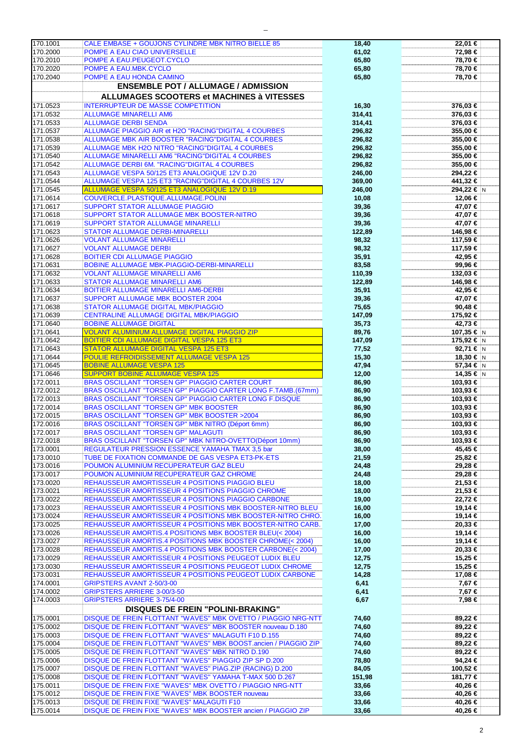| | | | | |
|---|---|---|---|---|
| 170.1001 | CALE EMBASE + GOUJONS CYLINDRE MBK NITRO BIELLE 85 | 18,40 | 22,01 € | |
| 170.2000 | POMPE A EAU CIAO UNIVERSELLE | 61,02 | 72,98 € | |
| 170.2010 | POMPE A EAU.PEUGEOT.CYCLO | 65,80 | 78,70 € | |
| 170.2020 | POMPE A EAU.MBK.CYCLO | 65,80 | 78,70 € | |
| 170.2040 | POMPE A EAU HONDA CAMINO | 65,80 | 78,70 € | |
| | **ENSEMBLE POT / ALLUMAGE / ADMISSION** | | | |
| | **ALLUMAGES SCOOTERS et MACHINES à VITESSES** | | | |
| 171.0523 | INTERRUPTEUR DE MASSE COMPETITION | 16,30 | 376,03 € | |
| 171.0532 | ALLUMAGE MINARELLI AM6 | 314,41 | 376,03 € | |
| 171.0533 | ALLUMAGE DERBI SENDA | 314,41 | 376,03 € | |
| 171.0537 | ALLUMAGE PIAGGIO AIR et H2O "RACING"DIGITAL 4 COURBES | 296,82 | 355,00 € | |
| 171.0538 | ALLUMAGE MBK AIR BOOSTER "RACING"DIGITAL 4 COURBES | 296,82 | 355,00 € | |
| 171.0539 | ALLUMAGE MBK H2O NITRO "RACING"DIGITAL 4 COURBES | 296,82 | 355,00 € | |
| 171.0540 | ALLUMAGE MINARELLI AM6 "RACING"DIGITAL 4 COURBES | 296,82 | 355,00 € | |
| 171.0542 | ALLUMAGE DERBI 6M. "RACING"DIGITAL 4 COURBES | 296,82 | 355,00 € | |
| 171.0543 | ALLUMAGE VESPA 50/125 ET3 ANALOGIQUE 12V D.20 | 246,00 | 294,22 € | |
| 171.0544 | ALLUMAGE VESPA 125 ET3 "RACING"DIGITAL 4 COURBES 12V | 369,00 | 441,32 € | |
| 171.0545 | ALLUMAGE VESPA 50/125 ET3 ANALOGIQUE 12V D.19 | 246,00 | 294,22 € | N |
| 171.0614 | COUVERCLE.PLASTIQUE.ALLUMAGE.POLINI | 10,08 | 12,06 € | |
| 171.0617 | SUPPORT STATOR ALLUMAGE PIAGGIO | 39,36 | 47,07 € | |
| 171.0618 | SUPPORT STATOR ALLUMAGE MBK BOOSTER-NITRO | 39,36 | 47,07 € | |
| 171.0619 | SUPPORT STATOR ALLUMAGE MINARELLI | 39,36 | 47,07 € | |
| 171.0623 | STATOR ALLUMAGE DERBI-MINARELLI | 122,89 | 146,98 € | |
| 171.0626 | VOLANT ALLUMAGE MINARELLI | 98,32 | 117,59 € | |
| 171.0627 | VOLANT ALLUMAGE DERBI | 98,32 | 117,59 € | |
| 171.0628 | BOITIER CDI ALLUMAGE PIAGGIO | 35,91 | 42,95 € | |
| 171.0631 | BOBINE ALLUMAGE MBK-PIAGGIO-DERBI-MINARELLI | 83,58 | 99,96 € | |
| 171.0632 | VOLANT ALLUMAGE MINARELLI AM6 | 110,39 | 132,03 € | |
| 171.0633 | STATOR ALLUMAGE MINARELLI AM6 | 122,89 | 146,98 € | |
| 171.0634 | BOITIER ALLUMAGE MINARELLI AM6-DERBI | 35,91 | 42,95 € | |
| 171.0637 | SUPPORT ALLUMAGE MBK BOOSTER 2004 | 39,36 | 47,07 € | |
| 171.0638 | STATOR ALLUMAGE DIGITAL MBK/PIAGGIO | 75,65 | 90,48 € | |
| 171.0639 | CENTRALINE ALLUMAGE DIGITAL MBK/PIAGGIO | 147,09 | 175,92 € | |
| 171.0640 | BOBINE ALLUMAGE DIGITAL | 35,73 | 42,73 € | |
| 171.0641 | VOLANT ALUMINIUM ALLUMAGE DIGITAL PIAGGIO ZIP | 89,76 | 107,35 € | N |
| 171.0642 | BOITIER CDI ALLUMAGE DIGITAL VESPA 125 ET3 | 147,09 | 175,92 € | N |
| 171.0643 | STATOR ALLUMAGE DIGITAL VESPA 125 ET3 | 77,52 | 92,71 € | N |
| 171.0644 | POULIE REFROIDISSEMENT ALLUMAGE VESPA 125 | 15,30 | 18,30 € | N |
| 171.0645 | BOBINE ALLUMAGE VESPA 125 | 47,94 | 57,34 € | N |
| 171.0646 | SUPPORT BOBINE ALLUMAGE VESPA 125 | 12,00 | 14,35 € | N |
| 172.0011 | BRAS OSCILLANT "TORSEN GP" PIAGGIO CARTER COURT | 86,90 | 103,93 € | |
| 172.0012 | BRAS OSCILLANT "TORSEN GP" PIAGGIO CARTER LONG F.TAMB.(67mm) | 86,90 | 103,93 € | |
| 172.0013 | BRAS OSCILLANT "TORSEN GP" PIAGGIO CARTER LONG F.DISQUE | 86,90 | 103,93 € | |
| 172.0014 | BRAS OSCILLANT "TORSEN GP" MBK BOOSTER | 86,90 | 103,93 € | |
| 172.0015 | BRAS OSCILLANT "TORSEN GP" MBK BOOSTER >2004 | 86,90 | 103,93 € | |
| 172.0016 | BRAS OSCILLANT "TORSEN GP" MBK NITRO (Déport 6mm) | 86,90 | 103,93 € | |
| 172.0017 | BRAS OSCILLANT "TORSEN GP" MALAGUTI | 86,90 | 103,93 € | |
| 172.0018 | BRAS OSCILLANT "TORSEN GP" MBK NITRO-OVETTO(Déport 10mm) | 86,90 | 103,93 € | |
| 173.0001 | REGULATEUR PRESSION ESSENCE YAMAHA TMAX 3,5 bar | 38,00 | 45,45 € | |
| 173.0010 | TUBE DE FIXATION COMMANDE DE GAS VESPA ET3-PK-ETS | 21,59 | 25,82 € | |
| 173.0016 | POUMON ALUMINIUM RECUPERATEUR GAZ BLEU | 24,48 | 29,28 € | |
| 173.0017 | POUMON ALUMINIUM RECUPERATEUR GAZ CHROME | 24,48 | 29,28 € | |
| 173.0020 | REHAUSSEUR AMORTISSEUR 4 POSITIONS PIAGGIO BLEU | 18,00 | 21,53 € | |
| 173.0021 | REHAUSSEUR AMORTISSEUR 4 POSITIONS PIAGGIO CHROME | 18,00 | 21,53 € | |
| 173.0022 | REHAUSSEUR AMORTISSEUR 4 POSITIONS PIAGGIO CARBONE | 19,00 | 22,72 € | |
| 173.0023 | REHAUSSEUR AMORTISSEUR 4 POSITIONS MBK BOOSTER-NITRO BLEU | 16,00 | 19,14 € | |
| 173.0024 | REHAUSSEUR AMORTISSEUR 4 POSITIONS MBK BOOSTER-NITRO CHRO. | 16,00 | 19,14 € | |
| 173.0025 | REHAUSSEUR AMORTISSEUR 4 POSITIONS MBK BOOSTER-NITRO CARB. | 17,00 | 20,33 € | |
| 173.0026 | REHAUSSEUR AMORTIS.4 POSITIONS MBK BOOSTER BLEU(< 2004) | 16,00 | 19,14 € | |
| 173.0027 | REHAUSSEUR AMORTIS.4 POSITIONS MBK BOOSTER CHROME(< 2004) | 16,00 | 19,14 € | |
| 173.0028 | REHAUSSEUR AMORTIS.4 POSITIONS MBK BOOSTER CARBONE(< 2004) | 17,00 | 20,33 € | |
| 173.0029 | REHAUSSEUR AMORTISSEUR 4 POSITIONS PEUGEOT LUDIX BLEU | 12,75 | 15,25 € | |
| 173.0030 | REHAUSSEUR AMORTISSEUR 4 POSITIONS PEUGEOT LUDIX CHROME | 12,75 | 15,25 € | |
| 173.0031 | REHAUSSEUR AMORTISSEUR 4 POSITIONS PEUGEOT LUDIX CARBONE | 14,28 | 17,08 € | |
| 174.0001 | GRIPSTERS AVANT 2-50/3-00 | 6,41 | 7,67 € | |
| 174.0002 | GRIPSTERS ARRIERE 3-00/3-50 | 6,41 | 7,67 € | |
| 174.0003 | GRIPSTERS ARRIERE 3-75/4-00 | 6,67 | 7,98 € | |
| | **DISQUES DE FREIN "POLINI-BRAKING"** | | | |
| 175.0001 | DISQUE DE FREIN FLOTTANT "WAVES" MBK OVETTO / PIAGGIO NRG-NTT | 74,60 | 89,22 € | |
| 175.0002 | DISQUE DE FREIN FLOTTANT "WAVES" MBK BOOSTER nouveau D.180 | 74,60 | 89,22 € | |
| 175.0003 | DISQUE DE FREIN FLOTTANT "WAVES" MALAGUTI F10 D.155 | 74,60 | 89,22 € | |
| 175.0004 | DISQUE DE FREIN FLOTTANT "WAVES" MBK BOOST.ancien / PIAGGIO ZIP | 74,60 | 89,22 € | |
| 175.0005 | DISQUE DE FREIN FLOTTANT "WAVES" MBK NITRO D.190 | 74,60 | 89,22 € | |
| 175.0006 | DISQUE DE FREIN FLOTTANT "WAVES" PIAGGIO ZIP SP D.200 | 78,80 | 94,24 € | |
| 175.0007 | DISQUE DE FREIN FLOTTANT "WAVES" PIAG.ZIP (RACING) D.200 | 84,05 | 100,52 € | |
| 175.0008 | DISQUE DE FREIN FLOTTANT "WAVES" YAMAHA T-MAX 500 D.267 | 151,98 | 181,77 € | |
| 175.0011 | DISQUE DE FREIN FIXE "WAVES" MBK OVETTO / PIAGGIO NRG-NTT | 33,66 | 40,26 € | |
| 175.0012 | DISQUE DE FREIN FIXE "WAVES" MBK BOOSTER nouveau | 33,66 | 40,26 € | |
| 175.0013 | DISQUE DE FREIN FIXE "WAVES" MALAGUTI F10 | 33,66 | 40,26 € | |
| 175.0014 | DISQUE DE FREIN FIXE "WAVES" MBK BOOSTER ancien / PIAGGIO ZIP | 33,66 | 40,26 € | |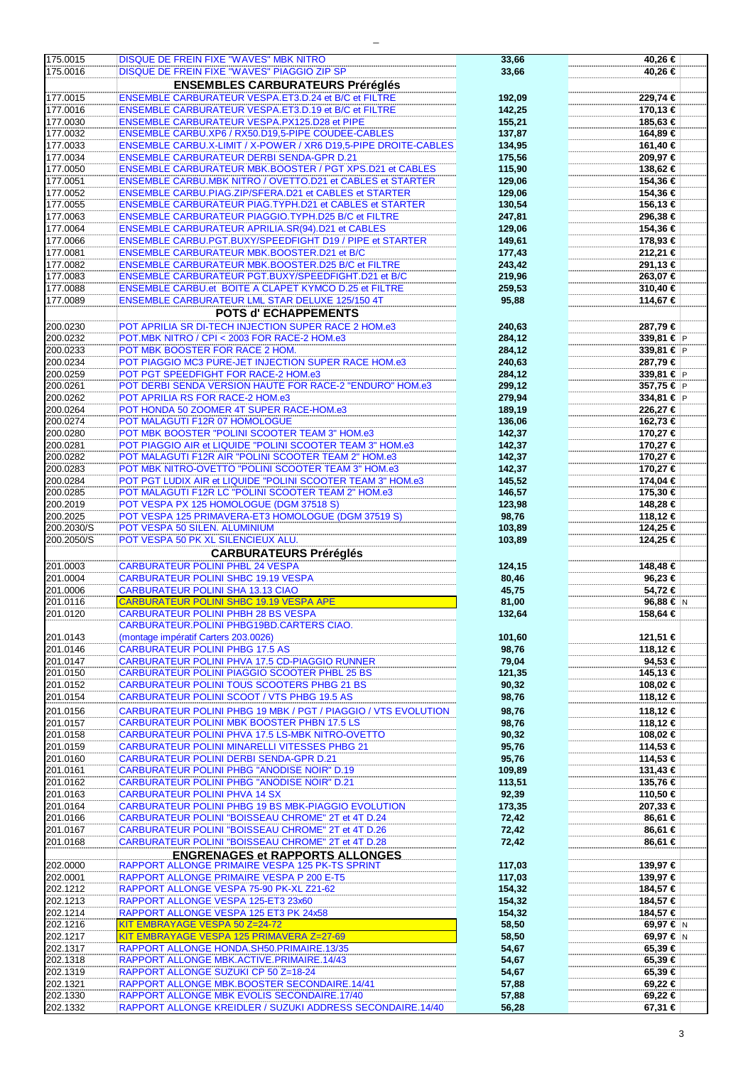| | | | | |
|---|---|---|---|---|
| 175.0015 | DISQUE DE FREIN FIXE "WAVES" MBK NITRO | 33,66 | 40,26 € | |
| 175.0016 | DISQUE DE FREIN FIXE "WAVES" PIAGGIO ZIP SP | 33,66 | 40,26 € | |
| | **ENSEMBLES CARBURATEURS Préréglés** | | | |
| 177.0015 | ENSEMBLE CARBURATEUR VESPA.ET3.D.24 et B/C et FILTRE | 192,09 | 229,74 € | |
| 177.0016 | ENSEMBLE CARBURATEUR VESPA.ET3.D.19 et B/C et FILTRE | 142,25 | 170,13 € | |
| 177.0030 | ENSEMBLE CARBURATEUR VESPA.PX125.D28 et PIPE | 155,21 | 185,63 € | |
| 177.0032 | ENSEMBLE CARBU.XP6 / RX50.D19,5-PIPE COUDEE-CABLES | 137,87 | 164,89 € | |
| 177.0033 | ENSEMBLE CARBU.X-LIMIT / X-POWER / XR6 D19,5-PIPE DROITE-CABLES | 134,95 | 161,40 € | |
| 177.0034 | ENSEMBLE CARBURATEUR DERBI SENDA-GPR D.21 | 175,56 | 209,97 € | |
| 177.0050 | ENSEMBLE CARBURATEUR MBK.BOOSTER / PGT XPS.D21 et CABLES | 115,90 | 138,62 € | |
| 177.0051 | ENSEMBLE CARBU.MBK NITRO / OVETTO.D21 et CABLES et STARTER | 129,06 | 154,36 € | |
| 177.0052 | ENSEMBLE CARBU.PIAG.ZIP/SFERA.D21 et CABLES et STARTER | 129,06 | 154,36 € | |
| 177.0055 | ENSEMBLE CARBURATEUR PIAG.TYPH.D21 et CABLES et STARTER | 130,54 | 156,13 € | |
| 177.0063 | ENSEMBLE CARBURATEUR PIAGGIO.TYPH.D25 B/C et FILTRE | 247,81 | 296,38 € | |
| 177.0064 | ENSEMBLE CARBURATEUR APRILIA.SR(94).D21 et CABLES | 129,06 | 154,36 € | |
| 177.0066 | ENSEMBLE CARBU.PGT.BUXY/SPEEDFIGHT D19 / PIPE et STARTER | 149,61 | 178,93 € | |
| 177.0081 | ENSEMBLE CARBURATEUR MBK.BOOSTER.D21 et B/C | 177,43 | 212,21 € | |
| 177.0082 | ENSEMBLE CARBURATEUR MBK.BOOSTER.D25 B/C et FILTRE | 243,42 | 291,13 € | |
| 177.0083 | ENSEMBLE CARBURATEUR PGT.BUXY/SPEEDFIGHT.D21 et B/C | 219,96 | 263,07 € | |
| 177.0088 | ENSEMBLE CARBU.et BOITE A CLAPET KYMCO D.25 et FILTRE | 259,53 | 310,40 € | |
| 177.0089 | ENSEMBLE CARBURATEUR LML STAR DELUXE 125/150 4T | 95,88 | 114,67 € | |
| | **POTS d' ECHAPPEMENTS** | | | |
| 200.0230 | POT APRILIA SR DI-TECH INJECTION SUPER RACE 2 HOM.e3 | 240,63 | 287,79 € | |
| 200.0232 | POT.MBK NITRO / CPI < 2003 FOR RACE-2 HOM.e3 | 284,12 | 339,81 € | P |
| 200.0233 | POT MBK BOOSTER FOR RACE 2 HOM. | 284,12 | 339,81 € | P |
| 200.0234 | POT PIAGGIO MC3 PURE-JET INJECTION SUPER RACE HOM.e3 | 240,63 | 287,79 € | |
| 200.0259 | POT PGT SPEEDFIGHT FOR RACE-2 HOM.e3 | 284,12 | 339,81 € | P |
| 200.0261 | POT DERBI SENDA VERSION HAUTE FOR RACE-2 "ENDURO" HOM.e3 | 299,12 | 357,75 € | P |
| 200.0262 | POT APRILIA RS FOR RACE-2 HOM.e3 | 279,94 | 334,81 € | P |
| 200.0264 | POT HONDA 50 ZOOMER 4T SUPER RACE-HOM.e3 | 189,19 | 226,27 € | |
| 200.0274 | POT MALAGUTI F12R 07 HOMOLOGUE | 136,06 | 162,73 € | |
| 200.0280 | POT MBK BOOSTER "POLINI SCOOTER TEAM 3" HOM.e3 | 142,37 | 170,27 € | |
| 200.0281 | POT PIAGGIO AIR et LIQUIDE "POLINI SCOOTER TEAM 3" HOM.e3 | 142,37 | 170,27 € | |
| 200.0282 | POT MALAGUTI F12R AIR "POLINI SCOOTER TEAM 2" HOM.e3 | 142,37 | 170,27 € | |
| 200.0283 | POT MBK NITRO-OVETTO "POLINI SCOOTER TEAM 3" HOM.e3 | 142,37 | 170,27 € | |
| 200.0284 | POT PGT LUDIX AIR et LIQUIDE "POLINI SCOOTER TEAM 3" HOM.e3 | 145,52 | 174,04 € | |
| 200.0285 | POT MALAGUTI F12R LC "POLINI SCOOTER TEAM 2" HOM.e3 | 146,57 | 175,30 € | |
| 200.2019 | POT VESPA PX 125 HOMOLOGUE (DGM 37518 S) | 123,98 | 148,28 € | |
| 200.2025 | POT VESPA 125 PRIMAVERA-ET3 HOMOLOGUE (DGM 37519 S) | 98,76 | 118,12 € | |
| 200.2030/S | POT VESPA 50 SILEN. ALUMINIUM | 103,89 | 124,25 € | |
| 200.2050/S | POT VESPA 50 PK XL SILENCIEUX ALU. | 103,89 | 124,25 € | |
| | **CARBURATEURS Préréglés** | | | |
| 201.0003 | CARBURATEUR POLINI PHBL 24 VESPA | 124,15 | 148,48 € | |
| 201.0004 | CARBURATEUR POLINI SHBC 19.19 VESPA | 80,46 | 96,23 € | |
| 201.0006 | CARBURATEUR POLINI SHA 13.13 CIAO | 45,75 | 54,72 € | |
| 201.0116 | CARBURATEUR POLINI SHBC 19.19 VESPA APE | 81,00 | 96,88 € | N |
| 201.0120 | CARBURATEUR POLINI PHBH 28 BS VESPA | 132,64 | 158,64 € | |
| 201.0143 | CARBURATEUR.POLINI PHBG19BD.CARTERS CIAO. (montage impératif Carters 203.0026) | 101,60 | 121,51 € | |
| 201.0146 | CARBURATEUR POLINI PHBG 17.5 AS | 98,76 | 118,12 € | |
| 201.0147 | CARBURATEUR POLINI PHVA 17.5 CD-PIAGGIO RUNNER | 79,04 | 94,53 € | |
| 201.0150 | CARBURATEUR POLINI PIAGGIO SCOOTER PHBL 25 BS | 121,35 | 145,13 € | |
| 201.0152 | CARBURATEUR POLINI TOUS SCOOTERS PHBG 21 BS | 90,32 | 108,02 € | |
| 201.0154 | CARBURATEUR POLINI SCOOT / VTS PHBG 19.5 AS | 98,76 | 118,12 € | |
| 201.0156 | CARBURATEUR POLINI PHBG 19 MBK / PGT / PIAGGIO / VTS EVOLUTION | 98,76 | 118,12 € | |
| 201.0157 | CARBURATEUR POLINI MBK BOOSTER PHBN 17.5 LS | 98,76 | 118,12 € | |
| 201.0158 | CARBURATEUR POLINI PHVA 17.5 LS-MBK NITRO-OVETTO | 90,32 | 108,02 € | |
| 201.0159 | CARBURATEUR POLINI MINARELLI VITESSES PHBG 21 | 95,76 | 114,53 € | |
| 201.0160 | CARBURATEUR POLINI DERBI SENDA-GPR D.21 | 95,76 | 114,53 € | |
| 201.0161 | CARBURATEUR POLINI PHBG "ANODISE NOIR" D.19 | 109,89 | 131,43 € | |
| 201.0162 | CARBURATEUR POLINI PHBG "ANODISE NOIR" D.21 | 113,51 | 135,76 € | |
| 201.0163 | CARBURATEUR POLINI PHVA 14 SX | 92,39 | 110,50 € | |
| 201.0164 | CARBURATEUR POLINI PHBG 19 BS MBK-PIAGGIO EVOLUTION | 173,35 | 207,33 € | |
| 201.0166 | CARBURATEUR POLINI "BOISSEAU CHROME" 2T et 4T D.24 | 72,42 | 86,61 € | |
| 201.0167 | CARBURATEUR POLINI "BOISSEAU CHROME" 2T et 4T D.26 | 72,42 | 86,61 € | |
| 201.0168 | CARBURATEUR POLINI "BOISSEAU CHROME" 2T et 4T D.28 | 72,42 | 86,61 € | |
| | **ENGRENAGES et RAPPORTS ALLONGES** | | | |
| 202.0000 | RAPPORT ALLONGE PRIMAIRE VESPA 125 PK-TS SPRINT | 117,03 | 139,97 € | |
| 202.0001 | RAPPORT ALLONGE PRIMAIRE VESPA P 200 E-T5 | 117,03 | 139,97 € | |
| 202.1212 | RAPPORT ALLONGE VESPA 75-90 PK-XL Z21-62 | 154,32 | 184,57 € | |
| 202.1213 | RAPPORT ALLONGE VESPA 125-ET3 23x60 | 154,32 | 184,57 € | |
| 202.1214 | RAPPORT ALLONGE VESPA 125 ET3 PK 24x58 | 154,32 | 184,57 € | |
| 202.1216 | KIT EMBRAYAGE VESPA 50 Z=24-72 | 58,50 | 69,97 € | N |
| 202.1217 | KIT EMBRAYAGE VESPA 125 PRIMAVERA Z=27-69 | 58,50 | 69,97 € | N |
| 202.1317 | RAPPORT ALLONGE HONDA.SH50.PRIMAIRE.13/35 | 54,67 | 65,39 € | |
| 202.1318 | RAPPORT ALLONGE MBK.ACTIVE.PRIMAIRE.14/43 | 54,67 | 65,39 € | |
| 202.1319 | RAPPORT ALLONGE SUZUKI CP 50 Z=18-24 | 54,67 | 65,39 € | |
| 202.1321 | RAPPORT ALLONGE MBK.BOOSTER SECONDAIRE.14/41 | 57,88 | 69,22 € | |
| 202.1330 | RAPPORT ALLONGE MBK EVOLIS SECONDAIRE.17/40 | 57,88 | 69,22 € | |
| 202.1332 | RAPPORT ALLONGE KREIDLER / SUZUKI ADDRESS SECONDAIRE.14/40 | 56,28 | 67,31 € | |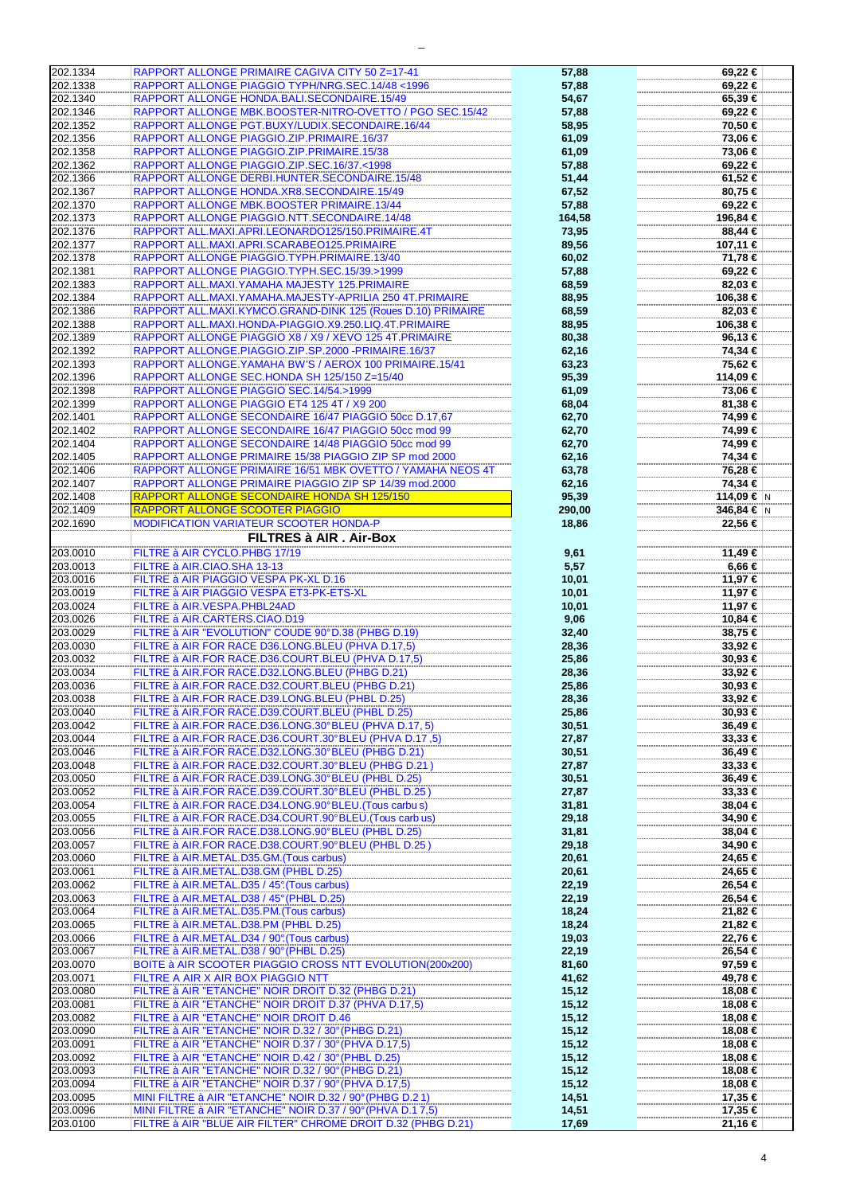| | | | | |
|---|---|---|---|---|
| 202.1334 | RAPPORT ALLONGE PRIMAIRE CAGIVA CITY 50 Z=17-41 | 57,88 | 69,22 € | |
| 202.1338 | RAPPORT ALLONGE PIAGGIO TYPH/NRG.SEC.14/48 <1996 | 57,88 | 69,22 € | |
| 202.1340 | RAPPORT ALLONGE HONDA.BALI.SECONDAIRE.15/49 | 54,67 | 65,39 € | |
| 202.1346 | RAPPORT ALLONGE MBK.BOOSTER-NITRO-OVETTO / PGO SEC.15/42 | 57,88 | 69,22 € | |
| 202.1352 | RAPPORT ALLONGE PGT.BUXY/LUDIX.SECONDAIRE.16/44 | 58,95 | 70,50 € | |
| 202.1356 | RAPPORT ALLONGE PIAGGIO.ZIP.PRIMAIRE.16/37 | 61,09 | 73,06 € | |
| 202.1358 | RAPPORT ALLONGE PIAGGIO.ZIP.PRIMAIRE.15/38 | 61,09 | 73,06 € | |
| 202.1362 | RAPPORT ALLONGE PIAGGIO.ZIP.SEC.16/37.<1998 | 57,88 | 69,22 € | |
| 202.1366 | RAPPORT ALLONGE DERBI.HUNTER.SECONDAIRE.15/48 | 51,44 | 61,52 € | |
| 202.1367 | RAPPORT ALLONGE HONDA.XR8.SECONDAIRE.15/49 | 67,52 | 80,75 € | |
| 202.1370 | RAPPORT ALLONGE MBK.BOOSTER PRIMAIRE.13/44 | 57,88 | 69,22 € | |
| 202.1373 | RAPPORT ALLONGE PIAGGIO.NTT.SECONDAIRE.14/48 | 164,58 | 196,84 € | |
| 202.1376 | RAPPORT ALL.MAXI.APRI.LEONARDO125/150.PRIMAIRE.4T | 73,95 | 88,44 € | |
| 202.1377 | RAPPORT ALL.MAXI.APRI.SCARABEO125.PRIMAIRE | 89,56 | 107,11 € | |
| 202.1378 | RAPPORT ALLONGE PIAGGIO.TYPH.PRIMAIRE.13/40 | 60,02 | 71,78 € | |
| 202.1381 | RAPPORT ALLONGE PIAGGIO.TYPH.SEC.15/39.>1999 | 57,88 | 69,22 € | |
| 202.1383 | RAPPORT ALL.MAXI.YAMAHA MAJESTY 125.PRIMAIRE | 68,59 | 82,03 € | |
| 202.1384 | RAPPORT ALL.MAXI.YAMAHA.MAJESTY-APRILIA 250 4T.PRIMAIRE | 88,95 | 106,38 € | |
| 202.1386 | RAPPORT ALL.MAXI.KYMCO.GRAND-DINK 125 (Roues D.10) PRIMAIRE | 68,59 | 82,03 € | |
| 202.1388 | RAPPORT ALL.MAXI.HONDA-PIAGGIO.X9.250.LIQ.4T.PRIMAIRE | 88,95 | 106,38 € | |
| 202.1389 | RAPPORT ALLONGE PIAGGIO X8 / X9 / XEVO 125 4T.PRIMAIRE | 80,38 | 96,13 € | |
| 202.1392 | RAPPORT ALLONGE.PIAGGIO.ZIP.SP.2000 -PRIMAIRE.16/37 | 62,16 | 74,34 € | |
| 202.1393 | RAPPORT ALLONGE.YAMAHA BW'S / AEROX 100 PRIMAIRE.15/41 | 63,23 | 75,62 € | |
| 202.1396 | RAPPORT ALLONGE SEC.HONDA SH 125/150 Z=15/40 | 95,39 | 114,09 € | |
| 202.1398 | RAPPORT ALLONGE PIAGGIO SEC.14/54.>1999 | 61,09 | 73,06 € | |
| 202.1399 | RAPPORT ALLONGE PIAGGIO ET4 125 4T / X9 200 | 68,04 | 81,38 € | |
| 202.1401 | RAPPORT ALLONGE SECONDAIRE 16/47 PIAGGIO 50cc D.17,67 | 62,70 | 74,99 € | |
| 202.1402 | RAPPORT ALLONGE SECONDAIRE 16/47 PIAGGIO 50cc mod 99 | 62,70 | 74,99 € | |
| 202.1404 | RAPPORT ALLONGE SECONDAIRE 14/48 PIAGGIO 50cc mod 99 | 62,70 | 74,99 € | |
| 202.1405 | RAPPORT ALLONGE PRIMAIRE 15/38 PIAGGIO ZIP SP mod 2000 | 62,16 | 74,34 € | |
| 202.1406 | RAPPORT ALLONGE PRIMAIRE 16/51 MBK OVETTO / YAMAHA NEOS 4T | 63,78 | 76,28 € | |
| 202.1407 | RAPPORT ALLONGE PRIMAIRE PIAGGIO ZIP SP 14/39 mod.2000 | 62,16 | 74,34 € | |
| 202.1408 | RAPPORT ALLONGE SECONDAIRE HONDA SH 125/150 | 95,39 | 114,09 € | N |
| 202.1409 | RAPPORT ALLONGE SCOOTER PIAGGIO | 290,00 | 346,84 € | N |
| 202.1690 | MODIFICATION VARIATEUR SCOOTER HONDA-P | 18,86 | 22,56 € | |
| | **FILTRES à AIR . Air-Box** | | | |
| 203.0010 | FILTRE à AIR CYCLO.PHBG 17/19 | 9,61 | 11,49 € | |
| 203.0013 | FILTRE à AIR.CIAO.SHA 13-13 | 5,57 | 6,66 € | |
| 203.0016 | FILTRE à AIR PIAGGIO VESPA PK-XL D.16 | 10,01 | 11,97 € | |
| 203.0019 | FILTRE à AIR PIAGGIO VESPA ET3-PK-ETS-XL | 10,01 | 11,97 € | |
| 203.0024 | FILTRE à AIR.VESPA.PHBL24AD | 10,01 | 11,97 € | |
| 203.0026 | FILTRE à AIR.CARTERS.CIAO.D19 | 9,06 | 10,84 € | |
| 203.0029 | FILTRE à AIR "EVOLUTION" COUDE 90°D.38 (PHBG D.19) | 32,40 | 38,75 € | |
| 203.0030 | FILTRE à AIR FOR RACE D36.LONG.BLEU (PHVA D.17,5) | 28,36 | 33,92 € | |
| 203.0032 | FILTRE à AIR.FOR RACE.D36.COURT.BLEU (PHVA D.17,5) | 25,86 | 30,93 € | |
| 203.0034 | FILTRE à AIR.FOR RACE.D32.LONG.BLEU (PHBG D.21) | 28,36 | 33,92 € | |
| 203.0036 | FILTRE à AIR.FOR RACE.D32.COURT.BLEU (PHBG D.21) | 25,86 | 30,93 € | |
| 203.0038 | FILTRE à AIR.FOR RACE.D39.LONG.BLEU (PHBL D.25) | 28,36 | 33,92 € | |
| 203.0040 | FILTRE à AIR.FOR RACE.D39.COURT.BLEU (PHBL D.25) | 25,86 | 30,93 € | |
| 203.0042 | FILTRE à AIR.FOR RACE.D36.LONG.30°BLEU (PHVA D.17, 5) | 30,51 | 36,49 € | |
| 203.0044 | FILTRE à AIR.FOR RACE.D36.COURT.30°BLEU (PHVA D.17 ,5) | 27,87 | 33,33 € | |
| 203.0046 | FILTRE à AIR.FOR RACE.D32.LONG.30°BLEU (PHBG D.21) | 30,51 | 36,49 € | |
| 203.0048 | FILTRE à AIR.FOR RACE.D32.COURT.30°BLEU (PHBG D.21 ) | 27,87 | 33,33 € | |
| 203.0050 | FILTRE à AIR.FOR RACE.D39.LONG.30°BLEU (PHBL D.25) | 30,51 | 36,49 € | |
| 203.0052 | FILTRE à AIR.FOR RACE.D39.COURT.30°BLEU (PHBL D.25 ) | 27,87 | 33,33 € | |
| 203.0054 | FILTRE à AIR.FOR RACE.D34.LONG.90°BLEU.(Tous carbu s) | 31,81 | 38,04 € | |
| 203.0055 | FILTRE à AIR.FOR RACE.D34.COURT.90°BLEU.(Tous carb us) | 29,18 | 34,90 € | |
| 203.0056 | FILTRE à AIR.FOR RACE.D38.LONG.90°BLEU (PHBL D.25) | 31,81 | 38,04 € | |
| 203.0057 | FILTRE à AIR.FOR RACE.D38.COURT.90°BLEU (PHBL D.25 ) | 29,18 | 34,90 € | |
| 203.0060 | FILTRE à AIR.METAL.D35.GM.(Tous carbus) | 20,61 | 24,65 € | |
| 203.0061 | FILTRE à AIR.METAL.D38.GM (PHBL D.25) | 20,61 | 24,65 € | |
| 203.0062 | FILTRE à AIR.METAL.D35 / 45°.(Tous carbus) | 22,19 | 26,54 € | |
| 203.0063 | FILTRE à AIR.METAL.D38 / 45°(PHBL D.25) | 22,19 | 26,54 € | |
| 203.0064 | FILTRE à AIR.METAL.D35.PM.(Tous carbus) | 18,24 | 21,82 € | |
| 203.0065 | FILTRE à AIR.METAL.D38.PM (PHBL D.25) | 18,24 | 21,82 € | |
| 203.0066 | FILTRE à AIR.METAL.D34 / 90°.(Tous carbus) | 19,03 | 22,76 € | |
| 203.0067 | FILTRE à AIR.METAL.D38 / 90°(PHBL D.25) | 22,19 | 26,54 € | |
| 203.0070 | BOITE à AIR SCOOTER PIAGGIO CROSS NTT EVOLUTION(200x200) | 81,60 | 97,59 € | |
| 203.0071 | FILTRE A AIR X AIR BOX PIAGGIO NTT | 41,62 | 49,78 € | |
| 203.0080 | FILTRE à AIR "ETANCHE" NOIR DROIT D.32 (PHBG D.21) | 15,12 | 18,08 € | |
| 203.0081 | FILTRE à AIR "ETANCHE" NOIR DROIT D.37 (PHVA D.17,5) | 15,12 | 18,08 € | |
| 203.0082 | FILTRE à AIR "ETANCHE" NOIR DROIT D.46 | 15,12 | 18,08 € | |
| 203.0090 | FILTRE à AIR "ETANCHE" NOIR D.32 / 30°(PHBG D.21) | 15,12 | 18,08 € | |
| 203.0091 | FILTRE à AIR "ETANCHE" NOIR D.37 / 30°(PHVA D.17,5) | 15,12 | 18,08 € | |
| 203.0092 | FILTRE à AIR "ETANCHE" NOIR D.42 / 30°(PHBL D.25) | 15,12 | 18,08 € | |
| 203.0093 | FILTRE à AIR "ETANCHE" NOIR D.32 / 90°(PHBG D.21) | 15,12 | 18,08 € | |
| 203.0094 | FILTRE à AIR "ETANCHE" NOIR D.37 / 90°(PHVA D.17,5) | 15,12 | 18,08 € | |
| 203.0095 | MINI FILTRE à AIR "ETANCHE" NOIR D.32 / 90°(PHBG D.2 1) | 14,51 | 17,35 € | |
| 203.0096 | MINI FILTRE à AIR "ETANCHE" NOIR D.37 / 90°(PHVA D.1 7,5) | 14,51 | 17,35 € | |
| 203.0100 | FILTRE à AIR "BLUE AIR FILTER" CHROME DROIT D.32 (PHBG D.21) | 17,69 | 21,16 € | |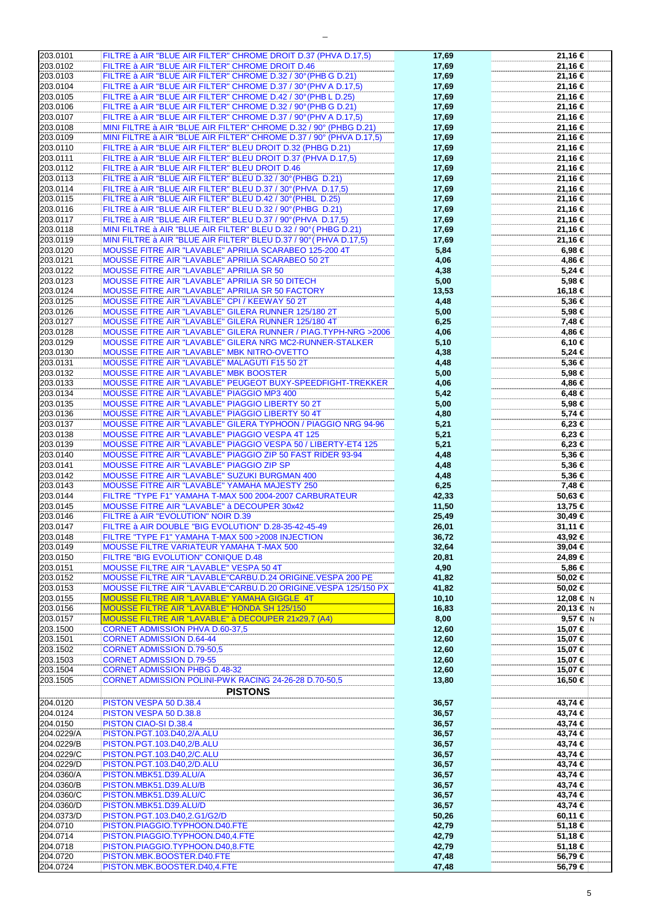| | | | | |
|---|---|---|---|---|
| 203.0101 | FILTRE à AIR "BLUE AIR FILTER" CHROME DROIT D.37 (PHVA D.17,5) | 17,69 | 21,16 € | |
| 203.0102 | FILTRE à AIR "BLUE AIR FILTER" CHROME DROIT D.46 | 17,69 | 21,16 € | |
| 203.0103 | FILTRE à AIR "BLUE AIR FILTER" CHROME D.32 / 30°(PHB G D.21) | 17,69 | 21,16 € | |
| 203.0104 | FILTRE à AIR "BLUE AIR FILTER" CHROME D.37 / 30°(PHV A D.17,5) | 17,69 | 21,16 € | |
| 203.0105 | FILTRE à AIR "BLUE AIR FILTER" CHROME D.42 / 30°(PHB L D.25) | 17,69 | 21,16 € | |
| 203.0106 | FILTRE à AIR "BLUE AIR FILTER" CHROME D.32 / 90°(PHB G D.21) | 17,69 | 21,16 € | |
| 203.0107 | FILTRE à AIR "BLUE AIR FILTER" CHROME D.37 / 90°(PHV A D.17,5) | 17,69 | 21,16 € | |
| 203.0108 | MINI FILTRE à AIR "BLUE AIR FILTER" CHROME D.32 / 90° (PHBG D.21) | 17,69 | 21,16 € | |
| 203.0109 | MINI FILTRE à AIR "BLUE AIR FILTER" CHROME D.37 / 90° (PHVA D.17,5) | 17,69 | 21,16 € | |
| 203.0110 | FILTRE à AIR "BLUE AIR FILTER" BLEU DROIT D.32 (PHBG D.21) | 17,69 | 21,16 € | |
| 203.0111 | FILTRE à AIR "BLUE AIR FILTER" BLEU DROIT D.37 (PHVA D.17,5) | 17,69 | 21,16 € | |
| 203.0112 | FILTRE à AIR "BLUE AIR FILTER" BLEU DROIT D.46 | 17,69 | 21,16 € | |
| 203.0113 | FILTRE à AIR "BLUE AIR FILTER" BLEU D.32 / 30°(PHBG D.21) | 17,69 | 21,16 € | |
| 203.0114 | FILTRE à AIR "BLUE AIR FILTER" BLEU D.37 / 30°(PHVA D.17,5) | 17,69 | 21,16 € | |
| 203.0115 | FILTRE à AIR "BLUE AIR FILTER" BLEU D.42 / 30°(PHBL D.25) | 17,69 | 21,16 € | |
| 203.0116 | FILTRE à AIR "BLUE AIR FILTER" BLEU D.32 / 90°(PHBG D.21) | 17,69 | 21,16 € | |
| 203.0117 | FILTRE à AIR "BLUE AIR FILTER" BLEU D.37 / 90°(PHVA D.17,5) | 17,69 | 21,16 € | |
| 203.0118 | MINI FILTRE à AIR "BLUE AIR FILTER" BLEU D.32 / 90°( PHBG D.21) | 17,69 | 21,16 € | |
| 203.0119 | MINI FILTRE à AIR "BLUE AIR FILTER" BLEU D.37 / 90°( PHVA D.17,5) | 17,69 | 21,16 € | |
| 203.0120 | MOUSSE FITRE AIR "LAVABLE" APRILIA SCARABEO 125-200 4T | 5,84 | 6,98 € | |
| 203.0121 | MOUSSE FITRE AIR "LAVABLE" APRILIA SCARABEO 50 2T | 4,06 | 4,86 € | |
| 203.0122 | MOUSSE FITRE AIR "LAVABLE" APRILIA SR 50 | 4,38 | 5,24 € | |
| 203.0123 | MOUSSE FITRE AIR "LAVABLE" APRILIA SR 50 DITECH | 5,00 | 5,98 € | |
| 203.0124 | MOUSSE FITRE AIR "LAVABLE" APRILIA SR 50 FACTORY | 13,53 | 16,18 € | |
| 203.0125 | MOUSSE FITRE AIR "LAVABLE" CPI / KEEWAY 50 2T | 4,48 | 5,36 € | |
| 203.0126 | MOUSSE FITRE AIR "LAVABLE" GILERA RUNNER 125/180 2T | 5,00 | 5,98 € | |
| 203.0127 | MOUSSE FITRE AIR "LAVABLE" GILERA RUNNER 125/180 4T | 6,25 | 7,48 € | |
| 203.0128 | MOUSSE FITRE AIR "LAVABLE" GILERA RUNNER / PIAG.TYPH-NRG >2006 | 4,06 | 4,86 € | |
| 203.0129 | MOUSSE FITRE AIR "LAVABLE" GILERA NRG MC2-RUNNER-STALKER | 5,10 | 6,10 € | |
| 203.0130 | MOUSSE FITRE AIR "LAVABLE" MBK NITRO-OVETTO | 4,38 | 5,24 € | |
| 203.0131 | MOUSSE FITRE AIR "LAVABLE" MALAGUTI F15 50 2T | 4,48 | 5,36 € | |
| 203.0132 | MOUSSE FITRE AIR "LAVABLE" MBK BOOSTER | 5,00 | 5,98 € | |
| 203.0133 | MOUSSE FITRE AIR "LAVABLE" PEUGEOT BUXY-SPEEDFIGHT-TREKKER | 4,06 | 4,86 € | |
| 203.0134 | MOUSSE FITRE AIR "LAVABLE" PIAGGIO MP3 400 | 5,42 | 6,48 € | |
| 203.0135 | MOUSSE FITRE AIR "LAVABLE" PIAGGIO LIBERTY 50 2T | 5,00 | 5,98 € | |
| 203.0136 | MOUSSE FITRE AIR "LAVABLE" PIAGGIO LIBERTY 50 4T | 4,80 | 5,74 € | |
| 203.0137 | MOUSSE FITRE AIR "LAVABLE" GILERA TYPHOON / PIAGGIO NRG 94-96 | 5,21 | 6,23 € | |
| 203.0138 | MOUSSE FITRE AIR "LAVABLE" PIAGGIO VESPA 4T 125 | 5,21 | 6,23 € | |
| 203.0139 | MOUSSE FITRE AIR "LAVABLE" PIAGGIO VESPA 50 / LIBERTY-ET4 125 | 5,21 | 6,23 € | |
| 203.0140 | MOUSSE FITRE AIR "LAVABLE" PIAGGIO ZIP 50 FAST RIDER 93-94 | 4,48 | 5,36 € | |
| 203.0141 | MOUSSE FITRE AIR "LAVABLE" PIAGGIO ZIP SP | 4,48 | 5,36 € | |
| 203.0142 | MOUSSE FITRE AIR "LAVABLE" SUZUKI BURGMAN 400 | 4,48 | 5,36 € | |
| 203.0143 | MOUSSE FITRE AIR "LAVABLE" YAMAHA MAJESTY 250 | 6,25 | 7,48 € | |
| 203.0144 | FILTRE "TYPE F1" YAMAHA T-MAX 500 2004-2007 CARBURATEUR | 42,33 | 50,63 € | |
| 203.0145 | MOUSSE FITRE AIR "LAVABLE" à DECOUPER 30x42 | 11,50 | 13,75 € | |
| 203.0146 | FILTRE à AIR "EVOLUTION" NOIR D.39 | 25,49 | 30,49 € | |
| 203.0147 | FILTRE à AIR DOUBLE "BIG EVOLUTION" D.28-35-42-45-49 | 26,01 | 31,11 € | |
| 203.0148 | FILTRE "TYPE F1" YAMAHA T-MAX 500 >2008 INJECTION | 36,72 | 43,92 € | |
| 203.0149 | MOUSSE FILTRE VARIATEUR YAMAHA T-MAX 500 | 32,64 | 39,04 € | |
| 203.0150 | FILTRE "BIG EVOLUTION" CONIQUE D.48 | 20,81 | 24,89 € | |
| 203.0151 | MOUSSE FILTRE AIR "LAVABLE" VESPA 50 4T | 4,90 | 5,86 € | |
| 203.0152 | MOUSSE FILTRE AIR "LAVABLE"CARBU.D.24 ORIGINE.VESPA 200 PE | 41,82 | 50,02 € | |
| 203.0153 | MOUSSE FILTRE AIR "LAVABLE"CARBU.D.20 ORIGINE.VESPA 125/150 PX | 41,82 | 50,02 € | |
| 203.0155 | MOUSSE FILTRE AIR "LAVABLE" YAMAHA GIGGLE 4T | 10,10 | 12,08 € | N |
| 203.0156 | MOUSSE FILTRE AIR "LAVABLE" HONDA SH 125/150 | 16,83 | 20,13 € | N |
| 203.0157 | MOUSSE FILTRE AIR "LAVABLE" à DECOUPER 21x29,7 (A4) | 8,00 | 9,57 € | N |
| 203.1500 | CORNET ADMISSION PHVA D.60-37,5 | 12,60 | 15,07 € | |
| 203.1501 | CORNET ADMISSION D.64-44 | 12,60 | 15,07 € | |
| 203.1502 | CORNET ADMISSION D.79-50,5 | 12,60 | 15,07 € | |
| 203.1503 | CORNET ADMISSION D.79-55 | 12,60 | 15,07 € | |
| 203.1504 | CORNET ADMISSION PHBG D.48-32 | 12,60 | 15,07 € | |
| 203.1505 | CORNET ADMISSION POLINI-PWK RACING 24-26-28 D.70-50,5 | 13,80 | 16,50 € | |
| | **PISTONS** | | | |
| 204.0120 | PISTON VESPA 50 D.38.4 | 36,57 | 43,74 € | |
| 204.0124 | PISTON VESPA 50 D.38.8 | 36,57 | 43,74 € | |
| 204.0150 | PISTON CIAO-SI D.38.4 | 36,57 | 43,74 € | |
| 204.0229/A | PISTON.PGT.103.D40,2/A.ALU | 36,57 | 43,74 € | |
| 204.0229/B | PISTON.PGT.103.D40,2/B.ALU | 36,57 | 43,74 € | |
| 204.0229/C | PISTON.PGT.103.D40,2/C.ALU | 36,57 | 43,74 € | |
| 204.0229/D | PISTON.PGT.103.D40,2/D.ALU | 36,57 | 43,74 € | |
| 204.0360/A | PISTON.MBK51.D39.ALU/A | 36,57 | 43,74 € | |
| 204.0360/B | PISTON.MBK51.D39.ALU/B | 36,57 | 43,74 € | |
| 204.0360/C | PISTON.MBK51.D39.ALU/C | 36,57 | 43,74 € | |
| 204.0360/D | PISTON.MBK51.D39.ALU/D | 36,57 | 43,74 € | |
| 204.0373/D | PISTON.PGT.103.D40,2.G1/G2/D | 50,26 | 60,11 € | |
| 204.0710 | PISTON.PIAGGIO.TYPHOON.D40.FTE | 42,79 | 51,18 € | |
| 204.0714 | PISTON.PIAGGIO.TYPHOON.D40,4.FTE | 42,79 | 51,18 € | |
| 204.0718 | PISTON.PIAGGIO.TYPHOON.D40,8.FTE | 42,79 | 51,18 € | |
| 204.0720 | PISTON.MBK.BOOSTER.D40.FTE | 47,48 | 56,79 € | |
| 204.0724 | PISTON.MBK.BOOSTER.D40,4.FTE | 47,48 | 56,79 € | |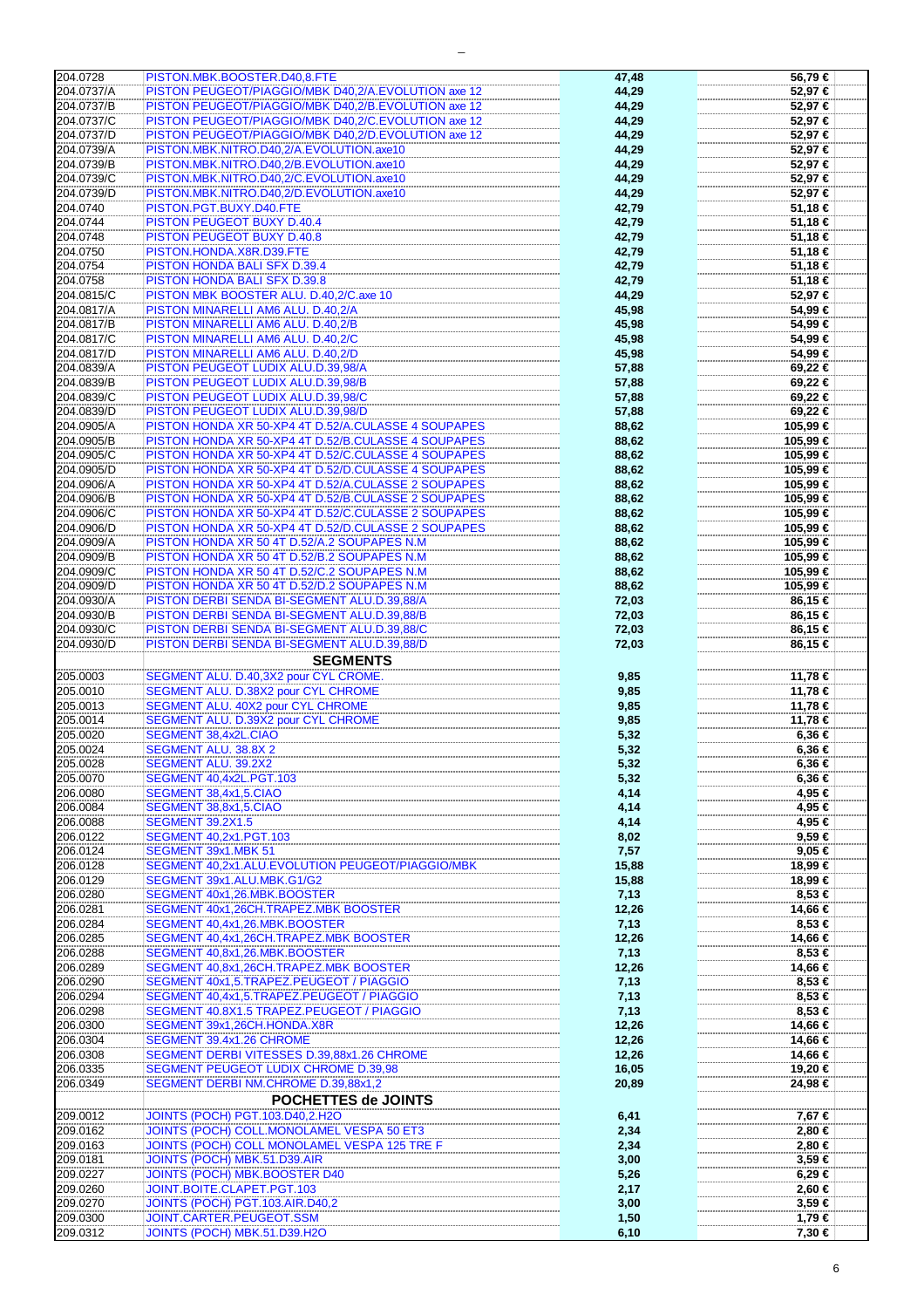| | | | |
|---|---|---|---|
| 204.0728 | PISTON.MBK.BOOSTER.D40,8.FTE | 47,48 | 56,79 € |
| 204.0737/A | PISTON PEUGEOT/PIAGGIO/MBK D40,2/A.EVOLUTION axe 12 | 44,29 | 52,97 € |
| 204.0737/B | PISTON PEUGEOT/PIAGGIO/MBK D40,2/B.EVOLUTION axe 12 | 44,29 | 52,97 € |
| 204.0737/C | PISTON PEUGEOT/PIAGGIO/MBK D40,2/C.EVOLUTION axe 12 | 44,29 | 52,97 € |
| 204.0737/D | PISTON PEUGEOT/PIAGGIO/MBK D40,2/D.EVOLUTION axe 12 | 44,29 | 52,97 € |
| 204.0739/A | PISTON.MBK.NITRO.D40,2/A.EVOLUTION.axe10 | 44,29 | 52,97 € |
| 204.0739/B | PISTON.MBK.NITRO.D40,2/B.EVOLUTION.axe10 | 44,29 | 52,97 € |
| 204.0739/C | PISTON.MBK.NITRO.D40,2/C.EVOLUTION.axe10 | 44,29 | 52,97 € |
| 204.0739/D | PISTON.MBK.NITRO.D40,2/D.EVOLUTION.axe10 | 44,29 | 52,97 € |
| 204.0740 | PISTON.PGT.BUXY.D40.FTE | 42,79 | 51,18 € |
| 204.0744 | PISTON PEUGEOT BUXY D.40.4 | 42,79 | 51,18 € |
| 204.0748 | PISTON PEUGEOT BUXY D.40.8 | 42,79 | 51,18 € |
| 204.0750 | PISTON.HONDA.X8R.D39.FTE | 42,79 | 51,18 € |
| 204.0754 | PISTON HONDA BALI SFX D.39.4 | 42,79 | 51,18 € |
| 204.0758 | PISTON HONDA BALI SFX D.39.8 | 42,79 | 51,18 € |
| 204.0815/C | PISTON MBK BOOSTER ALU. D.40,2/C.axe 10 | 44,29 | 52,97 € |
| 204.0817/A | PISTON MINARELLI AM6 ALU. D.40,2/A | 45,98 | 54,99 € |
| 204.0817/B | PISTON MINARELLI AM6 ALU. D.40,2/B | 45,98 | 54,99 € |
| 204.0817/C | PISTON MINARELLI AM6 ALU. D.40,2/C | 45,98 | 54,99 € |
| 204.0817/D | PISTON MINARELLI AM6 ALU. D.40,2/D | 45,98 | 54,99 € |
| 204.0839/A | PISTON PEUGEOT LUDIX ALU.D.39,98/A | 57,88 | 69,22 € |
| 204.0839/B | PISTON PEUGEOT LUDIX ALU.D.39,98/B | 57,88 | 69,22 € |
| 204.0839/C | PISTON PEUGEOT LUDIX ALU.D.39,98/C | 57,88 | 69,22 € |
| 204.0839/D | PISTON PEUGEOT LUDIX ALU.D.39,98/D | 57,88 | 69,22 € |
| 204.0905/A | PISTON HONDA XR 50-XP4 4T D.52/A.CULASSE 4 SOUPAPES | 88,62 | 105,99 € |
| 204.0905/B | PISTON HONDA XR 50-XP4 4T D.52/B.CULASSE 4 SOUPAPES | 88,62 | 105,99 € |
| 204.0905/C | PISTON HONDA XR 50-XP4 4T D.52/C.CULASSE 4 SOUPAPES | 88,62 | 105,99 € |
| 204.0905/D | PISTON HONDA XR 50-XP4 4T D.52/D.CULASSE 4 SOUPAPES | 88,62 | 105,99 € |
| 204.0906/A | PISTON HONDA XR 50-XP4 4T D.52/A.CULASSE 2 SOUPAPES | 88,62 | 105,99 € |
| 204.0906/B | PISTON HONDA XR 50-XP4 4T D.52/B.CULASSE 2 SOUPAPES | 88,62 | 105,99 € |
| 204.0906/C | PISTON HONDA XR 50-XP4 4T D.52/C.CULASSE 2 SOUPAPES | 88,62 | 105,99 € |
| 204.0906/D | PISTON HONDA XR 50-XP4 4T D.52/D.CULASSE 2 SOUPAPES | 88,62 | 105,99 € |
| 204.0909/A | PISTON HONDA XR 50 4T D.52/A.2 SOUPAPES N.M | 88,62 | 105,99 € |
| 204.0909/B | PISTON HONDA XR 50 4T D.52/B.2 SOUPAPES N.M | 88,62 | 105,99 € |
| 204.0909/C | PISTON HONDA XR 50 4T D.52/C.2 SOUPAPES N.M | 88,62 | 105,99 € |
| 204.0909/D | PISTON HONDA XR 50 4T D.52/D.2 SOUPAPES N.M | 88,62 | 105,99 € |
| 204.0930/A | PISTON DERBI SENDA BI-SEGMENT ALU.D.39,88/A | 72,03 | 86,15 € |
| 204.0930/B | PISTON DERBI SENDA BI-SEGMENT ALU.D.39,88/B | 72,03 | 86,15 € |
| 204.0930/C | PISTON DERBI SENDA BI-SEGMENT ALU.D.39,88/C | 72,03 | 86,15 € |
| 204.0930/D | PISTON DERBI SENDA BI-SEGMENT ALU.D.39,88/D | 72,03 | 86,15 € |
| | **SEGMENTS** | | |
| 205.0003 | SEGMENT ALU. D.40,3X2 pour CYL CROME. | 9,85 | 11,78 € |
| 205.0010 | SEGMENT ALU. D.38X2 pour CYL CHROME | 9,85 | 11,78 € |
| 205.0013 | SEGMENT ALU. 40X2 pour CYL CHROME | 9,85 | 11,78 € |
| 205.0014 | SEGMENT ALU. D.39X2 pour CYL CHROME | 9,85 | 11,78 € |
| 205.0020 | SEGMENT 38,4x2L.CIAO | 5,32 | 6,36 € |
| 205.0024 | SEGMENT ALU. 38.8X 2 | 5,32 | 6,36 € |
| 205.0028 | SEGMENT ALU. 39.2X2 | 5,32 | 6,36 € |
| 205.0070 | SEGMENT 40,4x2L.PGT.103 | 5,32 | 6,36 € |
| 206.0080 | SEGMENT 38,4x1,5.CIAO | 4,14 | 4,95 € |
| 206.0084 | SEGMENT 38,8x1,5.CIAO | 4,14 | 4,95 € |
| 206.0088 | SEGMENT 39.2X1.5 | 4,14 | 4,95 € |
| 206.0122 | SEGMENT 40,2x1.PGT.103 | 8,02 | 9,59 € |
| 206.0124 | SEGMENT 39x1.MBK 51 | 7,57 | 9,05 € |
| 206.0128 | SEGMENT 40,2x1.ALU.EVOLUTION PEUGEOT/PIAGGIO/MBK | 15,88 | 18,99 € |
| 206.0129 | SEGMENT 39x1.ALU.MBK.G1/G2 | 15,88 | 18,99 € |
| 206.0280 | SEGMENT 40x1,26.MBK.BOOSTER | 7,13 | 8,53 € |
| 206.0281 | SEGMENT 40x1,26CH.TRAPEZ.MBK BOOSTER | 12,26 | 14,66 € |
| 206.0284 | SEGMENT 40,4x1,26.MBK.BOOSTER | 7,13 | 8,53 € |
| 206.0285 | SEGMENT 40,4x1,26CH.TRAPEZ.MBK BOOSTER | 12,26 | 14,66 € |
| 206.0288 | SEGMENT 40,8x1,26.MBK.BOOSTER | 7,13 | 8,53 € |
| 206.0289 | SEGMENT 40,8x1,26CH.TRAPEZ.MBK BOOSTER | 12,26 | 14,66 € |
| 206.0290 | SEGMENT 40x1,5.TRAPEZ.PEUGEOT / PIAGGIO | 7,13 | 8,53 € |
| 206.0294 | SEGMENT 40,4x1,5.TRAPEZ.PEUGEOT / PIAGGIO | 7,13 | 8,53 € |
| 206.0298 | SEGMENT 40.8X1.5 TRAPEZ.PEUGEOT / PIAGGIO | 7,13 | 8,53 € |
| 206.0300 | SEGMENT 39x1,26CH.HONDA.X8R | 12,26 | 14,66 € |
| 206.0304 | SEGMENT 39.4x1.26 CHROME | 12,26 | 14,66 € |
| 206.0308 | SEGMENT DERBI VITESSES D.39,88x1.26 CHROME | 12,26 | 14,66 € |
| 206.0335 | SEGMENT PEUGEOT LUDIX CHROME D.39,98 | 16,05 | 19,20 € |
| 206.0349 | SEGMENT DERBI NM.CHROME D.39,88x1,2 | 20,89 | 24,98 € |
| | **POCHETTES de JOINTS** | | |
| 209.0012 | JOINTS (POCH) PGT.103.D40,2.H2O | 6,41 | 7,67 € |
| 209.0162 | JOINTS (POCH) COLL.MONOLAMEL VESPA 50 ET3 | 2,34 | 2,80 € |
| 209.0163 | JOINTS (POCH) COLL MONOLAMEL VESPA 125 TRE F | 2,34 | 2,80 € |
| 209.0181 | JOINTS (POCH) MBK.51.D39.AIR | 3,00 | 3,59 € |
| 209.0227 | JOINTS (POCH) MBK.BOOSTER D40 | 5,26 | 6,29 € |
| 209.0260 | JOINT.BOITE.CLAPET.PGT.103 | 2,17 | 2,60 € |
| 209.0270 | JOINTS (POCH) PGT.103.AIR.D40,2 | 3,00 | 3,59 € |
| 209.0300 | JOINT.CARTER.PEUGEOT.SSM | 1,50 | 1,79 € |
| 209.0312 | JOINTS (POCH) MBK.51.D39.H2O | 6,10 | 7,30 € |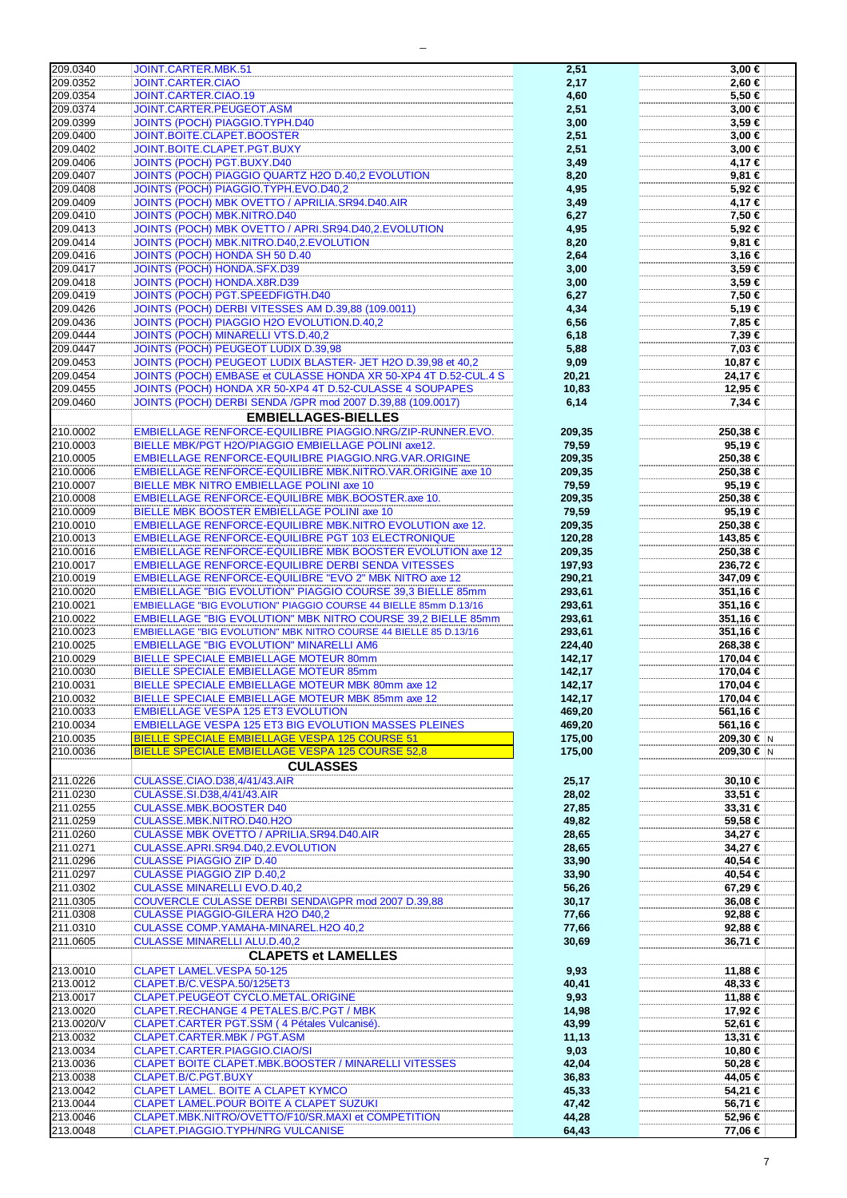| | | | | |
|---|---|---|---|---|
| 209.0340 | JOINT.CARTER.MBK.51 | 2,51 | 3,00 € | |
| 209.0352 | JOINT.CARTER.CIAO | 2,17 | 2,60 € | |
| 209.0354 | JOINT.CARTER.CIAO.19 | 4,60 | 5,50 € | |
| 209.0374 | JOINT.CARTER.PEUGEOT.ASM | 2,51 | 3,00 € | |
| 209.0399 | JOINTS (POCH) PIAGGIO.TYPH.D40 | 3,00 | 3,59 € | |
| 209.0400 | JOINT.BOITE.CLAPET.BOOSTER | 2,51 | 3,00 € | |
| 209.0402 | JOINT.BOITE.CLAPET.PGT.BUXY | 2,51 | 3,00 € | |
| 209.0406 | JOINTS (POCH) PGT.BUXY.D40 | 3,49 | 4,17 € | |
| 209.0407 | JOINTS (POCH) PIAGGIO QUARTZ H2O D.40,2 EVOLUTION | 8,20 | 9,81 € | |
| 209.0408 | JOINTS (POCH) PIAGGIO.TYPH.EVO.D40,2 | 4,95 | 5,92 € | |
| 209.0409 | JOINTS (POCH) MBK OVETTO / APRILIA.SR94.D40.AIR | 3,49 | 4,17 € | |
| 209.0410 | JOINTS (POCH) MBK.NITRO.D40 | 6,27 | 7,50 € | |
| 209.0413 | JOINTS (POCH) MBK OVETTO / APRI.SR94.D40,2.EVOLUTION | 4,95 | 5,92 € | |
| 209.0414 | JOINTS (POCH) MBK.NITRO.D40,2.EVOLUTION | 8,20 | 9,81 € | |
| 209.0416 | JOINTS (POCH) HONDA SH 50 D.40 | 2,64 | 3,16 € | |
| 209.0417 | JOINTS (POCH) HONDA.SFX.D39 | 3,00 | 3,59 € | |
| 209.0418 | JOINTS (POCH) HONDA.X8R.D39 | 3,00 | 3,59 € | |
| 209.0419 | JOINTS (POCH) PGT.SPEEDFIGTH.D40 | 6,27 | 7,50 € | |
| 209.0426 | JOINTS (POCH) DERBI VITESSES AM D.39,88 (109.0011) | 4,34 | 5,19 € | |
| 209.0436 | JOINTS (POCH) PIAGGIO H2O EVOLUTION.D.40,2 | 6,56 | 7,85 € | |
| 209.0444 | JOINTS (POCH) MINARELLI VTS.D.40,2 | 6,18 | 7,39 € | |
| 209.0447 | JOINTS (POCH) PEUGEOT LUDIX D.39,98 | 5,88 | 7,03 € | |
| 209.0453 | JOINTS (POCH) PEUGEOT LUDIX BLASTER- JET H2O D.39,98 et 40,2 | 9,09 | 10,87 € | |
| 209.0454 | JOINTS (POCH) EMBASE et CULASSE HONDA XR 50-XP4 4T D.52-CUL.4 S | 20,21 | 24,17 € | |
| 209.0455 | JOINTS (POCH) HONDA XR 50-XP4 4T D.52-CULASSE 4 SOUPAPES | 10,83 | 12,95 € | |
| 209.0460 | JOINTS (POCH) DERBI SENDA /GPR mod 2007 D.39,88 (109.0017) | 6,14 | 7,34 € | |
| | **EMBIELLAGES-BIELLES** | | | |
| 210.0002 | EMBIELLAGE RENFORCE-EQUILIBRE PIAGGIO.NRG/ZIP-RUNNER.EVO. | 209,35 | 250,38 € | |
| 210.0003 | BIELLE MBK/PGT H2O/PIAGGIO EMBIELLAGE POLINI axe12. | 79,59 | 95,19 € | |
| 210.0005 | EMBIELLAGE RENFORCE-EQUILIBRE PIAGGIO.NRG.VAR.ORIGINE | 209,35 | 250,38 € | |
| 210.0006 | EMBIELLAGE RENFORCE-EQUILIBRE MBK.NITRO.VAR.ORIGINE axe 10 | 209,35 | 250,38 € | |
| 210.0007 | BIELLE MBK NITRO EMBIELLAGE POLINI axe 10 | 79,59 | 95,19 € | |
| 210.0008 | EMBIELLAGE RENFORCE-EQUILIBRE MBK.BOOSTER.axe 10. | 209,35 | 250,38 € | |
| 210.0009 | BIELLE MBK BOOSTER EMBIELLAGE POLINI axe 10 | 79,59 | 95,19 € | |
| 210.0010 | EMBIELLAGE RENFORCE-EQUILIBRE MBK.NITRO EVOLUTION axe 12. | 209,35 | 250,38 € | |
| 210.0013 | EMBIELLAGE RENFORCE-EQUILIBRE PGT 103 ELECTRONIQUE | 120,28 | 143,85 € | |
| 210.0016 | EMBIELLAGE RENFORCE-EQUILIBRE MBK BOOSTER EVOLUTION axe 12 | 209,35 | 250,38 € | |
| 210.0017 | EMBIELLAGE RENFORCE-EQUILIBRE DERBI SENDA VITESSES | 197,93 | 236,72 € | |
| 210.0019 | EMBIELLAGE RENFORCE-EQUILIBRE "EVO 2" MBK NITRO axe 12 | 290,21 | 347,09 € | |
| 210.0020 | EMBIELLAGE "BIG EVOLUTION" PIAGGIO COURSE 39,3 BIELLE 85mm | 293,61 | 351,16 € | |
| 210.0021 | EMBIELLAGE "BIG EVOLUTION" PIAGGIO COURSE 44 BIELLE 85mm D.13/16 | 293,61 | 351,16 € | |
| 210.0022 | EMBIELLAGE "BIG EVOLUTION" MBK NITRO COURSE 39,2 BIELLE 85mm | 293,61 | 351,16 € | |
| 210.0023 | EMBIELLAGE "BIG EVOLUTION" MBK NITRO COURSE 44 BIELLE 85 D.13/16 | 293,61 | 351,16 € | |
| 210.0025 | EMBIELLAGE "BIG EVOLUTION" MINARELLI AM6 | 224,40 | 268,38 € | |
| 210.0029 | BIELLE SPECIALE EMBIELLAGE MOTEUR 80mm | 142,17 | 170,04 € | |
| 210.0030 | BIELLE SPECIALE EMBIELLAGE MOTEUR 85mm | 142,17 | 170,04 € | |
| 210.0031 | BIELLE SPECIALE EMBIELLAGE MOTEUR MBK 80mm axe 12 | 142,17 | 170,04 € | |
| 210.0032 | BIELLE SPECIALE EMBIELLAGE MOTEUR MBK 85mm axe 12 | 142,17 | 170,04 € | |
| 210.0033 | EMBIELLAGE VESPA 125 ET3 EVOLUTION | 469,20 | 561,16 € | |
| 210.0034 | EMBIELLAGE VESPA 125 ET3 BIG EVOLUTION MASSES PLEINES | 469,20 | 561,16 € | |
| 210.0035 | BIELLE SPECIALE EMBIELLAGE VESPA 125 COURSE 51 | 175,00 | 209,30 € | N |
| 210.0036 | BIELLE SPECIALE EMBIELLAGE VESPA 125 COURSE 52,8 | 175,00 | 209,30 € | N |
| | **CULASSES** | | | |
| 211.0226 | CULASSE.CIAO.D38,4/41/43.AIR | 25,17 | 30,10 € | |
| 211.0230 | CULASSE.SI.D38,4/41/43.AIR | 28,02 | 33,51 € | |
| 211.0255 | CULASSE.MBK.BOOSTER D40 | 27,85 | 33,31 € | |
| 211.0259 | CULASSE.MBK.NITRO.D40.H2O | 49,82 | 59,58 € | |
| 211.0260 | CULASSE MBK OVETTO / APRILIA.SR94.D40.AIR | 28,65 | 34,27 € | |
| 211.0271 | CULASSE.APRI.SR94.D40,2.EVOLUTION | 28,65 | 34,27 € | |
| 211.0296 | CULASSE PIAGGIO ZIP D.40 | 33,90 | 40,54 € | |
| 211.0297 | CULASSE PIAGGIO ZIP D.40,2 | 33,90 | 40,54 € | |
| 211.0302 | CULASSE MINARELLI EVO.D.40,2 | 56,26 | 67,29 € | |
| 211.0305 | COUVERCLE CULASSE DERBI SENDA\GPR mod 2007 D.39,88 | 30,17 | 36,08 € | |
| 211.0308 | CULASSE PIAGGIO-GILERA H2O D40,2 | 77,66 | 92,88 € | |
| 211.0310 | CULASSE COMP.YAMAHA-MINAREL.H2O 40,2 | 77,66 | 92,88 € | |
| 211.0605 | CULASSE MINARELLI ALU.D.40,2 | 30,69 | 36,71 € | |
| | **CLAPETS et LAMELLES** | | | |
| 213.0010 | CLAPET LAMEL.VESPA 50-125 | 9,93 | 11,88 € | |
| 213.0012 | CLAPET.B/C.VESPA.50/125ET3 | 40,41 | 48,33 € | |
| 213.0017 | CLAPET.PEUGEOT CYCLO.METAL.ORIGINE | 9,93 | 11,88 € | |
| 213.0020 | CLAPET.RECHANGE 4 PETALES.B/C.PGT / MBK | 14,98 | 17,92 € | |
| 213.0020/V | CLAPET.CARTER PGT.SSM ( 4 Pétales Vulcanisé). | 43,99 | 52,61 € | |
| 213.0032 | CLAPET.CARTER.MBK / PGT.ASM | 11,13 | 13,31 € | |
| 213.0034 | CLAPET.CARTER.PIAGGIO.CIAO/SI | 9,03 | 10,80 € | |
| 213.0036 | CLAPET BOITE CLAPET.MBK.BOOSTER / MINARELLI VITESSES | 42,04 | 50,28 € | |
| 213.0038 | CLAPET.B/C.PGT.BUXY | 36,83 | 44,05 € | |
| 213.0042 | CLAPET LAMEL. BOITE A CLAPET KYMCO | 45,33 | 54,21 € | |
| 213.0044 | CLAPET LAMEL.POUR BOITE A CLAPET SUZUKI | 47,42 | 56,71 € | |
| 213.0046 | CLAPET.MBK.NITRO/OVETTO/F10/SR.MAXI et COMPETITION | 44,28 | 52,96 € | |
| 213.0048 | CLAPET.PIAGGIO.TYPH/NRG VULCANISE | 64,43 | 77,06 € | |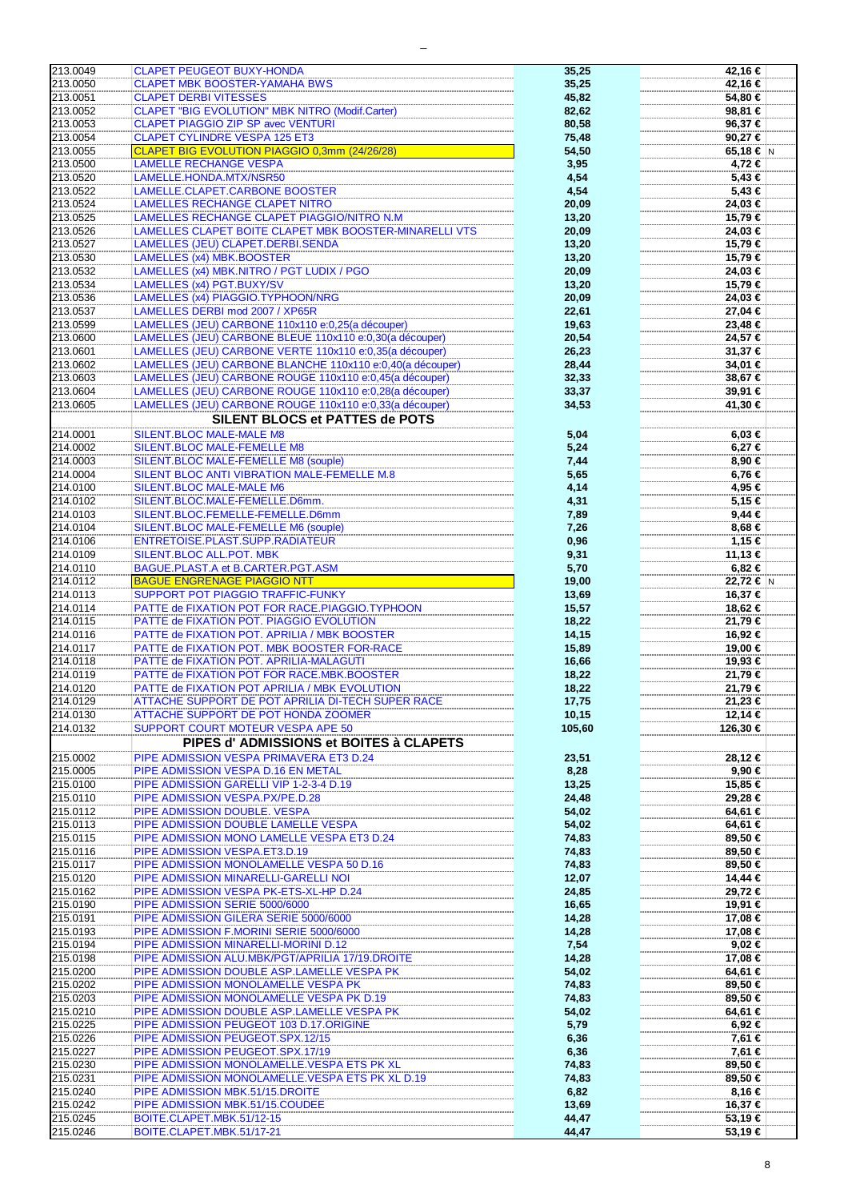| | | | | |
|---|---|---|---|---|
| 213.0049 | CLAPET PEUGEOT BUXY-HONDA | 35,25 | 42,16 € | |
| 213.0050 | CLAPET MBK BOOSTER-YAMAHA BWS | 35,25 | 42,16 € | |
| 213.0051 | CLAPET DERBI VITESSES | 45,82 | 54,80 € | |
| 213.0052 | CLAPET "BIG EVOLUTION" MBK NITRO (Modif.Carter) | 82,62 | 98,81 € | |
| 213.0053 | CLAPET PIAGGIO ZIP SP avec VENTURI | 80,58 | 96,37 € | |
| 213.0054 | CLAPET CYLINDRE VESPA 125 ET3 | 75,48 | 90,27 € | |
| 213.0055 | CLAPET BIG EVOLUTION PIAGGIO 0,3mm (24/26/28) | 54,50 | 65,18 € | N |
| 213.0500 | LAMELLE RECHANGE VESPA | 3,95 | 4,72 € | |
| 213.0520 | LAMELLE.HONDA.MTX/NSR50 | 4,54 | 5,43 € | |
| 213.0522 | LAMELLE.CLAPET.CARBONE BOOSTER | 4,54 | 5,43 € | |
| 213.0524 | LAMELLES RECHANGE CLAPET NITRO | 20,09 | 24,03 € | |
| 213.0525 | LAMELLES RECHANGE CLAPET PIAGGIO/NITRO N.M | 13,20 | 15,79 € | |
| 213.0526 | LAMELLES CLAPET BOITE CLAPET MBK BOOSTER-MINARELLI VTS | 20,09 | 24,03 € | |
| 213.0527 | LAMELLES (JEU) CLAPET.DERBI.SENDA | 13,20 | 15,79 € | |
| 213.0530 | LAMELLES (x4) MBK.BOOSTER | 13,20 | 15,79 € | |
| 213.0532 | LAMELLES (x4) MBK.NITRO / PGT LUDIX / PGO | 20,09 | 24,03 € | |
| 213.0534 | LAMELLES (x4) PGT.BUXY/SV | 13,20 | 15,79 € | |
| 213.0536 | LAMELLES (x4) PIAGGIO.TYPHOON/NRG | 20,09 | 24,03 € | |
| 213.0537 | LAMELLES DERBI mod 2007 / XP65R | 22,61 | 27,04 € | |
| 213.0599 | LAMELLES (JEU) CARBONE 110x110 e:0,25(a découper) | 19,63 | 23,48 € | |
| 213.0600 | LAMELLES (JEU) CARBONE BLEUE 110x110 e:0,30(a découper) | 20,54 | 24,57 € | |
| 213.0601 | LAMELLES (JEU) CARBONE VERTE 110x110 e:0,35(a découper) | 26,23 | 31,37 € | |
| 213.0602 | LAMELLES (JEU) CARBONE BLANCHE 110x110 e:0,40(a découper) | 28,44 | 34,01 € | |
| 213.0603 | LAMELLES (JEU) CARBONE ROUGE 110x110 e:0,45(a découper) | 32,33 | 38,67 € | |
| 213.0604 | LAMELLES (JEU) CARBONE ROUGE 110x110 e:0,28(a découper) | 33,37 | 39,91 € | |
| 213.0605 | LAMELLES (JEU) CARBONE ROUGE 110x110 e:0,33(a découper) | 34,53 | 41,30 € | |
| | **SILENT BLOCS et PATTES de POTS** | | | |
| 214.0001 | SILENT.BLOC MALE-MALE M8 | 5,04 | 6,03 € | |
| 214.0002 | SILENT.BLOC MALE-FEMELLE M8 | 5,24 | 6,27 € | |
| 214.0003 | SILENT.BLOC MALE-FEMELLE M8 (souple) | 7,44 | 8,90 € | |
| 214.0004 | SILENT BLOC ANTI VIBRATION MALE-FEMELLE M.8 | 5,65 | 6,76 € | |
| 214.0100 | SILENT.BLOC MALE-MALE M6 | 4,14 | 4,95 € | |
| 214.0102 | SILENT.BLOC.MALE-FEMELLE.D6mm. | 4,31 | 5,15 € | |
| 214.0103 | SILENT.BLOC.FEMELLE-FEMELLE.D6mm | 7,89 | 9,44 € | |
| 214.0104 | SILENT.BLOC MALE-FEMELLE M6 (souple) | 7,26 | 8,68 € | |
| 214.0106 | ENTRETOISE.PLAST.SUPP.RADIATEUR | 0,96 | 1,15 € | |
| 214.0109 | SILENT.BLOC ALL.POT. MBK | 9,31 | 11,13 € | |
| 214.0110 | BAGUE.PLAST.A et B.CARTER.PGT.ASM | 5,70 | 6,82 € | |
| 214.0112 | BAGUE ENGRENAGE PIAGGIO NTT | 19,00 | 22,72 € | N |
| 214.0113 | SUPPORT POT PIAGGIO TRAFFIC-FUNKY | 13,69 | 16,37 € | |
| 214.0114 | PATTE de FIXATION POT FOR RACE.PIAGGIO.TYPHOON | 15,57 | 18,62 € | |
| 214.0115 | PATTE de FIXATION POT. PIAGGIO EVOLUTION | 18,22 | 21,79 € | |
| 214.0116 | PATTE de FIXATION POT. APRILIA / MBK BOOSTER | 14,15 | 16,92 € | |
| 214.0117 | PATTE de FIXATION POT. MBK BOOSTER FOR-RACE | 15,89 | 19,00 € | |
| 214.0118 | PATTE de FIXATION POT. APRILIA-MALAGUTI | 16,66 | 19,93 € | |
| 214.0119 | PATTE de FIXATION POT FOR RACE.MBK.BOOSTER | 18,22 | 21,79 € | |
| 214.0120 | PATTE de FIXATION POT APRILIA / MBK EVOLUTION | 18,22 | 21,79 € | |
| 214.0129 | ATTACHE SUPPORT DE POT APRILIA DI-TECH SUPER RACE | 17,75 | 21,23 € | |
| 214.0130 | ATTACHE SUPPORT DE POT HONDA ZOOMER | 10,15 | 12,14 € | |
| 214.0132 | SUPPORT COURT MOTEUR VESPA APE 50 | 105,60 | 126,30 € | |
| | **PIPES d' ADMISSIONS et BOITES à CLAPETS** | | | |
| 215.0002 | PIPE ADMISSION VESPA PRIMAVERA ET3 D.24 | 23,51 | 28,12 € | |
| 215.0005 | PIPE ADMISSION VESPA D.16 EN METAL | 8,28 | 9,90 € | |
| 215.0100 | PIPE ADMISSION GARELLI VIP 1-2-3-4 D.19 | 13,25 | 15,85 € | |
| 215.0110 | PIPE ADMISSION VESPA.PX/PE.D.28 | 24,48 | 29,28 € | |
| 215.0112 | PIPE ADMISSION DOUBLE. VESPA | 54,02 | 64,61 € | |
| 215.0113 | PIPE ADMISSION DOUBLE LAMELLE VESPA | 54,02 | 64,61 € | |
| 215.0115 | PIPE ADMISSION MONO LAMELLE VESPA ET3 D.24 | 74,83 | 89,50 € | |
| 215.0116 | PIPE ADMISSION VESPA.ET3.D.19 | 74,83 | 89,50 € | |
| 215.0117 | PIPE ADMISSION MONOLAMELLE VESPA 50 D.16 | 74,83 | 89,50 € | |
| 215.0120 | PIPE ADMISSION MINARELLI-GARELLI NOI | 12,07 | 14,44 € | |
| 215.0162 | PIPE ADMISSION VESPA PK-ETS-XL-HP D.24 | 24,85 | 29,72 € | |
| 215.0190 | PIPE ADMISSION SERIE 5000/6000 | 16,65 | 19,91 € | |
| 215.0191 | PIPE ADMISSION GILERA SERIE 5000/6000 | 14,28 | 17,08 € | |
| 215.0193 | PIPE ADMISSION F.MORINI SERIE 5000/6000 | 14,28 | 17,08 € | |
| 215.0194 | PIPE ADMISSION MINARELLI-MORINI D.12 | 7,54 | 9,02 € | |
| 215.0198 | PIPE ADMISSION ALU.MBK/PGT/APRILIA 17/19.DROITE | 14,28 | 17,08 € | |
| 215.0200 | PIPE ADMISSION DOUBLE ASP.LAMELLE VESPA PK | 54,02 | 64,61 € | |
| 215.0202 | PIPE ADMISSION MONOLAMELLE VESPA PK | 74,83 | 89,50 € | |
| 215.0203 | PIPE ADMISSION MONOLAMELLE VESPA PK D.19 | 74,83 | 89,50 € | |
| 215.0210 | PIPE ADMISSION DOUBLE ASP.LAMELLE VESPA PK | 54,02 | 64,61 € | |
| 215.0225 | PIPE ADMISSION PEUGEOT 103 D.17.ORIGINE | 5,79 | 6,92 € | |
| 215.0226 | PIPE ADMISSION PEUGEOT.SPX.12/15 | 6,36 | 7,61 € | |
| 215.0227 | PIPE ADMISSION PEUGEOT.SPX.17/19 | 6,36 | 7,61 € | |
| 215.0230 | PIPE ADMISSION MONOLAMELLE.VESPA ETS PK XL | 74,83 | 89,50 € | |
| 215.0231 | PIPE ADMISSION MONOLAMELLE.VESPA ETS PK XL D.19 | 74,83 | 89,50 € | |
| 215.0240 | PIPE ADMISSION MBK.51/15.DROITE | 6,82 | 8,16 € | |
| 215.0242 | PIPE ADMISSION MBK.51/15.COUDEE | 13,69 | 16,37 € | |
| 215.0245 | BOITE.CLAPET.MBK.51/12-15 | 44,47 | 53,19 € | |
| 215.0246 | BOITE.CLAPET.MBK.51/17-21 | 44,47 | 53,19 € | |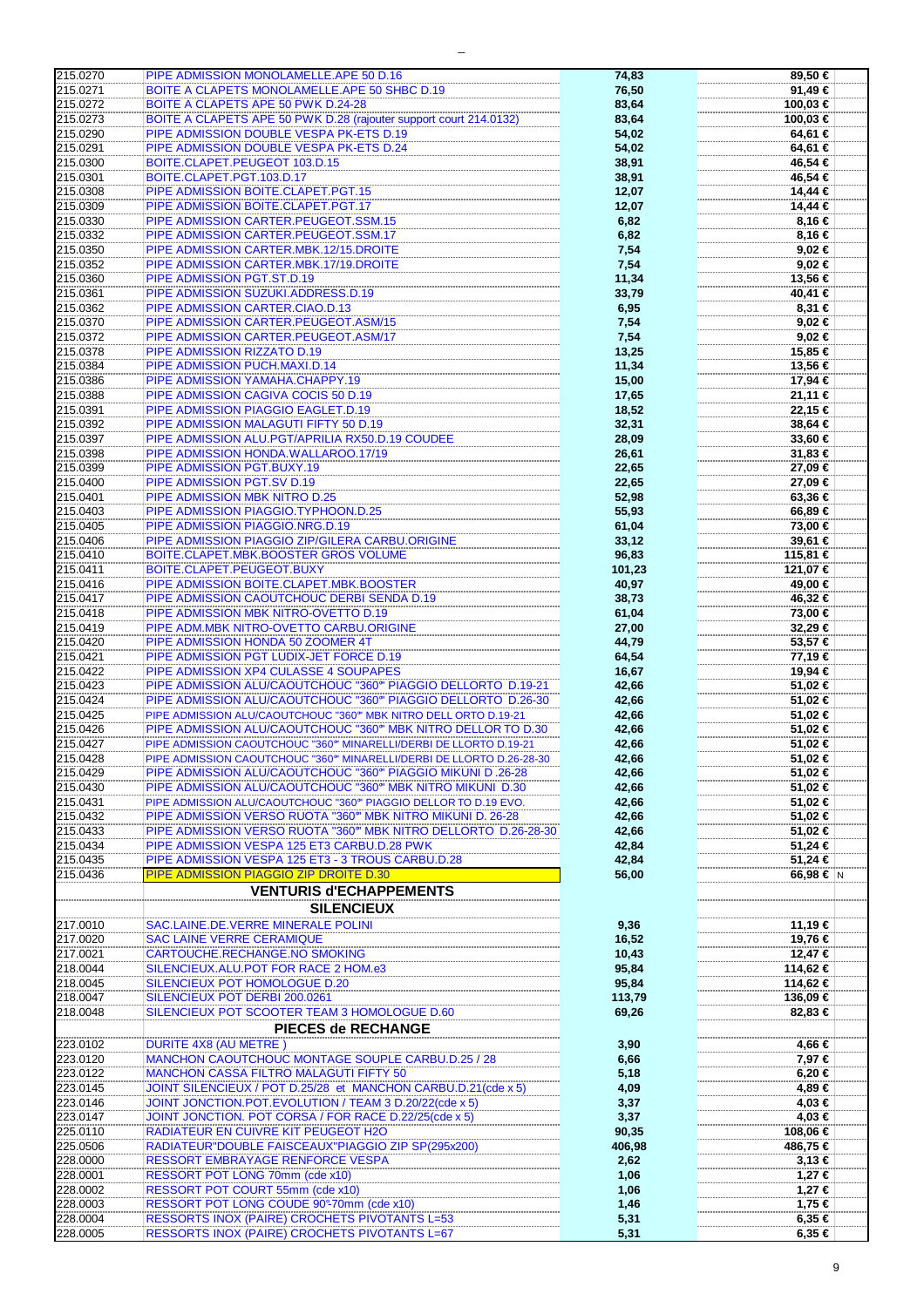| | | | | |
|---|---|---|---|---|
| 215.0270 | PIPE ADMISSION MONOLAMELLE.APE 50 D.16 | 74,83 | 89,50 € | |
| 215.0271 | BOITE A CLAPETS MONOLAMELLE.APE 50 SHBC D.19 | 76,50 | 91,49 € | |
| 215.0272 | BOITE A CLAPETS APE 50 PWK D.24-28 | 83,64 | 100,03 € | |
| 215.0273 | BOITE A CLAPETS APE 50 PWK D.28 (rajouter support court 214.0132) | 83,64 | 100,03 € | |
| 215.0290 | PIPE ADMISSION DOUBLE VESPA PK-ETS D.19 | 54,02 | 64,61 € | |
| 215.0291 | PIPE ADMISSION DOUBLE VESPA PK-ETS D.24 | 54,02 | 64,61 € | |
| 215.0300 | BOITE.CLAPET.PEUGEOT 103.D.15 | 38,91 | 46,54 € | |
| 215.0301 | BOITE.CLAPET.PGT.103.D.17 | 38,91 | 46,54 € | |
| 215.0308 | PIPE ADMISSION BOITE.CLAPET.PGT.15 | 12,07 | 14,44 € | |
| 215.0309 | PIPE ADMISSION BOITE.CLAPET.PGT.17 | 12,07 | 14,44 € | |
| 215.0330 | PIPE ADMISSION CARTER.PEUGEOT.SSM.15 | 6,82 | 8,16 € | |
| 215.0332 | PIPE ADMISSION CARTER.PEUGEOT.SSM.17 | 6,82 | 8,16 € | |
| 215.0350 | PIPE ADMISSION CARTER.MBK.12/15.DROITE | 7,54 | 9,02 € | |
| 215.0352 | PIPE ADMISSION CARTER.MBK.17/19.DROITE | 7,54 | 9,02 € | |
| 215.0360 | PIPE ADMISSION PGT.ST.D.19 | 11,34 | 13,56 € | |
| 215.0361 | PIPE ADMISSION SUZUKI.ADDRESS.D.19 | 33,79 | 40,41 € | |
| 215.0362 | PIPE ADMISSION CARTER.CIAO.D.13 | 6,95 | 8,31 € | |
| 215.0370 | PIPE ADMISSION CARTER.PEUGEOT.ASM/15 | 7,54 | 9,02 € | |
| 215.0372 | PIPE ADMISSION CARTER.PEUGEOT.ASM/17 | 7,54 | 9,02 € | |
| 215.0378 | PIPE ADMISSION RIZZATO D.19 | 13,25 | 15,85 € | |
| 215.0384 | PIPE ADMISSION PUCH.MAXI.D.14 | 11,34 | 13,56 € | |
| 215.0386 | PIPE ADMISSION YAMAHA.CHAPPY.19 | 15,00 | 17,94 € | |
| 215.0388 | PIPE ADMISSION CAGIVA COCIS 50 D.19 | 17,65 | 21,11 € | |
| 215.0391 | PIPE ADMISSION PIAGGIO EAGLET.D.19 | 18,52 | 22,15 € | |
| 215.0392 | PIPE ADMISSION MALAGUTI FIFTY 50 D.19 | 32,31 | 38,64 € | |
| 215.0397 | PIPE ADMISSION ALU.PGT/APRILIA RX50.D.19 COUDEE | 28,09 | 33,60 € | |
| 215.0398 | PIPE ADMISSION HONDA.WALLAROO.17/19 | 26,61 | 31,83 € | |
| 215.0399 | PIPE ADMISSION PGT.BUXY.19 | 22,65 | 27,09 € | |
| 215.0400 | PIPE ADMISSION PGT.SV D.19 | 22,65 | 27,09 € | |
| 215.0401 | PIPE ADMISSION MBK NITRO D.25 | 52,98 | 63,36 € | |
| 215.0403 | PIPE ADMISSION PIAGGIO.TYPHOON.D.25 | 55,93 | 66,89 € | |
| 215.0405 | PIPE ADMISSION PIAGGIO.NRG.D.19 | 61,04 | 73,00 € | |
| 215.0406 | PIPE ADMISSION PIAGGIO ZIP/GILERA CARBU.ORIGINE | 33,12 | 39,61 € | |
| 215.0410 | BOITE.CLAPET.MBK.BOOSTER GROS VOLUME | 96,83 | 115,81 € | |
| 215.0411 | BOITE.CLAPET.PEUGEOT.BUXY | 101,23 | 121,07 € | |
| 215.0416 | PIPE ADMISSION BOITE.CLAPET.MBK.BOOSTER | 40,97 | 49,00 € | |
| 215.0417 | PIPE ADMISSION CAOUTCHOUC DERBI SENDA D.19 | 38,73 | 46,32 € | |
| 215.0418 | PIPE ADMISSION MBK NITRO-OVETTO D.19 | 61,04 | 73,00 € | |
| 215.0419 | PIPE ADM.MBK NITRO-OVETTO CARBU.ORIGINE | 27,00 | 32,29 € | |
| 215.0420 | PIPE ADMISSION HONDA 50 ZOOMER 4T | 44,79 | 53,57 € | |
| 215.0421 | PIPE ADMISSION PGT LUDIX-JET FORCE D.19 | 64,54 | 77,19 € | |
| 215.0422 | PIPE ADMISSION XP4 CULASSE 4 SOUPAPES | 16,67 | 19,94 € | |
| 215.0423 | PIPE ADMISSION ALU/CAOUTCHOUC "360°" PIAGGIO DELLORTO D.19-21 | 42,66 | 51,02 € | |
| 215.0424 | PIPE ADMISSION ALU/CAOUTCHOUC "360°" PIAGGIO DELLORTO D.26-30 | 42,66 | 51,02 € | |
| 215.0425 | PIPE ADMISSION ALU/CAOUTCHOUC "360°" MBK NITRO DELL ORTO D.19-21 | 42,66 | 51,02 € | |
| 215.0426 | PIPE ADMISSION ALU/CAOUTCHOUC "360°" MBK NITRO DELLOR TO D.30 | 42,66 | 51,02 € | |
| 215.0427 | PIPE ADMISSION CAOUTCHOUC "360°" MINARELLI/DERBI DE LLORTO D.19-21 | 42,66 | 51,02 € | |
| 215.0428 | PIPE ADMISSION CAOUTCHOUC "360°" MINARELLI/DERBI DE LLORTO D.26-28-30 | 42,66 | 51,02 € | |
| 215.0429 | PIPE ADMISSION ALU/CAOUTCHOUC "360°" PIAGGIO MIKUNI D .26-28 | 42,66 | 51,02 € | |
| 215.0430 | PIPE ADMISSION ALU/CAOUTCHOUC "360°" MBK NITRO MIKUNI D.30 | 42,66 | 51,02 € | |
| 215.0431 | PIPE ADMISSION ALU/CAOUTCHOUC "360°" PIAGGIO DELLOR TO D.19 EVO. | 42,66 | 51,02 € | |
| 215.0432 | PIPE ADMISSION VERSO RUOTA "360°" MBK NITRO MIKUNI D. 26-28 | 42,66 | 51,02 € | |
| 215.0433 | PIPE ADMISSION VERSO RUOTA "360°" MBK NITRO DELLORTO D.26-28-30 | 42,66 | 51,02 € | |
| 215.0434 | PIPE ADMISSION VESPA 125 ET3 CARBU.D.28 PWK | 42,84 | 51,24 € | |
| 215.0435 | PIPE ADMISSION VESPA 125 ET3 - 3 TROUS CARBU.D.28 | 42,84 | 51,24 € | |
| 215.0436 | PIPE ADMISSION PIAGGIO ZIP DROITE D.30 | 56,00 | 66,98 € | N |
| | **VENTURIS d'ECHAPPEMENTS** | | | |
| | **SILENCIEUX** | | | |
| 217.0010 | SAC.LAINE.DE.VERRE MINERALE POLINI | 9,36 | 11,19 € | |
| 217.0020 | SAC LAINE VERRE CERAMIQUE | 16,52 | 19,76 € | |
| 217.0021 | CARTOUCHE.RECHANGE.NO SMOKING | 10,43 | 12,47 € | |
| 218.0044 | SILENCIEUX.ALU.POT FOR RACE 2 HOM.e3 | 95,84 | 114,62 € | |
| 218.0045 | SILENCIEUX POT HOMOLOGUE D.20 | 95,84 | 114,62 € | |
| 218.0047 | SILENCIEUX POT DERBI 200.0261 | 113,79 | 136,09 € | |
| 218.0048 | SILENCIEUX POT SCOOTER TEAM 3 HOMOLOGUE D.60 | 69,26 | 82,83 € | |
| | **PIECES de RECHANGE** | | | |
| 223.0102 | DURITE 4X8 (AU METRE ) | 3,90 | 4,66 € | |
| 223.0120 | MANCHON CAOUTCHOUC MONTAGE SOUPLE CARBU.D.25 / 28 | 6,66 | 7,97 € | |
| 223.0122 | MANCHON CASSA FILTRO MALAGUTI FIFTY 50 | 5,18 | 6,20 € | |
| 223.0145 | JOINT SILENCIEUX / POT D.25/28 et MANCHON CARBU.D.21(cde x 5) | 4,09 | 4,89 € | |
| 223.0146 | JOINT JONCTION.POT.EVOLUTION / TEAM 3 D.20/22(cde x 5) | 3,37 | 4,03 € | |
| 223.0147 | JOINT JONCTION. POT CORSA / FOR RACE D.22/25(cde x 5) | 3,37 | 4,03 € | |
| 225.0110 | RADIATEUR EN CUIVRE KIT PEUGEOT H2O | 90,35 | 108,06 € | |
| 225.0506 | RADIATEUR"DOUBLE FAISCEAUX"PIAGGIO ZIP SP(295x200) | 406,98 | 486,75 € | |
| 228.0000 | RESSORT EMBRAYAGE RENFORCE VESPA | 2,62 | 3,13 € | |
| 228.0001 | RESSORT POT LONG 70mm (cde x10) | 1,06 | 1,27 € | |
| 228.0002 | RESSORT POT COURT 55mm (cde x10) | 1,06 | 1,27 € | |
| 228.0003 | RESSORT POT LONG COUDE 90°-70mm (cde x10) | 1,46 | 1,75 € | |
| 228.0004 | RESSORTS INOX (PAIRE) CROCHETS PIVOTANTS L=53 | 5,31 | 6,35 € | |
| 228.0005 | RESSORTS INOX (PAIRE) CROCHETS PIVOTANTS L=67 | 5,31 | 6,35 € | |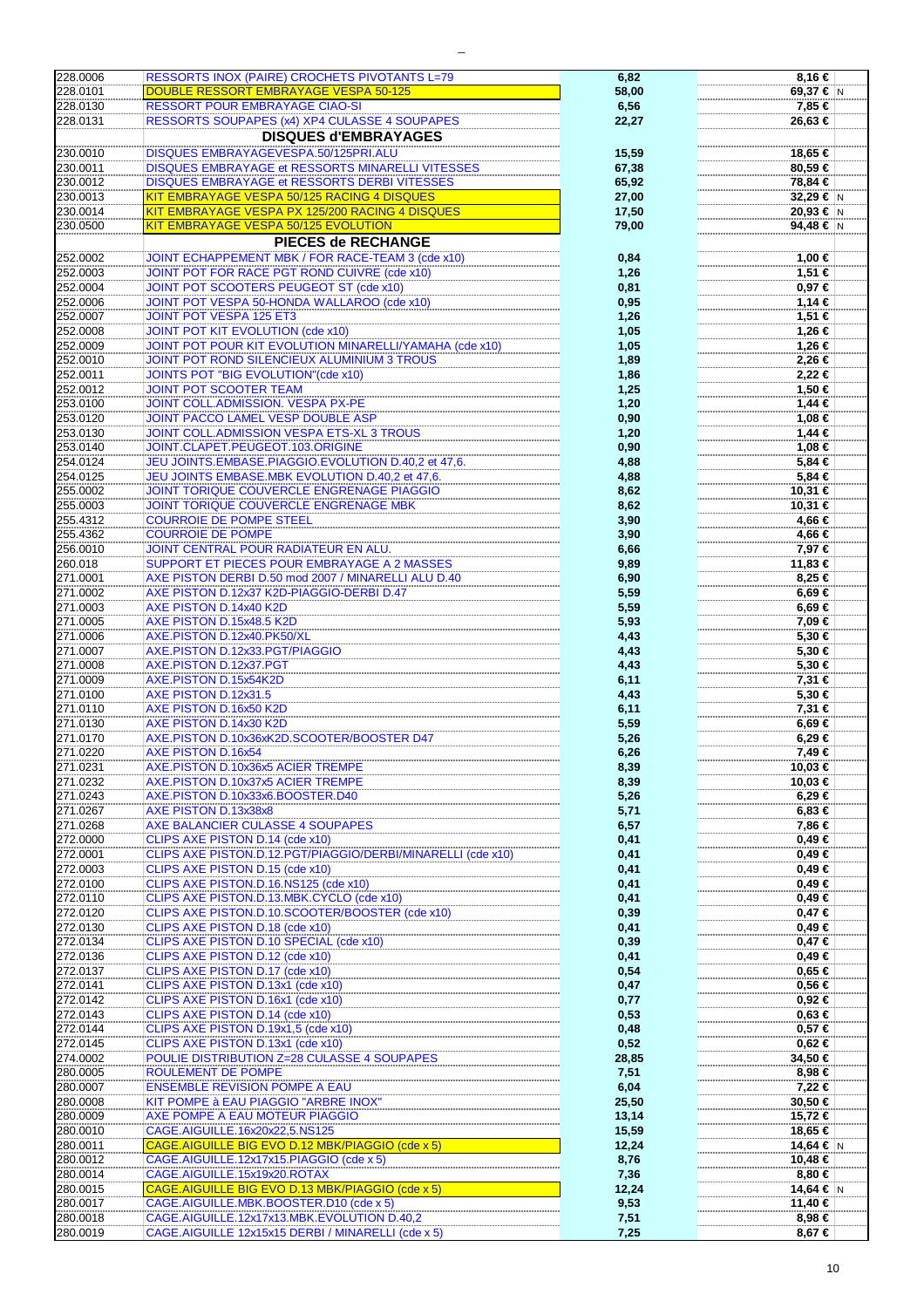| Code | Désignation | Prix HT | Prix TTC | |
|---|---|---|---|---|
| 228.0006 | RESSORTS INOX (PAIRE) CROCHETS PIVOTANTS L=79 | 6,82 | 8,16 € | |
| 228.0101 | DOUBLE RESSORT EMBRAYAGE VESPA 50-125 | 58,00 | 69,37 € | N |
| 228.0130 | RESSORT POUR EMBRAYAGE CIAO-SI | 6,56 | 7,85 € | |
| 228.0131 | RESSORTS SOUPAPES (x4) XP4 CULASSE 4 SOUPAPES | 22,27 | 26,63 € | |
| | **DISQUES d'EMBRAYAGES** | | | |
| 230.0010 | DISQUES EMBRAYAGEVESPA.50/125PRI.ALU | 15,59 | 18,65 € | |
| 230.0011 | DISQUES EMBRAYAGE et RESSORTS MINARELLI VITESSES | 67,38 | 80,59 € | |
| 230.0012 | DISQUES EMBRAYAGE et RESSORTS DERBI VITESSES | 65,92 | 78,84 € | |
| 230.0013 | KIT EMBRAYAGE VESPA 50/125 RACING 4 DISQUES | 27,00 | 32,29 € | N |
| 230.0014 | KIT EMBRAYAGE VESPA PX 125/200 RACING 4 DISQUES | 17,50 | 20,93 € | N |
| 230.0500 | KIT EMBRAYAGE VESPA 50/125 EVOLUTION | 79,00 | 94,48 € | N |
| | **PIECES de RECHANGE** | | | |
| 252.0002 | JOINT ECHAPPEMENT MBK / FOR RACE-TEAM 3 (cde x10) | 0,84 | 1,00 € | |
| 252.0003 | JOINT POT FOR RACE PGT ROND CUIVRE (cde x10) | 1,26 | 1,51 € | |
| 252.0004 | JOINT POT SCOOTERS PEUGEOT ST (cde x10) | 0,81 | 0,97 € | |
| 252.0006 | JOINT POT VESPA 50-HONDA WALLAROO (cde x10) | 0,95 | 1,14 € | |
| 252.0007 | JOINT POT VESPA 125 ET3 | 1,26 | 1,51 € | |
| 252.0008 | JOINT POT KIT EVOLUTION (cde x10) | 1,05 | 1,26 € | |
| 252.0009 | JOINT POT POUR KIT EVOLUTION MINARELLI/YAMAHA (cde x10) | 1,05 | 1,26 € | |
| 252.0010 | JOINT POT ROND SILENCIEUX ALUMINIUM 3 TROUS | 1,89 | 2,26 € | |
| 252.0011 | JOINTS POT "BIG EVOLUTION"(cde x10) | 1,86 | 2,22 € | |
| 252.0012 | JOINT POT SCOOTER TEAM | 1,25 | 1,50 € | |
| 253.0100 | JOINT COLL.ADMISSION. VESPA PX-PE | 1,20 | 1,44 € | |
| 253.0120 | JOINT PACCO LAMEL VESP DOUBLE ASP | 0,90 | 1,08 € | |
| 253.0130 | JOINT COLL.ADMISSION VESPA ETS-XL 3 TROUS | 1,20 | 1,44 € | |
| 253.0140 | JOINT.CLAPET.PEUGEOT.103.ORIGINE | 0,90 | 1,08 € | |
| 254.0124 | JEU JOINTS.EMBASE.PIAGGIO.EVOLUTION D.40,2 et 47,6. | 4,88 | 5,84 € | |
| 254.0125 | JEU JOINTS EMBASE.MBK EVOLUTION D.40,2 et 47,6. | 4,88 | 5,84 € | |
| 255.0002 | JOINT TORIQUE COUVERCLE ENGRENAGE PIAGGIO | 8,62 | 10,31 € | |
| 255.0003 | JOINT TORIQUE COUVERCLE ENGRENAGE MBK | 8,62 | 10,31 € | |
| 255.4312 | COURROIE DE POMPE STEEL | 3,90 | 4,66 € | |
| 255.4362 | COURROIE DE POMPE | 3,90 | 4,66 € | |
| 256.0010 | JOINT CENTRAL POUR RADIATEUR EN ALU. | 6,66 | 7,97 € | |
| 260.018 | SUPPORT ET PIECES POUR EMBRAYAGE A 2 MASSES | 9,89 | 11,83 € | |
| 271.0001 | AXE PISTON DERBI D.50 mod 2007 / MINARELLI ALU D.40 | 6,90 | 8,25 € | |
| 271.0002 | AXE PISTON D.12x37 K2D-PIAGGIO-DERBI D.47 | 5,59 | 6,69 € | |
| 271.0003 | AXE PISTON D.14x40 K2D | 5,59 | 6,69 € | |
| 271.0005 | AXE PISTON D.15x48.5 K2D | 5,93 | 7,09 € | |
| 271.0006 | AXE.PISTON D.12x40.PK50/XL | 4,43 | 5,30 € | |
| 271.0007 | AXE.PISTON D.12x33.PGT/PIAGGIO | 4,43 | 5,30 € | |
| 271.0008 | AXE.PISTON D.12x37.PGT | 4,43 | 5,30 € | |
| 271.0009 | AXE.PISTON D.15x54K2D | 6,11 | 7,31 € | |
| 271.0100 | AXE PISTON D.12x31.5 | 4,43 | 5,30 € | |
| 271.0110 | AXE PISTON D.16x50 K2D | 6,11 | 7,31 € | |
| 271.0130 | AXE PISTON D.14x30 K2D | 5,59 | 6,69 € | |
| 271.0170 | AXE.PISTON D.10x36xK2D.SCOOTER/BOOSTER D47 | 5,26 | 6,29 € | |
| 271.0220 | AXE PISTON D.16x54 | 6,26 | 7,49 € | |
| 271.0231 | AXE.PISTON D.10x36x5 ACIER TREMPE | 8,39 | 10,03 € | |
| 271.0232 | AXE.PISTON D.10x37x5 ACIER TREMPE | 8,39 | 10,03 € | |
| 271.0243 | AXE.PISTON D.10x33x6.BOOSTER.D40 | 5,26 | 6,29 € | |
| 271.0267 | AXE PISTON D.13x38x8 | 5,71 | 6,83 € | |
| 271.0268 | AXE BALANCIER CULASSE 4 SOUPAPES | 6,57 | 7,86 € | |
| 272.0000 | CLIPS AXE PISTON D.14 (cde x10) | 0,41 | 0,49 € | |
| 272.0001 | CLIPS AXE PISTON.D.12.PGT/PIAGGIO/DERBI/MINARELLI (cde x10) | 0,41 | 0,49 € | |
| 272.0003 | CLIPS AXE PISTON D.15 (cde x10) | 0,41 | 0,49 € | |
| 272.0100 | CLIPS AXE PISTON.D.16.NS125 (cde x10) | 0,41 | 0,49 € | |
| 272.0110 | CLIPS AXE PISTON.D.13.MBK.CYCLO (cde x10) | 0,41 | 0,49 € | |
| 272.0120 | CLIPS AXE PISTON.D.10.SCOOTER/BOOSTER (cde x10) | 0,39 | 0,47 € | |
| 272.0130 | CLIPS AXE PISTON D.18 (cde x10) | 0,41 | 0,49 € | |
| 272.0134 | CLIPS AXE PISTON D.10 SPECIAL (cde x10) | 0,39 | 0,47 € | |
| 272.0136 | CLIPS AXE PISTON D.12 (cde x10) | 0,41 | 0,49 € | |
| 272.0137 | CLIPS AXE PISTON D.17 (cde x10) | 0,54 | 0,65 € | |
| 272.0141 | CLIPS AXE PISTON D.13x1 (cde x10) | 0,47 | 0,56 € | |
| 272.0142 | CLIPS AXE PISTON D.16x1 (cde x10) | 0,77 | 0,92 € | |
| 272.0143 | CLIPS AXE PISTON D.14 (cde x10) | 0,53 | 0,63 € | |
| 272.0144 | CLIPS AXE PISTON D.19x1,5 (cde x10) | 0,48 | 0,57 € | |
| 272.0145 | CLIPS AXE PISTON D.13x1 (cde x10) | 0,52 | 0,62 € | |
| 274.0002 | POULIE DISTRIBUTION Z=28 CULASSE 4 SOUPAPES | 28,85 | 34,50 € | |
| 280.0005 | ROULEMENT DE POMPE | 7,51 | 8,98 € | |
| 280.0007 | ENSEMBLE REVISION POMPE A EAU | 6,04 | 7,22 € | |
| 280.0008 | KIT POMPE à EAU PIAGGIO "ARBRE INOX" | 25,50 | 30,50 € | |
| 280.0009 | AXE POMPE A EAU MOTEUR PIAGGIO | 13,14 | 15,72 € | |
| 280.0010 | CAGE.AIGUILLE.16x20x22,5.NS125 | 15,59 | 18,65 € | |
| 280.0011 | CAGE.AIGUILLE BIG EVO D.12 MBK/PIAGGIO (cde x 5) | 12,24 | 14,64 € | N |
| 280.0012 | CAGE.AIGUILLE.12x17x15.PIAGGIO (cde x 5) | 8,76 | 10,48 € | |
| 280.0014 | CAGE.AIGUILLE.15x19x20.ROTAX | 7,36 | 8,80 € | |
| 280.0015 | CAGE.AIGUILLE BIG EVO D.13 MBK/PIAGGIO (cde x 5) | 12,24 | 14,64 € | N |
| 280.0017 | CAGE.AIGUILLE.MBK.BOOSTER.D10 (cde x 5) | 9,53 | 11,40 € | |
| 280.0018 | CAGE.AIGUILLE.12x17x13.MBK.EVOLUTION D.40,2 | 7,51 | 8,98 € | |
| 280.0019 | CAGE.AIGUILLE 12x15x15 DERBI / MINARELLI (cde x 5) | 7,25 | 8,67 € | |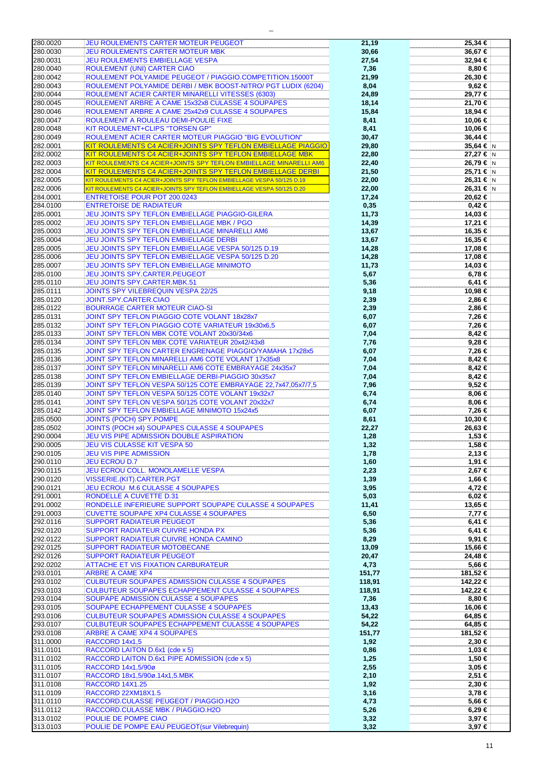| | | | | |
|---|---|---|---|---|
| 280.0020 | JEU ROULEMENTS CARTER MOTEUR PEUGEOT | 21,19 | 25,34 € | |
| 280.0030 | JEU ROULEMENTS CARTER MOTEUR MBK | 30,66 | 36,67 € | |
| 280.0031 | JEU ROULEMENTS EMBIELLAGE VESPA | 27,54 | 32,94 € | |
| 280.0040 | ROULEMENT (UNI) CARTER CIAO | 7,36 | 8,80 € | |
| 280.0042 | ROULEMENT POLYAMIDE PEUGEOT / PIAGGIO.COMPETITION.15000T | 21,99 | 26,30 € | |
| 280.0043 | ROULEMENT POLYAMIDE DERBI / MBK BOOST-NITRO/ PGT LUDIX (6204) | 8,04 | 9,62 € | |
| 280.0044 | ROULEMENT ACIER CARTER MINARELLI VITESSES (6303) | 24,89 | 29,77 € | |
| 280.0045 | ROULEMENT ARBRE A CAME 15x32x8 CULASSE 4 SOUPAPES | 18,14 | 21,70 € | |
| 280.0046 | ROULEMENT ARBRE A CAME 25x42x9 CULASSE 4 SOUPAPES | 15,84 | 18,94 € | |
| 280.0047 | ROULEMENT A ROULEAU DEMI-POULIE FIXE | 8,41 | 10,06 € | |
| 280.0048 | KIT ROULEMENT+CLIPS "TORSEN GP" | 8,41 | 10,06 € | |
| 280.0049 | ROULEMENT ACIER CARTER MOTEUR PIAGGIO "BIG EVOLUTION" | 30,47 | 36,44 € | |
| 282.0001 | KIT ROULEMENTS C4 ACIER+JOINTS SPY TEFLON EMBIELLAGE PIAGGIO | 29,80 | 35,64 € | N |
| 282.0002 | KIT ROULEMENTS C4 ACIER+JOINTS SPY TEFLON EMBIELLAGE MBK | 22,80 | 27,27 € | N |
| 282.0003 | KIT ROULEMENTS C4 ACIER+JOINTS SPY TEFLON EMBIELLAGE MINARELLI AM6 | 22,40 | 26,79 € | N |
| 282.0004 | KIT ROULEMENTS C4 ACIER+JOINTS SPY TEFLON EMBIELLAGE DERBI | 21,50 | 25,71 € | N |
| 282.0005 | KIT ROULEMENTS C4 ACIER+JOINTS SPY TEFLON EMBIELLAGE VESPA 50/125 D.19 | 22,00 | 26,31 € | N |
| 282.0006 | KIT ROULEMENTS C4 ACIER+JOINTS SPY TEFLON EMBIELLAGE VESPA 50/125 D.20 | 22,00 | 26,31 € | N |
| 284.0001 | ENTRETOISE POUR POT 200.0243 | 17,24 | 20,62 € | |
| 284.0100 | ENTRETOISE DE RADIATEUR | 0,35 | 0,42 € | |
| 285.0001 | JEU JOINTS SPY TEFLON EMBIELLAGE PIAGGIO-GILERA | 11,73 | 14,03 € | |
| 285.0002 | JEU JOINTS SPY TEFLON EMBIELLAGE MBK / PGO | 14,39 | 17,21 € | |
| 285.0003 | JEU JOINTS SPY TEFLON EMBIELLAGE MINARELLI AM6 | 13,67 | 16,35 € | |
| 285.0004 | JEU JOINTS SPY TEFLON EMBIELLAGE DERBI | 13,67 | 16,35 € | |
| 285.0005 | JEU JOINTS SPY TEFLON EMBIELLAGE VESPA 50/125 D.19 | 14,28 | 17,08 € | |
| 285.0006 | JEU JOINTS SPY TEFLON EMBIELLAGE VESPA 50/125 D.20 | 14,28 | 17,08 € | |
| 285.0007 | JEU JOINTS SPY TEFLON EMBIELLAGE MINIMOTO | 11,73 | 14,03 € | |
| 285.0100 | JEU JOINTS SPY.CARTER.PEUGEOT | 5,67 | 6,78 € | |
| 285.0110 | JEU JOINTS SPY.CARTER.MBK.51 | 5,36 | 6,41 € | |
| 285.0111 | JOINTS SPY VILEBREQUIN VESPA 22/25 | 9,18 | 10,98 € | |
| 285.0120 | JOINT.SPY.CARTER.CIAO | 2,39 | 2,86 € | |
| 285.0122 | BOURRAGE CARTER MOTEUR CIAO-SI | 2,39 | 2,86 € | |
| 285.0131 | JOINT SPY TEFLON PIAGGIO COTE VOLANT 18x28x7 | 6,07 | 7,26 € | |
| 285.0132 | JOINT SPY TEFLON PIAGGIO COTE VARIATEUR 19x30x6,5 | 6,07 | 7,26 € | |
| 285.0133 | JOINT SPY TEFLON MBK COTE VOLANT 20x30/34x6 | 7,04 | 8,42 € | |
| 285.0134 | JOINT SPY TEFLON MBK COTE VARIATEUR 20x42/43x8 | 7,76 | 9,28 € | |
| 285.0135 | JOINT SPY TEFLON CARTER ENGRENAGE PIAGGIO/YAMAHA 17x28x5 | 6,07 | 7,26 € | |
| 285.0136 | JOINT SPY TEFLON MINARELLI AM6 COTE VOLANT 17x35x8 | 7,04 | 8,42 € | |
| 285.0137 | JOINT SPY TEFLON MINARELLI AM6 COTE EMBRAYAGE 24x35x7 | 7,04 | 8,42 € | |
| 285.0138 | JOINT SPY TEFLON EMBIELLAGE DERBI-PIAGGIO 30x35x7 | 7,04 | 8,42 € | |
| 285.0139 | JOINT SPY TEFLON VESPA 50/125 COTE EMBRAYAGE 22,7x47,05x7/7,5 | 7,96 | 9,52 € | |
| 285.0140 | JOINT SPY TEFLON VESPA 50/125 COTE VOLANT 19x32x7 | 6,74 | 8,06 € | |
| 285.0141 | JOINT SPY TEFLON VESPA 50/125 COTE VOLANT 20x32x7 | 6,74 | 8,06 € | |
| 285.0142 | JOINT SPY TEFLON EMBIELLAGE MINIMOTO 15x24x5 | 6,07 | 7,26 € | |
| 285.0500 | JOINTS (POCH) SPY.POMPE | 8,61 | 10,30 € | |
| 285.0502 | JOINTS (POCH x4) SOUPAPES CULASSE 4 SOUPAPES | 22,27 | 26,63 € | |
| 290.0004 | JEU VIS PIPE ADMISSION DOUBLE ASPIRATION | 1,28 | 1,53 € | |
| 290.0005 | JEU VIS CULASSE KIT VESPA 50 | 1,32 | 1,58 € | |
| 290.0105 | JEU VIS PIPE ADMISSION | 1,78 | 2,13 € | |
| 290.0110 | JEU ECROU D.7 | 1,60 | 1,91 € | |
| 290.0115 | JEU ECROU COLL. MONOLAMELLE VESPA | 2,23 | 2,67 € | |
| 290.0120 | VISSERIE.(KIT).CARTER.PGT | 1,39 | 1,66 € | |
| 290.0121 | JEU ECROU M.6 CULASSE 4 SOUPAPES | 3,95 | 4,72 € | |
| 291.0001 | RONDELLE A CUVETTE D.31 | 5,03 | 6,02 € | |
| 291.0002 | RONDELLE INFERIEURE SUPPORT SOUPAPE CULASSE 4 SOUPAPES | 11,41 | 13,65 € | |
| 291.0003 | CUVETTE SOUPAPE XP4 CULASSE 4 SOUPAPES | 6,50 | 7,77 € | |
| 292.0116 | SUPPORT RADIATEUR PEUGEOT | 5,36 | 6,41 € | |
| 292.0120 | SUPPORT RADIATEUR CUIVRE HONDA PX | 5,36 | 6,41 € | |
| 292.0122 | SUPPORT RADIATEUR CUIVRE HONDA CAMINO | 8,29 | 9,91 € | |
| 292.0125 | SUPPORT RADIATEUR MOTOBECANE | 13,09 | 15,66 € | |
| 292.0126 | SUPPORT RADIATEUR PEUGEOT | 20,47 | 24,48 € | |
| 292.0202 | ATTACHE ET VIS FIXATION CARBURATEUR | 4,73 | 5,66 € | |
| 293.0101 | ARBRE A CAME XP4 | 151,77 | 181,52 € | |
| 293.0102 | CULBUTEUR SOUPAPES ADMISSION CULASSE 4 SOUPAPES | 118,91 | 142,22 € | |
| 293.0103 | CULBUTEUR SOUPAPES ECHAPPEMENT CULASSE 4 SOUPAPES | 118,91 | 142,22 € | |
| 293.0104 | SOUPAPE ADMISSION CULASSE 4 SOUPAPES | 7,36 | 8,80 € | |
| 293.0105 | SOUPAPE ECHAPPEMENT CULASSE 4 SOUPAPES | 13,43 | 16,06 € | |
| 293.0106 | CULBUTEUR SOUPAPES ADMISSION CULASSE 4 SOUPAPES | 54,22 | 64,85 € | |
| 293.0107 | CULBUTEUR SOUPAPES ECHAPPEMENT CULASSE 4 SOUPAPES | 54,22 | 64,85 € | |
| 293.0108 | ARBRE A CAME XP4 4 SOUPAPES | 151,77 | 181,52 € | |
| 311.0000 | RACCORD 14x1,5 | 1,92 | 2,30 € | |
| 311.0101 | RACCORD LAITON D.6x1 (cde x 5) | 0,86 | 1,03 € | |
| 311.0102 | RACCORD LAITON D.6x1 PIPE ADMISSION (cde x 5) | 1,25 | 1,50 € | |
| 311.0105 | RACCORD 14x1,5/90ø | 2,55 | 3,05 € | |
| 311.0107 | RACCORD 18x1,5/90ø.14x1,5.MBK | 2,10 | 2,51 € | |
| 311.0108 | RACCORD 14X1.25 | 1,92 | 2,30 € | |
| 311.0109 | RACCORD 22XM18X1.5 | 3,16 | 3,78 € | |
| 311.0110 | RACCORD.CULASSE PEUGEOT / PIAGGIO.H2O | 4,73 | 5,66 € | |
| 311.0112 | RACCORD.CULASSE MBK / PIAGGIO.H2O | 5,26 | 6,29 € | |
| 313.0102 | POULIE DE POMPE CIAO | 3,32 | 3,97 € | |
| 313.0103 | POULIE DE POMPE EAU PEUGEOT(sur Vilebrequin) | 3,32 | 3,97 € | |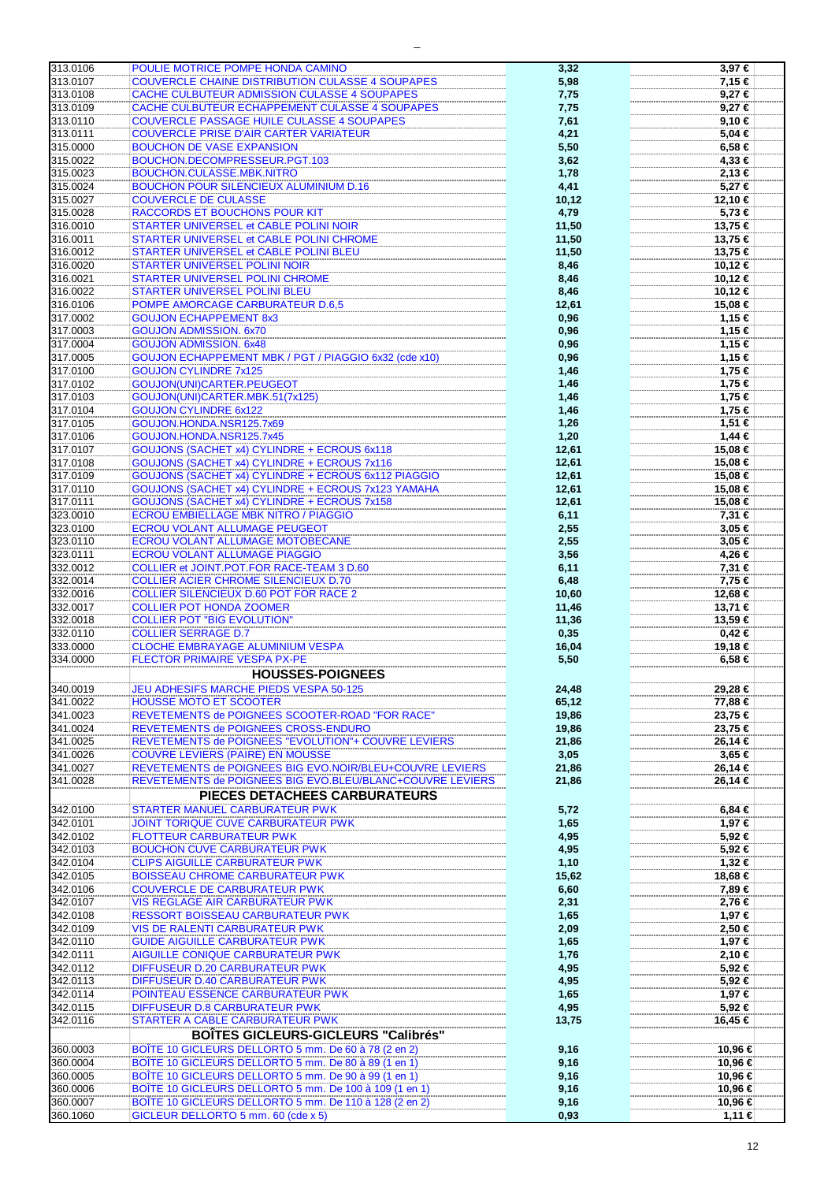| | | | |
|---|---|---|---|
| 313.0106 | POULIE MOTRICE POMPE HONDA CAMINO | 3,32 | 3,97 € |
| 313.0107 | COUVERCLE CHAINE DISTRIBUTION CULASSE 4 SOUPAPES | 5,98 | 7,15 € |
| 313.0108 | CACHE CULBUTEUR ADMISSION CULASSE 4 SOUPAPES | 7,75 | 9,27 € |
| 313.0109 | CACHE CULBUTEUR ECHAPPEMENT CULASSE 4 SOUPAPES | 7,75 | 9,27 € |
| 313.0110 | COUVERCLE PASSAGE HUILE CULASSE 4 SOUPAPES | 7,61 | 9,10 € |
| 313.0111 | COUVERCLE PRISE D'AIR CARTER VARIATEUR | 4,21 | 5,04 € |
| 315.0000 | BOUCHON DE VASE EXPANSION | 5,50 | 6,58 € |
| 315.0022 | BOUCHON.DECOMPRESSEUR.PGT.103 | 3,62 | 4,33 € |
| 315.0023 | BOUCHON.CULASSE.MBK.NITRO | 1,78 | 2,13 € |
| 315.0024 | BOUCHON POUR SILENCIEUX ALUMINIUM D.16 | 4,41 | 5,27 € |
| 315.0027 | COUVERCLE DE CULASSE | 10,12 | 12,10 € |
| 315.0028 | RACCORDS ET BOUCHONS POUR KIT | 4,79 | 5,73 € |
| 316.0010 | STARTER UNIVERSEL et CABLE POLINI NOIR | 11,50 | 13,75 € |
| 316.0011 | STARTER UNIVERSEL et CABLE POLINI CHROME | 11,50 | 13,75 € |
| 316.0012 | STARTER UNIVERSEL et CABLE POLINI BLEU | 11,50 | 13,75 € |
| 316.0020 | STARTER UNIVERSEL POLINI NOIR | 8,46 | 10,12 € |
| 316.0021 | STARTER UNIVERSEL POLINI CHROME | 8,46 | 10,12 € |
| 316.0022 | STARTER UNIVERSEL POLINI BLEU | 8,46 | 10,12 € |
| 316.0106 | POMPE AMORCAGE CARBURATEUR D.6,5 | 12,61 | 15,08 € |
| 317.0002 | GOUJON ECHAPPEMENT 8x3 | 0,96 | 1,15 € |
| 317.0003 | GOUJON ADMISSION. 6x70 | 0,96 | 1,15 € |
| 317.0004 | GOUJON ADMISSION. 6x48 | 0,96 | 1,15 € |
| 317.0005 | GOUJON ECHAPPEMENT MBK / PGT / PIAGGIO 6x32 (cde x10) | 0,96 | 1,15 € |
| 317.0100 | GOUJON CYLINDRE 7x125 | 1,46 | 1,75 € |
| 317.0102 | GOUJON(UNI)CARTER.PEUGEOT | 1,46 | 1,75 € |
| 317.0103 | GOUJON(UNI)CARTER.MBK.51(7x125) | 1,46 | 1,75 € |
| 317.0104 | GOUJON CYLINDRE 6x122 | 1,46 | 1,75 € |
| 317.0105 | GOUJON.HONDA.NSR125.7x69 | 1,26 | 1,51 € |
| 317.0106 | GOUJON.HONDA.NSR125.7x45 | 1,20 | 1,44 € |
| 317.0107 | GOUJONS (SACHET x4) CYLINDRE + ECROUS 6x118 | 12,61 | 15,08 € |
| 317.0108 | GOUJONS (SACHET x4) CYLINDRE + ECROUS 7x116 | 12,61 | 15,08 € |
| 317.0109 | GOUJONS (SACHET x4) CYLINDRE + ECROUS 6x112 PIAGGIO | 12,61 | 15,08 € |
| 317.0110 | GOUJONS (SACHET x4) CYLINDRE + ECROUS 7x123 YAMAHA | 12,61 | 15,08 € |
| 317.0111 | GOUJONS (SACHET x4) CYLINDRE + ECROUS 7x158 | 12,61 | 15,08 € |
| 323.0010 | ECROU EMBIELLAGE MBK NITRO / PIAGGIO | 6,11 | 7,31 € |
| 323.0100 | ECROU VOLANT ALLUMAGE PEUGEOT | 2,55 | 3,05 € |
| 323.0110 | ECROU VOLANT ALLUMAGE MOTOBECANE | 2,55 | 3,05 € |
| 323.0111 | ECROU VOLANT ALLUMAGE PIAGGIO | 3,56 | 4,26 € |
| 332.0012 | COLLIER et JOINT.POT.FOR RACE-TEAM 3 D.60 | 6,11 | 7,31 € |
| 332.0014 | COLLIER ACIER CHROME SILENCIEUX D.70 | 6,48 | 7,75 € |
| 332.0016 | COLLIER SILENCIEUX D.60 POT FOR RACE 2 | 10,60 | 12,68 € |
| 332.0017 | COLLIER POT HONDA ZOOMER | 11,46 | 13,71 € |
| 332.0018 | COLLIER POT "BIG EVOLUTION" | 11,36 | 13,59 € |
| 332.0110 | COLLIER SERRAGE D.7 | 0,35 | 0,42 € |
| 333.0000 | CLOCHE EMBRAYAGE ALUMINIUM VESPA | 16,04 | 19,18 € |
| 334.0000 | FLECTOR PRIMAIRE VESPA PX-PE | 5,50 | 6,58 € |
| | **HOUSSES-POIGNEES** | | |
| 340.0019 | JEU ADHESIFS MARCHE PIEDS VESPA 50-125 | 24,48 | 29,28 € |
| 341.0022 | HOUSSE MOTO ET SCOOTER | 65,12 | 77,88 € |
| 341.0023 | REVETEMENTS de POIGNEES SCOOTER-ROAD "FOR RACE" | 19,86 | 23,75 € |
| 341.0024 | REVETEMENTS de POIGNEES CROSS-ENDURO | 19,86 | 23,75 € |
| 341.0025 | REVETEMENTS de POIGNEES "EVOLUTION"+ COUVRE LEVIERS | 21,86 | 26,14 € |
| 341.0026 | COUVRE LEVIERS (PAIRE) EN MOUSSE | 3,05 | 3,65 € |
| 341.0027 | REVETEMENTS de POIGNEES BIG EVO.NOIR/BLEU+COUVRE LEVIERS | 21,86 | 26,14 € |
| 341.0028 | REVETEMENTS de POIGNEES BIG EVO.BLEU/BLANC+COUVRE LEVIERS | 21,86 | 26,14 € |
| | **PIECES DETACHEES CARBURATEURS** | | |
| 342.0100 | STARTER MANUEL CARBURATEUR PWK | 5,72 | 6,84 € |
| 342.0101 | JOINT TORIQUE CUVE CARBURATEUR PWK | 1,65 | 1,97 € |
| 342.0102 | FLOTTEUR CARBURATEUR PWK | 4,95 | 5,92 € |
| 342.0103 | BOUCHON CUVE CARBURATEUR PWK | 4,95 | 5,92 € |
| 342.0104 | CLIPS AIGUILLE CARBURATEUR PWK | 1,10 | 1,32 € |
| 342.0105 | BOISSEAU CHROME CARBURATEUR PWK | 15,62 | 18,68 € |
| 342.0106 | COUVERCLE DE CARBURATEUR PWK | 6,60 | 7,89 € |
| 342.0107 | VIS REGLAGE AIR CARBURATEUR PWK | 2,31 | 2,76 € |
| 342.0108 | RESSORT BOISSEAU CARBURATEUR PWK | 1,65 | 1,97 € |
| 342.0109 | VIS DE RALENTI CARBURATEUR PWK | 2,09 | 2,50 € |
| 342.0110 | GUIDE AIGUILLE CARBURATEUR PWK | 1,65 | 1,97 € |
| 342.0111 | AIGUILLE CONIQUE CARBURATEUR PWK | 1,76 | 2,10 € |
| 342.0112 | DIFFUSEUR D.20 CARBURATEUR PWK | 4,95 | 5,92 € |
| 342.0113 | DIFFUSEUR D.40 CARBURATEUR PWK | 4,95 | 5,92 € |
| 342.0114 | POINTEAU ESSENCE CARBURATEUR PWK | 1,65 | 1,97 € |
| 342.0115 | DIFFUSEUR D.8 CARBURATEUR PWK | 4,95 | 5,92 € |
| 342.0116 | STARTER A CABLE CARBURATEUR PWK | 13,75 | 16,45 € |
| | **BOÎTES GICLEURS-GICLEURS "Calibrés"** | | |
| 360.0003 | BOÎTE 10 GICLEURS DELLORTO 5 mm. De 60 à 78 (2 en 2) | 9,16 | 10,96 € |
| 360.0004 | BOÎTE 10 GICLEURS DELLORTO 5 mm. De 80 à 89 (1 en 1) | 9,16 | 10,96 € |
| 360.0005 | BOÎTE 10 GICLEURS DELLORTO 5 mm. De 90 à 99 (1 en 1) | 9,16 | 10,96 € |
| 360.0006 | BOÎTE 10 GICLEURS DELLORTO 5 mm. De 100 à 109 (1 en 1) | 9,16 | 10,96 € |
| 360.0007 | BOÎTE 10 GICLEURS DELLORTO 5 mm. De 110 à 128 (2 en 2) | 9,16 | 10,96 € |
| 360.1060 | GICLEUR DELLORTO 5 mm. 60 (cde x 5) | 0,93 | 1,11 € |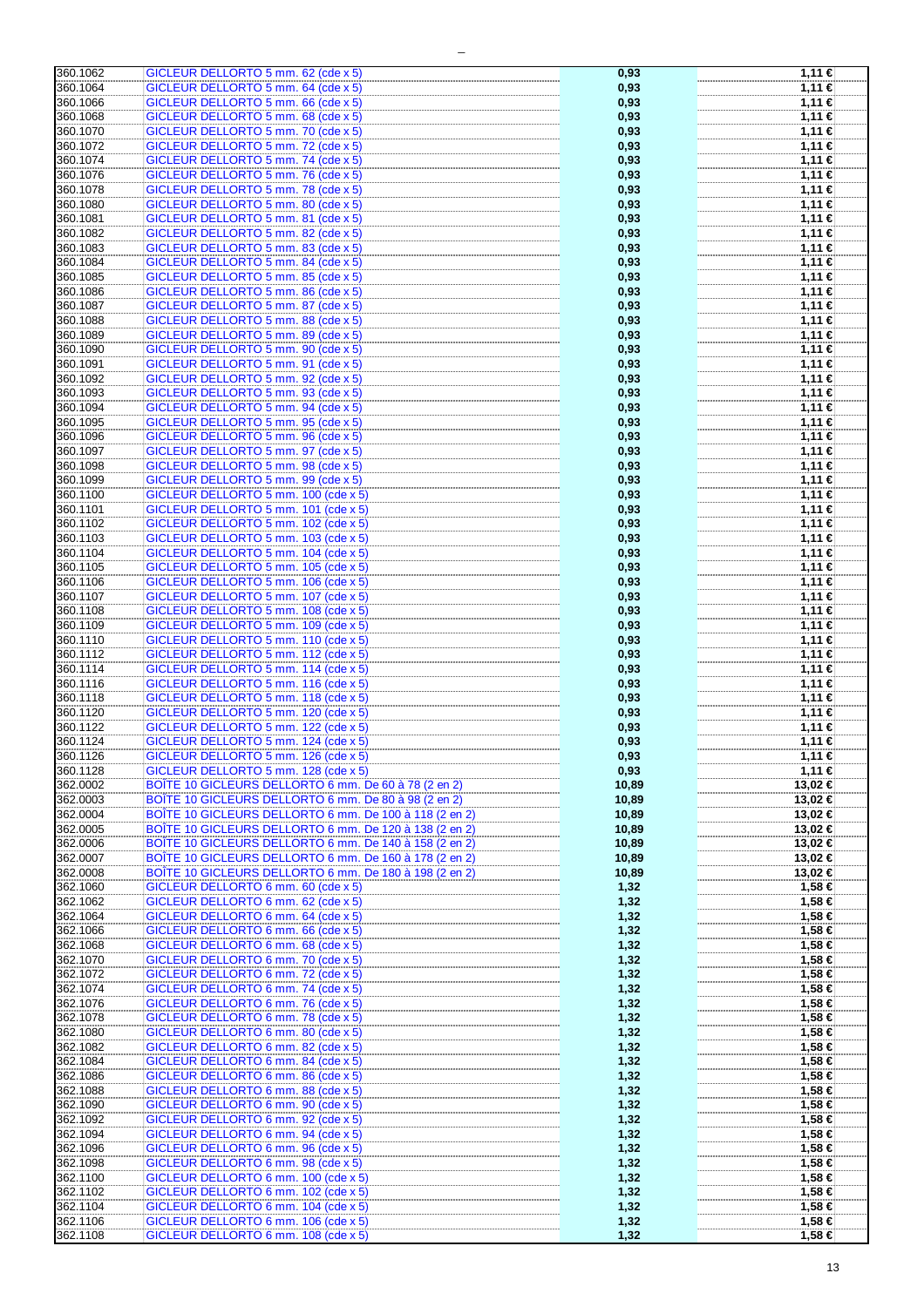| | | | |
|---|---|---|---|
| 360.1062 | GICLEUR DELLORTO 5 mm. 62 (cde x 5) | 0,93 | 1,11 € |
| 360.1064 | GICLEUR DELLORTO 5 mm. 64 (cde x 5) | 0,93 | 1,11 € |
| 360.1066 | GICLEUR DELLORTO 5 mm. 66 (cde x 5) | 0,93 | 1,11 € |
| 360.1068 | GICLEUR DELLORTO 5 mm. 68 (cde x 5) | 0,93 | 1,11 € |
| 360.1070 | GICLEUR DELLORTO 5 mm. 70 (cde x 5) | 0,93 | 1,11 € |
| 360.1072 | GICLEUR DELLORTO 5 mm. 72 (cde x 5) | 0,93 | 1,11 € |
| 360.1074 | GICLEUR DELLORTO 5 mm. 74 (cde x 5) | 0,93 | 1,11 € |
| 360.1076 | GICLEUR DELLORTO 5 mm. 76 (cde x 5) | 0,93 | 1,11 € |
| 360.1078 | GICLEUR DELLORTO 5 mm. 78 (cde x 5) | 0,93 | 1,11 € |
| 360.1080 | GICLEUR DELLORTO 5 mm. 80 (cde x 5) | 0,93 | 1,11 € |
| 360.1081 | GICLEUR DELLORTO 5 mm. 81 (cde x 5) | 0,93 | 1,11 € |
| 360.1082 | GICLEUR DELLORTO 5 mm. 82 (cde x 5) | 0,93 | 1,11 € |
| 360.1083 | GICLEUR DELLORTO 5 mm. 83 (cde x 5) | 0,93 | 1,11 € |
| 360.1084 | GICLEUR DELLORTO 5 mm. 84 (cde x 5) | 0,93 | 1,11 € |
| 360.1085 | GICLEUR DELLORTO 5 mm. 85 (cde x 5) | 0,93 | 1,11 € |
| 360.1086 | GICLEUR DELLORTO 5 mm. 86 (cde x 5) | 0,93 | 1,11 € |
| 360.1087 | GICLEUR DELLORTO 5 mm. 87 (cde x 5) | 0,93 | 1,11 € |
| 360.1088 | GICLEUR DELLORTO 5 mm. 88 (cde x 5) | 0,93 | 1,11 € |
| 360.1089 | GICLEUR DELLORTO 5 mm. 89 (cde x 5) | 0,93 | 1,11 € |
| 360.1090 | GICLEUR DELLORTO 5 mm. 90 (cde x 5) | 0,93 | 1,11 € |
| 360.1091 | GICLEUR DELLORTO 5 mm. 91 (cde x 5) | 0,93 | 1,11 € |
| 360.1092 | GICLEUR DELLORTO 5 mm. 92 (cde x 5) | 0,93 | 1,11 € |
| 360.1093 | GICLEUR DELLORTO 5 mm. 93 (cde x 5) | 0,93 | 1,11 € |
| 360.1094 | GICLEUR DELLORTO 5 mm. 94 (cde x 5) | 0,93 | 1,11 € |
| 360.1095 | GICLEUR DELLORTO 5 mm. 95 (cde x 5) | 0,93 | 1,11 € |
| 360.1096 | GICLEUR DELLORTO 5 mm. 96 (cde x 5) | 0,93 | 1,11 € |
| 360.1097 | GICLEUR DELLORTO 5 mm. 97 (cde x 5) | 0,93 | 1,11 € |
| 360.1098 | GICLEUR DELLORTO 5 mm. 98 (cde x 5) | 0,93 | 1,11 € |
| 360.1099 | GICLEUR DELLORTO 5 mm. 99 (cde x 5) | 0,93 | 1,11 € |
| 360.1100 | GICLEUR DELLORTO 5 mm. 100 (cde x 5) | 0,93 | 1,11 € |
| 360.1101 | GICLEUR DELLORTO 5 mm. 101 (cde x 5) | 0,93 | 1,11 € |
| 360.1102 | GICLEUR DELLORTO 5 mm. 102 (cde x 5) | 0,93 | 1,11 € |
| 360.1103 | GICLEUR DELLORTO 5 mm. 103 (cde x 5) | 0,93 | 1,11 € |
| 360.1104 | GICLEUR DELLORTO 5 mm. 104 (cde x 5) | 0,93 | 1,11 € |
| 360.1105 | GICLEUR DELLORTO 5 mm. 105 (cde x 5) | 0,93 | 1,11 € |
| 360.1106 | GICLEUR DELLORTO 5 mm. 106 (cde x 5) | 0,93 | 1,11 € |
| 360.1107 | GICLEUR DELLORTO 5 mm. 107 (cde x 5) | 0,93 | 1,11 € |
| 360.1108 | GICLEUR DELLORTO 5 mm. 108 (cde x 5) | 0,93 | 1,11 € |
| 360.1109 | GICLEUR DELLORTO 5 mm. 109 (cde x 5) | 0,93 | 1,11 € |
| 360.1110 | GICLEUR DELLORTO 5 mm. 110 (cde x 5) | 0,93 | 1,11 € |
| 360.1112 | GICLEUR DELLORTO 5 mm. 112 (cde x 5) | 0,93 | 1,11 € |
| 360.1114 | GICLEUR DELLORTO 5 mm. 114 (cde x 5) | 0,93 | 1,11 € |
| 360.1116 | GICLEUR DELLORTO 5 mm. 116 (cde x 5) | 0,93 | 1,11 € |
| 360.1118 | GICLEUR DELLORTO 5 mm. 118 (cde x 5) | 0,93 | 1,11 € |
| 360.1120 | GICLEUR DELLORTO 5 mm. 120 (cde x 5) | 0,93 | 1,11 € |
| 360.1122 | GICLEUR DELLORTO 5 mm. 122 (cde x 5) | 0,93 | 1,11 € |
| 360.1124 | GICLEUR DELLORTO 5 mm. 124 (cde x 5) | 0,93 | 1,11 € |
| 360.1126 | GICLEUR DELLORTO 5 mm. 126 (cde x 5) | 0,93 | 1,11 € |
| 360.1128 | GICLEUR DELLORTO 5 mm. 128 (cde x 5) | 0,93 | 1,11 € |
| 362.0002 | BOÎTE 10 GICLEURS DELLORTO 6 mm. De 60 à 78 (2 en 2) | 10,89 | 13,02 € |
| 362.0003 | BOÎTE 10 GICLEURS DELLORTO 6 mm. De 80 à 98 (2 en 2) | 10,89 | 13,02 € |
| 362.0004 | BOÎTE 10 GICLEURS DELLORTO 6 mm. De 100 à 118 (2 en 2) | 10,89 | 13,02 € |
| 362.0005 | BOÎTE 10 GICLEURS DELLORTO 6 mm. De 120 à 138 (2 en 2) | 10,89 | 13,02 € |
| 362.0006 | BOÎTE 10 GICLEURS DELLORTO 6 mm. De 140 à 158 (2 en 2) | 10,89 | 13,02 € |
| 362.0007 | BOÎTE 10 GICLEURS DELLORTO 6 mm. De 160 à 178 (2 en 2) | 10,89 | 13,02 € |
| 362.0008 | BOÎTE 10 GICLEURS DELLORTO 6 mm. De 180 à 198 (2 en 2) | 10,89 | 13,02 € |
| 362.1060 | GICLEUR DELLORTO 6 mm. 60 (cde x 5) | 1,32 | 1,58 € |
| 362.1062 | GICLEUR DELLORTO 6 mm. 62 (cde x 5) | 1,32 | 1,58 € |
| 362.1064 | GICLEUR DELLORTO 6 mm. 64 (cde x 5) | 1,32 | 1,58 € |
| 362.1066 | GICLEUR DELLORTO 6 mm. 66 (cde x 5) | 1,32 | 1,58 € |
| 362.1068 | GICLEUR DELLORTO 6 mm. 68 (cde x 5) | 1,32 | 1,58 € |
| 362.1070 | GICLEUR DELLORTO 6 mm. 70 (cde x 5) | 1,32 | 1,58 € |
| 362.1072 | GICLEUR DELLORTO 6 mm. 72 (cde x 5) | 1,32 | 1,58 € |
| 362.1074 | GICLEUR DELLORTO 6 mm. 74 (cde x 5) | 1,32 | 1,58 € |
| 362.1076 | GICLEUR DELLORTO 6 mm. 76 (cde x 5) | 1,32 | 1,58 € |
| 362.1078 | GICLEUR DELLORTO 6 mm. 78 (cde x 5) | 1,32 | 1,58 € |
| 362.1080 | GICLEUR DELLORTO 6 mm. 80 (cde x 5) | 1,32 | 1,58 € |
| 362.1082 | GICLEUR DELLORTO 6 mm. 82 (cde x 5) | 1,32 | 1,58 € |
| 362.1084 | GICLEUR DELLORTO 6 mm. 84 (cde x 5) | 1,32 | 1,58 € |
| 362.1086 | GICLEUR DELLORTO 6 mm. 86 (cde x 5) | 1,32 | 1,58 € |
| 362.1088 | GICLEUR DELLORTO 6 mm. 88 (cde x 5) | 1,32 | 1,58 € |
| 362.1090 | GICLEUR DELLORTO 6 mm. 90 (cde x 5) | 1,32 | 1,58 € |
| 362.1092 | GICLEUR DELLORTO 6 mm. 92 (cde x 5) | 1,32 | 1,58 € |
| 362.1094 | GICLEUR DELLORTO 6 mm. 94 (cde x 5) | 1,32 | 1,58 € |
| 362.1096 | GICLEUR DELLORTO 6 mm. 96 (cde x 5) | 1,32 | 1,58 € |
| 362.1098 | GICLEUR DELLORTO 6 mm. 98 (cde x 5) | 1,32 | 1,58 € |
| 362.1100 | GICLEUR DELLORTO 6 mm. 100 (cde x 5) | 1,32 | 1,58 € |
| 362.1102 | GICLEUR DELLORTO 6 mm. 102 (cde x 5) | 1,32 | 1,58 € |
| 362.1104 | GICLEUR DELLORTO 6 mm. 104 (cde x 5) | 1,32 | 1,58 € |
| 362.1106 | GICLEUR DELLORTO 6 mm. 106 (cde x 5) | 1,32 | 1,58 € |
| 362.1108 | GICLEUR DELLORTO 6 mm. 108 (cde x 5) | 1,32 | 1,58 € |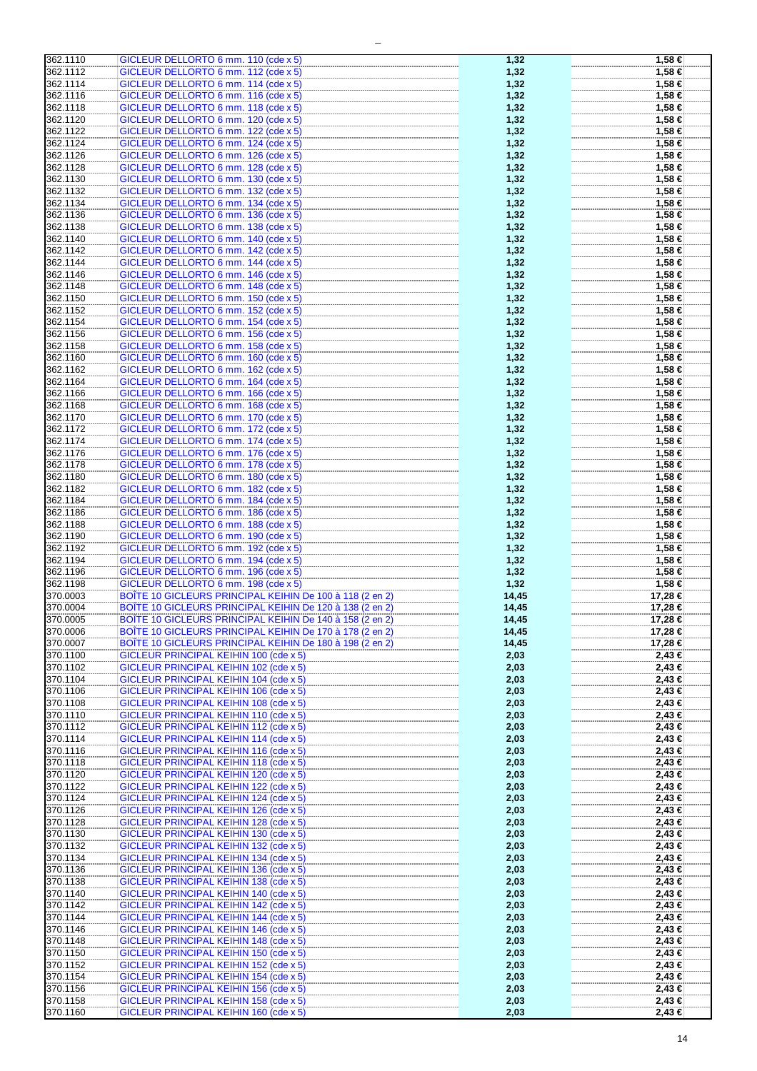| | | | |
|---|---|---|---|
| 362.1110 | GICLEUR DELLORTO 6 mm. 110 (cde x 5) | 1,32 | 1,58 € |
| 362.1112 | GICLEUR DELLORTO 6 mm. 112 (cde x 5) | 1,32 | 1,58 € |
| 362.1114 | GICLEUR DELLORTO 6 mm. 114 (cde x 5) | 1,32 | 1,58 € |
| 362.1116 | GICLEUR DELLORTO 6 mm. 116 (cde x 5) | 1,32 | 1,58 € |
| 362.1118 | GICLEUR DELLORTO 6 mm. 118 (cde x 5) | 1,32 | 1,58 € |
| 362.1120 | GICLEUR DELLORTO 6 mm. 120 (cde x 5) | 1,32 | 1,58 € |
| 362.1122 | GICLEUR DELLORTO 6 mm. 122 (cde x 5) | 1,32 | 1,58 € |
| 362.1124 | GICLEUR DELLORTO 6 mm. 124 (cde x 5) | 1,32 | 1,58 € |
| 362.1126 | GICLEUR DELLORTO 6 mm. 126 (cde x 5) | 1,32 | 1,58 € |
| 362.1128 | GICLEUR DELLORTO 6 mm. 128 (cde x 5) | 1,32 | 1,58 € |
| 362.1130 | GICLEUR DELLORTO 6 mm. 130 (cde x 5) | 1,32 | 1,58 € |
| 362.1132 | GICLEUR DELLORTO 6 mm. 132 (cde x 5) | 1,32 | 1,58 € |
| 362.1134 | GICLEUR DELLORTO 6 mm. 134 (cde x 5) | 1,32 | 1,58 € |
| 362.1136 | GICLEUR DELLORTO 6 mm. 136 (cde x 5) | 1,32 | 1,58 € |
| 362.1138 | GICLEUR DELLORTO 6 mm. 138 (cde x 5) | 1,32 | 1,58 € |
| 362.1140 | GICLEUR DELLORTO 6 mm. 140 (cde x 5) | 1,32 | 1,58 € |
| 362.1142 | GICLEUR DELLORTO 6 mm. 142 (cde x 5) | 1,32 | 1,58 € |
| 362.1144 | GICLEUR DELLORTO 6 mm. 144 (cde x 5) | 1,32 | 1,58 € |
| 362.1146 | GICLEUR DELLORTO 6 mm. 146 (cde x 5) | 1,32 | 1,58 € |
| 362.1148 | GICLEUR DELLORTO 6 mm. 148 (cde x 5) | 1,32 | 1,58 € |
| 362.1150 | GICLEUR DELLORTO 6 mm. 150 (cde x 5) | 1,32 | 1,58 € |
| 362.1152 | GICLEUR DELLORTO 6 mm. 152 (cde x 5) | 1,32 | 1,58 € |
| 362.1154 | GICLEUR DELLORTO 6 mm. 154 (cde x 5) | 1,32 | 1,58 € |
| 362.1156 | GICLEUR DELLORTO 6 mm. 156 (cde x 5) | 1,32 | 1,58 € |
| 362.1158 | GICLEUR DELLORTO 6 mm. 158 (cde x 5) | 1,32 | 1,58 € |
| 362.1160 | GICLEUR DELLORTO 6 mm. 160 (cde x 5) | 1,32 | 1,58 € |
| 362.1162 | GICLEUR DELLORTO 6 mm. 162 (cde x 5) | 1,32 | 1,58 € |
| 362.1164 | GICLEUR DELLORTO 6 mm. 164 (cde x 5) | 1,32 | 1,58 € |
| 362.1166 | GICLEUR DELLORTO 6 mm. 166 (cde x 5) | 1,32 | 1,58 € |
| 362.1168 | GICLEUR DELLORTO 6 mm. 168 (cde x 5) | 1,32 | 1,58 € |
| 362.1170 | GICLEUR DELLORTO 6 mm. 170 (cde x 5) | 1,32 | 1,58 € |
| 362.1172 | GICLEUR DELLORTO 6 mm. 172 (cde x 5) | 1,32 | 1,58 € |
| 362.1174 | GICLEUR DELLORTO 6 mm. 174 (cde x 5) | 1,32 | 1,58 € |
| 362.1176 | GICLEUR DELLORTO 6 mm. 176 (cde x 5) | 1,32 | 1,58 € |
| 362.1178 | GICLEUR DELLORTO 6 mm. 178 (cde x 5) | 1,32 | 1,58 € |
| 362.1180 | GICLEUR DELLORTO 6 mm. 180 (cde x 5) | 1,32 | 1,58 € |
| 362.1182 | GICLEUR DELLORTO 6 mm. 182 (cde x 5) | 1,32 | 1,58 € |
| 362.1184 | GICLEUR DELLORTO 6 mm. 184 (cde x 5) | 1,32 | 1,58 € |
| 362.1186 | GICLEUR DELLORTO 6 mm. 186 (cde x 5) | 1,32 | 1,58 € |
| 362.1188 | GICLEUR DELLORTO 6 mm. 188 (cde x 5) | 1,32 | 1,58 € |
| 362.1190 | GICLEUR DELLORTO 6 mm. 190 (cde x 5) | 1,32 | 1,58 € |
| 362.1192 | GICLEUR DELLORTO 6 mm. 192 (cde x 5) | 1,32 | 1,58 € |
| 362.1194 | GICLEUR DELLORTO 6 mm. 194 (cde x 5) | 1,32 | 1,58 € |
| 362.1196 | GICLEUR DELLORTO 6 mm. 196 (cde x 5) | 1,32 | 1,58 € |
| 362.1198 | GICLEUR DELLORTO 6 mm. 198 (cde x 5) | 1,32 | 1,58 € |
| 370.0003 | BOÎTE 10 GICLEURS PRINCIPAL KEIHIN De 100 à 118 (2 en 2) | 14,45 | 17,28 € |
| 370.0004 | BOÎTE 10 GICLEURS PRINCIPAL KEIHIN De 120 à 138 (2 en 2) | 14,45 | 17,28 € |
| 370.0005 | BOÎTE 10 GICLEURS PRINCIPAL KEIHIN De 140 à 158 (2 en 2) | 14,45 | 17,28 € |
| 370.0006 | BOÎTE 10 GICLEURS PRINCIPAL KEIHIN De 170 à 178 (2 en 2) | 14,45 | 17,28 € |
| 370.0007 | BOÎTE 10 GICLEURS PRINCIPAL KEIHIN De 180 à 198 (2 en 2) | 14,45 | 17,28 € |
| 370.1100 | GICLEUR PRINCIPAL KEIHIN 100 (cde x 5) | 2,03 | 2,43 € |
| 370.1102 | GICLEUR PRINCIPAL KEIHIN 102 (cde x 5) | 2,03 | 2,43 € |
| 370.1104 | GICLEUR PRINCIPAL KEIHIN 104 (cde x 5) | 2,03 | 2,43 € |
| 370.1106 | GICLEUR PRINCIPAL KEIHIN 106 (cde x 5) | 2,03 | 2,43 € |
| 370.1108 | GICLEUR PRINCIPAL KEIHIN 108 (cde x 5) | 2,03 | 2,43 € |
| 370.1110 | GICLEUR PRINCIPAL KEIHIN 110 (cde x 5) | 2,03 | 2,43 € |
| 370.1112 | GICLEUR PRINCIPAL KEIHIN 112 (cde x 5) | 2,03 | 2,43 € |
| 370.1114 | GICLEUR PRINCIPAL KEIHIN 114 (cde x 5) | 2,03 | 2,43 € |
| 370.1116 | GICLEUR PRINCIPAL KEIHIN 116 (cde x 5) | 2,03 | 2,43 € |
| 370.1118 | GICLEUR PRINCIPAL KEIHIN 118 (cde x 5) | 2,03 | 2,43 € |
| 370.1120 | GICLEUR PRINCIPAL KEIHIN 120 (cde x 5) | 2,03 | 2,43 € |
| 370.1122 | GICLEUR PRINCIPAL KEIHIN 122 (cde x 5) | 2,03 | 2,43 € |
| 370.1124 | GICLEUR PRINCIPAL KEIHIN 124 (cde x 5) | 2,03 | 2,43 € |
| 370.1126 | GICLEUR PRINCIPAL KEIHIN 126 (cde x 5) | 2,03 | 2,43 € |
| 370.1128 | GICLEUR PRINCIPAL KEIHIN 128 (cde x 5) | 2,03 | 2,43 € |
| 370.1130 | GICLEUR PRINCIPAL KEIHIN 130 (cde x 5) | 2,03 | 2,43 € |
| 370.1132 | GICLEUR PRINCIPAL KEIHIN 132 (cde x 5) | 2,03 | 2,43 € |
| 370.1134 | GICLEUR PRINCIPAL KEIHIN 134 (cde x 5) | 2,03 | 2,43 € |
| 370.1136 | GICLEUR PRINCIPAL KEIHIN 136 (cde x 5) | 2,03 | 2,43 € |
| 370.1138 | GICLEUR PRINCIPAL KEIHIN 138 (cde x 5) | 2,03 | 2,43 € |
| 370.1140 | GICLEUR PRINCIPAL KEIHIN 140 (cde x 5) | 2,03 | 2,43 € |
| 370.1142 | GICLEUR PRINCIPAL KEIHIN 142 (cde x 5) | 2,03 | 2,43 € |
| 370.1144 | GICLEUR PRINCIPAL KEIHIN 144 (cde x 5) | 2,03 | 2,43 € |
| 370.1146 | GICLEUR PRINCIPAL KEIHIN 146 (cde x 5) | 2,03 | 2,43 € |
| 370.1148 | GICLEUR PRINCIPAL KEIHIN 148 (cde x 5) | 2,03 | 2,43 € |
| 370.1150 | GICLEUR PRINCIPAL KEIHIN 150 (cde x 5) | 2,03 | 2,43 € |
| 370.1152 | GICLEUR PRINCIPAL KEIHIN 152 (cde x 5) | 2,03 | 2,43 € |
| 370.1154 | GICLEUR PRINCIPAL KEIHIN 154 (cde x 5) | 2,03 | 2,43 € |
| 370.1156 | GICLEUR PRINCIPAL KEIHIN 156 (cde x 5) | 2,03 | 2,43 € |
| 370.1158 | GICLEUR PRINCIPAL KEIHIN 158 (cde x 5) | 2,03 | 2,43 € |
| 370.1160 | GICLEUR PRINCIPAL KEIHIN 160 (cde x 5) | 2,03 | 2,43 € |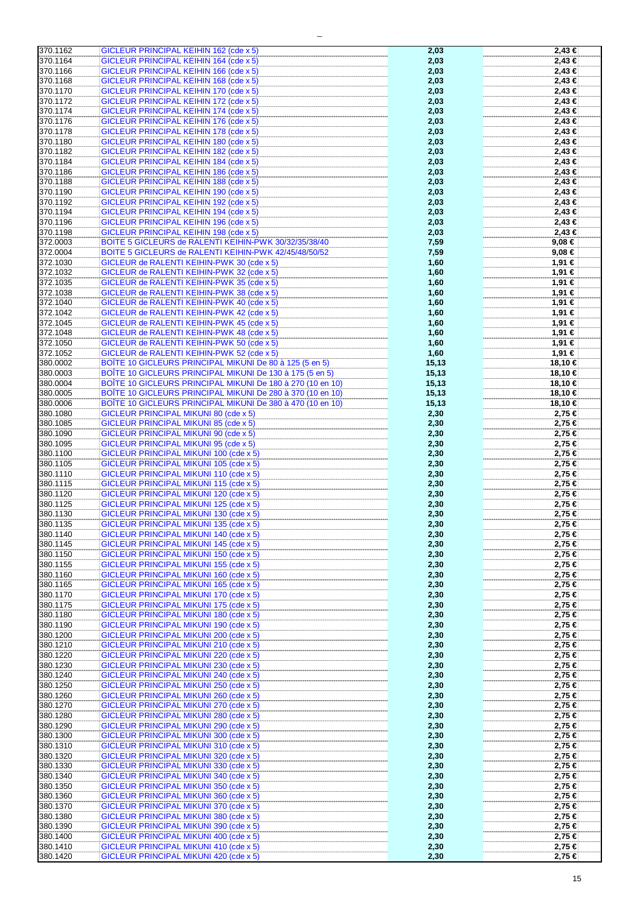| | | | |
|---|---|---|---|
| 370.1162 | GICLEUR PRINCIPAL KEIHIN 162 (cde x 5) | 2,03 | 2,43 € |
| 370.1164 | GICLEUR PRINCIPAL KEIHIN 164 (cde x 5) | 2,03 | 2,43 € |
| 370.1166 | GICLEUR PRINCIPAL KEIHIN 166 (cde x 5) | 2,03 | 2,43 € |
| 370.1168 | GICLEUR PRINCIPAL KEIHIN 168 (cde x 5) | 2,03 | 2,43 € |
| 370.1170 | GICLEUR PRINCIPAL KEIHIN 170 (cde x 5) | 2,03 | 2,43 € |
| 370.1172 | GICLEUR PRINCIPAL KEIHIN 172 (cde x 5) | 2,03 | 2,43 € |
| 370.1174 | GICLEUR PRINCIPAL KEIHIN 174 (cde x 5) | 2,03 | 2,43 € |
| 370.1176 | GICLEUR PRINCIPAL KEIHIN 176 (cde x 5) | 2,03 | 2,43 € |
| 370.1178 | GICLEUR PRINCIPAL KEIHIN 178 (cde x 5) | 2,03 | 2,43 € |
| 370.1180 | GICLEUR PRINCIPAL KEIHIN 180 (cde x 5) | 2,03 | 2,43 € |
| 370.1182 | GICLEUR PRINCIPAL KEIHIN 182 (cde x 5) | 2,03 | 2,43 € |
| 370.1184 | GICLEUR PRINCIPAL KEIHIN 184 (cde x 5) | 2,03 | 2,43 € |
| 370.1186 | GICLEUR PRINCIPAL KEIHIN 186 (cde x 5) | 2,03 | 2,43 € |
| 370.1188 | GICLEUR PRINCIPAL KEIHIN 188 (cde x 5) | 2,03 | 2,43 € |
| 370.1190 | GICLEUR PRINCIPAL KEIHIN 190 (cde x 5) | 2,03 | 2,43 € |
| 370.1192 | GICLEUR PRINCIPAL KEIHIN 192 (cde x 5) | 2,03 | 2,43 € |
| 370.1194 | GICLEUR PRINCIPAL KEIHIN 194 (cde x 5) | 2,03 | 2,43 € |
| 370.1196 | GICLEUR PRINCIPAL KEIHIN 196 (cde x 5) | 2,03 | 2,43 € |
| 370.1198 | GICLEUR PRINCIPAL KEIHIN 198 (cde x 5) | 2,03 | 2,43 € |
| 372.0003 | BOITE 5 GICLEURS de RALENTI KEIHIN-PWK 30/32/35/38/40 | 7,59 | 9,08 € |
| 372.0004 | BOITE 5 GICLEURS de RALENTI KEIHIN-PWK 42/45/48/50/52 | 7,59 | 9,08 € |
| 372.1030 | GICLEUR de RALENTI KEIHIN-PWK 30 (cde x 5) | 1,60 | 1,91 € |
| 372.1032 | GICLEUR de RALENTI KEIHIN-PWK 32 (cde x 5) | 1,60 | 1,91 € |
| 372.1035 | GICLEUR de RALENTI KEIHIN-PWK 35 (cde x 5) | 1,60 | 1,91 € |
| 372.1038 | GICLEUR de RALENTI KEIHIN-PWK 38 (cde x 5) | 1,60 | 1,91 € |
| 372.1040 | GICLEUR de RALENTI KEIHIN-PWK 40 (cde x 5) | 1,60 | 1,91 € |
| 372.1042 | GICLEUR de RALENTI KEIHIN-PWK 42 (cde x 5) | 1,60 | 1,91 € |
| 372.1045 | GICLEUR de RALENTI KEIHIN-PWK 45 (cde x 5) | 1,60 | 1,91 € |
| 372.1048 | GICLEUR de RALENTI KEIHIN-PWK 48 (cde x 5) | 1,60 | 1,91 € |
| 372.1050 | GICLEUR de RALENTI KEIHIN-PWK 50 (cde x 5) | 1,60 | 1,91 € |
| 372.1052 | GICLEUR de RALENTI KEIHIN-PWK 52 (cde x 5) | 1,60 | 1,91 € |
| 380.0002 | BOÎTE 10 GICLEURS PRINCIPAL MIKUNI De 80 à 125 (5 en 5) | 15,13 | 18,10 € |
| 380.0003 | BOÎTE 10 GICLEURS PRINCIPAL MIKUNI De 130 à 175 (5 en 5) | 15,13 | 18,10 € |
| 380.0004 | BOÎTE 10 GICLEURS PRINCIPAL MIKUNI De 180 à 270 (10 en 10) | 15,13 | 18,10 € |
| 380.0005 | BOÎTE 10 GICLEURS PRINCIPAL MIKUNI De 280 à 370 (10 en 10) | 15,13 | 18,10 € |
| 380.0006 | BOÎTE 10 GICLEURS PRINCIPAL MIKUNI De 380 à 470 (10 en 10) | 15,13 | 18,10 € |
| 380.1080 | GICLEUR PRINCIPAL MIKUNI 80 (cde x 5) | 2,30 | 2,75 € |
| 380.1085 | GICLEUR PRINCIPAL MIKUNI 85 (cde x 5) | 2,30 | 2,75 € |
| 380.1090 | GICLEUR PRINCIPAL MIKUNI 90 (cde x 5) | 2,30 | 2,75 € |
| 380.1095 | GICLEUR PRINCIPAL MIKUNI 95 (cde x 5) | 2,30 | 2,75 € |
| 380.1100 | GICLEUR PRINCIPAL MIKUNI 100 (cde x 5) | 2,30 | 2,75 € |
| 380.1105 | GICLEUR PRINCIPAL MIKUNI 105 (cde x 5) | 2,30 | 2,75 € |
| 380.1110 | GICLEUR PRINCIPAL MIKUNI 110 (cde x 5) | 2,30 | 2,75 € |
| 380.1115 | GICLEUR PRINCIPAL MIKUNI 115 (cde x 5) | 2,30 | 2,75 € |
| 380.1120 | GICLEUR PRINCIPAL MIKUNI 120 (cde x 5) | 2,30 | 2,75 € |
| 380.1125 | GICLEUR PRINCIPAL MIKUNI 125 (cde x 5) | 2,30 | 2,75 € |
| 380.1130 | GICLEUR PRINCIPAL MIKUNI 130 (cde x 5) | 2,30 | 2,75 € |
| 380.1135 | GICLEUR PRINCIPAL MIKUNI 135 (cde x 5) | 2,30 | 2,75 € |
| 380.1140 | GICLEUR PRINCIPAL MIKUNI 140 (cde x 5) | 2,30 | 2,75 € |
| 380.1145 | GICLEUR PRINCIPAL MIKUNI 145 (cde x 5) | 2,30 | 2,75 € |
| 380.1150 | GICLEUR PRINCIPAL MIKUNI 150 (cde x 5) | 2,30 | 2,75 € |
| 380.1155 | GICLEUR PRINCIPAL MIKUNI 155 (cde x 5) | 2,30 | 2,75 € |
| 380.1160 | GICLEUR PRINCIPAL MIKUNI 160 (cde x 5) | 2,30 | 2,75 € |
| 380.1165 | GICLEUR PRINCIPAL MIKUNI 165 (cde x 5) | 2,30 | 2,75 € |
| 380.1170 | GICLEUR PRINCIPAL MIKUNI 170 (cde x 5) | 2,30 | 2,75 € |
| 380.1175 | GICLEUR PRINCIPAL MIKUNI 175 (cde x 5) | 2,30 | 2,75 € |
| 380.1180 | GICLEUR PRINCIPAL MIKUNI 180 (cde x 5) | 2,30 | 2,75 € |
| 380.1190 | GICLEUR PRINCIPAL MIKUNI 190 (cde x 5) | 2,30 | 2,75 € |
| 380.1200 | GICLEUR PRINCIPAL MIKUNI 200 (cde x 5) | 2,30 | 2,75 € |
| 380.1210 | GICLEUR PRINCIPAL MIKUNI 210 (cde x 5) | 2,30 | 2,75 € |
| 380.1220 | GICLEUR PRINCIPAL MIKUNI 220 (cde x 5) | 2,30 | 2,75 € |
| 380.1230 | GICLEUR PRINCIPAL MIKUNI 230 (cde x 5) | 2,30 | 2,75 € |
| 380.1240 | GICLEUR PRINCIPAL MIKUNI 240 (cde x 5) | 2,30 | 2,75 € |
| 380.1250 | GICLEUR PRINCIPAL MIKUNI 250 (cde x 5) | 2,30 | 2,75 € |
| 380.1260 | GICLEUR PRINCIPAL MIKUNI 260 (cde x 5) | 2,30 | 2,75 € |
| 380.1270 | GICLEUR PRINCIPAL MIKUNI 270 (cde x 5) | 2,30 | 2,75 € |
| 380.1280 | GICLEUR PRINCIPAL MIKUNI 280 (cde x 5) | 2,30 | 2,75 € |
| 380.1290 | GICLEUR PRINCIPAL MIKUNI 290 (cde x 5) | 2,30 | 2,75 € |
| 380.1300 | GICLEUR PRINCIPAL MIKUNI 300 (cde x 5) | 2,30 | 2,75 € |
| 380.1310 | GICLEUR PRINCIPAL MIKUNI 310 (cde x 5) | 2,30 | 2,75 € |
| 380.1320 | GICLEUR PRINCIPAL MIKUNI 320 (cde x 5) | 2,30 | 2,75 € |
| 380.1330 | GICLEUR PRINCIPAL MIKUNI 330 (cde x 5) | 2,30 | 2,75 € |
| 380.1340 | GICLEUR PRINCIPAL MIKUNI 340 (cde x 5) | 2,30 | 2,75 € |
| 380.1350 | GICLEUR PRINCIPAL MIKUNI 350 (cde x 5) | 2,30 | 2,75 € |
| 380.1360 | GICLEUR PRINCIPAL MIKUNI 360 (cde x 5) | 2,30 | 2,75 € |
| 380.1370 | GICLEUR PRINCIPAL MIKUNI 370 (cde x 5) | 2,30 | 2,75 € |
| 380.1380 | GICLEUR PRINCIPAL MIKUNI 380 (cde x 5) | 2,30 | 2,75 € |
| 380.1390 | GICLEUR PRINCIPAL MIKUNI 390 (cde x 5) | 2,30 | 2,75 € |
| 380.1400 | GICLEUR PRINCIPAL MIKUNI 400 (cde x 5) | 2,30 | 2,75 € |
| 380.1410 | GICLEUR PRINCIPAL MIKUNI 410 (cde x 5) | 2,30 | 2,75 € |
| 380.1420 | GICLEUR PRINCIPAL MIKUNI 420 (cde x 5) | 2,30 | 2,75 € |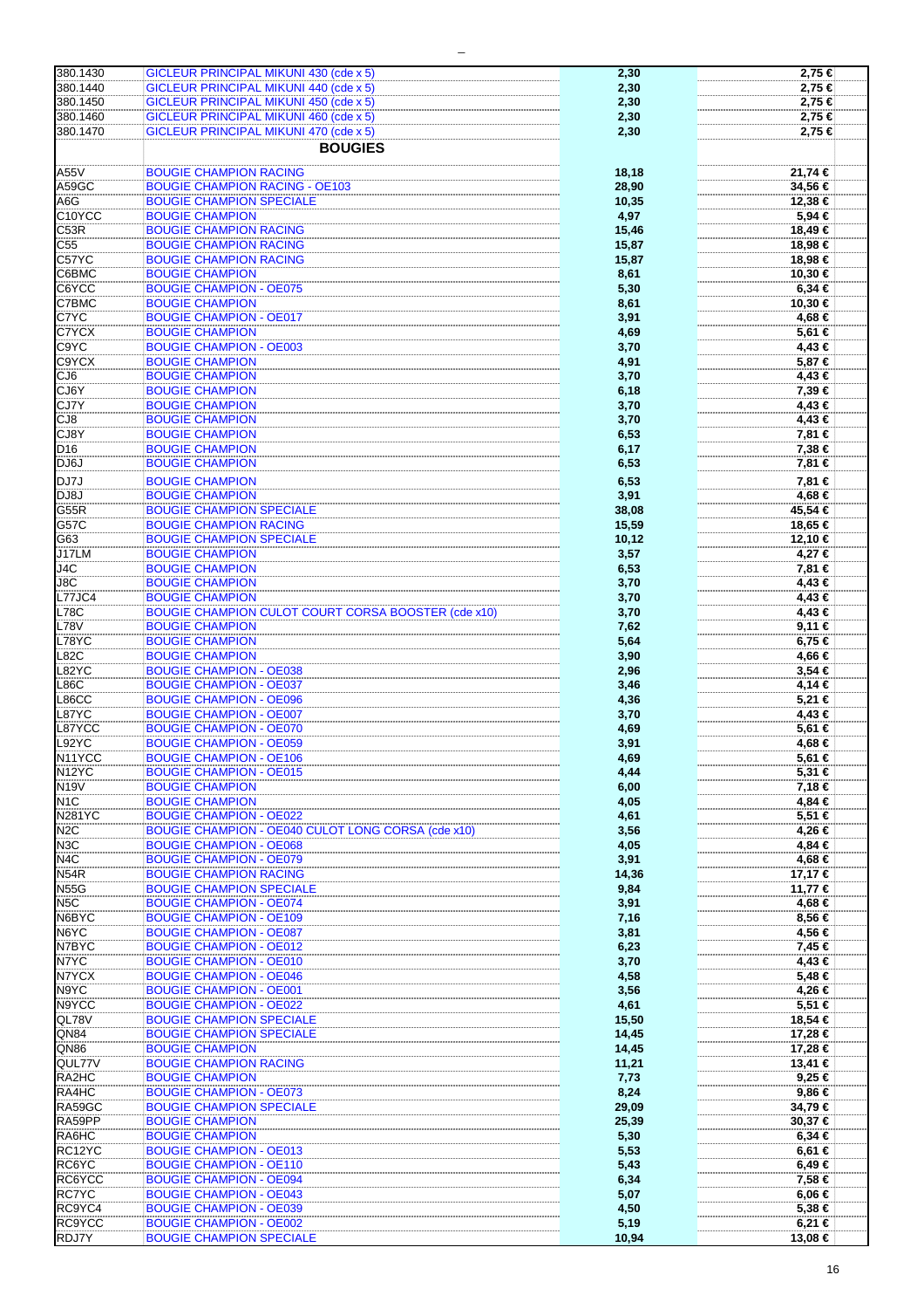| | | | |
|---|---|---|---|
| 380.1430 | GICLEUR PRINCIPAL MIKUNI 430 (cde x 5) | 2,30 | 2,75 € |
| 380.1440 | GICLEUR PRINCIPAL MIKUNI 440 (cde x 5) | 2,30 | 2,75 € |
| 380.1450 | GICLEUR PRINCIPAL MIKUNI 450 (cde x 5) | 2,30 | 2,75 € |
| 380.1460 | GICLEUR PRINCIPAL MIKUNI 460 (cde x 5) | 2,30 | 2,75 € |
| 380.1470 | GICLEUR PRINCIPAL MIKUNI 470 (cde x 5) | 2,30 | 2,75 € |
| | **BOUGIES** | | |
| A55V | BOUGIE CHAMPION RACING | 18,18 | 21,74 € |
| A59GC | BOUGIE CHAMPION RACING - OE103 | 28,90 | 34,56 € |
| A6G | BOUGIE CHAMPION SPECIALE | 10,35 | 12,38 € |
| C10YCC | BOUGIE CHAMPION | 4,97 | 5,94 € |
| C53R | BOUGIE CHAMPION RACING | 15,46 | 18,49 € |
| C55 | BOUGIE CHAMPION RACING | 15,87 | 18,98 € |
| C57YC | BOUGIE CHAMPION RACING | 15,87 | 18,98 € |
| C6BMC | BOUGIE CHAMPION | 8,61 | 10,30 € |
| C6YCC | BOUGIE CHAMPION - OE075 | 5,30 | 6,34 € |
| C7BMC | BOUGIE CHAMPION | 8,61 | 10,30 € |
| C7YC | BOUGIE CHAMPION - OE017 | 3,91 | 4,68 € |
| C7YCX | BOUGIE CHAMPION | 4,69 | 5,61 € |
| C9YC | BOUGIE CHAMPION - OE003 | 3,70 | 4,43 € |
| C9YCX | BOUGIE CHAMPION | 4,91 | 5,87 € |
| CJ6 | BOUGIE CHAMPION | 3,70 | 4,43 € |
| CJ6Y | BOUGIE CHAMPION | 6,18 | 7,39 € |
| CJ7Y | BOUGIE CHAMPION | 3,70 | 4,43 € |
| CJ8 | BOUGIE CHAMPION | 3,70 | 4,43 € |
| CJ8Y | BOUGIE CHAMPION | 6,53 | 7,81 € |
| D16 | BOUGIE CHAMPION | 6,17 | 7,38 € |
| DJ6J | BOUGIE CHAMPION | 6,53 | 7,81 € |
| DJ7J | BOUGIE CHAMPION | 6,53 | 7,81 € |
| DJ8J | BOUGIE CHAMPION | 3,91 | 4,68 € |
| G55R | BOUGIE CHAMPION SPECIALE | 38,08 | 45,54 € |
| G57C | BOUGIE CHAMPION RACING | 15,59 | 18,65 € |
| G63 | BOUGIE CHAMPION SPECIALE | 10,12 | 12,10 € |
| J17LM | BOUGIE CHAMPION | 3,57 | 4,27 € |
| J4C | BOUGIE CHAMPION | 6,53 | 7,81 € |
| J8C | BOUGIE CHAMPION | 3,70 | 4,43 € |
| L77JC4 | BOUGIE CHAMPION | 3,70 | 4,43 € |
| L78C | BOUGIE CHAMPION CULOT COURT CORSA BOOSTER (cde x10) | 3,70 | 4,43 € |
| L78V | BOUGIE CHAMPION | 7,62 | 9,11 € |
| L78YC | BOUGIE CHAMPION | 5,64 | 6,75 € |
| L82C | BOUGIE CHAMPION | 3,90 | 4,66 € |
| L82YC | BOUGIE CHAMPION - OE038 | 2,96 | 3,54 € |
| L86C | BOUGIE CHAMPION - OE037 | 3,46 | 4,14 € |
| L86CC | BOUGIE CHAMPION - OE096 | 4,36 | 5,21 € |
| L87YC | BOUGIE CHAMPION - OE007 | 3,70 | 4,43 € |
| L87YCC | BOUGIE CHAMPION - OE070 | 4,69 | 5,61 € |
| L92YC | BOUGIE CHAMPION - OE059 | 3,91 | 4,68 € |
| N11YCC | BOUGIE CHAMPION - OE106 | 4,69 | 5,61 € |
| N12YC | BOUGIE CHAMPION - OE015 | 4,44 | 5,31 € |
| N19V | BOUGIE CHAMPION | 6,00 | 7,18 € |
| N1C | BOUGIE CHAMPION | 4,05 | 4,84 € |
| N281YC | BOUGIE CHAMPION - OE022 | 4,61 | 5,51 € |
| N2C | BOUGIE CHAMPION - OE040 CULOT LONG CORSA (cde x10) | 3,56 | 4,26 € |
| N3C | BOUGIE CHAMPION - OE068 | 4,05 | 4,84 € |
| N4C | BOUGIE CHAMPION - OE079 | 3,91 | 4,68 € |
| N54R | BOUGIE CHAMPION RACING | 14,36 | 17,17 € |
| N55G | BOUGIE CHAMPION SPECIALE | 9,84 | 11,77 € |
| N5C | BOUGIE CHAMPION - OE074 | 3,91 | 4,68 € |
| N6BYC | BOUGIE CHAMPION - OE109 | 7,16 | 8,56 € |
| N6YC | BOUGIE CHAMPION - OE087 | 3,81 | 4,56 € |
| N7BYC | BOUGIE CHAMPION - OE012 | 6,23 | 7,45 € |
| N7YC | BOUGIE CHAMPION - OE010 | 3,70 | 4,43 € |
| N7YCX | BOUGIE CHAMPION - OE046 | 4,58 | 5,48 € |
| N9YC | BOUGIE CHAMPION - OE001 | 3,56 | 4,26 € |
| N9YCC | BOUGIE CHAMPION - OE022 | 4,61 | 5,51 € |
| QL78V | BOUGIE CHAMPION SPECIALE | 15,50 | 18,54 € |
| QN84 | BOUGIE CHAMPION SPECIALE | 14,45 | 17,28 € |
| QN86 | BOUGIE CHAMPION | 14,45 | 17,28 € |
| QUL77V | BOUGIE CHAMPION RACING | 11,21 | 13,41 € |
| RA2HC | BOUGIE CHAMPION | 7,73 | 9,25 € |
| RA4HC | BOUGIE CHAMPION - OE073 | 8,24 | 9,86 € |
| RA59GC | BOUGIE CHAMPION SPECIALE | 29,09 | 34,79 € |
| RA59PP | BOUGIE CHAMPION | 25,39 | 30,37 € |
| RA6HC | BOUGIE CHAMPION | 5,30 | 6,34 € |
| RC12YC | BOUGIE CHAMPION - OE013 | 5,53 | 6,61 € |
| RC6YC | BOUGIE CHAMPION - OE110 | 5,43 | 6,49 € |
| RC6YCC | BOUGIE CHAMPION - OE094 | 6,34 | 7,58 € |
| RC7YC | BOUGIE CHAMPION - OE043 | 5,07 | 6,06 € |
| RC9YC4 | BOUGIE CHAMPION - OE039 | 4,50 | 5,38 € |
| RC9YCC | BOUGIE CHAMPION - OE002 | 5,19 | 6,21 € |
| RDJ7Y | BOUGIE CHAMPION SPECIALE | 10,94 | 13,08 € |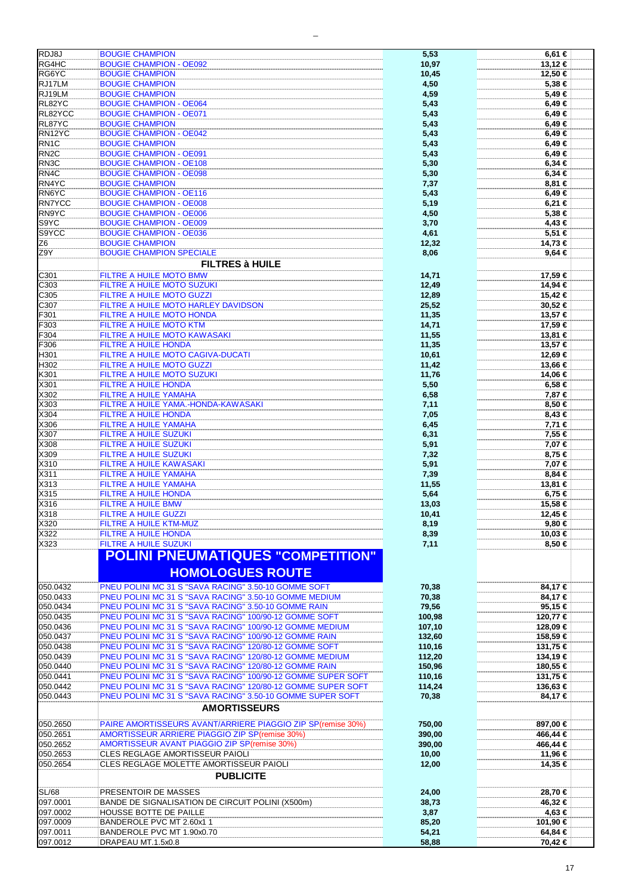| | | | |
|---|---|---|---|
| RDJ8J | BOUGIE CHAMPION | 5,53 | 6,61 € |
| RG4HC | BOUGIE CHAMPION - OE092 | 10,97 | 13,12 € |
| RG6YC | BOUGIE CHAMPION | 10,45 | 12,50 € |
| RJ17LM | BOUGIE CHAMPION | 4,50 | 5,38 € |
| RJ19LM | BOUGIE CHAMPION | 4,59 | 5,49 € |
| RL82YC | BOUGIE CHAMPION - OE064 | 5,43 | 6,49 € |
| RL82YCC | BOUGIE CHAMPION - OE071 | 5,43 | 6,49 € |
| RL87YC | BOUGIE CHAMPION | 5,43 | 6,49 € |
| RN12YC | BOUGIE CHAMPION - OE042 | 5,43 | 6,49 € |
| RN1C | BOUGIE CHAMPION | 5,43 | 6,49 € |
| RN2C | BOUGIE CHAMPION - OE091 | 5,43 | 6,49 € |
| RN3C | BOUGIE CHAMPION - OE108 | 5,30 | 6,34 € |
| RN4C | BOUGIE CHAMPION - OE098 | 5,30 | 6,34 € |
| RN4YC | BOUGIE CHAMPION | 7,37 | 8,81 € |
| RN6YC | BOUGIE CHAMPION - OE116 | 5,43 | 6,49 € |
| RN7YCC | BOUGIE CHAMPION - OE008 | 5,19 | 6,21 € |
| RN9YC | BOUGIE CHAMPION - OE006 | 4,50 | 5,38 € |
| S9YC | BOUGIE CHAMPION - OE009 | 3,70 | 4,43 € |
| S9YCC | BOUGIE CHAMPION - OE036 | 4,61 | 5,51 € |
| Z6 | BOUGIE CHAMPION | 12,32 | 14,73 € |
| Z9Y | BOUGIE CHAMPION SPECIALE | 8,06 | 9,64 € |
| | **FILTRES à HUILE** | | |
| C301 | FILTRE A HUILE MOTO BMW | 14,71 | 17,59 € |
| C303 | FILTRE A HUILE MOTO SUZUKI | 12,49 | 14,94 € |
| C305 | FILTRE A HUILE MOTO GUZZI | 12,89 | 15,42 € |
| C307 | FILTRE A HUILE MOTO HARLEY DAVIDSON | 25,52 | 30,52 € |
| F301 | FILTRE A HUILE MOTO HONDA | 11,35 | 13,57 € |
| F303 | FILTRE A HUILE MOTO KTM | 14,71 | 17,59 € |
| F304 | FILTRE A HUILE MOTO KAWASAKI | 11,55 | 13,81 € |
| F306 | FILTRE A HUILE HONDA | 11,35 | 13,57 € |
| H301 | FILTRE A HUILE MOTO CAGIVA-DUCATI | 10,61 | 12,69 € |
| H302 | FILTRE A HUILE MOTO GUZZI | 11,42 | 13,66 € |
| K301 | FILTRE A HUILE MOTO SUZUKI | 11,76 | 14,06 € |
| X301 | FILTRE A HUILE HONDA | 5,50 | 6,58 € |
| X302 | FILTRE A HUILE YAMAHA | 6,58 | 7,87 € |
| X303 | FILTRE A HUILE YAMA.-HONDA-KAWASAKI | 7,11 | 8,50 € |
| X304 | FILTRE A HUILE HONDA | 7,05 | 8,43 € |
| X306 | FILTRE A HUILE YAMAHA | 6,45 | 7,71 € |
| X307 | FILTRE A HUILE SUZUKI | 6,31 | 7,55 € |
| X308 | FILTRE A HUILE SUZUKI | 5,91 | 7,07 € |
| X309 | FILTRE A HUILE SUZUKI | 7,32 | 8,75 € |
| X310 | FILTRE A HUILE KAWASAKI | 5,91 | 7,07 € |
| X311 | FILTRE A HUILE YAMAHA | 7,39 | 8,84 € |
| X313 | FILTRE A HUILE YAMAHA | 11,55 | 13,81 € |
| X315 | FILTRE A HUILE HONDA | 5,64 | 6,75 € |
| X316 | FILTRE A HUILE BMW | 13,03 | 15,58 € |
| X318 | FILTRE A HUILE GUZZI | 10,41 | 12,45 € |
| X320 | FILTRE A HUILE KTM-MUZ | 8,19 | 9,80 € |
| X322 | FILTRE A HUILE HONDA | 8,39 | 10,03 € |
| X323 | FILTRE A HUILE SUZUKI | 7,11 | 8,50 € |
| | **POLINI PNEUMATIQUES "COMPETITION" HOMOLOGUES ROUTE** | | |
| 050.0432 | PNEU POLINI MC 31 S "SAVA RACING" 3.50-10 GOMME SOFT | 70,38 | 84,17 € |
| 050.0433 | PNEU POLINI MC 31 S "SAVA RACING" 3.50-10 GOMME MEDIUM | 70,38 | 84,17 € |
| 050.0434 | PNEU POLINI MC 31 S "SAVA RACING" 3.50-10 GOMME RAIN | 79,56 | 95,15 € |
| 050.0435 | PNEU POLINI MC 31 S "SAVA RACING" 100/90-12 GOMME SOFT | 100,98 | 120,77 € |
| 050.0436 | PNEU POLINI MC 31 S "SAVA RACING" 100/90-12 GOMME MEDIUM | 107,10 | 128,09 € |
| 050.0437 | PNEU POLINI MC 31 S "SAVA RACING" 100/90-12 GOMME RAIN | 132,60 | 158,59 € |
| 050.0438 | PNEU POLINI MC 31 S "SAVA RACING" 120/80-12 GOMME SOFT | 110,16 | 131,75 € |
| 050.0439 | PNEU POLINI MC 31 S "SAVA RACING" 120/80-12 GOMME MEDIUM | 112,20 | 134,19 € |
| 050.0440 | PNEU POLINI MC 31 S "SAVA RACING" 120/80-12 GOMME RAIN | 150,96 | 180,55 € |
| 050.0441 | PNEU POLINI MC 31 S "SAVA RACING" 100/90-12 GOMME SUPER SOFT | 110,16 | 131,75 € |
| 050.0442 | PNEU POLINI MC 31 S "SAVA RACING" 120/80-12 GOMME SUPER SOFT | 114,24 | 136,63 € |
| 050.0443 | PNEU POLINI MC 31 S "SAVA RACING" 3.50-10 GOMME SUPER SOFT | 70,38 | 84,17 € |
| | **AMORTISSEURS** | | |
| 050.2650 | PAIRE AMORTISSEURS AVANT/ARRIERE PIAGGIO ZIP SP(remise 30%) | 750,00 | 897,00 € |
| 050.2651 | AMORTISSEUR ARRIERE PIAGGIO ZIP SP(remise 30%) | 390,00 | 466,44 € |
| 050.2652 | AMORTISSEUR AVANT PIAGGIO ZIP SP(remise 30%) | 390,00 | 466,44 € |
| 050.2653 | CLES REGLAGE AMORTISSEUR PAIOLI | 10,00 | 11,96 € |
| 050.2654 | CLES REGLAGE MOLETTE AMORTISSEUR PAIOLI | 12,00 | 14,35 € |
| | **PUBLICITE** | | |
| SL/68 | PRESENTOIR DE MASSES | 24,00 | 28,70 € |
| 097.0001 | BANDE DE SIGNALISATION DE CIRCUIT POLINI (X500m) | 38,73 | 46,32 € |
| 097.0002 | HOUSSE BOTTE DE PAILLE | 3,87 | 4,63 € |
| 097.0009 | BANDEROLE PVC MT 2.60x1 1 | 85,20 | 101,90 € |
| 097.0011 | BANDEROLE PVC MT 1.90x0.70 | 54,21 | 64,84 € |
| 097.0012 | DRAPEAU MT.1.5x0.8 | 58,88 | 70,42 € |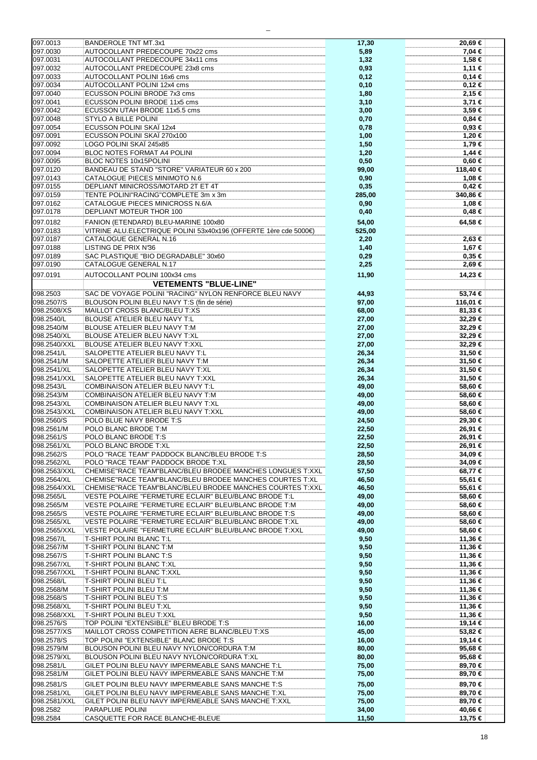| | | | |
|---|---|---|---|
| 097.0013 | BANDEROLE TNT MT.3x1 | 17,30 | 20,69 € |
| 097.0030 | AUTOCOLLANT PREDECOUPE 70x22 cms | 5,89 | 7,04 € |
| 097.0031 | AUTOCOLLANT PREDECOUPE 34x11 cms | 1,32 | 1,58 € |
| 097.0032 | AUTOCOLLANT PREDECOUPE 23x8 cms | 0,93 | 1,11 € |
| 097.0033 | AUTOCOLLANT POLINI 16x6 cms | 0,12 | 0,14 € |
| 097.0034 | AUTOCOLLANT POLINI 12x4 cms | 0,10 | 0,12 € |
| 097.0040 | ECUSSON POLINI BRODE 7x3 cms | 1,80 | 2,15 € |
| 097.0041 | ECUSSON POLINI BRODE 11x5 cms | 3,10 | 3,71 € |
| 097.0042 | ECUSSON UTAH BRODE 11x5.5 cms | 3,00 | 3,59 € |
| 097.0048 | STYLO A BILLE POLINI | 0,70 | 0,84 € |
| 097.0054 | ECUSSON POLINI SKAÏ 12x4 | 0,78 | 0,93 € |
| 097.0091 | ECUSSON POLINI SKAÏ 270x100 | 1,00 | 1,20 € |
| 097.0092 | LOGO POLINI SKAÏ 245x85 | 1,50 | 1,79 € |
| 097.0094 | BLOC NOTES FORMAT A4 POLINI | 1,20 | 1,44 € |
| 097.0095 | BLOC NOTES 10x15POLINI | 0,50 | 0,60 € |
| 097.0120 | BANDEAU DE STAND "STORE" VARIATEUR 60 x 200 | 99,00 | 118,40 € |
| 097.0143 | CATALOGUE PIECES MINIMOTO N.6 | 0,90 | 1,08 € |
| 097.0155 | DEPLIANT MINICROSS/MOTARD 2T ET 4T | 0,35 | 0,42 € |
| 097.0159 | TENTE POLINI"RACING"COMPLETE 3m x 3m | 285,00 | 340,86 € |
| 097.0162 | CATALOGUE PIECES MINICROSS N.6/A | 0,90 | 1,08 € |
| 097.0178 | DEPLIANT MOTEUR THOR 100 | 0,40 | 0,48 € |
| 097.0182 | FANION (ETENDARD) BLEU-MARINE 100x80 | 54,00 | 64,58 € |
| 097.0183 | VITRINE ALU.ELECTRIQUE POLINI 53x40x196 (OFFERTE 1ère cde 5000€) | 525,00 | |
| 097.0187 | CATALOGUE GENERAL N.16 | 2,20 | 2,63 € |
| 097.0188 | LISTING DE PRIX N°36 | 1,40 | 1,67 € |
| 097.0189 | SAC PLASTIQUE "BIO DEGRADABLE" 30x60 | 0,29 | 0,35 € |
| 097.0190 | CATALOGUE GENERAL N.17 | 2,25 | 2,69 € |
| 097.0191 | AUTOCOLLANT POLINI 100x34 cms | 11,90 | 14,23 € |
| | **VETEMENTS "BLUE-LINE"** | | |
| 098.2503 | SAC DE VOYAGE POLINI "RACING" NYLON RENFORCE BLEU NAVY | 44,93 | 53,74 € |
| 098.2507/S | BLOUSON POLINI BLEU NAVY T:S (fin de série) | 97,00 | 116,01 € |
| 098.2508/XS | MAILLOT CROSS BLANC/BLEU T:XS | 68,00 | 81,33 € |
| 098.2540/L | BLOUSE ATELIER BLEU NAVY T:L | 27,00 | 32,29 € |
| 098.2540/M | BLOUSE ATELIER BLEU NAVY T:M | 27,00 | 32,29 € |
| 098.2540/XL | BLOUSE ATELIER BLEU NAVY T:XL | 27,00 | 32,29 € |
| 098.2540/XXL | BLOUSE ATELIER BLEU NAVY T:XXL | 27,00 | 32,29 € |
| 098.2541/L | SALOPETTE ATELIER BLEU NAVY T:L | 26,34 | 31,50 € |
| 098.2541/M | SALOPETTE ATELIER BLEU NAVY T:M | 26,34 | 31,50 € |
| 098.2541/XL | SALOPETTE ATELIER BLEU NAVY T:XL | 26,34 | 31,50 € |
| 098.2541/XXL | SALOPETTE ATELIER BLEU NAVY T:XXL | 26,34 | 31,50 € |
| 098.2543/L | COMBINAISON ATELIER BLEU NAVY T:L | 49,00 | 58,60 € |
| 098.2543/M | COMBINAISON ATELIER BLEU NAVY T:M | 49,00 | 58,60 € |
| 098.2543/XL | COMBINAISON ATELIER BLEU NAVY T:XL | 49,00 | 58,60 € |
| 098.2543/XXL | COMBINAISON ATELIER BLEU NAVY T:XXL | 49,00 | 58,60 € |
| 098.2560/S | POLO BLUE NAVY BRODE T:S | 24,50 | 29,30 € |
| 098.2561/M | POLO BLANC BRODE T:M | 22,50 | 26,91 € |
| 098.2561/S | POLO BLANC BRODE T:S | 22,50 | 26,91 € |
| 098.2561/XL | POLO BLANC BRODE T:XL | 22,50 | 26,91 € |
| 098.2562/S | POLO "RACE TEAM" PADDOCK BLANC/BLEU BRODE T:S | 28,50 | 34,09 € |
| 098.2562/XL | POLO "RACE TEAM" PADDOCK BRODE T:XL | 28,50 | 34,09 € |
| 098.2563/XXL | CHEMISE"RACE TEAM"BLANC/BLEU BRODEE MANCHES LONGUES T:XXL | 57,50 | 68,77 € |
| 098.2564/XL | CHEMISE"RACE TEAM"BLANC/BLEU BRODEE MANCHES COURTES T:XL | 46,50 | 55,61 € |
| 098.2564/XXL | CHEMISE"RACE TEAM"BLANC/BLEU BRODEE MANCHES COURTES T:XXL | 46,50 | 55,61 € |
| 098.2565/L | VESTE POLAIRE "FERMETURE ECLAIR" BLEU/BLANC BRODE T:L | 49,00 | 58,60 € |
| 098.2565/M | VESTE POLAIRE "FERMETURE ECLAIR" BLEU/BLANC BRODE T:M | 49,00 | 58,60 € |
| 098.2565/S | VESTE POLAIRE "FERMETURE ECLAIR" BLEU/BLANC BRODE T:S | 49,00 | 58,60 € |
| 098.2565/XL | VESTE POLAIRE "FERMETURE ECLAIR" BLEU/BLANC BRODE T:XL | 49,00 | 58,60 € |
| 098.2565/XXL | VESTE POLAIRE "FERMETURE ECLAIR" BLEU/BLANC BRODE T:XXL | 49,00 | 58,60 € |
| 098.2567/L | T-SHIRT POLINI BLANC T:L | 9,50 | 11,36 € |
| 098.2567/M | T-SHIRT POLINI BLANC T:M | 9,50 | 11,36 € |
| 098.2567/S | T-SHIRT POLINI BLANC T:S | 9,50 | 11,36 € |
| 098.2567/XL | T-SHIRT POLINI BLANC T:XL | 9,50 | 11,36 € |
| 098.2567/XXL | T-SHIRT POLINI BLANC T:XXL | 9,50 | 11,36 € |
| 098.2568/L | T-SHIRT POLINI BLEU T:L | 9,50 | 11,36 € |
| 098.2568/M | T-SHIRT POLINI BLEU T:M | 9,50 | 11,36 € |
| 098.2568/S | T-SHIRT POLINI BLEU T:S | 9,50 | 11,36 € |
| 098.2568/XL | T-SHIRT POLINI BLEU T:XL | 9,50 | 11,36 € |
| 098.2568/XXL | T-SHIRT POLINI BLEU T:XXL | 9,50 | 11,36 € |
| 098.2576/S | TOP POLINI "EXTENSIBLE" BLEU BRODE T:S | 16,00 | 19,14 € |
| 098.2577/XS | MAILLOT CROSS COMPETITION AERE BLANC/BLEU T:XS | 45,00 | 53,82 € |
| 098.2578/S | TOP POLINI "EXTENSIBLE" BLANC BRODE T:S | 16,00 | 19,14 € |
| 098.2579/M | BLOUSON POLINI BLEU NAVY NYLON/CORDURA T:M | 80,00 | 95,68 € |
| 098.2579/XL | BLOUSON POLINI BLEU NAVY NYLON/CORDURA T:XL | 80,00 | 95,68 € |
| 098.2581/L | GILET POLINI BLEU NAVY IMPERMEABLE SANS MANCHE T:L | 75,00 | 89,70 € |
| 098.2581/M | GILET POLINI BLEU NAVY IMPERMEABLE SANS MANCHE T:M | 75,00 | 89,70 € |
| 098.2581/S | GILET POLINI BLEU NAVY IMPERMEABLE SANS MANCHE T:S | 75,00 | 89,70 € |
| 098.2581/XL | GILET POLINI BLEU NAVY IMPERMEABLE SANS MANCHE T:XL | 75,00 | 89,70 € |
| 098.2581/XXL | GILET POLINI BLEU NAVY IMPERMEABLE SANS MANCHE T:XXL | 75,00 | 89,70 € |
| 098.2582 | PARAPLUIE POLINI | 34,00 | 40,66 € |
| 098.2584 | CASQUETTE FOR RACE BLANCHE-BLEUE | 11,50 | 13,75 € |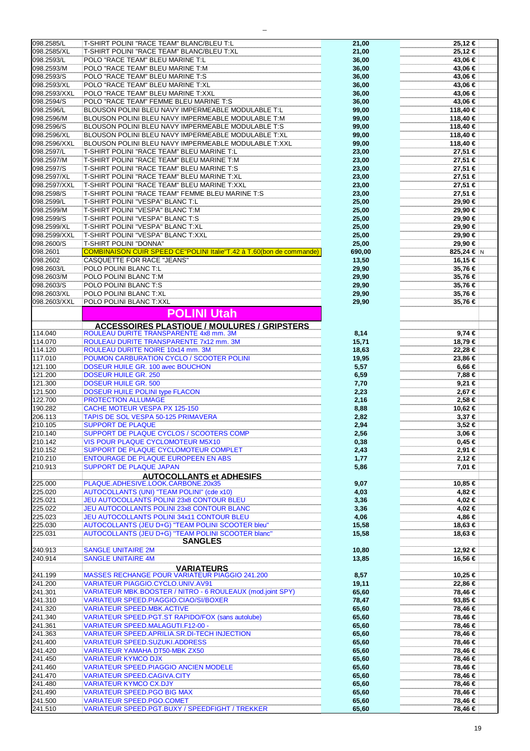| | | | |
|---|---|---|---|
| 098.2585/L | T-SHIRT POLINI "RACE TEAM" BLANC/BLEU T:L | 21,00 | 25,12 € |
| 098.2585/XL | T-SHIRT POLINI "RACE TEAM" BLANC/BLEU T:XL | 21,00 | 25,12 € |
| 098.2593/L | POLO "RACE TEAM" BLEU MARINE T:L | 36,00 | 43,06 € |
| 098.2593/M | POLO "RACE TEAM" BLEU MARINE T:M | 36,00 | 43,06 € |
| 098.2593/S | POLO "RACE TEAM" BLEU MARINE T:S | 36,00 | 43,06 € |
| 098.2593/XL | POLO "RACE TEAM" BLEU MARINE T:XL | 36,00 | 43,06 € |
| 098.2593/XXL | POLO "RACE TEAM" BLEU MARINE T:XXL | 36,00 | 43,06 € |
| 098.2594/S | POLO "RACE TEAM" FEMME BLEU MARINE T:S | 36,00 | 43,06 € |
| 098.2596/L | BLOUSON POLINI BLEU NAVY IMPERMEABLE MODULABLE T:L | 99,00 | 118,40 € |
| 098.2596/M | BLOUSON POLINI BLEU NAVY IMPERMEABLE MODULABLE T:M | 99,00 | 118,40 € |
| 098.2596/S | BLOUSON POLINI BLEU NAVY IMPERMEABLE MODULABLE T:S | 99,00 | 118,40 € |
| 098.2596/XL | BLOUSON POLINI BLEU NAVY IMPERMEABLE MODULABLE T:XL | 99,00 | 118,40 € |
| 098.2596/XXL | BLOUSON POLINI BLEU NAVY IMPERMEABLE MODULABLE T:XXL | 99,00 | 118,40 € |
| 098.2597/L | T-SHIRT POLINI "RACE TEAM" BLEU MARINE T:L | 23,00 | 27,51 € |
| 098.2597/M | T-SHIRT POLINI "RACE TEAM" BLEU MARINE T:M | 23,00 | 27,51 € |
| 098.2597/S | T-SHIRT POLINI "RACE TEAM" BLEU MARINE T:S | 23,00 | 27,51 € |
| 098.2597/XL | T-SHIRT POLINI "RACE TEAM" BLEU MARINE T:XL | 23,00 | 27,51 € |
| 098.2597/XXL | T-SHIRT POLINI "RACE TEAM" BLEU MARINE T:XXL | 23,00 | 27,51 € |
| 098.2598/S | T-SHIRT POLINI "RACE TEAM" FEMME BLEU MARINE T:S | 23,00 | 27,51 € |
| 098.2599/L | T-SHIRT POLINI "VESPA" BLANC T:L | 25,00 | 29,90 € |
| 098.2599/M | T-SHIRT POLINI "VESPA" BLANC T:M | 25,00 | 29,90 € |
| 098.2599/S | T-SHIRT POLINI "VESPA" BLANC T:S | 25,00 | 29,90 € |
| 098.2599/XL | T-SHIRT POLINI "VESPA" BLANC T:XL | 25,00 | 29,90 € |
| 098.2599/XXL | T-SHIRT POLINI "VESPA" BLANC T:XXL | 25,00 | 29,90 € |
| 098.2600/S | T-SHIRT POLINI "DONNA" | 25,00 | 29,90 € |
| 098.2601 | COMBINAISON CUIR SPEED CE"POLINI Italie"T.42 à T.60(bon de commande) | 690,00 | 825,24 € N |
| 098.2602 | CASQUETTE FOR RACE "JEANS" | 13,50 | 16,15 € |
| 098.2603/L | POLO POLINI BLANC T:L | 29,90 | 35,76 € |
| 098.2603/M | POLO POLINI BLANC T:M | 29,90 | 35,76 € |
| 098.2603/S | POLO POLINI BLANC T:S | 29,90 | 35,76 € |
| 098.2603/XL | POLO POLINI BLANC T:XL | 29,90 | 35,76 € |
| 098.2603/XXL | POLO POLINI BLANC T:XXL | 29,90 | 35,76 € |
| | **POLINI Utah** | | |
| | **ACCESSOIRES PLASTIQUE / MOULURES / GRIPSTERS** | | |
| 114.040 | ROULEAU DURITE TRANSPARENTE 4x8 mm. 3M | 8,14 | 9,74 € |
| 114.070 | ROULEAU DURITE TRANSPARENTE 7x12 mm. 3M | 15,71 | 18,79 € |
| 114.120 | ROULEAU DURITE NOIRE 10x14 mm. 3M | 18,63 | 22,28 € |
| 117.010 | POUMON CARBURATION CYCLO / SCOOTER POLINI | 19,95 | 23,86 € |
| 121.100 | DOSEUR HUILE GR. 100 avec BOUCHON | 5,57 | 6,66 € |
| 121.200 | DOSEUR HUILE GR. 250 | 6,59 | 7,88 € |
| 121.300 | DOSEUR HUILE GR. 500 | 7,70 | 9,21 € |
| 121.500 | DOSEUR HUILE POLINI type FLACON | 2,23 | 2,67 € |
| 122.700 | PROTECTION ALLUMAGE | 2,16 | 2,58 € |
| 190.282 | CACHE MOTEUR VESPA PX 125-150 | 8,88 | 10,62 € |
| 206.113 | TAPIS DE SOL VESPA 50-125 PRIMAVERA | 2,82 | 3,37 € |
| 210.105 | SUPPORT DE PLAQUE | 2,94 | 3,52 € |
| 210.140 | SUPPORT DE PLAQUE CYCLOS / SCOOTERS COMP | 2,56 | 3,06 € |
| 210.142 | VIS POUR PLAQUE CYCLOMOTEUR M5X10 | 0,38 | 0,45 € |
| 210.152 | SUPPORT DE PLAQUE CYCLOMOTEUR COMPLET | 2,43 | 2,91 € |
| 210.210 | ENTOURAGE DE PLAQUE EUROPEEN EN ABS | 1,77 | 2,12 € |
| 210.913 | SUPPORT DE PLAQUE JAPAN | 5,86 | 7,01 € |
| | **AUTOCOLLANTS et ADHESIFS** | | |
| 225.000 | PLAQUE.ADHESIVE.LOOK.CARBONE.20x35 | 9,07 | 10,85 € |
| 225.020 | AUTOCOLLANTS (UNI) "TEAM POLINI" (cde x10) | 4,03 | 4,82 € |
| 225.021 | JEU AUTOCOLLANTS POLINI 23x8 CONTOUR BLEU | 3,36 | 4,02 € |
| 225.022 | JEU AUTOCOLLANTS POLINI 23x8 CONTOUR BLANC | 3,36 | 4,02 € |
| 225.023 | JEU AUTOCOLLANTS POLINI 34x11 CONTOUR BLEU | 4,06 | 4,86 € |
| 225.030 | AUTOCOLLANTS (JEU D+G) "TEAM POLINI SCOOTER bleu" | 15,58 | 18,63 € |
| 225.031 | AUTOCOLLANTS (JEU D+G) "TEAM POLINI SCOOTER blanc" | 15,58 | 18,63 € |
| | **SANGLES** | | |
| 240.913 | SANGLE UNITAIRE 2M | 10,80 | 12,92 € |
| 240.914 | SANGLE UNITAIRE 4M | 13,85 | 16,56 € |
| | **VARIATEURS** | | |
| 241.199 | MASSES RECHANGE POUR VARIATEUR PIAGGIO 241.200 | 8,57 | 10,25 € |
| 241.200 | VARIATEUR PIAGGIO.CYCLO.UNIV.AV91 | 19,11 | 22,86 € |
| 241.301 | VARIATEUR MBK.BOOSTER / NITRO - 6 ROULEAUX (mod.joint SPY) | 65,60 | 78,46 € |
| 241.310 | VARIATEUR SPEED.PIAGGIO.CIAO/SI/BOXER | 78,47 | 93,85 € |
| 241.320 | VARIATEUR SPEED.MBK.ACTIVE | 65,60 | 78,46 € |
| 241.340 | VARIATEUR SPEED.PGT.ST RAPIDO/FOX (sans autolube) | 65,60 | 78,46 € |
| 241.361 | VARIATEUR SPEED.MALAGUTI.F12-00 - | 65,60 | 78,46 € |
| 241.363 | VARIATEUR SPEED.APRILIA.SR.DI-TECH INJECTION | 65,60 | 78,46 € |
| 241.400 | VARIATEUR SPEED.SUZUKI.ADDRESS | 65,60 | 78,46 € |
| 241.420 | VARIATEUR YAMAHA DT50-MBK ZX50 | 65,60 | 78,46 € |
| 241.450 | VARIATEUR KYMCO DJX | 65,60 | 78,46 € |
| 241.460 | VARIATEUR SPEED.PIAGGIO ANCIEN MODELE | 65,60 | 78,46 € |
| 241.470 | VARIATEUR SPEED.CAGIVA.CITY | 65,60 | 78,46 € |
| 241.480 | VARIATEUR KYMCO CX.DJY | 65,60 | 78,46 € |
| 241.490 | VARIATEUR SPEED.PGO BIG MAX | 65,60 | 78,46 € |
| 241.500 | VARIATEUR SPEED.PGO.COMET | 65,60 | 78,46 € |
| 241.510 | VARIATEUR SPEED.PGT.BUXY / SPEEDFIGHT / TREKKER | 65,60 | 78,46 € |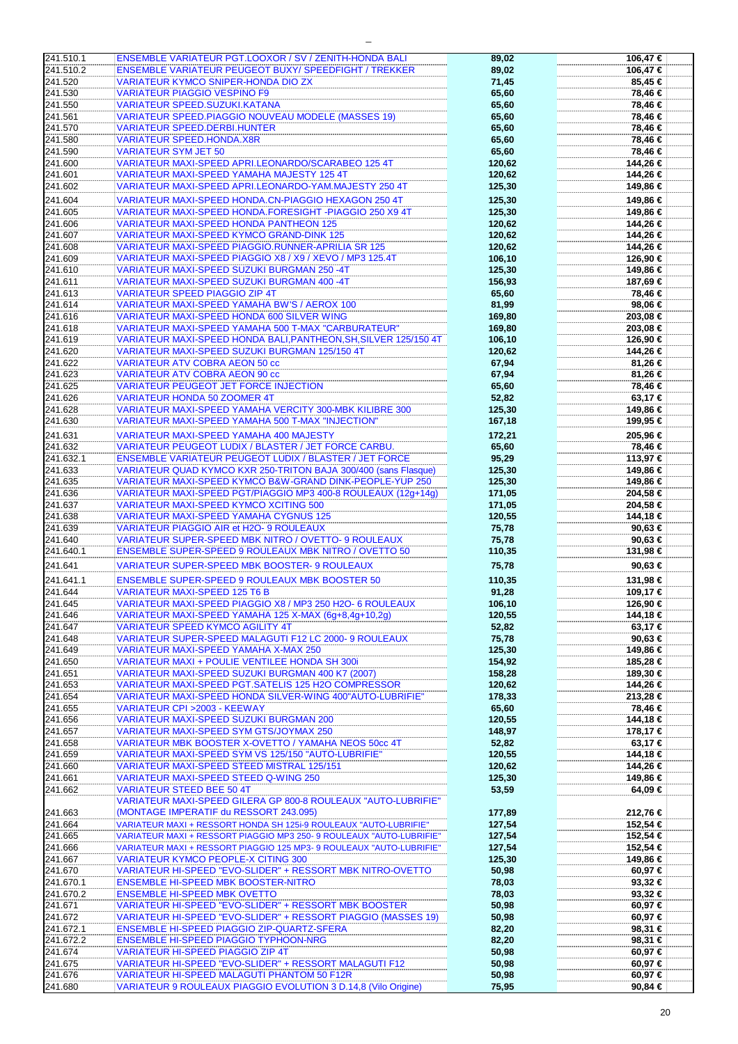| | | | |
|---|---|---|---|
| 241.510.1 | ENSEMBLE VARIATEUR PGT.LOOXOR / SV / ZENITH-HONDA BALI | 89,02 | 106,47 € |
| 241.510.2 | ENSEMBLE VARIATEUR PEUGEOT BUXY/ SPEEDFIGHT / TREKKER | 89,02 | 106,47 € |
| 241.520 | VARIATEUR KYMCO SNIPER-HONDA DIO ZX | 71,45 | 85,45 € |
| 241.530 | VARIATEUR PIAGGIO VESPINO F9 | 65,60 | 78,46 € |
| 241.550 | VARIATEUR SPEED.SUZUKI.KATANA | 65,60 | 78,46 € |
| 241.561 | VARIATEUR SPEED.PIAGGIO NOUVEAU MODELE (MASSES 19) | 65,60 | 78,46 € |
| 241.570 | VARIATEUR SPEED.DERBI.HUNTER | 65,60 | 78,46 € |
| 241.580 | VARIATEUR SPEED.HONDA.X8R | 65,60 | 78,46 € |
| 241.590 | VARIATEUR SYM JET 50 | 65,60 | 78,46 € |
| 241.600 | VARIATEUR MAXI-SPEED APRI.LEONARDO/SCARABEO 125 4T | 120,62 | 144,26 € |
| 241.601 | VARIATEUR MAXI-SPEED YAMAHA MAJESTY 125 4T | 120,62 | 144,26 € |
| 241.602 | VARIATEUR MAXI-SPEED APRI.LEONARDO-YAM.MAJESTY 250 4T | 125,30 | 149,86 € |
| 241.604 | VARIATEUR MAXI-SPEED HONDA.CN-PIAGGIO HEXAGON 250 4T | 125,30 | 149,86 € |
| 241.605 | VARIATEUR MAXI-SPEED HONDA.FORESIGHT -PIAGGIO 250 X9 4T | 125,30 | 149,86 € |
| 241.606 | VARIATEUR MAXI-SPEED HONDA PANTHEON 125 | 120,62 | 144,26 € |
| 241.607 | VARIATEUR MAXI-SPEED KYMCO GRAND-DINK 125 | 120,62 | 144,26 € |
| 241.608 | VARIATEUR MAXI-SPEED PIAGGIO.RUNNER-APRILIA SR 125 | 120,62 | 144,26 € |
| 241.609 | VARIATEUR MAXI-SPEED PIAGGIO X8 / X9 / XEVO / MP3 125.4T | 106,10 | 126,90 € |
| 241.610 | VARIATEUR MAXI-SPEED SUZUKI BURGMAN 250 -4T | 125,30 | 149,86 € |
| 241.611 | VARIATEUR MAXI-SPEED SUZUKI BURGMAN 400 -4T | 156,93 | 187,69 € |
| 241.613 | VARIATEUR SPEED PIAGGIO ZIP 4T | 65,60 | 78,46 € |
| 241.614 | VARIATEUR MAXI-SPEED YAMAHA BW'S / AEROX 100 | 81,99 | 98,06 € |
| 241.616 | VARIATEUR MAXI-SPEED HONDA 600 SILVER WING | 169,80 | 203,08 € |
| 241.618 | VARIATEUR MAXI-SPEED YAMAHA 500 T-MAX "CARBURATEUR" | 169,80 | 203,08 € |
| 241.619 | VARIATEUR MAXI-SPEED HONDA BALI,PANTHEON,SH,SILVER 125/150 4T | 106,10 | 126,90 € |
| 241.620 | VARIATEUR MAXI-SPEED SUZUKI BURGMAN 125/150 4T | 120,62 | 144,26 € |
| 241.622 | VARIATEUR ATV COBRA AEON 50 cc | 67,94 | 81,26 € |
| 241.623 | VARIATEUR ATV COBRA AEON 90 cc | 67,94 | 81,26 € |
| 241.625 | VARIATEUR PEUGEOT JET FORCE INJECTION | 65,60 | 78,46 € |
| 241.626 | VARIATEUR HONDA 50 ZOOMER 4T | 52,82 | 63,17 € |
| 241.628 | VARIATEUR MAXI-SPEED YAMAHA VERCITY 300-MBK KILIBRE 300 | 125,30 | 149,86 € |
| 241.630 | VARIATEUR MAXI-SPEED YAMAHA 500 T-MAX "INJECTION" | 167,18 | 199,95 € |
| 241.631 | VARIATEUR MAXI-SPEED YAMAHA 400 MAJESTY | 172,21 | 205,96 € |
| 241.632 | VARIATEUR PEUGEOT LUDIX / BLASTER / JET FORCE CARBU. | 65,60 | 78,46 € |
| 241.632.1 | ENSEMBLE VARIATEUR PEUGEOT LUDIX / BLASTER / JET FORCE | 95,29 | 113,97 € |
| 241.633 | VARIATEUR QUAD KYMCO KXR 250-TRITON BAJA 300/400 (sans Flasque) | 125,30 | 149,86 € |
| 241.635 | VARIATEUR MAXI-SPEED KYMCO B&W-GRAND DINK-PEOPLE-YUP 250 | 125,30 | 149,86 € |
| 241.636 | VARIATEUR MAXI-SPEED PGT/PIAGGIO MP3 400-8 ROULEAUX (12g+14g) | 171,05 | 204,58 € |
| 241.637 | VARIATEUR MAXI-SPEED KYMCO XCITING 500 | 171,05 | 204,58 € |
| 241.638 | VARIATEUR MAXI-SPEED YAMAHA CYGNUS 125 | 120,55 | 144,18 € |
| 241.639 | VARIATEUR PIAGGIO AIR et H2O- 9 ROULEAUX | 75,78 | 90,63 € |
| 241.640 | VARIATEUR SUPER-SPEED MBK NITRO / OVETTO- 9 ROULEAUX | 75,78 | 90,63 € |
| 241.640.1 | ENSEMBLE SUPER-SPEED 9 ROULEAUX MBK NITRO / OVETTO 50 | 110,35 | 131,98 € |
| 241.641 | VARIATEUR SUPER-SPEED MBK BOOSTER- 9 ROULEAUX | 75,78 | 90,63 € |
| 241.641.1 | ENSEMBLE SUPER-SPEED 9 ROULEAUX MBK BOOSTER 50 | 110,35 | 131,98 € |
| 241.644 | VARIATEUR MAXI-SPEED 125 T6 B | 91,28 | 109,17 € |
| 241.645 | VARIATEUR MAXI-SPEED PIAGGIO X8 / MP3 250 H2O- 6 ROULEAUX | 106,10 | 126,90 € |
| 241.646 | VARIATEUR MAXI-SPEED YAMAHA 125 X-MAX (6g+8,4g+10,2g) | 120,55 | 144,18 € |
| 241.647 | VARIATEUR SPEED KYMCO AGILITY 4T | 52,82 | 63,17 € |
| 241.648 | VARIATEUR SUPER-SPEED MALAGUTI F12 LC 2000- 9 ROULEAUX | 75,78 | 90,63 € |
| 241.649 | VARIATEUR MAXI-SPEED YAMAHA X-MAX 250 | 125,30 | 149,86 € |
| 241.650 | VARIATEUR MAXI + POULIE VENTILEE HONDA SH 300i | 154,92 | 185,28 € |
| 241.651 | VARIATEUR MAXI-SPEED SUZUKI BURGMAN 400 K7 (2007) | 158,28 | 189,30 € |
| 241.653 | VARIATEUR MAXI-SPEED PGT.SATELIS 125 H2O COMPRESSOR | 120,62 | 144,26 € |
| 241.654 | VARIATEUR MAXI-SPEED HONDA SILVER-WING 400"AUTO-LUBRIFIE" | 178,33 | 213,28 € |
| 241.655 | VARIATEUR CPI >2003 - KEEWAY | 65,60 | 78,46 € |
| 241.656 | VARIATEUR MAXI-SPEED SUZUKI BURGMAN 200 | 120,55 | 144,18 € |
| 241.657 | VARIATEUR MAXI-SPEED SYM GTS/JOYMAX 250 | 148,97 | 178,17 € |
| 241.658 | VARIATEUR MBK BOOSTER X-OVETTO / YAMAHA NEOS 50cc 4T | 52,82 | 63,17 € |
| 241.659 | VARIATEUR MAXI-SPEED SYM VS 125/150 "AUTO-LUBRIFIE" | 120,55 | 144,18 € |
| 241.660 | VARIATEUR MAXI-SPEED STEED MISTRAL 125/151 | 120,62 | 144,26 € |
| 241.661 | VARIATEUR MAXI-SPEED STEED Q-WING 250 | 125,30 | 149,86 € |
| 241.662 | VARIATEUR STEED BEE 50 4T | 53,59 | 64,09 € |
| 241.663 | VARIATEUR MAXI-SPEED GILERA GP 800-8 ROULEAUX "AUTO-LUBRIFIE" (MONTAGE IMPERATIF du RESSORT 243.095) | 177,89 | 212,76 € |
| 241.664 | VARIATEUR MAXI + RESSORT HONDA SH 125i-9 ROULEAUX "AUTO-LUBRIFIE" | 127,54 | 152,54 € |
| 241.665 | VARIATEUR MAXI + RESSORT PIAGGIO MP3 250- 9 ROULEAUX "AUTO-LUBRIFIE" | 127,54 | 152,54 € |
| 241.666 | VARIATEUR MAXI + RESSORT PIAGGIO 125 MP3- 9 ROULEAUX "AUTO-LUBRIFIE" | 127,54 | 152,54 € |
| 241.667 | VARIATEUR KYMCO PEOPLE-X CITING 300 | 125,30 | 149,86 € |
| 241.670 | VARIATEUR HI-SPEED "EVO-SLIDER" + RESSORT MBK NITRO-OVETTO | 50,98 | 60,97 € |
| 241.670.1 | ENSEMBLE HI-SPEED MBK BOOSTER-NITRO | 78,03 | 93,32 € |
| 241.670.2 | ENSEMBLE HI-SPEED MBK OVETTO | 78,03 | 93,32 € |
| 241.671 | VARIATEUR HI-SPEED "EVO-SLIDER" + RESSORT MBK BOOSTER | 50,98 | 60,97 € |
| 241.672 | VARIATEUR HI-SPEED "EVO-SLIDER" + RESSORT PIAGGIO (MASSES 19) | 50,98 | 60,97 € |
| 241.672.1 | ENSEMBLE HI-SPEED PIAGGIO ZIP-QUARTZ-SFERA | 82,20 | 98,31 € |
| 241.672.2 | ENSEMBLE HI-SPEED PIAGGIO TYPHOON-NRG | 82,20 | 98,31 € |
| 241.674 | VARIATEUR HI-SPEED PIAGGIO ZIP 4T | 50,98 | 60,97 € |
| 241.675 | VARIATEUR HI-SPEED "EVO-SLIDER" + RESSORT MALAGUTI F12 | 50,98 | 60,97 € |
| 241.676 | VARIATEUR HI-SPEED MALAGUTI PHANTOM 50 F12R | 50,98 | 60,97 € |
| 241.680 | VARIATEUR 9 ROULEAUX PIAGGIO EVOLUTION 3 D.14,8 (Vilo Origine) | 75,95 | 90,84 € |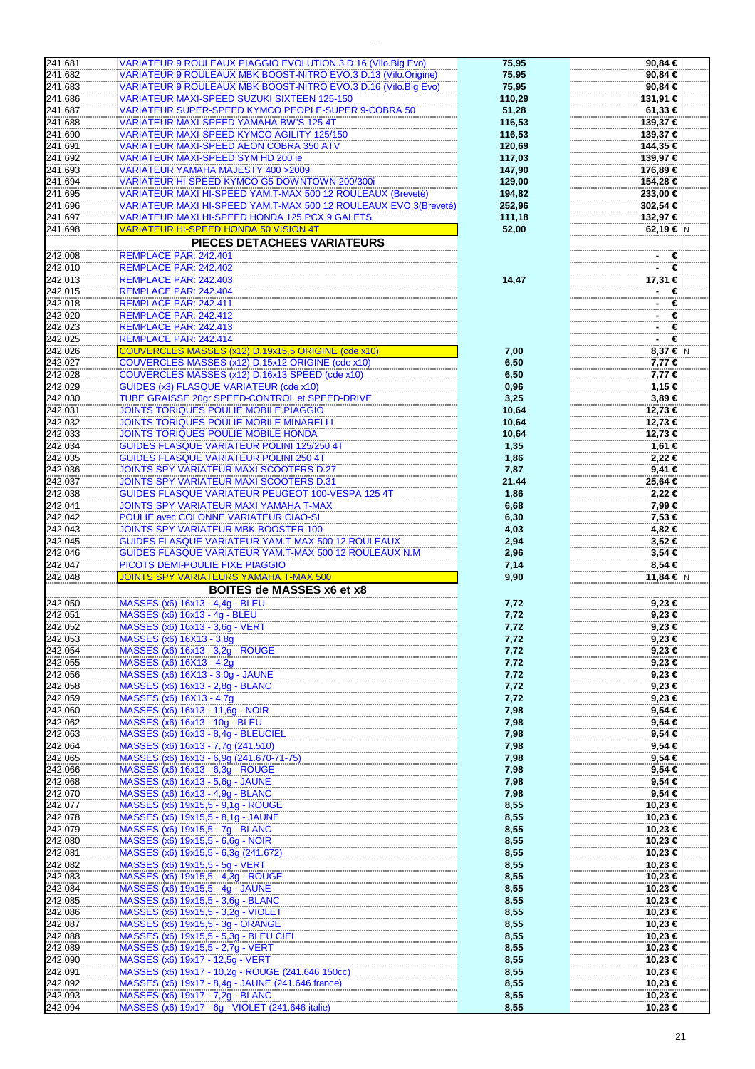| | | | | |
|---|---|---|---|---|
| 241.681 | VARIATEUR 9 ROULEAUX PIAGGIO EVOLUTION 3 D.16 (Vilo.Big Evo) | 75,95 | 90,84 € | |
| 241.682 | VARIATEUR 9 ROULEAUX MBK BOOST-NITRO EVO.3 D.13 (Vilo.Origine) | 75,95 | 90,84 € | |
| 241.683 | VARIATEUR 9 ROULEAUX MBK BOOST-NITRO EVO.3 D.16 (Vilo.Big Evo) | 75,95 | 90,84 € | |
| 241.686 | VARIATEUR MAXI-SPEED SUZUKI SIXTEEN 125-150 | 110,29 | 131,91 € | |
| 241.687 | VARIATEUR SUPER-SPEED KYMCO PEOPLE-SUPER 9-COBRA 50 | 51,28 | 61,33 € | |
| 241.688 | VARIATEUR MAXI-SPEED YAMAHA BW'S 125 4T | 116,53 | 139,37 € | |
| 241.690 | VARIATEUR MAXI-SPEED KYMCO AGILITY 125/150 | 116,53 | 139,37 € | |
| 241.691 | VARIATEUR MAXI-SPEED AEON COBRA 350 ATV | 120,69 | 144,35 € | |
| 241.692 | VARIATEUR MAXI-SPEED SYM HD 200 ie | 117,03 | 139,97 € | |
| 241.693 | VARIATEUR YAMAHA MAJESTY 400 >2009 | 147,90 | 176,89 € | |
| 241.694 | VARIATEUR HI-SPEED KYMCO G5 DOWNTOWN 200/300i | 129,00 | 154,28 € | |
| 241.695 | VARIATEUR MAXI HI-SPEED YAM.T-MAX 500 12 ROULEAUX (Breveté) | 194,82 | 233,00 € | |
| 241.696 | VARIATEUR MAXI HI-SPEED YAM.T-MAX 500 12 ROULEAUX EVO.3(Breveté) | 252,96 | 302,54 € | |
| 241.697 | VARIATEUR MAXI HI-SPEED HONDA 125 PCX 9 GALETS | 111,18 | 132,97 € | |
| 241.698 | VARIATEUR HI-SPEED HONDA 50 VISION 4T | 52,00 | 62,19 € | N |
| | **PIECES DETACHEES VARIATEURS** | | | |
| 242.008 | REMPLACE PAR: 242.401 | | - € | |
| 242.010 | REMPLACE PAR: 242.402 | | - € | |
| 242.013 | REMPLACE PAR: 242.403 | 14,47 | 17,31 € | |
| 242.015 | REMPLACE PAR: 242.404 | | - € | |
| 242.018 | REMPLACE PAR: 242.411 | | - € | |
| 242.020 | REMPLACE PAR: 242.412 | | - € | |
| 242.023 | REMPLACE PAR: 242.413 | | - € | |
| 242.025 | REMPLACE PAR: 242.414 | | - € | |
| 242.026 | COUVERCLES MASSES (x12) D.19x15,5 ORIGINE (cde x10) | 7,00 | 8,37 € | N |
| 242.027 | COUVERCLES MASSES (x12) D.15x12 ORIGINE (cde x10) | 6,50 | 7,77 € | |
| 242.028 | COUVERCLES MASSES (x12) D.16x13 SPEED (cde x10) | 6,50 | 7,77 € | |
| 242.029 | GUIDES (x3) FLASQUE VARIATEUR (cde x10) | 0,96 | 1,15 € | |
| 242.030 | TUBE GRAISSE 20gr SPEED-CONTROL et SPEED-DRIVE | 3,25 | 3,89 € | |
| 242.031 | JOINTS TORIQUES POULIE MOBILE.PIAGGIO | 10,64 | 12,73 € | |
| 242.032 | JOINTS TORIQUES POULIE MOBILE MINARELLI | 10,64 | 12,73 € | |
| 242.033 | JOINTS TORIQUES POULIE MOBILE HONDA | 10,64 | 12,73 € | |
| 242.034 | GUIDES FLASQUE VARIATEUR POLINI 125/250 4T | 1,35 | 1,61 € | |
| 242.035 | GUIDES FLASQUE VARIATEUR POLINI 250 4T | 1,86 | 2,22 € | |
| 242.036 | JOINTS SPY VARIATEUR MAXI SCOOTERS D.27 | 7,87 | 9,41 € | |
| 242.037 | JOINTS SPY VARIATEUR MAXI SCOOTERS D.31 | 21,44 | 25,64 € | |
| 242.038 | GUIDES FLASQUE VARIATEUR PEUGEOT 100-VESPA 125 4T | 1,86 | 2,22 € | |
| 242.041 | JOINTS SPY VARIATEUR MAXI YAMAHA T-MAX | 6,68 | 7,99 € | |
| 242.042 | POULIE avec COLONNE VARIATEUR CIAO-SI | 6,30 | 7,53 € | |
| 242.043 | JOINTS SPY VARIATEUR MBK BOOSTER 100 | 4,03 | 4,82 € | |
| 242.045 | GUIDES FLASQUE VARIATEUR YAM.T-MAX 500 12 ROULEAUX | 2,94 | 3,52 € | |
| 242.046 | GUIDES FLASQUE VARIATEUR YAM.T-MAX 500 12 ROULEAUX N.M | 2,96 | 3,54 € | |
| 242.047 | PICOTS DEMI-POULIE FIXE PIAGGIO | 7,14 | 8,54 € | |
| 242.048 | JOINTS SPY VARIATEURS YAMAHA T-MAX 500 | 9,90 | 11,84 € | N |
| | **BOITES de MASSES x6 et x8** | | | |
| 242.050 | MASSES (x6) 16x13 - 4,4g - BLEU | 7,72 | 9,23 € | |
| 242.051 | MASSES (x6) 16x13 - 4g - BLEU | 7,72 | 9,23 € | |
| 242.052 | MASSES (x6) 16x13 - 3,6g - VERT | 7,72 | 9,23 € | |
| 242.053 | MASSES (x6) 16X13 - 3,8g | 7,72 | 9,23 € | |
| 242.054 | MASSES (x6) 16x13 - 3,2g - ROUGE | 7,72 | 9,23 € | |
| 242.055 | MASSES (x6) 16X13 - 4,2g | 7,72 | 9,23 € | |
| 242.056 | MASSES (x6) 16X13 - 3,0g - JAUNE | 7,72 | 9,23 € | |
| 242.058 | MASSES (x6) 16x13 - 2,8g - BLANC | 7,72 | 9,23 € | |
| 242.059 | MASSES (x6) 16X13 - 4,7g | 7,72 | 9,23 € | |
| 242.060 | MASSES (x6) 16x13 - 11,6g - NOIR | 7,98 | 9,54 € | |
| 242.062 | MASSES (x6) 16x13 - 10g - BLEU | 7,98 | 9,54 € | |
| 242.063 | MASSES (x6) 16x13 - 8,4g - BLEUCIEL | 7,98 | 9,54 € | |
| 242.064 | MASSES (x6) 16x13 - 7,7g (241.510) | 7,98 | 9,54 € | |
| 242.065 | MASSES (x6) 16x13 - 6,9g (241.670-71-75) | 7,98 | 9,54 € | |
| 242.066 | MASSES (x6) 16x13 - 6,3g - ROUGE | 7,98 | 9,54 € | |
| 242.068 | MASSES (x6) 16x13 - 5,6g - JAUNE | 7,98 | 9,54 € | |
| 242.070 | MASSES (x6) 16x13 - 4,9g - BLANC | 7,98 | 9,54 € | |
| 242.077 | MASSES (x6) 19x15,5 - 9,1g - ROUGE | 8,55 | 10,23 € | |
| 242.078 | MASSES (x6) 19x15,5 - 8,1g - JAUNE | 8,55 | 10,23 € | |
| 242.079 | MASSES (x6) 19x15,5 - 7g - BLANC | 8,55 | 10,23 € | |
| 242.080 | MASSES (x6) 19x15,5 - 6,6g - NOIR | 8,55 | 10,23 € | |
| 242.081 | MASSES (x6) 19x15,5 - 6,3g (241.672) | 8,55 | 10,23 € | |
| 242.082 | MASSES (x6) 19x15,5 - 5g - VERT | 8,55 | 10,23 € | |
| 242.083 | MASSES (x6) 19x15,5 - 4,3g - ROUGE | 8,55 | 10,23 € | |
| 242.084 | MASSES (x6) 19x15,5 - 4g - JAUNE | 8,55 | 10,23 € | |
| 242.085 | MASSES (x6) 19x15,5 - 3,6g - BLANC | 8,55 | 10,23 € | |
| 242.086 | MASSES (x6) 19x15,5 - 3,2g - VIOLET | 8,55 | 10,23 € | |
| 242.087 | MASSES (x6) 19x15,5 - 3g - ORANGE | 8,55 | 10,23 € | |
| 242.088 | MASSES (x6) 19x15,5 - 5,3g - BLEU CIEL | 8,55 | 10,23 € | |
| 242.089 | MASSES (x6) 19x15,5 - 2,7g - VERT | 8,55 | 10,23 € | |
| 242.090 | MASSES (x6) 19x17 - 12,5g - VERT | 8,55 | 10,23 € | |
| 242.091 | MASSES (x6) 19x17 - 10,2g - ROUGE (241.646 150cc) | 8,55 | 10,23 € | |
| 242.092 | MASSES (x6) 19x17 - 8,4g - JAUNE (241.646 france) | 8,55 | 10,23 € | |
| 242.093 | MASSES (x6) 19x17 - 7,2g - BLANC | 8,55 | 10,23 € | |
| 242.094 | MASSES (x6) 19x17 - 6g - VIOLET (241.646 italie) | 8,55 | 10,23 € | |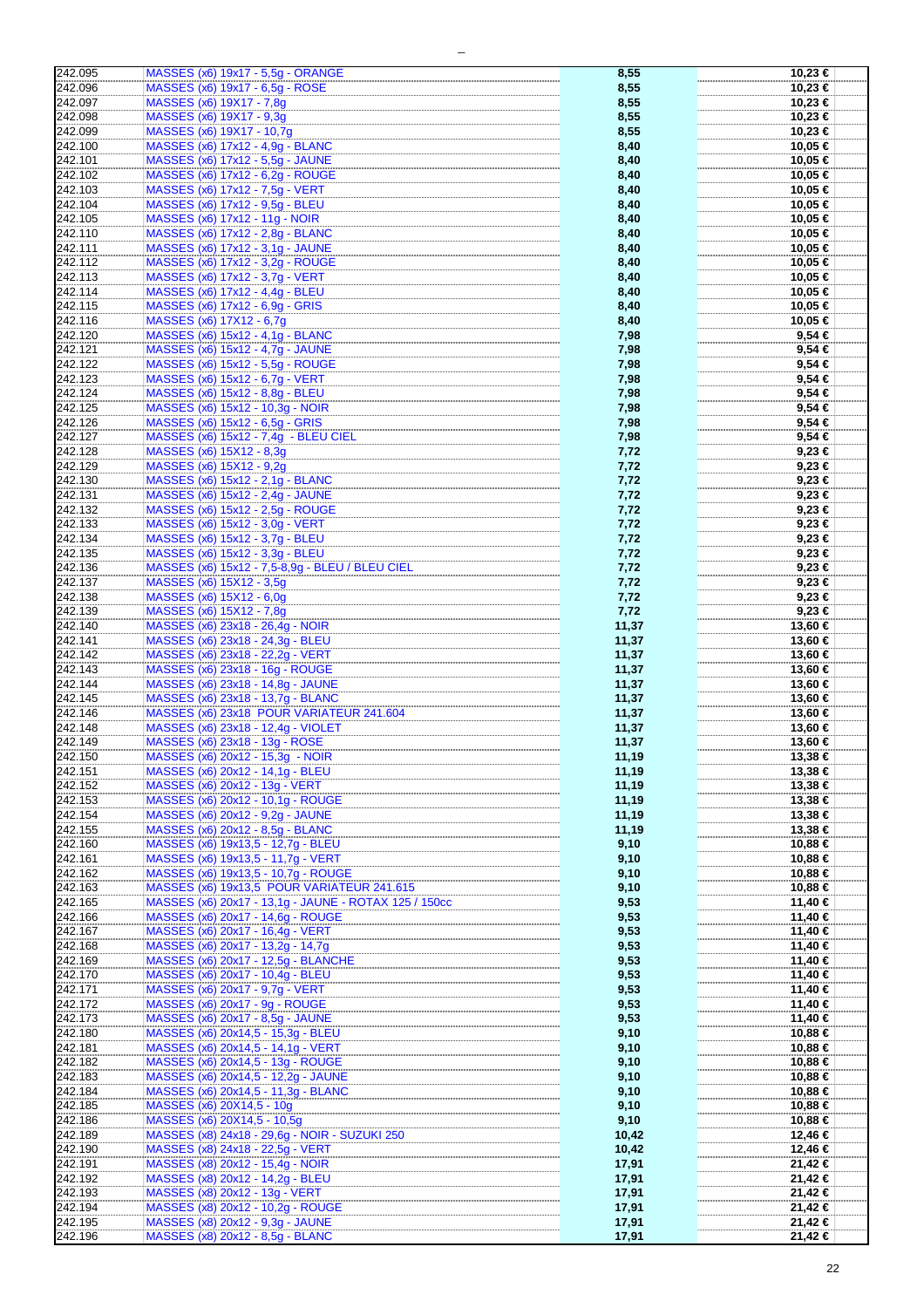| | | | |
|---|---|---|---|
| 242.095 | MASSES (x6) 19x17 - 5,5g - ORANGE | 8,55 | 10,23 € |
| 242.096 | MASSES (x6) 19x17 - 6,5g - ROSE | 8,55 | 10,23 € |
| 242.097 | MASSES (x6) 19X17 - 7,8g | 8,55 | 10,23 € |
| 242.098 | MASSES (x6) 19X17 - 9,3g | 8,55 | 10,23 € |
| 242.099 | MASSES (x6) 19X17 - 10,7g | 8,55 | 10,23 € |
| 242.100 | MASSES (x6) 17x12 - 4,9g - BLANC | 8,40 | 10,05 € |
| 242.101 | MASSES (x6) 17x12 - 5,5g - JAUNE | 8,40 | 10,05 € |
| 242.102 | MASSES (x6) 17x12 - 6,2g - ROUGE | 8,40 | 10,05 € |
| 242.103 | MASSES (x6) 17x12 - 7,5g - VERT | 8,40 | 10,05 € |
| 242.104 | MASSES (x6) 17x12 - 9,5g - BLEU | 8,40 | 10,05 € |
| 242.105 | MASSES (x6) 17x12 - 11g - NOIR | 8,40 | 10,05 € |
| 242.110 | MASSES (x6) 17x12 - 2,8g - BLANC | 8,40 | 10,05 € |
| 242.111 | MASSES (x6) 17x12 - 3,1g - JAUNE | 8,40 | 10,05 € |
| 242.112 | MASSES (x6) 17x12 - 3,2g - ROUGE | 8,40 | 10,05 € |
| 242.113 | MASSES (x6) 17x12 - 3,7g - VERT | 8,40 | 10,05 € |
| 242.114 | MASSES (x6) 17x12 - 4,4g - BLEU | 8,40 | 10,05 € |
| 242.115 | MASSES (x6) 17x12 - 6,9g - GRIS | 8,40 | 10,05 € |
| 242.116 | MASSES (x6) 17X12 - 6,7g | 8,40 | 10,05 € |
| 242.120 | MASSES (x6) 15x12 - 4,1g - BLANC | 7,98 | 9,54 € |
| 242.121 | MASSES (x6) 15x12 - 4,7g - JAUNE | 7,98 | 9,54 € |
| 242.122 | MASSES (x6) 15x12 - 5,5g - ROUGE | 7,98 | 9,54 € |
| 242.123 | MASSES (x6) 15x12 - 6,7g - VERT | 7,98 | 9,54 € |
| 242.124 | MASSES (x6) 15x12 - 8,8g - BLEU | 7,98 | 9,54 € |
| 242.125 | MASSES (x6) 15x12 - 10,3g - NOIR | 7,98 | 9,54 € |
| 242.126 | MASSES (x6) 15x12 - 6,5g - GRIS | 7,98 | 9,54 € |
| 242.127 | MASSES (x6) 15x12 - 7,4g - BLEU CIEL | 7,98 | 9,54 € |
| 242.128 | MASSES (x6) 15X12 - 8,3g | 7,72 | 9,23 € |
| 242.129 | MASSES (x6) 15X12 - 9,2g | 7,72 | 9,23 € |
| 242.130 | MASSES (x6) 15x12 - 2,1g - BLANC | 7,72 | 9,23 € |
| 242.131 | MASSES (x6) 15x12 - 2,4g - JAUNE | 7,72 | 9,23 € |
| 242.132 | MASSES (x6) 15x12 - 2,5g - ROUGE | 7,72 | 9,23 € |
| 242.133 | MASSES (x6) 15x12 - 3,0g - VERT | 7,72 | 9,23 € |
| 242.134 | MASSES (x6) 15x12 - 3,7g - BLEU | 7,72 | 9,23 € |
| 242.135 | MASSES (x6) 15x12 - 3,3g - BLEU | 7,72 | 9,23 € |
| 242.136 | MASSES (x6) 15x12 - 7,5-8,9g - BLEU / BLEU CIEL | 7,72 | 9,23 € |
| 242.137 | MASSES (x6) 15X12 - 3,5g | 7,72 | 9,23 € |
| 242.138 | MASSES (x6) 15X12 - 6,0g | 7,72 | 9,23 € |
| 242.139 | MASSES (x6) 15X12 - 7,8g | 7,72 | 9,23 € |
| 242.140 | MASSES (x6) 23x18 - 26,4g - NOIR | 11,37 | 13,60 € |
| 242.141 | MASSES (x6) 23x18 - 24,3g - BLEU | 11,37 | 13,60 € |
| 242.142 | MASSES (x6) 23x18 - 22,2g - VERT | 11,37 | 13,60 € |
| 242.143 | MASSES (x6) 23x18 - 16g - ROUGE | 11,37 | 13,60 € |
| 242.144 | MASSES (x6) 23x18 - 14,8g - JAUNE | 11,37 | 13,60 € |
| 242.145 | MASSES (x6) 23x18 - 13,7g - BLANC | 11,37 | 13,60 € |
| 242.146 | MASSES (x6) 23x18 POUR VARIATEUR 241.604 | 11,37 | 13,60 € |
| 242.148 | MASSES (x6) 23x18 - 12,4g - VIOLET | 11,37 | 13,60 € |
| 242.149 | MASSES (x6) 23x18 - 13g - ROSE | 11,37 | 13,60 € |
| 242.150 | MASSES (x6) 20x12 - 15,3g - NOIR | 11,19 | 13,38 € |
| 242.151 | MASSES (x6) 20x12 - 14,1g - BLEU | 11,19 | 13,38 € |
| 242.152 | MASSES (x6) 20x12 - 13g - VERT | 11,19 | 13,38 € |
| 242.153 | MASSES (x6) 20x12 - 10,1g - ROUGE | 11,19 | 13,38 € |
| 242.154 | MASSES (x6) 20x12 - 9,2g - JAUNE | 11,19 | 13,38 € |
| 242.155 | MASSES (x6) 20x12 - 8,5g - BLANC | 11,19 | 13,38 € |
| 242.160 | MASSES (x6) 19x13,5 - 12,7g - BLEU | 9,10 | 10,88 € |
| 242.161 | MASSES (x6) 19x13,5 - 11,7g - VERT | 9,10 | 10,88 € |
| 242.162 | MASSES (x6) 19x13,5 - 10,7g - ROUGE | 9,10 | 10,88 € |
| 242.163 | MASSES (x6) 19x13,5 POUR VARIATEUR 241.615 | 9,10 | 10,88 € |
| 242.165 | MASSES (x6) 20x17 - 13,1g - JAUNE - ROTAX 125 / 150cc | 9,53 | 11,40 € |
| 242.166 | MASSES (x6) 20x17 - 14,6g - ROUGE | 9,53 | 11,40 € |
| 242.167 | MASSES (x6) 20x17 - 16,4g - VERT | 9,53 | 11,40 € |
| 242.168 | MASSES (x6) 20x17 - 13,2g - 14,7g | 9,53 | 11,40 € |
| 242.169 | MASSES (x6) 20x17 - 12,5g - BLANCHE | 9,53 | 11,40 € |
| 242.170 | MASSES (x6) 20x17 - 10,4g - BLEU | 9,53 | 11,40 € |
| 242.171 | MASSES (x6) 20x17 - 9,7g - VERT | 9,53 | 11,40 € |
| 242.172 | MASSES (x6) 20x17 - 9g - ROUGE | 9,53 | 11,40 € |
| 242.173 | MASSES (x6) 20x17 - 8,5g - JAUNE | 9,53 | 11,40 € |
| 242.180 | MASSES (x6) 20x14,5 - 15,3g - BLEU | 9,10 | 10,88 € |
| 242.181 | MASSES (x6) 20x14,5 - 14,1g - VERT | 9,10 | 10,88 € |
| 242.182 | MASSES (x6) 20x14,5 - 13g - ROUGE | 9,10 | 10,88 € |
| 242.183 | MASSES (x6) 20x14,5 - 12,2g - JAUNE | 9,10 | 10,88 € |
| 242.184 | MASSES (x6) 20x14,5 - 11,3g - BLANC | 9,10 | 10,88 € |
| 242.185 | MASSES (x6) 20X14,5 - 10g | 9,10 | 10,88 € |
| 242.186 | MASSES (x6) 20X14,5 - 10,5g | 9,10 | 10,88 € |
| 242.189 | MASSES (x8) 24x18 - 29,6g - NOIR - SUZUKI 250 | 10,42 | 12,46 € |
| 242.190 | MASSES (x8) 24x18 - 22,5g - VERT | 10,42 | 12,46 € |
| 242.191 | MASSES (x8) 20x12 - 15,4g - NOIR | 17,91 | 21,42 € |
| 242.192 | MASSES (x8) 20x12 - 14,2g - BLEU | 17,91 | 21,42 € |
| 242.193 | MASSES (x8) 20x12 - 13g - VERT | 17,91 | 21,42 € |
| 242.194 | MASSES (x8) 20x12 - 10,2g - ROUGE | 17,91 | 21,42 € |
| 242.195 | MASSES (x8) 20x12 - 9,3g - JAUNE | 17,91 | 21,42 € |
| 242.196 | MASSES (x8) 20x12 - 8,5g - BLANC | 17,91 | 21,42 € |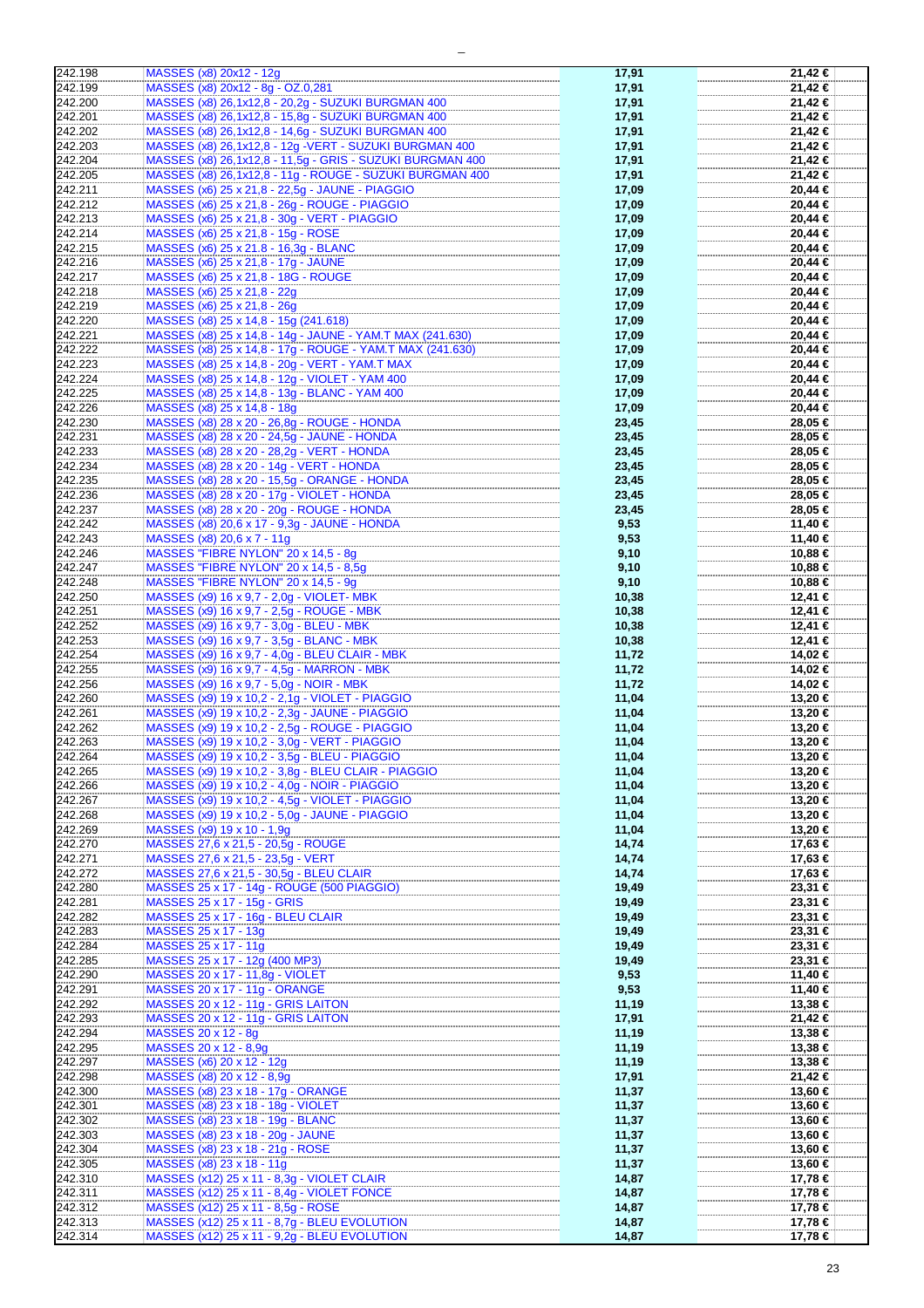| | | | |
|---|---|---|---|
| 242.198 | MASSES (x8) 20x12 - 12g | 17,91 | 21,42 € |
| 242.199 | MASSES (x8) 20x12 - 8g - OZ.0,281 | 17,91 | 21,42 € |
| 242.200 | MASSES (x8) 26,1x12,8 - 20,2g - SUZUKI BURGMAN 400 | 17,91 | 21,42 € |
| 242.201 | MASSES (x8) 26,1x12,8 - 15,8g - SUZUKI BURGMAN 400 | 17,91 | 21,42 € |
| 242.202 | MASSES (x8) 26,1x12,8 - 14,6g - SUZUKI BURGMAN 400 | 17,91 | 21,42 € |
| 242.203 | MASSES (x8) 26,1x12,8 - 12g -VERT - SUZUKI BURGMAN 400 | 17,91 | 21,42 € |
| 242.204 | MASSES (x8) 26,1x12,8 - 11,5g - GRIS - SUZUKI BURGMAN 400 | 17,91 | 21,42 € |
| 242.205 | MASSES (x8) 26,1x12,8 - 11g - ROUGE - SUZUKI BURGMAN 400 | 17,91 | 21,42 € |
| 242.211 | MASSES (x6) 25 x 21,8 - 22,5g - JAUNE - PIAGGIO | 17,09 | 20,44 € |
| 242.212 | MASSES (x6) 25 x 21,8 - 26g - ROUGE - PIAGGIO | 17,09 | 20,44 € |
| 242.213 | MASSES (x6) 25 x 21,8 - 30g - VERT - PIAGGIO | 17,09 | 20,44 € |
| 242.214 | MASSES (x6) 25 x 21,8 - 15g - ROSE | 17,09 | 20,44 € |
| 242.215 | MASSES (x6) 25 x 21,8 - 16,3g - BLANC | 17,09 | 20,44 € |
| 242.216 | MASSES (x6) 25 x 21,8 - 17g - JAUNE | 17,09 | 20,44 € |
| 242.217 | MASSES (x6) 25 x 21,8 - 18G - ROUGE | 17,09 | 20,44 € |
| 242.218 | MASSES (x6) 25 x 21,8 - 22g | 17,09 | 20,44 € |
| 242.219 | MASSES (x6) 25 x 21,8 - 26g | 17,09 | 20,44 € |
| 242.220 | MASSES (x8) 25 x 14,8 - 15g (241.618) | 17,09 | 20,44 € |
| 242.221 | MASSES (x8) 25 x 14,8 - 14g - JAUNE - YAM.T MAX (241.630) | 17,09 | 20,44 € |
| 242.222 | MASSES (x8) 25 x 14,8 - 17g - ROUGE - YAM.T MAX (241.630) | 17,09 | 20,44 € |
| 242.223 | MASSES (x8) 25 x 14,8 - 20g - VERT - YAM.T MAX | 17,09 | 20,44 € |
| 242.224 | MASSES (x8) 25 x 14,8 - 12g - VIOLET - YAM 400 | 17,09 | 20,44 € |
| 242.225 | MASSES (x8) 25 x 14,8 - 13g - BLANC - YAM 400 | 17,09 | 20,44 € |
| 242.226 | MASSES (x8) 25 x 14,8 - 18g | 17,09 | 20,44 € |
| 242.230 | MASSES (x8) 28 x 20 - 26,8g - ROUGE - HONDA | 23,45 | 28,05 € |
| 242.231 | MASSES (x8) 28 x 20 - 24,5g - JAUNE - HONDA | 23,45 | 28,05 € |
| 242.233 | MASSES (x8) 28 x 20 - 28,2g - VERT - HONDA | 23,45 | 28,05 € |
| 242.234 | MASSES (x8) 28 x 20 - 14g - VERT - HONDA | 23,45 | 28,05 € |
| 242.235 | MASSES (x8) 28 x 20 - 15,5g - ORANGE - HONDA | 23,45 | 28,05 € |
| 242.236 | MASSES (x8) 28 x 20 - 17g - VIOLET - HONDA | 23,45 | 28,05 € |
| 242.237 | MASSES (x8) 28 x 20 - 20g - ROUGE - HONDA | 23,45 | 28,05 € |
| 242.242 | MASSES (x8) 20,6 x 17 - 9,3g - JAUNE - HONDA | 9,53 | 11,40 € |
| 242.243 | MASSES (x8) 20,6 x 7 - 11g | 9,53 | 11,40 € |
| 242.246 | MASSES "FIBRE NYLON" 20 x 14,5 - 8g | 9,10 | 10,88 € |
| 242.247 | MASSES "FIBRE NYLON" 20 x 14,5 - 8,5g | 9,10 | 10,88 € |
| 242.248 | MASSES "FIBRE NYLON" 20 x 14,5 - 9g | 9,10 | 10,88 € |
| 242.250 | MASSES (x9) 16 x 9,7 - 2,0g - VIOLET- MBK | 10,38 | 12,41 € |
| 242.251 | MASSES (x9) 16 x 9,7 - 2,5g - ROUGE - MBK | 10,38 | 12,41 € |
| 242.252 | MASSES (x9) 16 x 9,7 - 3,0g - BLEU - MBK | 10,38 | 12,41 € |
| 242.253 | MASSES (x9) 16 x 9,7 - 3,5g - BLANC - MBK | 10,38 | 12,41 € |
| 242.254 | MASSES (x9) 16 x 9,7 - 4,0g - BLEU CLAIR - MBK | 11,72 | 14,02 € |
| 242.255 | MASSES (x9) 16 x 9,7 - 4,5g - MARRON - MBK | 11,72 | 14,02 € |
| 242.256 | MASSES (x9) 16 x 9,7 - 5,0g - NOIR - MBK | 11,72 | 14,02 € |
| 242.260 | MASSES (x9) 19 x 10,2 - 2,1g - VIOLET - PIAGGIO | 11,04 | 13,20 € |
| 242.261 | MASSES (x9) 19 x 10,2 - 2,3g - JAUNE - PIAGGIO | 11,04 | 13,20 € |
| 242.262 | MASSES (x9) 19 x 10,2 - 2,5g - ROUGE - PIAGGIO | 11,04 | 13,20 € |
| 242.263 | MASSES (x9) 19 x 10,2 - 3,0g - VERT - PIAGGIO | 11,04 | 13,20 € |
| 242.264 | MASSES (x9) 19 x 10,2 - 3,5g - BLEU - PIAGGIO | 11,04 | 13,20 € |
| 242.265 | MASSES (x9) 19 x 10,2 - 3,8g - BLEU CLAIR - PIAGGIO | 11,04 | 13,20 € |
| 242.266 | MASSES (x9) 19 x 10,2 - 4,0g - NOIR - PIAGGIO | 11,04 | 13,20 € |
| 242.267 | MASSES (x9) 19 x 10,2 - 4,5g - VIOLET - PIAGGIO | 11,04 | 13,20 € |
| 242.268 | MASSES (x9) 19 x 10,2 - 5,0g - JAUNE - PIAGGIO | 11,04 | 13,20 € |
| 242.269 | MASSES (x9) 19 x 10 - 1,9g | 11,04 | 13,20 € |
| 242.270 | MASSES 27,6 x 21,5 - 20,5g - ROUGE | 14,74 | 17,63 € |
| 242.271 | MASSES 27,6 x 21,5 - 23,5g - VERT | 14,74 | 17,63 € |
| 242.272 | MASSES 27,6 x 21,5 - 30,5g - BLEU CLAIR | 14,74 | 17,63 € |
| 242.280 | MASSES 25 x 17 - 14g - ROUGE (500 PIAGGIO) | 19,49 | 23,31 € |
| 242.281 | MASSES 25 x 17 - 15g - GRIS | 19,49 | 23,31 € |
| 242.282 | MASSES 25 x 17 - 16g - BLEU CLAIR | 19,49 | 23,31 € |
| 242.283 | MASSES 25 x 17 - 13g | 19,49 | 23,31 € |
| 242.284 | MASSES 25 x 17 - 11g | 19,49 | 23,31 € |
| 242.285 | MASSES 25 x 17 - 12g (400 MP3) | 19,49 | 23,31 € |
| 242.290 | MASSES 20 x 17 - 11,8g - VIOLET | 9,53 | 11,40 € |
| 242.291 | MASSES 20 x 17 - 11g - ORANGE | 9,53 | 11,40 € |
| 242.292 | MASSES 20 x 12 - 11g - GRIS LAITON | 11,19 | 13,38 € |
| 242.293 | MASSES 20 x 12 - 11g - GRIS LAITON | 17,91 | 21,42 € |
| 242.294 | MASSES 20 x 12 - 8g | 11,19 | 13,38 € |
| 242.295 | MASSES 20 x 12 - 8,9g | 11,19 | 13,38 € |
| 242.297 | MASSES (x6) 20 x 12 - 12g | 11,19 | 13,38 € |
| 242.298 | MASSES (x8) 20 x 12 - 8,9g | 17,91 | 21,42 € |
| 242.300 | MASSES (x8) 23 x 18 - 17g - ORANGE | 11,37 | 13,60 € |
| 242.301 | MASSES (x8) 23 x 18 - 18g - VIOLET | 11,37 | 13,60 € |
| 242.302 | MASSES (x8) 23 x 18 - 19g - BLANC | 11,37 | 13,60 € |
| 242.303 | MASSES (x8) 23 x 18 - 20g - JAUNE | 11,37 | 13,60 € |
| 242.304 | MASSES (x8) 23 x 18 - 21g - ROSE | 11,37 | 13,60 € |
| 242.305 | MASSES (x8) 23 x 18 - 11g | 11,37 | 13,60 € |
| 242.310 | MASSES (x12) 25 x 11 - 8,3g - VIOLET CLAIR | 14,87 | 17,78 € |
| 242.311 | MASSES (x12) 25 x 11 - 8,4g - VIOLET FONCE | 14,87 | 17,78 € |
| 242.312 | MASSES (x12) 25 x 11 - 8,5g - ROSE | 14,87 | 17,78 € |
| 242.313 | MASSES (x12) 25 x 11 - 8,7g - BLEU EVOLUTION | 14,87 | 17,78 € |
| 242.314 | MASSES (x12) 25 x 11 - 9,2g - BLEU EVOLUTION | 14,87 | 17,78 € |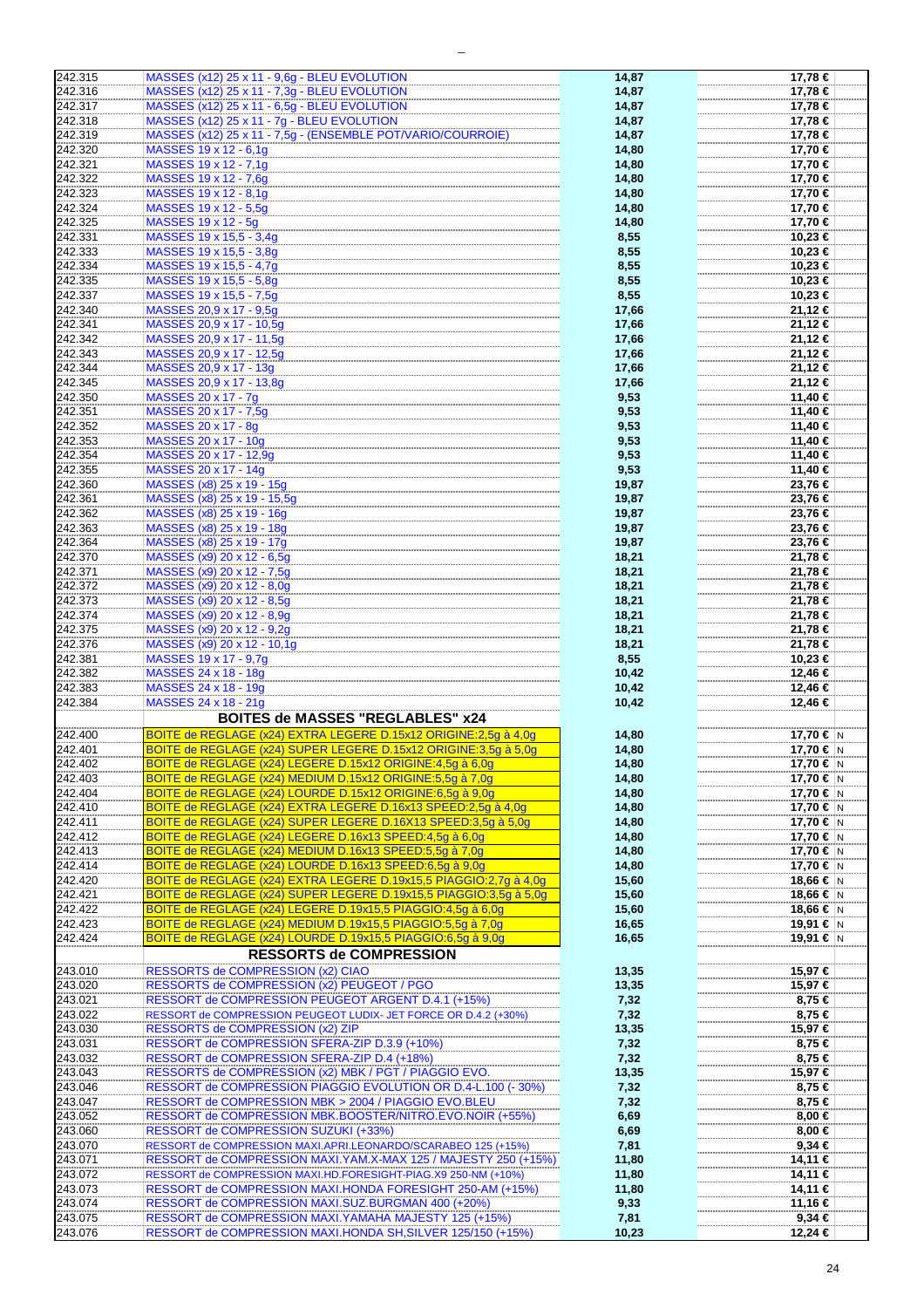| | | | | |
|---|---|---|---|---|
| 242.315 | MASSES (x12) 25 x 11 - 9,6g - BLEU EVOLUTION | 14,87 | 17,78 € | |
| 242.316 | MASSES (x12) 25 x 11 - 7,3g - BLEU EVOLUTION | 14,87 | 17,78 € | |
| 242.317 | MASSES (x12) 25 x 11 - 6,5g - BLEU EVOLUTION | 14,87 | 17,78 € | |
| 242.318 | MASSES (x12) 25 x 11 - 7g - BLEU EVOLUTION | 14,87 | 17,78 € | |
| 242.319 | MASSES (x12) 25 x 11 - 7,5g - (ENSEMBLE POT/VARIO/COURROIE) | 14,87 | 17,78 € | |
| 242.320 | MASSES 19 x 12 - 6,1g | 14,80 | 17,70 € | |
| 242.321 | MASSES 19 x 12 - 7,1g | 14,80 | 17,70 € | |
| 242.322 | MASSES 19 x 12 - 7,6g | 14,80 | 17,70 € | |
| 242.323 | MASSES 19 x 12 - 8,1g | 14,80 | 17,70 € | |
| 242.324 | MASSES 19 x 12 - 5,5g | 14,80 | 17,70 € | |
| 242.325 | MASSES 19 x 12 - 5g | 14,80 | 17,70 € | |
| 242.331 | MASSES 19 x 15,5 - 3,4g | 8,55 | 10,23 € | |
| 242.333 | MASSES 19 x 15,5 - 3,8g | 8,55 | 10,23 € | |
| 242.334 | MASSES 19 x 15,5 - 4,7g | 8,55 | 10,23 € | |
| 242.335 | MASSES 19 x 15,5 - 5,8g | 8,55 | 10,23 € | |
| 242.337 | MASSES 19 x 15,5 - 7,5g | 8,55 | 10,23 € | |
| 242.340 | MASSES 20,9 x 17 - 9,5g | 17,66 | 21,12 € | |
| 242.341 | MASSES 20,9 x 17 - 10,5g | 17,66 | 21,12 € | |
| 242.342 | MASSES 20,9 x 17 - 11,5g | 17,66 | 21,12 € | |
| 242.343 | MASSES 20,9 x 17 - 12,5g | 17,66 | 21,12 € | |
| 242.344 | MASSES 20,9 x 17 - 13g | 17,66 | 21,12 € | |
| 242.345 | MASSES 20,9 x 17 - 13,8g | 17,66 | 21,12 € | |
| 242.350 | MASSES 20 x 17 - 7g | 9,53 | 11,40 € | |
| 242.351 | MASSES 20 x 17 - 7,5g | 9,53 | 11,40 € | |
| 242.352 | MASSES 20 x 17 - 8g | 9,53 | 11,40 € | |
| 242.353 | MASSES 20 x 17 - 10g | 9,53 | 11,40 € | |
| 242.354 | MASSES 20 x 17 - 12,9g | 9,53 | 11,40 € | |
| 242.355 | MASSES 20 x 17 - 14g | 9,53 | 11,40 € | |
| 242.360 | MASSES (x8) 25 x 19 - 15g | 19,87 | 23,76 € | |
| 242.361 | MASSES (x8) 25 x 19 - 15,5g | 19,87 | 23,76 € | |
| 242.362 | MASSES (x8) 25 x 19 - 16g | 19,87 | 23,76 € | |
| 242.363 | MASSES (x8) 25 x 19 - 18g | 19,87 | 23,76 € | |
| 242.364 | MASSES (x8) 25 x 19 - 17g | 19,87 | 23,76 € | |
| 242.370 | MASSES (x9) 20 x 12 - 6,5g | 18,21 | 21,78 € | |
| 242.371 | MASSES (x9) 20 x 12 - 7,5g | 18,21 | 21,78 € | |
| 242.372 | MASSES (x9) 20 x 12 - 8,0g | 18,21 | 21,78 € | |
| 242.373 | MASSES (x9) 20 x 12 - 8,5g | 18,21 | 21,78 € | |
| 242.374 | MASSES (x9) 20 x 12 - 8,9g | 18,21 | 21,78 € | |
| 242.375 | MASSES (x9) 20 x 12 - 9,2g | 18,21 | 21,78 € | |
| 242.376 | MASSES (x9) 20 x 12 - 10,1g | 18,21 | 21,78 € | |
| 242.381 | MASSES 19 x 17 - 9,7g | 8,55 | 10,23 € | |
| 242.382 | MASSES 24 x 18 - 18g | 10,42 | 12,46 € | |
| 242.383 | MASSES 24 x 18 - 19g | 10,42 | 12,46 € | |
| 242.384 | MASSES 24 x 18 - 21g | 10,42 | 12,46 € | |
| | **BOITES de MASSES "REGLABLES" x24** | | | |
| 242.400 | BOITE de REGLAGE (x24) EXTRA LEGERE D.15x12 ORIGINE:2,5g à 4,0g | 14,80 | 17,70 € | N |
| 242.401 | BOITE de REGLAGE (x24) SUPER LEGERE D.15x12 ORIGINE:3,5g à 5,0g | 14,80 | 17,70 € | N |
| 242.402 | BOITE de REGLAGE (x24) LEGERE D.15x12 ORIGINE:4,5g à 6,0g | 14,80 | 17,70 € | N |
| 242.403 | BOITE de REGLAGE (x24) MEDIUM D.15x12 ORIGINE:5,5g à 7,0g | 14,80 | 17,70 € | N |
| 242.404 | BOITE de REGLAGE (x24) LOURDE D.15x12 ORIGINE:6,5g à 9,0g | 14,80 | 17,70 € | N |
| 242.410 | BOITE de REGLAGE (x24) EXTRA LEGERE D.16x13 SPEED:2,5g à 4,0g | 14,80 | 17,70 € | N |
| 242.411 | BOITE de REGLAGE (x24) SUPER LEGERE D.16X13 SPEED:3,5g à 5,0g | 14,80 | 17,70 € | N |
| 242.412 | BOITE de REGLAGE (x24) LEGERE D.16x13 SPEED:4,5g à 6,0g | 14,80 | 17,70 € | N |
| 242.413 | BOITE de REGLAGE (x24) MEDIUM D.16x13 SPEED:5,5g à 7,0g | 14,80 | 17,70 € | N |
| 242.414 | BOITE de REGLAGE (x24) LOURDE D.16x13 SPEED:6,5g à 9,0g | 14,80 | 17,70 € | N |
| 242.420 | BOITE de REGLAGE (x24) EXTRA LEGERE D.19x15,5 PIAGGIO:2,7g à 4,0g | 15,60 | 18,66 € | N |
| 242.421 | BOITE de REGLAGE (x24) SUPER LEGERE D.19x15,5 PIAGGIO:3,5g à 5,0g | 15,60 | 18,66 € | N |
| 242.422 | BOITE de REGLAGE (x24) LEGERE D.19x15,5 PIAGGIO:4,5g à 6,0g | 15,60 | 18,66 € | N |
| 242.423 | BOITE de REGLAGE (x24) MEDIUM D.19x15,5 PIAGGIO:5,5g à 7,0g | 16,65 | 19,91 € | N |
| 242.424 | BOITE de REGLAGE (x24) LOURDE D.19x15,5 PIAGGIO:6,5g à 9,0g | 16,65 | 19,91 € | N |
| | **RESSORTS de COMPRESSION** | | | |
| 243.010 | RESSORTS de COMPRESSION (x2) CIAO | 13,35 | 15,97 € | |
| 243.020 | RESSORTS de COMPRESSION (x2) PEUGEOT / PGO | 13,35 | 15,97 € | |
| 243.021 | RESSORT de COMPRESSION PEUGEOT ARGENT D.4.1 (+15%) | 7,32 | 8,75 € | |
| 243.022 | RESSORT de COMPRESSION PEUGEOT LUDIX- JET FORCE OR D.4.2 (+30%) | 7,32 | 8,75 € | |
| 243.030 | RESSORTS de COMPRESSION (x2) ZIP | 13,35 | 15,97 € | |
| 243.031 | RESSORT de COMPRESSION SFERA-ZIP D.3.9 (+10%) | 7,32 | 8,75 € | |
| 243.032 | RESSORT de COMPRESSION SFERA-ZIP D.4 (+18%) | 7,32 | 8,75 € | |
| 243.043 | RESSORTS de COMPRESSION (x2) MBK / PGT / PIAGGIO EVO. | 13,35 | 15,97 € | |
| 243.046 | RESSORT de COMPRESSION PIAGGIO EVOLUTION OR D.4-L.100 (- 30%) | 7,32 | 8,75 € | |
| 243.047 | RESSORT de COMPRESSION MBK > 2004 / PIAGGIO EVO.BLEU | 7,32 | 8,75 € | |
| 243.052 | RESSORT de COMPRESSION MBK.BOOSTER/NITRO.EVO.NOIR (+55%) | 6,69 | 8,00 € | |
| 243.060 | RESSORT de COMPRESSION SUZUKI (+33%) | 6,69 | 8,00 € | |
| 243.070 | RESSORT de COMPRESSION MAXI.APRI.LEONARDO/SCARABEO 125 (+15%) | 7,81 | 9,34 € | |
| 243.071 | RESSORT de COMPRESSION MAXI.YAM.X-MAX 125 / MAJESTY 250 (+15%) | 11,80 | 14,11 € | |
| 243.072 | RESSORT de COMPRESSION MAXI.HD.FORESIGHT-PIAG.X9 250-NM (+10%) | 11,80 | 14,11 € | |
| 243.073 | RESSORT de COMPRESSION MAXI.HONDA FORESIGHT 250-AM (+15%) | 11,80 | 14,11 € | |
| 243.074 | RESSORT de COMPRESSION MAXI.SUZ.BURGMAN 400 (+20%) | 9,33 | 11,16 € | |
| 243.075 | RESSORT de COMPRESSION MAXI.YAMAHA MAJESTY 125 (+15%) | 7,81 | 9,34 € | |
| 243.076 | RESSORT de COMPRESSION MAXI.HONDA SH,SILVER 125/150 (+15%) | 10,23 | 12,24 € | |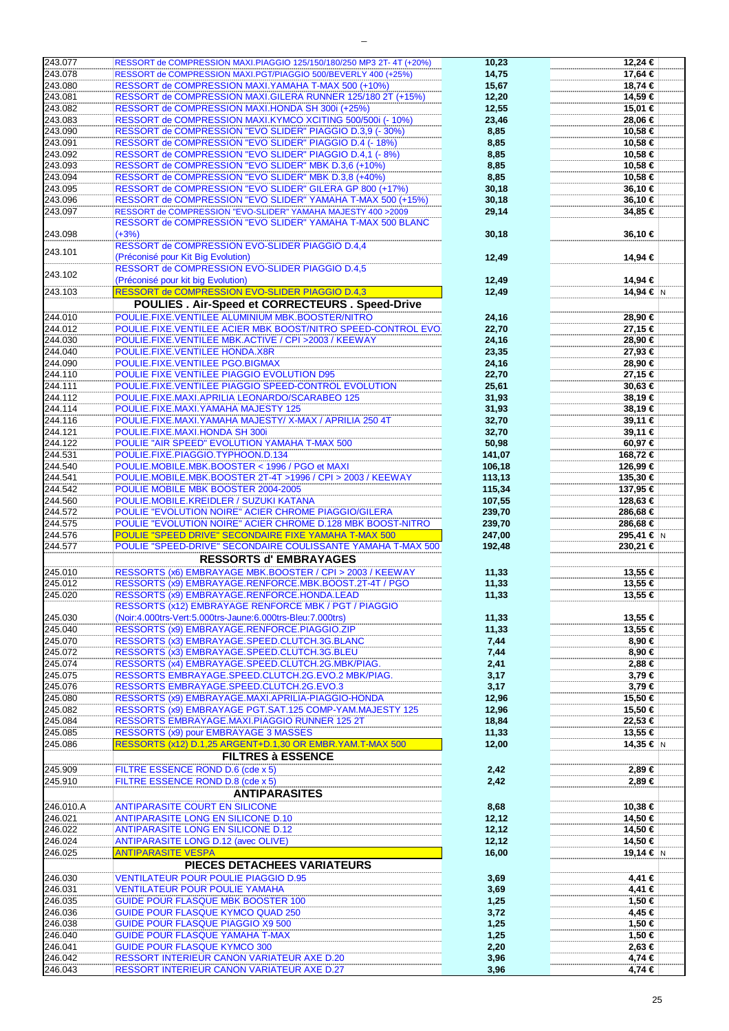| Réf. | Désignation | Prix HT | Prix TTC | |
|---|---|---|---|---|
| 243.077 | RESSORT de COMPRESSION MAXI.PIAGGIO 125/150/180/250 MP3 2T- 4T (+20%) | 10,23 | 12,24 € | |
| 243.078 | RESSORT de COMPRESSION MAXI.PGT/PIAGGIO 500/BEVERLY 400 (+25%) | 14,75 | 17,64 € | |
| 243.080 | RESSORT de COMPRESSION MAXI.YAMAHA T-MAX 500 (+10%) | 15,67 | 18,74 € | |
| 243.081 | RESSORT de COMPRESSION MAXI.GILERA RUNNER 125/180 2T (+15%) | 12,20 | 14,59 € | |
| 243.082 | RESSORT de COMPRESSION MAXI.HONDA SH 300i (+25%) | 12,55 | 15,01 € | |
| 243.083 | RESSORT de COMPRESSION MAXI.KYMCO XCITING 500/500i (- 10%) | 23,46 | 28,06 € | |
| 243.090 | RESSORT de COMPRESSION "EVO SLIDER" PIAGGIO D.3,9 (- 30%) | 8,85 | 10,58 € | |
| 243.091 | RESSORT de COMPRESSION "EVO SLIDER" PIAGGIO D.4 (- 18%) | 8,85 | 10,58 € | |
| 243.092 | RESSORT de COMPRESSION "EVO SLIDER" PIAGGIO D.4,1 (- 8%) | 8,85 | 10,58 € | |
| 243.093 | RESSORT de COMPRESSION "EVO SLIDER" MBK D.3,6 (+10%) | 8,85 | 10,58 € | |
| 243.094 | RESSORT de COMPRESSION "EVO SLIDER" MBK D.3,8 (+40%) | 8,85 | 10,58 € | |
| 243.095 | RESSORT de COMPRESSION "EVO SLIDER" GILERA GP 800 (+17%) | 30,18 | 36,10 € | |
| 243.096 | RESSORT de COMPRESSION "EVO SLIDER" YAMAHA T-MAX 500 (+15%) | 30,18 | 36,10 € | |
| 243.097 | RESSORT de COMPRESSION "EVO-SLIDER" YAMAHA MAJESTY 400 >2009 | 29,14 | 34,85 € | |
| 243.098 | RESSORT de COMPRESSION "EVO SLIDER" YAMAHA T-MAX 500 BLANC (+3%) | 30,18 | 36,10 € | |
| 243.101 | RESSORT de COMPRESSION EVO-SLIDER PIAGGIO D.4,4 (Préconisé pour Kit Big Evolution) | 12,49 | 14,94 € | |
| 243.102 | RESSORT de COMPRESSION EVO-SLIDER PIAGGIO D.4,5 (Préconisé pour kit big Evolution) | 12,49 | 14,94 € | |
| 243.103 | RESSORT de COMPRESSION EVO-SLIDER PIAGGIO D.4,3 | 12,49 | 14,94 € | N |
| | **POULIES . Air-Speed et CORRECTEURS . Speed-Drive** | | | |
| 244.010 | POULIE.FIXE.VENTILEE ALUMINIUM MBK.BOOSTER/NITRO | 24,16 | 28,90 € | |
| 244.012 | POULIE.FIXE.VENTILEE ACIER MBK BOOST/NITRO SPEED-CONTROL EVO. | 22,70 | 27,15 € | |
| 244.030 | POULIE.FIXE.VENTILEE MBK.ACTIVE / CPI >2003 / KEEWAY | 24,16 | 28,90 € | |
| 244.040 | POULIE.FIXE.VENTILEE HONDA.X8R | 23,35 | 27,93 € | |
| 244.090 | POULIE.FIXE.VENTILEE PGO.BIGMAX | 24,16 | 28,90 € | |
| 244.110 | POULIE FIXE VENTILEE PIAGGIO EVOLUTION D95 | 22,70 | 27,15 € | |
| 244.111 | POULIE.FIXE.VENTILEE PIAGGIO SPEED-CONTROL EVOLUTION | 25,61 | 30,63 € | |
| 244.112 | POULIE.FIXE.MAXI.APRILIA LEONARDO/SCARABEO 125 | 31,93 | 38,19 € | |
| 244.114 | POULIE.FIXE.MAXI.YAMAHA MAJESTY 125 | 31,93 | 38,19 € | |
| 244.116 | POULIE.FIXE.MAXI.YAMAHA MAJESTY/ X-MAX / APRILIA 250 4T | 32,70 | 39,11 € | |
| 244.121 | POULIE.FIXE.MAXI.HONDA SH 300i | 32,70 | 39,11 € | |
| 244.122 | POULIE "AIR SPEED" EVOLUTION YAMAHA T-MAX 500 | 50,98 | 60,97 € | |
| 244.531 | POULIE.FIXE.PIAGGIO.TYPHOON.D.134 | 141,07 | 168,72 € | |
| 244.540 | POULIE.MOBILE.MBK.BOOSTER < 1996 / PGO et MAXI | 106,18 | 126,99 € | |
| 244.541 | POULIE.MOBILE.MBK.BOOSTER 2T-4T >1996 / CPI > 2003 / KEEWAY | 113,13 | 135,30 € | |
| 244.542 | POULIE MOBILE MBK BOOSTER 2004-2005 | 115,34 | 137,95 € | |
| 244.560 | POULIE.MOBILE.KREIDLER / SUZUKI KATANA | 107,55 | 128,63 € | |
| 244.572 | POULIE "EVOLUTION NOIRE" ACIER CHROME PIAGGIO/GILERA | 239,70 | 286,68 € | |
| 244.575 | POULIE "EVOLUTION NOIRE" ACIER CHROME D.128 MBK BOOST-NITRO | 239,70 | 286,68 € | |
| 244.576 | POULIE "SPEED DRIVE" SECONDAIRE FIXE YAMAHA T-MAX 500 | 247,00 | 295,41 € | N |
| 244.577 | POULIE "SPEED-DRIVE" SECONDAIRE COULISSANTE YAMAHA T-MAX 500 | 192,48 | 230,21 € | |
| | **RESSORTS d' EMBRAYAGES** | | | |
| 245.010 | RESSORTS (x6) EMBRAYAGE MBK.BOOSTER / CPI > 2003 / KEEWAY | 11,33 | 13,55 € | |
| 245.012 | RESSORTS (x9) EMBRAYAGE.RENFORCE.MBK.BOOST.2T-4T / PGO | 11,33 | 13,55 € | |
| 245.020 | RESSORTS (x9) EMBRAYAGE.RENFORCE.HONDA.LEAD | 11,33 | 13,55 € | |
| 245.030 | RESSORTS (x12) EMBRAYAGE RENFORCE MBK / PGT / PIAGGIO (Noir:4.000trs-Vert:5.000trs-Jaune:6.000trs-Bleu:7.000trs) | 11,33 | 13,55 € | |
| 245.040 | RESSORTS (x9) EMBRAYAGE.RENFORCE.PIAGGIO.ZIP | 11,33 | 13,55 € | |
| 245.070 | RESSORTS (x3) EMBRAYAGE.SPEED.CLUTCH.3G.BLANC | 7,44 | 8,90 € | |
| 245.072 | RESSORTS (x3) EMBRAYAGE.SPEED.CLUTCH.3G.BLEU | 7,44 | 8,90 € | |
| 245.074 | RESSORTS (x4) EMBRAYAGE.SPEED.CLUTCH.2G.MBK/PIAG. | 2,41 | 2,88 € | |
| 245.075 | RESSORTS EMBRAYAGE.SPEED.CLUTCH.2G.EVO.2 MBK/PIAG. | 3,17 | 3,79 € | |
| 245.076 | RESSORTS EMBRAYAGE.SPEED.CLUTCH.2G.EVO.3 | 3,17 | 3,79 € | |
| 245.080 | RESSORTS (x9) EMBRAYAGE.MAXI.APRILIA-PIAGGIO-HONDA | 12,96 | 15,50 € | |
| 245.082 | RESSORTS (x9) EMBRAYAGE PGT.SAT.125 COMP-YAM.MAJESTY 125 | 12,96 | 15,50 € | |
| 245.084 | RESSORTS EMBRAYAGE.MAXI.PIAGGIO RUNNER 125 2T | 18,84 | 22,53 € | |
| 245.085 | RESSORTS (x9) pour EMBRAYAGE 3 MASSES | 11,33 | 13,55 € | |
| 245.086 | RESSORTS (x12) D.1,25 ARGENT+D.1,30 OR EMBR.YAM.T-MAX 500 | 12,00 | 14,35 € | N |
| | **FILTRES à ESSENCE** | | | |
| 245.909 | FILTRE ESSENCE ROND D.6 (cde x 5) | 2,42 | 2,89 € | |
| 245.910 | FILTRE ESSENCE ROND D.8 (cde x 5) | 2,42 | 2,89 € | |
| | **ANTIPARASITES** | | | |
| 246.010.A | ANTIPARASITE COURT EN SILICONE | 8,68 | 10,38 € | |
| 246.021 | ANTIPARASITE LONG EN SILICONE D.10 | 12,12 | 14,50 € | |
| 246.022 | ANTIPARASITE LONG EN SILICONE D.12 | 12,12 | 14,50 € | |
| 246.024 | ANTIPARASITE LONG D.12 (avec OLIVE) | 12,12 | 14,50 € | |
| 246.025 | ANTIPARASITE VESPA | 16,00 | 19,14 € | N |
| | **PIECES DETACHEES VARIATEURS** | | | |
| 246.030 | VENTILATEUR POUR POULIE PIAGGIO D.95 | 3,69 | 4,41 € | |
| 246.031 | VENTILATEUR POUR POULIE YAMAHA | 3,69 | 4,41 € | |
| 246.035 | GUIDE POUR FLASQUE MBK BOOSTER 100 | 1,25 | 1,50 € | |
| 246.036 | GUIDE POUR FLASQUE KYMCO QUAD 250 | 3,72 | 4,45 € | |
| 246.038 | GUIDE POUR FLASQUE PIAGGIO X9 500 | 1,25 | 1,50 € | |
| 246.040 | GUIDE POUR FLASQUE YAMAHA T-MAX | 1,25 | 1,50 € | |
| 246.041 | GUIDE POUR FLASQUE KYMCO 300 | 2,20 | 2,63 € | |
| 246.042 | RESSORT INTERIEUR CANON VARIATEUR AXE D.20 | 3,96 | 4,74 € | |
| 246.043 | RESSORT INTERIEUR CANON VARIATEUR AXE D.27 | 3,96 | 4,74 € | |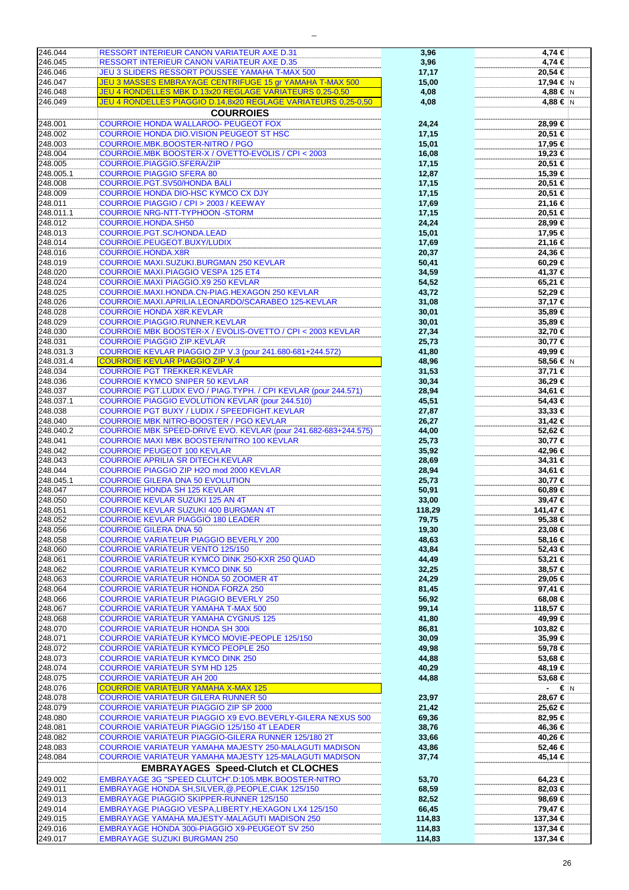| | | | | |
|---|---|---|---|---|
| 246.044 | RESSORT INTERIEUR CANON VARIATEUR AXE D.31 | 3,96 | 4,74 € | |
| 246.045 | RESSORT INTERIEUR CANON VARIATEUR AXE D.35 | 3,96 | 4,74 € | |
| 246.046 | JEU 3 SLIDERS RESSORT POUSSEE YAMAHA T-MAX 500 | 17,17 | 20,54 € | |
| 246.047 | JEU 3 MASSES EMBRAYAGE CENTRIFUGE 15 gr YAMAHA T-MAX 500 | 15,00 | 17,94 € | N |
| 246.048 | JEU 4 RONDELLES MBK D.13x20 REGLAGE VARIATEURS 0,25-0,50 | 4,08 | 4,88 € | N |
| 246.049 | JEU 4 RONDELLES PIAGGIO D.14,8x20 REGLAGE VARIATEURS 0,25-0,50 | 4,08 | 4,88 € | N |
| | **COURROIES** | | | |
| 248.001 | COURROIE HONDA WALLAROO- PEUGEOT FOX | 24,24 | 28,99 € | |
| 248.002 | COURROIE HONDA DIO.VISION PEUGEOT ST HSC | 17,15 | 20,51 € | |
| 248.003 | COURROIE.MBK.BOOSTER-NITRO / PGO | 15,01 | 17,95 € | |
| 248.004 | COURROIE.MBK BOOSTER-X / OVETTO-EVOLIS / CPI < 2003 | 16,08 | 19,23 € | |
| 248.005 | COURROIE.PIAGGIO.SFERA/ZIP | 17,15 | 20,51 € | |
| 248.005.1 | COURROIE PIAGGIO SFERA 80 | 12,87 | 15,39 € | |
| 248.008 | COURROIE.PGT.SV50/HONDA BALI | 17,15 | 20,51 € | |
| 248.009 | COURROIE HONDA DIO-HSC KYMCO CX DJY | 17,15 | 20,51 € | |
| 248.011 | COURROIE PIAGGIO / CPI > 2003 / KEEWAY | 17,69 | 21,16 € | |
| 248.011.1 | COURROIE NRG-NTT-TYPHOON -STORM | 17,15 | 20,51 € | |
| 248.012 | COURROIE.HONDA.SH50 | 24,24 | 28,99 € | |
| 248.013 | COURROIE.PGT.SC/HONDA.LEAD | 15,01 | 17,95 € | |
| 248.014 | COURROIE.PEUGEOT.BUXY/LUDIX | 17,69 | 21,16 € | |
| 248.016 | COURROIE.HONDA.X8R | 20,37 | 24,36 € | |
| 248.019 | COURROIE MAXI.SUZUKI.BURGMAN 250 KEVLAR | 50,41 | 60,29 € | |
| 248.020 | COURROIE.MAXI.PIAGGIO VESPA 125 ET4 | 34,59 | 41,37 € | |
| 248.024 | COURROIE.MAXI PIAGGIO.X9 250 KEVLAR | 54,52 | 65,21 € | |
| 248.025 | COURROIE.MAXI.HONDA.CN-PIAG.HEXAGON 250 KEVLAR | 43,72 | 52,29 € | |
| 248.026 | COURROIE.MAXI.APRILIA.LEONARDO/SCARABEO 125-KEVLAR | 31,08 | 37,17 € | |
| 248.028 | COURROIE HONDA X8R.KEVLAR | 30,01 | 35,89 € | |
| 248.029 | COURROIE.PIAGGIO.RUNNER.KEVLAR | 30,01 | 35,89 € | |
| 248.030 | COURROIE MBK BOOSTER-X / EVOLIS-OVETTO / CPI < 2003 KEVLAR | 27,34 | 32,70 € | |
| 248.031 | COURROIE PIAGGIO ZIP.KEVLAR | 25,73 | 30,77 € | |
| 248.031.3 | COURROIE KEVLAR PIAGGIO ZIP V.3 (pour 241.680-681+244.572) | 41,80 | 49,99 € | |
| 248.031.4 | COURROIE KEVLAR PIAGGIO ZIP V.4 | 48,96 | 58,56 € | N |
| 248.034 | COURROIE PGT TREKKER.KEVLAR | 31,53 | 37,71 € | |
| 248.036 | COURROIE KYMCO SNIPER 50 KEVLAR | 30,34 | 36,29 € | |
| 248.037 | COURROIE PGT.LUDIX EVO / PIAG.TYPH. / CPI KEVLAR (pour 244.571) | 28,94 | 34,61 € | |
| 248.037.1 | COURROIE PIAGGIO EVOLUTION KEVLAR (pour 244.510) | 45,51 | 54,43 € | |
| 248.038 | COURROIE PGT BUXY / LUDIX / SPEEDFIGHT.KEVLAR | 27,87 | 33,33 € | |
| 248.040 | COURROIE MBK NITRO-BOOSTER / PGO KEVLAR | 26,27 | 31,42 € | |
| 248.040.2 | COURROIE MBK SPEED-DRIVE EVO. KEVLAR (pour 241.682-683+244.575) | 44,00 | 52,62 € | |
| 248.041 | COURROIE MAXI MBK BOOSTER/NITRO 100 KEVLAR | 25,73 | 30,77 € | |
| 248.042 | COURROIE PEUGEOT 100 KEVLAR | 35,92 | 42,96 € | |
| 248.043 | COURROIE APRILIA SR DITECH.KEVLAR | 28,69 | 34,31 € | |
| 248.044 | COURROIE PIAGGIO ZIP H2O mod 2000 KEVLAR | 28,94 | 34,61 € | |
| 248.045.1 | COURROIE GILERA DNA 50 EVOLUTION | 25,73 | 30,77 € | |
| 248.047 | COURROIE HONDA SH 125 KEVLAR | 50,91 | 60,89 € | |
| 248.050 | COURROIE KEVLAR SUZUKI 125 AN 4T | 33,00 | 39,47 € | |
| 248.051 | COURROIE KEVLAR SUZUKI 400 BURGMAN 4T | 118,29 | 141,47 € | |
| 248.052 | COURROIE KEVLAR PIAGGIO 180 LEADER | 79,75 | 95,38 € | |
| 248.056 | COURROIE GILERA DNA 50 | 19,30 | 23,08 € | |
| 248.058 | COURROIE VARIATEUR PIAGGIO BEVERLY 200 | 48,63 | 58,16 € | |
| 248.060 | COURROIE VARIATEUR VENTO 125/150 | 43,84 | 52,43 € | |
| 248.061 | COURROIE VARIATEUR KYMCO DINK 250-KXR 250 QUAD | 44,49 | 53,21 € | |
| 248.062 | COURROIE VARIATEUR KYMCO DINK 50 | 32,25 | 38,57 € | |
| 248.063 | COURROIE VARIATEUR HONDA 50 ZOOMER 4T | 24,29 | 29,05 € | |
| 248.064 | COURROIE VARIATEUR HONDA FORZA 250 | 81,45 | 97,41 € | |
| 248.066 | COURROIE VARIATEUR PIAGGIO BEVERLY 250 | 56,92 | 68,08 € | |
| 248.067 | COURROIE VARIATEUR YAMAHA T-MAX 500 | 99,14 | 118,57 € | |
| 248.068 | COURROIE VARIATEUR YAMAHA CYGNUS 125 | 41,80 | 49,99 € | |
| 248.070 | COURROIE VARIATEUR HONDA SH 300i | 86,81 | 103,82 € | |
| 248.071 | COURROIE VARIATEUR KYMCO MOVIE-PEOPLE 125/150 | 30,09 | 35,99 € | |
| 248.072 | COURROIE VARIATEUR KYMCO PEOPLE 250 | 49,98 | 59,78 € | |
| 248.073 | COURROIE VARIATEUR KYMCO DINK 250 | 44,88 | 53,68 € | |
| 248.074 | COURROIE VARIATEUR SYM HD 125 | 40,29 | 48,19 € | |
| 248.075 | COURROIE VARIATEUR AH 200 | 44,88 | 53,68 € | |
| 248.076 | COURROIE VARIATEUR YAMAHA X-MAX 125 | | - € | N |
| 248.078 | COURROIE VARIATEUR GILERA RUNNER 50 | 23,97 | 28,67 € | |
| 248.079 | COURROIE VARIATEUR PIAGGIO ZIP SP 2000 | 21,42 | 25,62 € | |
| 248.080 | COURROIE VARIATEUR PIAGGIO X9 EVO.BEVERLY-GILERA NEXUS 500 | 69,36 | 82,95 € | |
| 248.081 | COURROIE VARIATEUR PIAGGIO 125/150 4T LEADER | 38,76 | 46,36 € | |
| 248.082 | COURROIE VARIATEUR PIAGGIO-GILERA RUNNER 125/180 2T | 33,66 | 40,26 € | |
| 248.083 | COURROIE VARIATEUR YAMAHA MAJESTY 250-MALAGUTI MADISON | 43,86 | 52,46 € | |
| 248.084 | COURROIE VARIATEUR YAMAHA MAJESTY 125-MALAGUTI MADISON | 37,74 | 45,14 € | |
| | **EMBRAYAGES Speed-Clutch et CLOCHES** | | | |
| 249.002 | EMBRAYAGE 3G "SPEED CLUTCH".D:105.MBK.BOOSTER-NITRO | 53,70 | 64,23 € | |
| 249.011 | EMBRAYAGE HONDA SH,SILVER,@,PEOPLE,CIAK 125/150 | 68,59 | 82,03 € | |
| 249.013 | EMBRAYAGE PIAGGIO SKIPPER-RUNNER 125/150 | 82,52 | 98,69 € | |
| 249.014 | EMBRAYAGE PIAGGIO VESPA,LIBERTY,HEXAGON LX4 125/150 | 66,45 | 79,47 € | |
| 249.015 | EMBRAYAGE YAMAHA MAJESTY-MALAGUTI MADISON 250 | 114,83 | 137,34 € | |
| 249.016 | EMBRAYAGE HONDA 300i-PIAGGIO X9-PEUGEOT SV 250 | 114,83 | 137,34 € | |
| 249.017 | EMBRAYAGE SUZUKI BURGMAN 250 | 114,83 | 137,34 € | |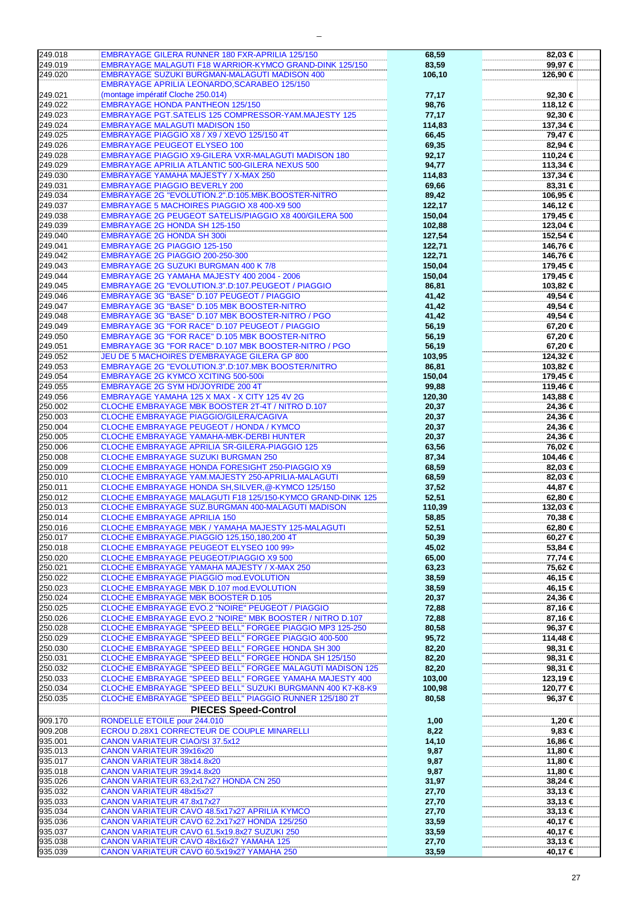| | | | |
|---|---|---|---|
| 249.018 | EMBRAYAGE GILERA RUNNER 180 FXR-APRILIA 125/150 | 68,59 | 82,03 € |
| 249.019 | EMBRAYAGE MALAGUTI F18 WARRIOR-KYMCO GRAND-DINK 125/150 | 83,59 | 99,97 € |
| 249.020 | EMBRAYAGE SUZUKI BURGMAN-MALAGUTI MADISON 400 | 106,10 | 126,90 € |
| 249.021 | EMBRAYAGE APRILIA LEONARDO,SCARABEO 125/150 (montage impératif Cloche 250.014) | 77,17 | 92,30 € |
| 249.022 | EMBRAYAGE HONDA PANTHEON 125/150 | 98,76 | 118,12 € |
| 249.023 | EMBRAYAGE PGT.SATELIS 125 COMPRESSOR-YAM.MAJESTY 125 | 77,17 | 92,30 € |
| 249.024 | EMBRAYAGE MALAGUTI MADISON 150 | 114,83 | 137,34 € |
| 249.025 | EMBRAYAGE PIAGGIO X8 / X9 / XEVO 125/150 4T | 66,45 | 79,47 € |
| 249.026 | EMBRAYAGE PEUGEOT ELYSEO 100 | 69,35 | 82,94 € |
| 249.028 | EMBRAYAGE PIAGGIO X9-GILERA VXR-MALAGUTI MADISON 180 | 92,17 | 110,24 € |
| 249.029 | EMBRAYAGE APRILIA ATLANTIC 500-GILERA NEXUS 500 | 94,77 | 113,34 € |
| 249.030 | EMBRAYAGE YAMAHA MAJESTY / X-MAX 250 | 114,83 | 137,34 € |
| 249.031 | EMBRAYAGE PIAGGIO BEVERLY 200 | 69,66 | 83,31 € |
| 249.034 | EMBRAYAGE 2G "EVOLUTION.2".D:105.MBK.BOOSTER-NITRO | 89,42 | 106,95 € |
| 249.037 | EMBRAYAGE 5 MACHOIRES PIAGGIO X8 400-X9 500 | 122,17 | 146,12 € |
| 249.038 | EMBRAYAGE 2G PEUGEOT SATELIS/PIAGGIO X8 400/GILERA 500 | 150,04 | 179,45 € |
| 249.039 | EMBRAYAGE 2G HONDA SH 125-150 | 102,88 | 123,04 € |
| 249.040 | EMBRAYAGE 2G HONDA SH 300i | 127,54 | 152,54 € |
| 249.041 | EMBRAYAGE 2G PIAGGIO 125-150 | 122,71 | 146,76 € |
| 249.042 | EMBRAYAGE 2G PIAGGIO 200-250-300 | 122,71 | 146,76 € |
| 249.043 | EMBRAYAGE 2G SUZUKI BURGMAN 400 K 7/8 | 150,04 | 179,45 € |
| 249.044 | EMBRAYAGE 2G YAMAHA MAJESTY 400 2004 - 2006 | 150,04 | 179,45 € |
| 249.045 | EMBRAYAGE 2G "EVOLUTION.3".D:107.PEUGEOT / PIAGGIO | 86,81 | 103,82 € |
| 249.046 | EMBRAYAGE 3G "BASE" D.107 PEUGEOT / PIAGGIO | 41,42 | 49,54 € |
| 249.047 | EMBRAYAGE 3G "BASE" D.105 MBK BOOSTER-NITRO | 41,42 | 49,54 € |
| 249.048 | EMBRAYAGE 3G "BASE" D.107 MBK BOOSTER-NITRO / PGO | 41,42 | 49,54 € |
| 249.049 | EMBRAYAGE 3G "FOR RACE" D.107 PEUGEOT / PIAGGIO | 56,19 | 67,20 € |
| 249.050 | EMBRAYAGE 3G "FOR RACE" D.105 MBK BOOSTER-NITRO | 56,19 | 67,20 € |
| 249.051 | EMBRAYAGE 3G "FOR RACE" D.107 MBK BOOSTER-NITRO / PGO | 56,19 | 67,20 € |
| 249.052 | JEU DE 5 MACHOIRES D'EMBRAYAGE GILERA GP 800 | 103,95 | 124,32 € |
| 249.053 | EMBRAYAGE 2G "EVOLUTION.3".D:107.MBK BOOSTER/NITRO | 86,81 | 103,82 € |
| 249.054 | EMBRAYAGE 2G KYMCO XCITING 500-500i | 150,04 | 179,45 € |
| 249.055 | EMBRAYAGE 2G SYM HD/JOYRIDE 200 4T | 99,88 | 119,46 € |
| 249.056 | EMBRAYAGE YAMAHA 125 X MAX - X CITY 125 4V 2G | 120,30 | 143,88 € |
| 250.002 | CLOCHE EMBRAYAGE MBK BOOSTER 2T-4T / NITRO D.107 | 20,37 | 24,36 € |
| 250.003 | CLOCHE EMBRAYAGE PIAGGIO/GILERA/CAGIVA | 20,37 | 24,36 € |
| 250.004 | CLOCHE EMBRAYAGE PEUGEOT / HONDA / KYMCO | 20,37 | 24,36 € |
| 250.005 | CLOCHE EMBRAYAGE YAMAHA-MBK-DERBI HUNTER | 20,37 | 24,36 € |
| 250.006 | CLOCHE EMBRAYAGE APRILIA SR-GILERA-PIAGGIO 125 | 63,56 | 76,02 € |
| 250.008 | CLOCHE EMBRAYAGE SUZUKI BURGMAN 250 | 87,34 | 104,46 € |
| 250.009 | CLOCHE EMBRAYAGE HONDA FORESIGHT 250-PIAGGIO X9 | 68,59 | 82,03 € |
| 250.010 | CLOCHE EMBRAYAGE YAM.MAJESTY 250-APRILIA-MALAGUTI | 68,59 | 82,03 € |
| 250.011 | CLOCHE EMBRAYAGE HONDA SH,SILVER,@-KYMCO 125/150 | 37,52 | 44,87 € |
| 250.012 | CLOCHE EMBRAYAGE MALAGUTI F18 125/150-KYMCO GRAND-DINK 125 | 52,51 | 62,80 € |
| 250.013 | CLOCHE EMBRAYAGE SUZ.BURGMAN 400-MALAGUTI MADISON | 110,39 | 132,03 € |
| 250.014 | CLOCHE EMBRAYAGE APRILIA 150 | 58,85 | 70,38 € |
| 250.016 | CLOCHE EMBRAYAGE MBK / YAMAHA MAJESTY 125-MALAGUTI | 52,51 | 62,80 € |
| 250.017 | CLOCHE EMBRAYAGE.PIAGGIO 125,150,180,200 4T | 50,39 | 60,27 € |
| 250.018 | CLOCHE EMBRAYAGE PEUGEOT ELYSEO 100 99> | 45,02 | 53,84 € |
| 250.020 | CLOCHE EMBRAYAGE PEUGEOT/PIAGGIO X9 500 | 65,00 | 77,74 € |
| 250.021 | CLOCHE EMBRAYAGE YAMAHA MAJESTY / X-MAX 250 | 63,23 | 75,62 € |
| 250.022 | CLOCHE EMBRAYAGE PIAGGIO mod.EVOLUTION | 38,59 | 46,15 € |
| 250.023 | CLOCHE EMBRAYAGE MBK D.107 mod.EVOLUTION | 38,59 | 46,15 € |
| 250.024 | CLOCHE EMBRAYAGE MBK BOOSTER D.105 | 20,37 | 24,36 € |
| 250.025 | CLOCHE EMBRAYAGE EVO.2 "NOIRE" PEUGEOT / PIAGGIO | 72,88 | 87,16 € |
| 250.026 | CLOCHE EMBRAYAGE EVO.2 "NOIRE" MBK BOOSTER / NITRO D.107 | 72,88 | 87,16 € |
| 250.028 | CLOCHE EMBRAYAGE "SPEED BELL" FORGEE PIAGGIO MP3 125-250 | 80,58 | 96,37 € |
| 250.029 | CLOCHE EMBRAYAGE "SPEED BELL" FORGEE PIAGGIO 400-500 | 95,72 | 114,48 € |
| 250.030 | CLOCHE EMBRAYAGE "SPEED BELL" FORGEE HONDA SH 300 | 82,20 | 98,31 € |
| 250.031 | CLOCHE EMBRAYAGE "SPEED BELL" FORGEE HONDA SH 125/150 | 82,20 | 98,31 € |
| 250.032 | CLOCHE EMBRAYAGE "SPEED BELL" FORGEE MALAGUTI MADISON 125 | 82,20 | 98,31 € |
| 250.033 | CLOCHE EMBRAYAGE "SPEED BELL" FORGEE YAMAHA MAJESTY 400 | 103,00 | 123,19 € |
| 250.034 | CLOCHE EMBRAYAGE "SPEED BELL" SUZUKI BURGMANN 400 K7-K8-K9 | 100,98 | 120,77 € |
| 250.035 | CLOCHE EMBRAYAGE "SPEED BELL" PIAGGIO RUNNER 125/180 2T | 80,58 | 96,37 € |
| | **PIECES Speed-Control** | | |
| 909.170 | RONDELLE ETOILE pour 244.010 | 1,00 | 1,20 € |
| 909.208 | ECROU D.28X1 CORRECTEUR DE COUPLE MINARELLI | 8,22 | 9,83 € |
| 935.001 | CANON VARIATEUR CIAO/SI 37.5x12 | 14,10 | 16,86 € |
| 935.013 | CANON VARIATEUR 39x16x20 | 9,87 | 11,80 € |
| 935.017 | CANON VARIATEUR 38x14.8x20 | 9,87 | 11,80 € |
| 935.018 | CANON VARIATEUR 39x14.8x20 | 9,87 | 11,80 € |
| 935.026 | CANON VARIATEUR 63,2x17x27 HONDA CN 250 | 31,97 | 38,24 € |
| 935.032 | CANON VARIATEUR 48x15x27 | 27,70 | 33,13 € |
| 935.033 | CANON VARIATEUR 47.8x17x27 | 27,70 | 33,13 € |
| 935.034 | CANON VARIATEUR CAVO 48.5x17x27 APRILIA KYMCO | 27,70 | 33,13 € |
| 935.036 | CANON VARIATEUR CAVO 62.2x17x27 HONDA 125/250 | 33,59 | 40,17 € |
| 935.037 | CANON VARIATEUR CAVO 61.5x19.8x27 SUZUKI 250 | 33,59 | 40,17 € |
| 935.038 | CANON VARIATEUR CAVO 48x16x27 YAMAHA 125 | 27,70 | 33,13 € |
| 935.039 | CANON VARIATEUR CAVO 60.5x19x27 YAMAHA 250 | 33,59 | 40,17 € |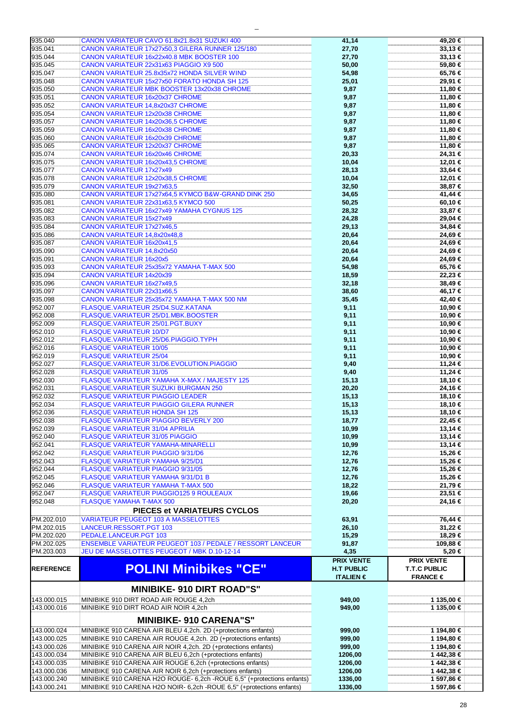| | | | |
|---|---|---|---|
| 935.040 | CANON VARIATEUR CAVO 61.8x21.8x31 SUZUKI 400 | 41,14 | 49,20 € |
| 935.041 | CANON VARIATEUR 17x27x50,3 GILERA RUNNER 125/180 | 27,70 | 33,13 € |
| 935.044 | CANON VARIATEUR 16x22x40.8 MBK BOOSTER 100 | 27,70 | 33,13 € |
| 935.045 | CANON VARIATEUR 22x31x63 PIAGGIO X9 500 | 50,00 | 59,80 € |
| 935.047 | CANON VARIATEUR 25.8x35x72 HONDA SILVER WIND | 54,98 | 65,76 € |
| 935.048 | CANON VARIATEUR 15x27x50 FORATO HONDA SH 125 | 25,01 | 29,91 € |
| 935.050 | CANON VARIATEUR MBK BOOSTER 13x20x38 CHROME | 9,87 | 11,80 € |
| 935.051 | CANON VARIATEUR 16x20x37 CHROME | 9,87 | 11,80 € |
| 935.052 | CANON VARIATEUR 14,8x20x37 CHROME | 9,87 | 11,80 € |
| 935.054 | CANON VARIATEUR 12x20x38 CHROME | 9,87 | 11,80 € |
| 935.057 | CANON VARIATEUR 14x20x36,5 CHROME | 9,87 | 11,80 € |
| 935.059 | CANON VARIATEUR 16x20x38 CHROME | 9,87 | 11,80 € |
| 935.060 | CANON VARIATEUR 16x20x39 CHROME | 9,87 | 11,80 € |
| 935.065 | CANON VARIATEUR 12x20x37 CHROME | 9,87 | 11,80 € |
| 935.074 | CANON VARIATEUR 16x20x46 CHROME | 20,33 | 24,31 € |
| 935.075 | CANON VARIATEUR 16x20x43,5 CHROME | 10,04 | 12,01 € |
| 935.077 | CANON VARIATEUR 17x27x49 | 28,13 | 33,64 € |
| 935.078 | CANON VARIATEUR 12x20x38,5 CHROME | 10,04 | 12,01 € |
| 935.079 | CANON VARIATEUR 19x27x63,5 | 32,50 | 38,87 € |
| 935.080 | CANON VARIATEUR 17x27x64,5 KYMCO B&W-GRAND DINK 250 | 34,65 | 41,44 € |
| 935.081 | CANON VARIATEUR 22x31x63,5 KYMCO 500 | 50,25 | 60,10 € |
| 935.082 | CANON VARIATEUR 16x27x49 YAMAHA CYGNUS 125 | 28,32 | 33,87 € |
| 935.083 | CANON VARIATEUR 15x27x49 | 24,28 | 29,04 € |
| 935.084 | CANON VARIATEUR 17x27x46,5 | 29,13 | 34,84 € |
| 935.086 | CANON VARIATEUR 14,8x20x48,8 | 20,64 | 24,69 € |
| 935.087 | CANON VARIATEUR 16x20x41,5 | 20,64 | 24,69 € |
| 935.090 | CANON VARIATEUR 14,8x20x50 | 20,64 | 24,69 € |
| 935.091 | CANON VARIATEUR 16x20x5 | 20,64 | 24,69 € |
| 935.093 | CANON VARIATEUR 25x35x72 YAMAHA T-MAX 500 | 54,98 | 65,76 € |
| 935.094 | CANON VARIATEUR 14x20x39 | 18,59 | 22,23 € |
| 935.096 | CANON VARIATEUR 16x27x49,5 | 32,18 | 38,49 € |
| 935.097 | CANON VARIATEUR 22x31x66,5 | 38,60 | 46,17 € |
| 935.098 | CANON VARIATEUR 25x35x72 YAMAHA T-MAX 500 NM | 35,45 | 42,40 € |
| 952.007 | FLASQUE.VARIATEUR 25/D4.SUZ.KATANA | 9,11 | 10,90 € |
| 952.008 | FLASQUE.VARIATEUR 25/D1.MBK.BOOSTER | 9,11 | 10,90 € |
| 952.009 | FLASQUE.VARIATEUR 25/01.PGT.BUXY | 9,11 | 10,90 € |
| 952.010 | FLASQUE VARIATEUR 10/D7 | 9,11 | 10,90 € |
| 952.012 | FLASQUE.VARIATEUR 25/D6.PIAGGIO.TYPH | 9,11 | 10,90 € |
| 952.016 | FLASQUE VARIATEUR 10/05 | 9,11 | 10,90 € |
| 952.019 | FLASQUE VARIATEUR 25/04 | 9,11 | 10,90 € |
| 952.027 | FLASQUE.VARIATEUR 31/D6.EVOLUTION.PIAGGIO | 9,40 | 11,24 € |
| 952.028 | FLASQUE VARIATEUR 31/05 | 9,40 | 11,24 € |
| 952.030 | FLASQUE VARIATEUR YAMAHA X-MAX / MAJESTY 125 | 15,13 | 18,10 € |
| 952.031 | FLASQUE.VARIATEUR SUZUKI BURGMAN 250 | 20,20 | 24,16 € |
| 952.032 | FLASQUE VARIATEUR PIAGGIO LEADER | 15,13 | 18,10 € |
| 952.034 | FLASQUE VARIATEUR PIAGGIO GILERA RUNNER | 15,13 | 18,10 € |
| 952.036 | FLASQUE VARIATEUR HONDA SH 125 | 15,13 | 18,10 € |
| 952.038 | FLASQUE VARIATEUR PIAGGIO BEVERLY 200 | 18,77 | 22,45 € |
| 952.039 | FLASQUE VARIATEUR 31/04 APRILIA | 10,99 | 13,14 € |
| 952.040 | FLASQUE VARIATEUR 31/05 PIAGGIO | 10,99 | 13,14 € |
| 952.041 | FLASQUE VARIATEUR YAMAHA-MINARELLI | 10,99 | 13,14 € |
| 952.042 | FLASQUE VARIATEUR PIAGGIO 9/31/D6 | 12,76 | 15,26 € |
| 952.043 | FLASQUE VARIATEUR YAMAHA 9/25/D1 | 12,76 | 15,26 € |
| 952.044 | FLASQUE VARIATEUR PIAGGIO 9/31/05 | 12,76 | 15,26 € |
| 952.045 | FLASQUE VARIATEUR YAMAHA 9/31/D1 B | 12,76 | 15,26 € |
| 952.046 | FLASQUE VARIATEUR YAMAHA T-MAX 500 | 18,22 | 21,79 € |
| 952.047 | FLASQUE VARIATEUR PIAGGIO125 9 ROULEAUX | 19,66 | 23,51 € |
| 952.048 | FLASQUE YAMAHA T-MAX 500 | 20,20 | 24,16 € |
| | **PIECES et VARIATEURS CYCLOS** | | |
| PM.202.010 | VARIATEUR PEUGEOT 103 A MASSELOTTES | 63,91 | 76,44 € |
| PM.202.015 | LANCEUR.RESSORT.PGT 103 | 26,10 | 31,22 € |
| PM.202.020 | PEDALE.LANCEUR.PGT 103 | 15,29 | 18,29 € |
| PM.202.025 | ENSEMBLE VARIATEUR PEUGEOT 103 / PEDALE / RESSORT LANCEUR | 91,87 | 109,88 € |
| PM.203.003 | JEU DE MASSELOTTES PEUGEOT / MBK D.10-12-14 | 4,35 | 5,20 € |

| REFERENCE | POLINI Minibikes "CE" | PRIX VENTE H.T PUBLIC ITALIEN € | PRIX VENTE T.T.C PUBLIC FRANCE € |
|---|---|---|---|
| | **MINIBIKE- 910 DIRT ROAD"S"** | | |
| 143.000.015 | MINIBIKE 910 DIRT ROAD AIR ROUGE 4,2ch | 949,00 | 1 135,00 € |
| 143.000.016 | MINIBIKE 910 DIRT ROAD AIR NOIR 4,2ch | 949,00 | 1 135,00 € |
| | **MINIBIKE- 910 CARENA"S"** | | |
| 143.000.024 | MINIBIKE 910 CARENA AIR BLEU 4,2ch. 2D (+protections enfants) | 999,00 | 1 194,80 € |
| 143.000.025 | MINIBIKE 910 CARENA AIR ROUGE 4,2ch. 2D (+protections enfants) | 999,00 | 1 194,80 € |
| 143.000.026 | MINIBIKE 910 CARENA AIR NOIR 4,2ch. 2D (+protections enfants) | 999,00 | 1 194,80 € |
| 143.000.034 | MINIBIKE 910 CARENA AIR BLEU 6,2ch (+protections enfants) | 1206,00 | 1 442,38 € |
| 143.000.035 | MINIBIKE 910 CARENA AIR ROUGE 6,2ch (+protections enfants) | 1206,00 | 1 442,38 € |
| 143.000.036 | MINIBIKE 910 CARENA AIR NOIR 6,2ch (+protections enfants) | 1206,00 | 1 442,38 € |
| 143.000.240 | MINIBIKE 910 CARENA H2O ROUGE- 6,2ch -ROUE 6,5" (+protections enfants) | 1336,00 | 1 597,86 € |
| 143.000.241 | MINIBIKE 910 CARENA H2O NOIR- 6,2ch -ROUE 6,5" (+protections enfants) | 1336,00 | 1 597,86 € |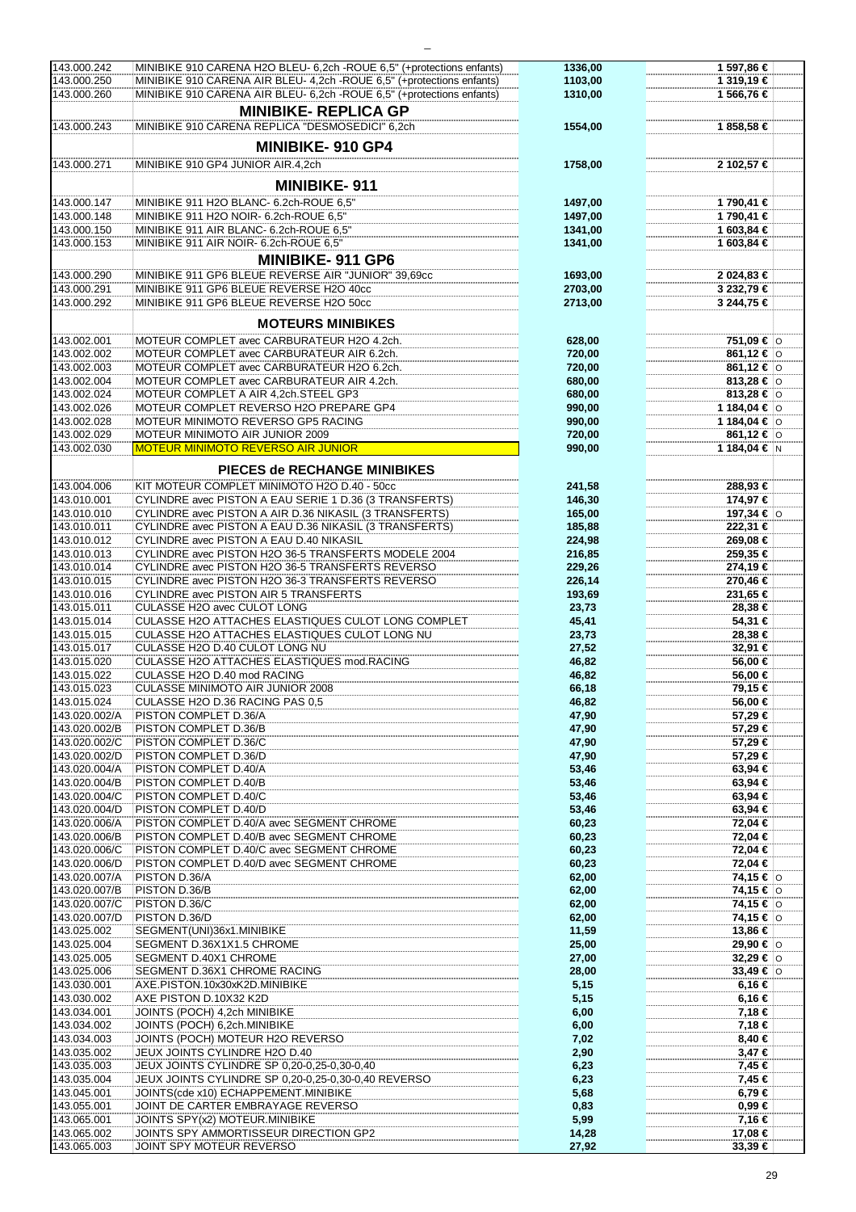| | | | | |
|---|---|---|---|---|
| 143.000.242 | MINIBIKE 910 CARENA H2O BLEU- 6,2ch -ROUE 6,5" (+protections enfants) | 1336,00 | 1 597,86 € | |
| 143.000.250 | MINIBIKE 910 CARENA AIR BLEU- 4,2ch -ROUE 6,5" (+protections enfants) | 1103,00 | 1 319,19 € | |
| 143.000.260 | MINIBIKE 910 CARENA AIR BLEU- 6,2ch -ROUE 6,5" (+protections enfants) | 1310,00 | 1 566,76 € | |
| | **MINIBIKE- REPLICA GP** | | | |
| 143.000.243 | MINIBIKE 910 CARENA REPLICA "DESMOSEDICI" 6,2ch | 1554,00 | 1 858,58 € | |
| | **MINIBIKE- 910 GP4** | | | |
| 143.000.271 | MINIBIKE 910 GP4 JUNIOR AIR.4,2ch | 1758,00 | 2 102,57 € | |
| | **MINIBIKE- 911** | | | |
| 143.000.147 | MINIBIKE 911 H2O BLANC- 6.2ch-ROUE 6,5" | 1497,00 | 1 790,41 € | |
| 143.000.148 | MINIBIKE 911 H2O NOIR- 6.2ch-ROUE 6,5" | 1497,00 | 1 790,41 € | |
| 143.000.150 | MINIBIKE 911 AIR BLANC- 6.2ch-ROUE 6,5" | 1341,00 | 1 603,84 € | |
| 143.000.153 | MINIBIKE 911 AIR NOIR- 6.2ch-ROUE 6,5" | 1341,00 | 1 603,84 € | |
| | **MINIBIKE- 911 GP6** | | | |
| 143.000.290 | MINIBIKE 911 GP6 BLEUE REVERSE AIR "JUNIOR" 39,69cc | 1693,00 | 2 024,83 € | |
| 143.000.291 | MINIBIKE 911 GP6 BLEUE REVERSE H2O 40cc | 2703,00 | 3 232,79 € | |
| 143.000.292 | MINIBIKE 911 GP6 BLEUE REVERSE H2O 50cc | 2713,00 | 3 244,75 € | |
| | **MOTEURS MINIBIKES** | | | |
| 143.002.001 | MOTEUR COMPLET avec CARBURATEUR H2O 4.2ch. | 628,00 | 751,09 € | O |
| 143.002.002 | MOTEUR COMPLET avec CARBURATEUR AIR 6.2ch. | 720,00 | 861,12 € | O |
| 143.002.003 | MOTEUR COMPLET avec CARBURATEUR H2O 6.2ch. | 720,00 | 861,12 € | O |
| 143.002.004 | MOTEUR COMPLET avec CARBURATEUR AIR 4.2ch. | 680,00 | 813,28 € | O |
| 143.002.024 | MOTEUR COMPLET A AIR 4,2ch.STEEL GP3 | 680,00 | 813,28 € | O |
| 143.002.026 | MOTEUR COMPLET REVERSO H2O PREPARE GP4 | 990,00 | 1 184,04 € | O |
| 143.002.028 | MOTEUR MINIMOTO REVERSO GP5 RACING | 990,00 | 1 184,04 € | O |
| 143.002.029 | MOTEUR MINIMOTO AIR JUNIOR 2009 | 720,00 | 861,12 € | O |
| 143.002.030 | MOTEUR MINIMOTO REVERSO AIR JUNIOR | 990,00 | 1 184,04 € | N |
| | **PIECES de RECHANGE MINIBIKES** | | | |
| 143.004.006 | KIT MOTEUR COMPLET MINIMOTO H2O D.40 - 50cc | 241,58 | 288,93 € | |
| 143.010.001 | CYLINDRE avec PISTON A EAU SERIE 1 D.36 (3 TRANSFERTS) | 146,30 | 174,97 € | |
| 143.010.010 | CYLINDRE avec PISTON A AIR D.36 NIKASIL (3 TRANSFERTS) | 165,00 | 197,34 € | O |
| 143.010.011 | CYLINDRE avec PISTON A EAU D.36 NIKASIL (3 TRANSFERTS) | 185,88 | 222,31 € | |
| 143.010.012 | CYLINDRE avec PISTON A EAU D.40 NIKASIL | 224,98 | 269,08 € | |
| 143.010.013 | CYLINDRE avec PISTON H2O 36-5 TRANSFERTS MODELE 2004 | 216,85 | 259,35 € | |
| 143.010.014 | CYLINDRE avec PISTON H2O 36-5 TRANSFERTS REVERSO | 229,26 | 274,19 € | |
| 143.010.015 | CYLINDRE avec PISTON H2O 36-3 TRANSFERTS REVERSO | 226,14 | 270,46 € | |
| 143.010.016 | CYLINDRE avec PISTON AIR 5 TRANSFERTS | 193,69 | 231,65 € | |
| 143.015.011 | CULASSE H2O avec CULOT LONG | 23,73 | 28,38 € | |
| 143.015.014 | CULASSE H2O ATTACHES ELASTIQUES CULOT LONG COMPLET | 45,41 | 54,31 € | |
| 143.015.015 | CULASSE H2O ATTACHES ELASTIQUES CULOT LONG NU | 23,73 | 28,38 € | |
| 143.015.017 | CULASSE H2O D.40 CULOT LONG NU | 27,52 | 32,91 € | |
| 143.015.020 | CULASSE H2O ATTACHES ELASTIQUES mod.RACING | 46,82 | 56,00 € | |
| 143.015.022 | CULASSE H2O D.40 mod RACING | 46,82 | 56,00 € | |
| 143.015.023 | CULASSE MINIMOTO AIR JUNIOR 2008 | 66,18 | 79,15 € | |
| 143.015.024 | CULASSE H2O D.36 RACING PAS 0,5 | 46,82 | 56,00 € | |
| 143.020.002/A | PISTON COMPLET D.36/A | 47,90 | 57,29 € | |
| 143.020.002/B | PISTON COMPLET D.36/B | 47,90 | 57,29 € | |
| 143.020.002/C | PISTON COMPLET D.36/C | 47,90 | 57,29 € | |
| 143.020.002/D | PISTON COMPLET D.36/D | 47,90 | 57,29 € | |
| 143.020.004/A | PISTON COMPLET D.40/A | 53,46 | 63,94 € | |
| 143.020.004/B | PISTON COMPLET D.40/B | 53,46 | 63,94 € | |
| 143.020.004/C | PISTON COMPLET D.40/C | 53,46 | 63,94 € | |
| 143.020.004/D | PISTON COMPLET D.40/D | 53,46 | 63,94 € | |
| 143.020.006/A | PISTON COMPLET D.40/A avec SEGMENT CHROME | 60,23 | 72,04 € | |
| 143.020.006/B | PISTON COMPLET D.40/B avec SEGMENT CHROME | 60,23 | 72,04 € | |
| 143.020.006/C | PISTON COMPLET D.40/C avec SEGMENT CHROME | 60,23 | 72,04 € | |
| 143.020.006/D | PISTON COMPLET D.40/D avec SEGMENT CHROME | 60,23 | 72,04 € | |
| 143.020.007/A | PISTON D.36/A | 62,00 | 74,15 € | O |
| 143.020.007/B | PISTON D.36/B | 62,00 | 74,15 € | O |
| 143.020.007/C | PISTON D.36/C | 62,00 | 74,15 € | O |
| 143.020.007/D | PISTON D.36/D | 62,00 | 74,15 € | O |
| 143.025.002 | SEGMENT(UNI)36x1.MINIBIKE | 11,59 | 13,86 € | |
| 143.025.004 | SEGMENT D.36X1X1.5 CHROME | 25,00 | 29,90 € | O |
| 143.025.005 | SEGMENT D.40X1 CHROME | 27,00 | 32,29 € | O |
| 143.025.006 | SEGMENT D.36X1 CHROME RACING | 28,00 | 33,49 € | O |
| 143.030.001 | AXE.PISTON.10x30xK2D.MINIBIKE | 5,15 | 6,16 € | |
| 143.030.002 | AXE PISTON D.10X32 K2D | 5,15 | 6,16 € | |
| 143.034.001 | JOINTS (POCH) 4,2ch MINIBIKE | 6,00 | 7,18 € | |
| 143.034.002 | JOINTS (POCH) 6,2ch.MINIBIKE | 6,00 | 7,18 € | |
| 143.034.003 | JOINTS (POCH) MOTEUR H2O REVERSO | 7,02 | 8,40 € | |
| 143.035.002 | JEUX JOINTS CYLINDRE H2O D.40 | 2,90 | 3,47 € | |
| 143.035.003 | JEUX JOINTS CYLINDRE SP 0,20-0,25-0,30-0,40 | 6,23 | 7,45 € | |
| 143.035.004 | JEUX JOINTS CYLINDRE SP 0,20-0,25-0,30-0,40 REVERSO | 6,23 | 7,45 € | |
| 143.045.001 | JOINTS(cde x10) ECHAPPEMENT.MINIBIKE | 5,68 | 6,79 € | |
| 143.055.001 | JOINT DE CARTER EMBRAYAGE REVERSO | 0,83 | 0,99 € | |
| 143.065.001 | JOINTS SPY(x2) MOTEUR.MINIBIKE | 5,99 | 7,16 € | |
| 143.065.002 | JOINTS SPY AMMORTISSEUR DIRECTION GP2 | 14,28 | 17,08 € | |
| 143.065.003 | JOINT SPY MOTEUR REVERSO | 27,92 | 33,39 € | |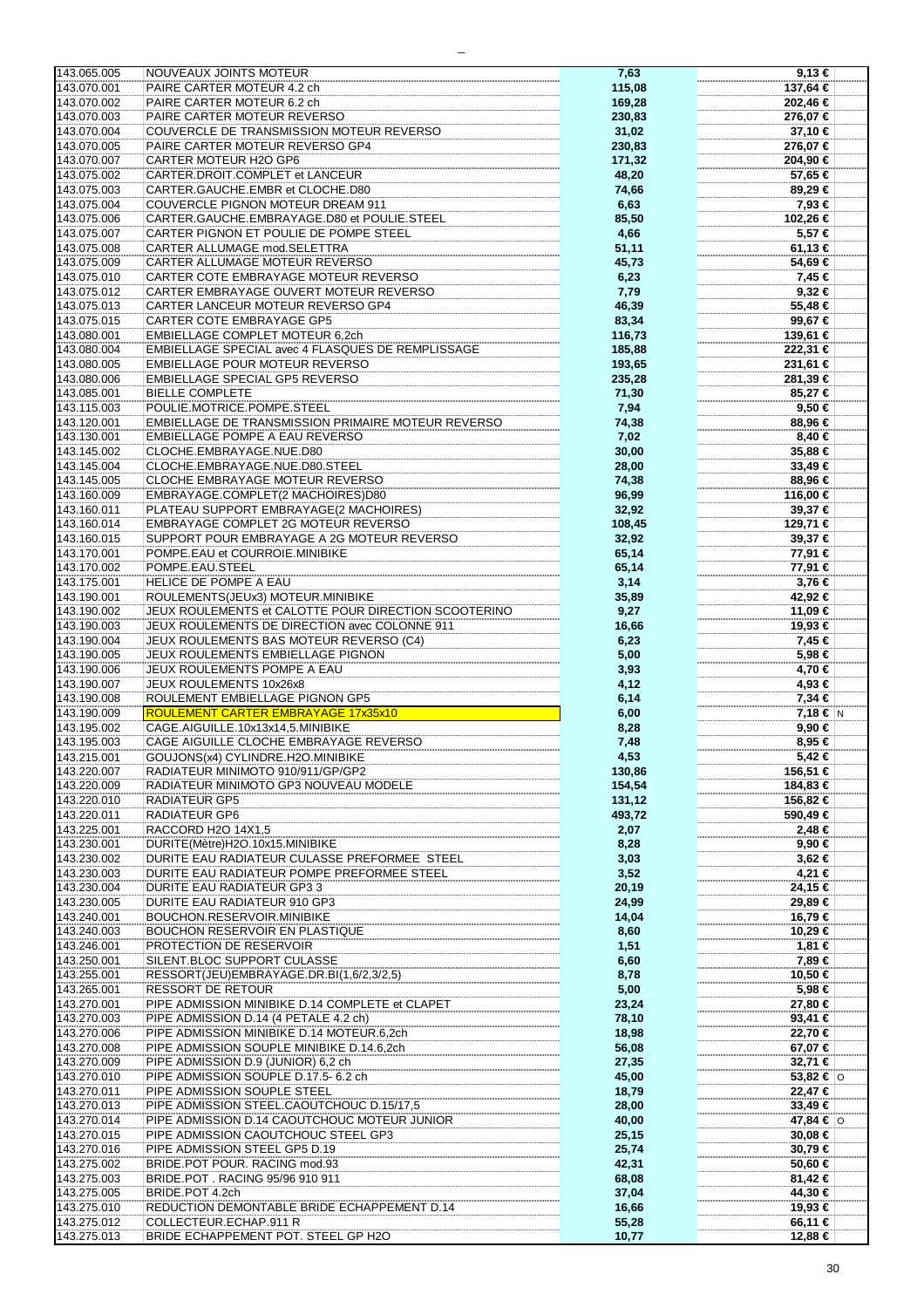| | | | | |
|---|---|---|---|---|
| 143.065.005 | NOUVEAUX JOINTS MOTEUR | 7,63 | 9,13 € | |
| 143.070.001 | PAIRE CARTER MOTEUR 4.2 ch | 115,08 | 137,64 € | |
| 143.070.002 | PAIRE CARTER MOTEUR 6.2 ch | 169,28 | 202,46 € | |
| 143.070.003 | PAIRE CARTER MOTEUR REVERSO | 230,83 | 276,07 € | |
| 143.070.004 | COUVERCLE DE TRANSMISSION MOTEUR REVERSO | 31,02 | 37,10 € | |
| 143.070.005 | PAIRE CARTER MOTEUR REVERSO GP4 | 230,83 | 276,07 € | |
| 143.070.007 | CARTER MOTEUR H2O GP6 | 171,32 | 204,90 € | |
| 143.075.002 | CARTER.DROIT.COMPLET et LANCEUR | 48,20 | 57,65 € | |
| 143.075.003 | CARTER.GAUCHE.EMBR et CLOCHE.D80 | 74,66 | 89,29 € | |
| 143.075.004 | COUVERCLE PIGNON MOTEUR DREAM 911 | 6,63 | 7,93 € | |
| 143.075.006 | CARTER.GAUCHE.EMBRAYAGE.D80 et POULIE.STEEL | 85,50 | 102,26 € | |
| 143.075.007 | CARTER PIGNON ET POULIE DE POMPE STEEL | 4,66 | 5,57 € | |
| 143.075.008 | CARTER ALLUMAGE mod.SELETTRA | 51,11 | 61,13 € | |
| 143.075.009 | CARTER ALLUMAGE MOTEUR REVERSO | 45,73 | 54,69 € | |
| 143.075.010 | CARTER COTE EMBRAYAGE MOTEUR REVERSO | 6,23 | 7,45 € | |
| 143.075.012 | CARTER EMBRAYAGE OUVERT MOTEUR REVERSO | 7,79 | 9,32 € | |
| 143.075.013 | CARTER LANCEUR MOTEUR REVERSO GP4 | 46,39 | 55,48 € | |
| 143.075.015 | CARTER COTE EMBRAYAGE GP5 | 83,34 | 99,67 € | |
| 143.080.001 | EMBIELLAGE COMPLET MOTEUR 6,2ch | 116,73 | 139,61 € | |
| 143.080.004 | EMBIELLAGE SPECIAL avec 4 FLASQUES DE REMPLISSAGE | 185,88 | 222,31 € | |
| 143.080.005 | EMBIELLAGE POUR MOTEUR REVERSO | 193,65 | 231,61 € | |
| 143.080.006 | EMBIELLAGE SPECIAL GP5 REVERSO | 235,28 | 281,39 € | |
| 143.085.001 | BIELLE COMPLETE | 71,30 | 85,27 € | |
| 143.115.003 | POULIE.MOTRICE.POMPE.STEEL | 7,94 | 9,50 € | |
| 143.120.001 | EMBIELLAGE DE TRANSMISSION PRIMAIRE MOTEUR REVERSO | 74,38 | 88,96 € | |
| 143.130.001 | EMBIELLAGE POMPE A EAU REVERSO | 7,02 | 8,40 € | |
| 143.145.002 | CLOCHE.EMBRAYAGE.NUE.D80 | 30,00 | 35,88 € | |
| 143.145.004 | CLOCHE.EMBRAYAGE.NUE.D80.STEEL | 28,00 | 33,49 € | |
| 143.145.005 | CLOCHE EMBRAYAGE MOTEUR REVERSO | 74,38 | 88,96 € | |
| 143.160.009 | EMBRAYAGE.COMPLET(2 MACHOIRES)D80 | 96,99 | 116,00 € | |
| 143.160.011 | PLATEAU SUPPORT EMBRAYAGE(2 MACHOIRES) | 32,92 | 39,37 € | |
| 143.160.014 | EMBRAYAGE COMPLET 2G MOTEUR REVERSO | 108,45 | 129,71 € | |
| 143.160.015 | SUPPORT POUR EMBRAYAGE A 2G MOTEUR REVERSO | 32,92 | 39,37 € | |
| 143.170.001 | POMPE.EAU et COURROIE.MINIBIKE | 65,14 | 77,91 € | |
| 143.170.002 | POMPE.EAU.STEEL | 65,14 | 77,91 € | |
| 143.175.001 | HELICE DE POMPE A EAU | 3,14 | 3,76 € | |
| 143.190.001 | ROULEMENTS(JEUx3) MOTEUR.MINIBIKE | 35,89 | 42,92 € | |
| 143.190.002 | JEUX ROULEMENTS et CALOTTE POUR DIRECTION SCOOTERINO | 9,27 | 11,09 € | |
| 143.190.003 | JEUX ROULEMENTS DE DIRECTION avec COLONNE 911 | 16,66 | 19,93 € | |
| 143.190.004 | JEUX ROULEMENTS BAS MOTEUR REVERSO (C4) | 6,23 | 7,45 € | |
| 143.190.005 | JEUX ROULEMENTS EMBIELLAGE PIGNON | 5,00 | 5,98 € | |
| 143.190.006 | JEUX ROULEMENTS POMPE A EAU | 3,93 | 4,70 € | |
| 143.190.007 | JEUX ROULEMENTS 10x26x8 | 4,12 | 4,93 € | |
| 143.190.008 | ROULEMENT EMBIELLAGE PIGNON GP5 | 6,14 | 7,34 € | |
| 143.190.009 | ROULEMENT CARTER EMBRAYAGE 17x35x10 | 6,00 | 7,18 € | N |
| 143.195.002 | CAGE.AIGUILLE.10x13x14,5.MINIBIKE | 8,28 | 9,90 € | |
| 143.195.003 | CAGE AIGUILLE CLOCHE EMBRAYAGE REVERSO | 7,48 | 8,95 € | |
| 143.215.001 | GOUJONS(x4) CYLINDRE.H2O.MINIBIKE | 4,53 | 5,42 € | |
| 143.220.007 | RADIATEUR MINIMOTO 910/911/GP/GP2 | 130,86 | 156,51 € | |
| 143.220.009 | RADIATEUR MINIMOTO GP3 NOUVEAU MODELE | 154,54 | 184,83 € | |
| 143.220.010 | RADIATEUR GP5 | 131,12 | 156,82 € | |
| 143.220.011 | RADIATEUR GP6 | 493,72 | 590,49 € | |
| 143.225.001 | RACCORD H2O 14X1,5 | 2,07 | 2,48 € | |
| 143.230.001 | DURITE(Mètre)H2O.10x15.MINIBIKE | 8,28 | 9,90 € | |
| 143.230.002 | DURITE EAU RADIATEUR CULASSE PREFORMEE STEEL | 3,03 | 3,62 € | |
| 143.230.003 | DURITE EAU RADIATEUR POMPE PREFORMEE STEEL | 3,52 | 4,21 € | |
| 143.230.004 | DURITE EAU RADIATEUR GP3 3 | 20,19 | 24,15 € | |
| 143.230.005 | DURITE EAU RADIATEUR 910 GP3 | 24,99 | 29,89 € | |
| 143.240.001 | BOUCHON.RESERVOIR.MINIBIKE | 14,04 | 16,79 € | |
| 143.240.003 | BOUCHON RESERVOIR EN PLASTIQUE | 8,60 | 10,29 € | |
| 143.246.001 | PROTECTION DE RESERVOIR | 1,51 | 1,81 € | |
| 143.250.001 | SILENT.BLOC SUPPORT CULASSE | 6,60 | 7,89 € | |
| 143.255.001 | RESSORT(JEU)EMBRAYAGE.DR.BI(1,6/2,3/2,5) | 8,78 | 10,50 € | |
| 143.265.001 | RESSORT DE RETOUR | 5,00 | 5,98 € | |
| 143.270.001 | PIPE ADMISSION MINIBIKE D.14 COMPLETE et CLAPET | 23,24 | 27,80 € | |
| 143.270.003 | PIPE ADMISSION D.14 (4 PETALE 4.2 ch) | 78,10 | 93,41 € | |
| 143.270.006 | PIPE ADMISSION MINIBIKE D.14 MOTEUR.6,2ch | 18,98 | 22,70 € | |
| 143.270.008 | PIPE ADMISSION SOUPLE MINIBIKE D.14.6,2ch | 56,08 | 67,07 € | |
| 143.270.009 | PIPE ADMISSION D.9 (JUNIOR) 6,2 ch | 27,35 | 32,71 € | |
| 143.270.010 | PIPE ADMISSION SOUPLE D.17.5- 6.2 ch | 45,00 | 53,82 € | O |
| 143.270.011 | PIPE ADMISSION SOUPLE STEEL | 18,79 | 22,47 € | |
| 143.270.013 | PIPE ADMISSION STEEL.CAOUTCHOUC D.15/17,5 | 28,00 | 33,49 € | |
| 143.270.014 | PIPE ADMISSION D.14 CAOUTCHOUC MOTEUR JUNIOR | 40,00 | 47,84 € | O |
| 143.270.015 | PIPE ADMISSION CAOUTCHOUC STEEL GP3 | 25,15 | 30,08 € | |
| 143.270.016 | PIPE ADMISSION STEEL GP5 D.19 | 25,74 | 30,79 € | |
| 143.275.002 | BRIDE.POT POUR. RACING mod.93 | 42,31 | 50,60 € | |
| 143.275.003 | BRIDE.POT . RACING 95/96 910 911 | 68,08 | 81,42 € | |
| 143.275.005 | BRIDE.POT 4.2ch | 37,04 | 44,30 € | |
| 143.275.010 | REDUCTION DEMONTABLE BRIDE ECHAPPEMENT D.14 | 16,66 | 19,93 € | |
| 143.275.012 | COLLECTEUR.ECHAP.911 R | 55,28 | 66,11 € | |
| 143.275.013 | BRIDE ECHAPPEMENT POT. STEEL GP H2O | 10,77 | 12,88 € | |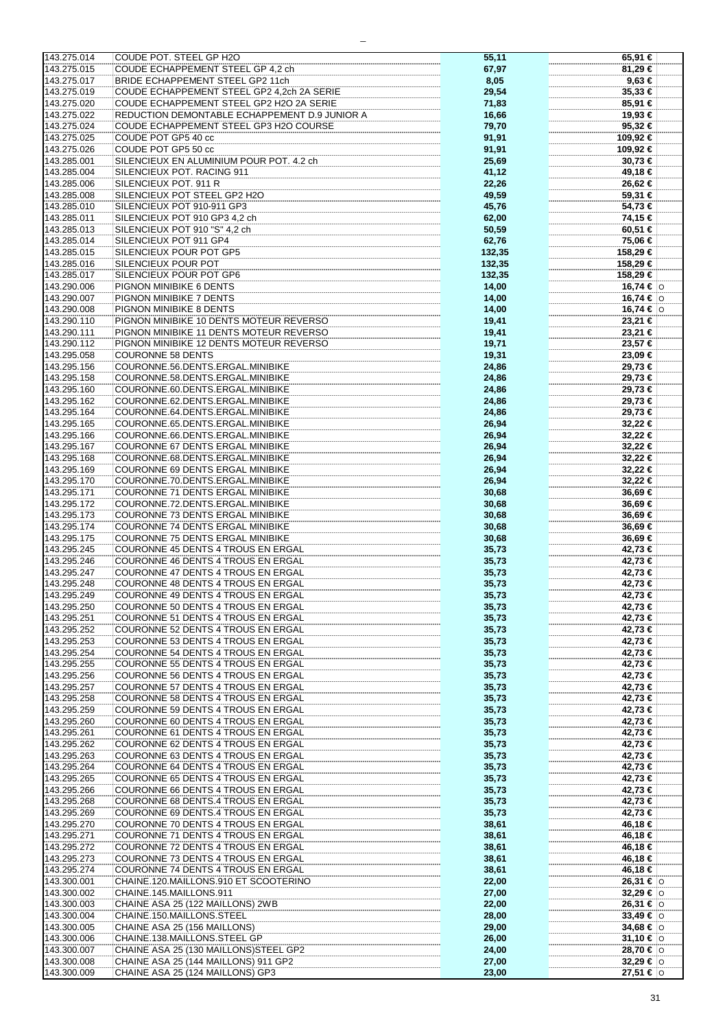| | | | | |
|---|---|---|---|---|
| 143.275.014 | COUDE POT. STEEL GP H2O | 55,11 | 65,91 € | |
| 143.275.015 | COUDE ECHAPPEMENT STEEL GP 4,2 ch | 67,97 | 81,29 € | |
| 143.275.017 | BRIDE ECHAPPEMENT STEEL GP2 11ch | 8,05 | 9,63 € | |
| 143.275.019 | COUDE ECHAPPEMENT STEEL GP2 4,2ch 2A SERIE | 29,54 | 35,33 € | |
| 143.275.020 | COUDE ECHAPPEMENT STEEL GP2 H2O 2A SERIE | 71,83 | 85,91 € | |
| 143.275.022 | REDUCTION DEMONTABLE ECHAPPEMENT D.9 JUNIOR A | 16,66 | 19,93 € | |
| 143.275.024 | COUDE ECHAPPEMENT STEEL GP3 H2O COURSE | 79,70 | 95,32 € | |
| 143.275.025 | COUDE POT GP5 40 cc | 91,91 | 109,92 € | |
| 143.275.026 | COUDE POT GP5 50 cc | 91,91 | 109,92 € | |
| 143.285.001 | SILENCIEUX EN ALUMINIUM POUR POT. 4.2 ch | 25,69 | 30,73 € | |
| 143.285.004 | SILENCIEUX POT. RACING 911 | 41,12 | 49,18 € | |
| 143.285.006 | SILENCIEUX POT. 911 R | 22,26 | 26,62 € | |
| 143.285.008 | SILENCIEUX POT STEEL GP2 H2O | 49,59 | 59,31 € | |
| 143.285.010 | SILENCIEUX POT 910-911 GP3 | 45,76 | 54,73 € | |
| 143.285.011 | SILENCIEUX POT 910 GP3 4,2 ch | 62,00 | 74,15 € | |
| 143.285.013 | SILENCIEUX POT 910 "S" 4,2 ch | 50,59 | 60,51 € | |
| 143.285.014 | SILENCIEUX POT 911 GP4 | 62,76 | 75,06 € | |
| 143.285.015 | SILENCIEUX POUR POT GP5 | 132,35 | 158,29 € | |
| 143.285.016 | SILENCIEUX POUR POT | 132,35 | 158,29 € | |
| 143.285.017 | SILENCIEUX POUR POT GP6 | 132,35 | 158,29 € | |
| 143.290.006 | PIGNON MINIBIKE 6 DENTS | 14,00 | 16,74 € | O |
| 143.290.007 | PIGNON MINIBIKE 7 DENTS | 14,00 | 16,74 € | O |
| 143.290.008 | PIGNON MINIBIKE 8 DENTS | 14,00 | 16,74 € | O |
| 143.290.110 | PIGNON MINIBIKE 10 DENTS MOTEUR REVERSO | 19,41 | 23,21 € | |
| 143.290.111 | PIGNON MINIBIKE 11 DENTS MOTEUR REVERSO | 19,41 | 23,21 € | |
| 143.290.112 | PIGNON MINIBIKE 12 DENTS MOTEUR REVERSO | 19,71 | 23,57 € | |
| 143.295.058 | COURONNE 58 DENTS | 19,31 | 23,09 € | |
| 143.295.156 | COURONNE.56.DENTS.ERGAL.MINIBIKE | 24,86 | 29,73 € | |
| 143.295.158 | COURONNE.58.DENTS.ERGAL.MINIBIKE | 24,86 | 29,73 € | |
| 143.295.160 | COURONNE.60.DENTS.ERGAL.MINIBIKE | 24,86 | 29,73 € | |
| 143.295.162 | COURONNE.62.DENTS.ERGAL.MINIBIKE | 24,86 | 29,73 € | |
| 143.295.164 | COURONNE.64.DENTS.ERGAL.MINIBIKE | 24,86 | 29,73 € | |
| 143.295.165 | COURONNE.65.DENTS.ERGAL.MINIBIKE | 26,94 | 32,22 € | |
| 143.295.166 | COURONNE.66.DENTS.ERGAL.MINIBIKE | 26,94 | 32,22 € | |
| 143.295.167 | COURONNE 67 DENTS ERGAL MINIBIKE | 26,94 | 32,22 € | |
| 143.295.168 | COURONNE.68.DENTS.ERGAL.MINIBIKE | 26,94 | 32,22 € | |
| 143.295.169 | COURONNE 69 DENTS ERGAL MINIBIKE | 26,94 | 32,22 € | |
| 143.295.170 | COURONNE.70.DENTS.ERGAL.MINIBIKE | 26,94 | 32,22 € | |
| 143.295.171 | COURONNE 71 DENTS ERGAL MINIBIKE | 30,68 | 36,69 € | |
| 143.295.172 | COURONNE.72.DENTS.ERGAL.MINIBIKE | 30,68 | 36,69 € | |
| 143.295.173 | COURONNE 73 DENTS ERGAL MINIBIKE | 30,68 | 36,69 € | |
| 143.295.174 | COURONNE 74 DENTS ERGAL MINIBIKE | 30,68 | 36,69 € | |
| 143.295.175 | COURONNE 75 DENTS ERGAL MINIBIKE | 30,68 | 36,69 € | |
| 143.295.245 | COURONNE 45 DENTS 4 TROUS EN ERGAL | 35,73 | 42,73 € | |
| 143.295.246 | COURONNE 46 DENTS 4 TROUS EN ERGAL | 35,73 | 42,73 € | |
| 143.295.247 | COURONNE 47 DENTS 4 TROUS EN ERGAL | 35,73 | 42,73 € | |
| 143.295.248 | COURONNE 48 DENTS 4 TROUS EN ERGAL | 35,73 | 42,73 € | |
| 143.295.249 | COURONNE 49 DENTS 4 TROUS EN ERGAL | 35,73 | 42,73 € | |
| 143.295.250 | COURONNE 50 DENTS 4 TROUS EN ERGAL | 35,73 | 42,73 € | |
| 143.295.251 | COURONNE 51 DENTS 4 TROUS EN ERGAL | 35,73 | 42,73 € | |
| 143.295.252 | COURONNE 52 DENTS 4 TROUS EN ERGAL | 35,73 | 42,73 € | |
| 143.295.253 | COURONNE 53 DENTS 4 TROUS EN ERGAL | 35,73 | 42,73 € | |
| 143.295.254 | COURONNE 54 DENTS 4 TROUS EN ERGAL | 35,73 | 42,73 € | |
| 143.295.255 | COURONNE 55 DENTS 4 TROUS EN ERGAL | 35,73 | 42,73 € | |
| 143.295.256 | COURONNE 56 DENTS 4 TROUS EN ERGAL | 35,73 | 42,73 € | |
| 143.295.257 | COURONNE 57 DENTS 4 TROUS EN ERGAL | 35,73 | 42,73 € | |
| 143.295.258 | COURONNE 58 DENTS 4 TROUS EN ERGAL | 35,73 | 42,73 € | |
| 143.295.259 | COURONNE 59 DENTS 4 TROUS EN ERGAL | 35,73 | 42,73 € | |
| 143.295.260 | COURONNE 60 DENTS 4 TROUS EN ERGAL | 35,73 | 42,73 € | |
| 143.295.261 | COURONNE 61 DENTS 4 TROUS EN ERGAL | 35,73 | 42,73 € | |
| 143.295.262 | COURONNE 62 DENTS 4 TROUS EN ERGAL | 35,73 | 42,73 € | |
| 143.295.263 | COURONNE 63 DENTS 4 TROUS EN ERGAL | 35,73 | 42,73 € | |
| 143.295.264 | COURONNE 64 DENTS 4 TROUS EN ERGAL | 35,73 | 42,73 € | |
| 143.295.265 | COURONNE 65 DENTS 4 TROUS EN ERGAL | 35,73 | 42,73 € | |
| 143.295.266 | COURONNE 66 DENTS 4 TROUS EN ERGAL | 35,73 | 42,73 € | |
| 143.295.268 | COURONNE 68 DENTS.4 TROUS EN ERGAL | 35,73 | 42,73 € | |
| 143.295.269 | COURONNE 69 DENTS.4 TROUS EN ERGAL | 35,73 | 42,73 € | |
| 143.295.270 | COURONNE 70 DENTS 4 TROUS EN ERGAL | 38,61 | 46,18 € | |
| 143.295.271 | COURONNE 71 DENTS 4 TROUS EN ERGAL | 38,61 | 46,18 € | |
| 143.295.272 | COURONNE 72 DENTS 4 TROUS EN ERGAL | 38,61 | 46,18 € | |
| 143.295.273 | COURONNE 73 DENTS 4 TROUS EN ERGAL | 38,61 | 46,18 € | |
| 143.295.274 | COURONNE 74 DENTS 4 TROUS EN ERGAL | 38,61 | 46,18 € | |
| 143.300.001 | CHAINE.120.MAILLONS.910 ET SCOOTERINO | 22,00 | 26,31 € | O |
| 143.300.002 | CHAINE.145.MAILLONS.911 | 27,00 | 32,29 € | O |
| 143.300.003 | CHAINE ASA 25 (122 MAILLONS) 2WB | 22,00 | 26,31 € | O |
| 143.300.004 | CHAINE.150.MAILLONS.STEEL | 28,00 | 33,49 € | O |
| 143.300.005 | CHAINE ASA 25 (156 MAILLONS) | 29,00 | 34,68 € | O |
| 143.300.006 | CHAINE.138.MAILLONS.STEEL GP | 26,00 | 31,10 € | O |
| 143.300.007 | CHAINE ASA 25 (130 MAILLONS)STEEL GP2 | 24,00 | 28,70 € | O |
| 143.300.008 | CHAINE ASA 25 (144 MAILLONS) 911 GP2 | 27,00 | 32,29 € | O |
| 143.300.009 | CHAINE ASA 25 (124 MAILLONS) GP3 | 23,00 | 27,51 € | O |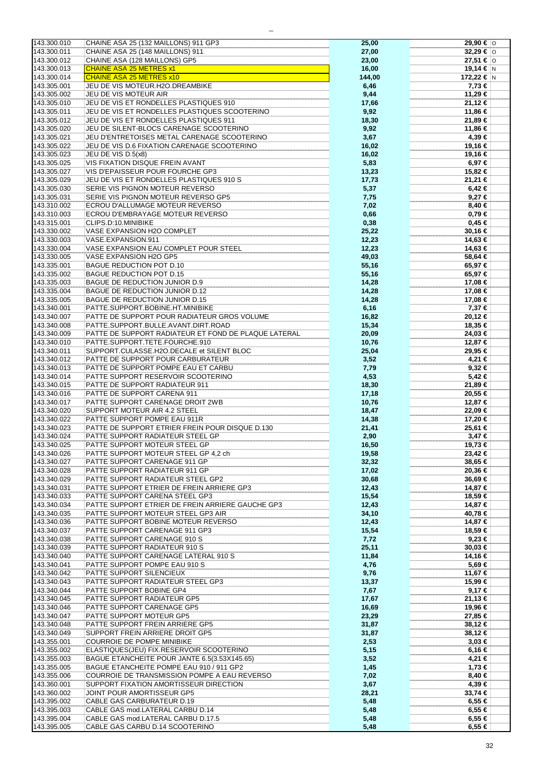| | | | | |
|---|---|---|---|---|
| 143.300.010 | CHAINE ASA 25 (132 MAILLONS) 911 GP3 | 25,00 | 29,90 € | O |
| 143.300.011 | CHAINE ASA 25 (148 MAILLONS) 911 | 27,00 | 32,29 € | O |
| 143.300.012 | CHAINE ASA (128 MAILLONS) GP5 | 23,00 | 27,51 € | O |
| 143.300.013 | CHAINE ASA 25 METRES x1 | 16,00 | 19,14 € | N |
| 143.300.014 | CHAINE ASA 25 METRES x10 | 144,00 | 172,22 € | N |
| 143.305.001 | JEU DE VIS MOTEUR.H2O.DREAMBIKE | 6,46 | 7,73 € | |
| 143.305.002 | JEU DE VIS MOTEUR AIR | 9,44 | 11,29 € | |
| 143.305.010 | JEU DE VIS ET RONDELLES PLASTIQUES 910 | 17,66 | 21,12 € | |
| 143.305.011 | JEU DE VIS ET RONDELLES PLASTIQUES SCOOTERINO | 9,92 | 11,86 € | |
| 143.305.012 | JEU DE VIS ET RONDELLES PLASTIQUES 911 | 18,30 | 21,89 € | |
| 143.305.020 | JEU DE SILENT-BLOCS CARENAGE SCOOTERINO | 9,92 | 11,86 € | |
| 143.305.021 | JEU D'ENTRETOISES METAL CARENAGE SCOOTERINO | 3,67 | 4,39 € | |
| 143.305.022 | JEU DE VIS D.6 FIXATION CARENAGE SCOOTERINO | 16,02 | 19,16 € | |
| 143.305.023 | JEU DE VIS D.5(x8) | 16,02 | 19,16 € | |
| 143.305.025 | VIS FIXATION DISQUE FREIN AVANT | 5,83 | 6,97 € | |
| 143.305.027 | VIS D'EPAISSEUR POUR FOURCHE GP3 | 13,23 | 15,82 € | |
| 143.305.029 | JEU DE VIS ET RONDELLES PLASTIQUES 910 S | 17,73 | 21,21 € | |
| 143.305.030 | SERIE VIS PIGNON MOTEUR REVERSO | 5,37 | 6,42 € | |
| 143.305.031 | SERIE VIS PIGNON MOTEUR REVERSO GP5 | 7,75 | 9,27 € | |
| 143.310.002 | ECROU D'ALLUMAGE MOTEUR REVERSO | 7,02 | 8,40 € | |
| 143.310.003 | ECROU D'EMBRAYAGE MOTEUR REVERSO | 0,66 | 0,79 € | |
| 143.315.001 | CLIPS.D:10.MINIBIKE | 0,38 | 0,45 € | |
| 143.330.002 | VASE EXPANSION H2O COMPLET | 25,22 | 30,16 € | |
| 143.330.003 | VASE.EXPANSION.911 | 12,23 | 14,63 € | |
| 143.330.004 | VASE EXPANSION EAU COMPLET POUR STEEL | 12,23 | 14,63 € | |
| 143.330.005 | VASE EXPANSION H2O GP5 | 49,03 | 58,64 € | |
| 143.335.001 | BAGUE REDUCTION POT D.10 | 55,16 | 65,97 € | |
| 143.335.002 | BAGUE REDUCTION POT D.15 | 55,16 | 65,97 € | |
| 143.335.003 | BAGUE DE REDUCTION JUNIOR D.9 | 14,28 | 17,08 € | |
| 143.335.004 | BAGUE DE REDUCTION JUNIOR D.12 | 14,28 | 17,08 € | |
| 143.335.005 | BAGUE DE REDUCTION JUNIOR D.15 | 14,28 | 17,08 € | |
| 143.340.001 | PATTE.SUPPORT.BOBINE.HT.MINIBIKE | 6,16 | 7,37 € | |
| 143.340.007 | PATTE DE SUPPORT POUR RADIATEUR GROS VOLUME | 16,82 | 20,12 € | |
| 143.340.008 | PATTE.SUPPORT.BULLE.AVANT.DIRT.ROAD | 15,34 | 18,35 € | |
| 143.340.009 | PATTE DE SUPPORT RADIATEUR ET FOND DE PLAQUE LATERAL | 20,09 | 24,03 € | |
| 143.340.010 | PATTE.SUPPORT.TETE.FOURCHE.910 | 10,76 | 12,87 € | |
| 143.340.011 | SUPPORT.CULASSE.H2O.DECALE et SILENT BLOC | 25,04 | 29,95 € | |
| 143.340.012 | PATTE DE SUPPORT POUR CARBURATEUR | 3,52 | 4,21 € | |
| 143.340.013 | PATTE DE SUPPORT POMPE EAU ET CARBU | 7,79 | 9,32 € | |
| 143.340.014 | PATTE SUPPORT RESERVOIR SCOOTERINO | 4,53 | 5,42 € | |
| 143.340.015 | PATTE DE SUPPORT RADIATEUR 911 | 18,30 | 21,89 € | |
| 143.340.016 | PATTE DE SUPPORT CARENA 911 | 17,18 | 20,55 € | |
| 143.340.017 | PATTE SUPPORT CARENAGE DROIT 2WB | 10,76 | 12,87 € | |
| 143.340.020 | SUPPORT MOTEUR AIR 4.2 STEEL | 18,47 | 22,09 € | |
| 143.340.022 | PATTE SUPPORT POMPE EAU 911R | 14,38 | 17,20 € | |
| 143.340.023 | PATTE DE SUPPORT ETRIER FREIN POUR DISQUE D.130 | 21,41 | 25,61 € | |
| 143.340.024 | PATTE SUPPORT RADIATEUR STEEL GP | 2,90 | 3,47 € | |
| 143.340.025 | PATTE SUPPORT MOTEUR STEEL GP | 16,50 | 19,73 € | |
| 143.340.026 | PATTE SUPPORT MOTEUR STEEL GP 4,2 ch | 19,58 | 23,42 € | |
| 143.340.027 | PATTE SUPPORT CARENAGE 911 GP | 32,32 | 38,65 € | |
| 143.340.028 | PATTE SUPPORT RADIATEUR 911 GP | 17,02 | 20,36 € | |
| 143.340.029 | PATTE SUPPORT RADIATEUR STEEL GP2 | 30,68 | 36,69 € | |
| 143.340.031 | PATTE SUPPORT ETRIER DE FREIN ARRIERE GP3 | 12,43 | 14,87 € | |
| 143.340.033 | PATTE SUPPORT CARENA STEEL GP3 | 15,54 | 18,59 € | |
| 143.340.034 | PATTE SUPPORT ETRIER DE FREIN ARRIERE GAUCHE GP3 | 12,43 | 14,87 € | |
| 143.340.035 | PATTE SUPPORT MOTEUR STEEL GP3 AIR | 34,10 | 40,78 € | |
| 143.340.036 | PATTE SUPPORT BOBINE MOTEUR REVERSO | 12,43 | 14,87 € | |
| 143.340.037 | PATTE SUPPORT CARENAGE 911 GP3 | 15,54 | 18,59 € | |
| 143.340.038 | PATTE SUPPORT CARENAGE 910 S | 7,72 | 9,23 € | |
| 143.340.039 | PATTE SUPPORT RADIATEUR 910 S | 25,11 | 30,03 € | |
| 143.340.040 | PATTE SUPPORT CARENAGE LATERAL 910 S | 11,84 | 14,16 € | |
| 143.340.041 | PATTE SUPPORT POMPE EAU 910 S | 4,76 | 5,69 € | |
| 143.340.042 | PATTE SUPPORT SILENCIEUX | 9,76 | 11,67 € | |
| 143.340.043 | PATTE SUPPORT RADIATEUR STEEL GP3 | 13,37 | 15,99 € | |
| 143.340.044 | PATTE SUPPORT BOBINE GP4 | 7,67 | 9,17 € | |
| 143.340.045 | PATTE SUPPORT RADIATEUR GP5 | 17,67 | 21,13 € | |
| 143.340.046 | PATTE SUPPORT CARENAGE GP5 | 16,69 | 19,96 € | |
| 143.340.047 | PATTE SUPPORT MOTEUR GP5 | 23,29 | 27,85 € | |
| 143.340.048 | PATTE SUPPORT FREIN ARRIERE GP5 | 31,87 | 38,12 € | |
| 143.340.049 | SUPPORT FREIN ARRIERE DROIT GP5 | 31,87 | 38,12 € | |
| 143.355.001 | COURROIE DE POMPE MINIBIKE | 2,53 | 3,03 € | |
| 143.355.002 | ELASTIQUES(JEU) FIX.RESERVOIR SCOOTERINO | 5,15 | 6,16 € | |
| 143.355.003 | BAGUE ETANCHEITE POUR JANTE 6.5(3.53X145.65) | 3,52 | 4,21 € | |
| 143.355.005 | BAGUE ETANCHEITE POMPE EAU 910 / 911 GP2 | 1,45 | 1,73 € | |
| 143.355.006 | COURROIE DE TRANSMISSION POMPE A EAU REVERSO | 7,02 | 8,40 € | |
| 143.360.001 | SUPPORT FIXATION AMORTISSEUR DIRECTION | 3,67 | 4,39 € | |
| 143.360.002 | JOINT POUR AMORTISSEUR GP5 | 28,21 | 33,74 € | |
| 143.395.002 | CABLE GAS CARBURATEUR D.19 | 5,48 | 6,55 € | |
| 143.395.003 | CABLE GAS mod.LATERAL CARBU D.14 | 5,48 | 6,55 € | |
| 143.395.004 | CABLE GAS mod.LATERAL CARBU D.17.5 | 5,48 | 6,55 € | |
| 143.395.005 | CABLE GAS CARBU D.14 SCOOTERINO | 5,48 | 6,55 € | |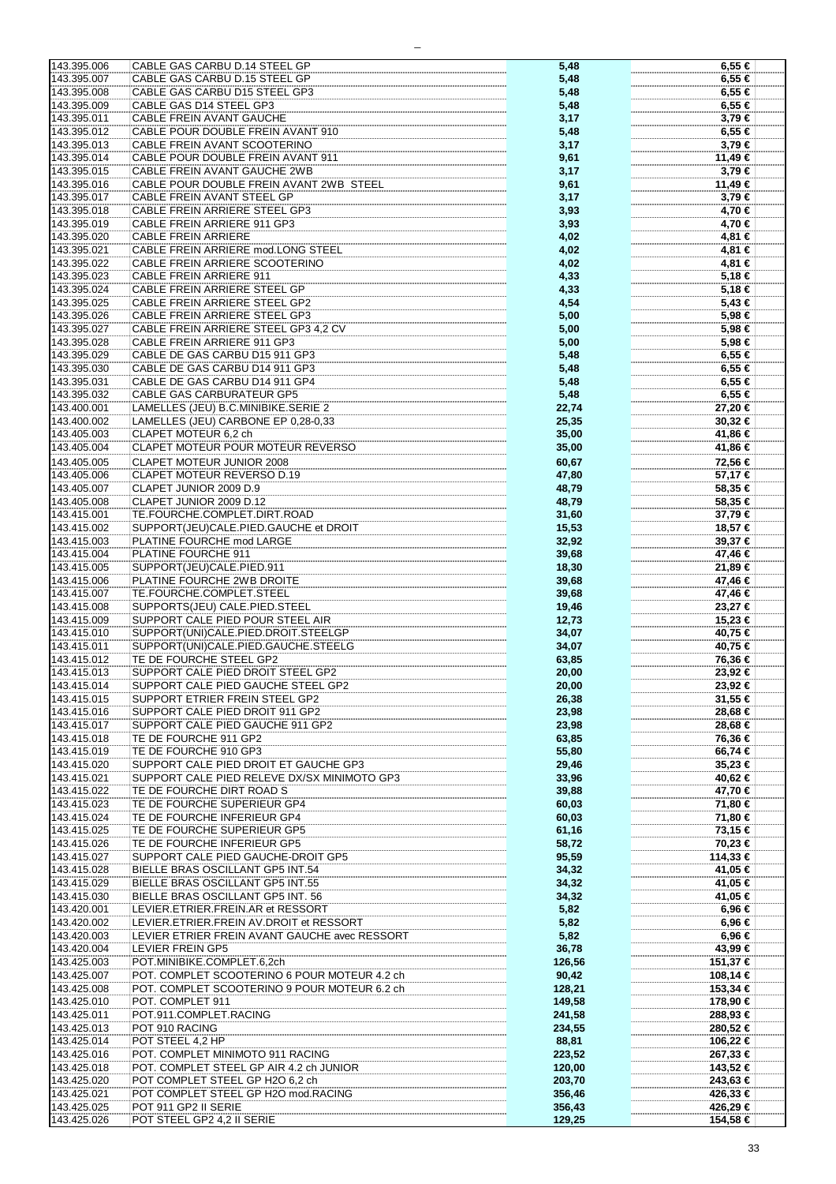| | | | |
|---|---|---|---|
| 143.395.006 | CABLE GAS CARBU D.14 STEEL GP | 5,48 | 6,55 € |
| 143.395.007 | CABLE GAS CARBU D.15 STEEL GP | 5,48 | 6,55 € |
| 143.395.008 | CABLE GAS CARBU D15 STEEL GP3 | 5,48 | 6,55 € |
| 143.395.009 | CABLE GAS D14 STEEL GP3 | 5,48 | 6,55 € |
| 143.395.011 | CABLE FREIN AVANT GAUCHE | 3,17 | 3,79 € |
| 143.395.012 | CABLE POUR DOUBLE FREIN AVANT 910 | 5,48 | 6,55 € |
| 143.395.013 | CABLE FREIN AVANT SCOOTERINO | 3,17 | 3,79 € |
| 143.395.014 | CABLE POUR DOUBLE FREIN AVANT 911 | 9,61 | 11,49 € |
| 143.395.015 | CABLE FREIN AVANT GAUCHE 2WB | 3,17 | 3,79 € |
| 143.395.016 | CABLE POUR DOUBLE FREIN AVANT 2WB STEEL | 9,61 | 11,49 € |
| 143.395.017 | CABLE FREIN AVANT STEEL GP | 3,17 | 3,79 € |
| 143.395.018 | CABLE FREIN ARRIERE STEEL GP3 | 3,93 | 4,70 € |
| 143.395.019 | CABLE FREIN ARRIERE 911 GP3 | 3,93 | 4,70 € |
| 143.395.020 | CABLE FREIN ARRIERE | 4,02 | 4,81 € |
| 143.395.021 | CABLE FREIN ARRIERE mod.LONG STEEL | 4,02 | 4,81 € |
| 143.395.022 | CABLE FREIN ARRIERE SCOOTERINO | 4,02 | 4,81 € |
| 143.395.023 | CABLE FREIN ARRIERE 911 | 4,33 | 5,18 € |
| 143.395.024 | CABLE FREIN ARRIERE STEEL GP | 4,33 | 5,18 € |
| 143.395.025 | CABLE FREIN ARRIERE STEEL GP2 | 4,54 | 5,43 € |
| 143.395.026 | CABLE FREIN ARRIERE STEEL GP3 | 5,00 | 5,98 € |
| 143.395.027 | CABLE FREIN ARRIERE STEEL GP3 4,2 CV | 5,00 | 5,98 € |
| 143.395.028 | CABLE FREIN ARRIERE 911 GP3 | 5,00 | 5,98 € |
| 143.395.029 | CABLE DE GAS CARBU D15 911 GP3 | 5,48 | 6,55 € |
| 143.395.030 | CABLE DE GAS CARBU D14 911 GP3 | 5,48 | 6,55 € |
| 143.395.031 | CABLE DE GAS CARBU D14 911 GP4 | 5,48 | 6,55 € |
| 143.395.032 | CABLE GAS CARBURATEUR GP5 | 5,48 | 6,55 € |
| 143.400.001 | LAMELLES (JEU) B.C.MINIBIKE.SERIE 2 | 22,74 | 27,20 € |
| 143.400.002 | LAMELLES (JEU) CARBONE EP 0,28-0,33 | 25,35 | 30,32 € |
| 143.405.003 | CLAPET MOTEUR 6,2 ch | 35,00 | 41,86 € |
| 143.405.004 | CLAPET MOTEUR POUR MOTEUR REVERSO | 35,00 | 41,86 € |
| 143.405.005 | CLAPET MOTEUR JUNIOR 2008 | 60,67 | 72,56 € |
| 143.405.006 | CLAPET MOTEUR REVERSO D.19 | 47,80 | 57,17 € |
| 143.405.007 | CLAPET JUNIOR 2009 D.9 | 48,79 | 58,35 € |
| 143.405.008 | CLAPET JUNIOR 2009 D.12 | 48,79 | 58,35 € |
| 143.415.001 | TE.FOURCHE.COMPLET.DIRT.ROAD | 31,60 | 37,79 € |
| 143.415.002 | SUPPORT(JEU)CALE.PIED.GAUCHE et DROIT | 15,53 | 18,57 € |
| 143.415.003 | PLATINE FOURCHE mod LARGE | 32,92 | 39,37 € |
| 143.415.004 | PLATINE FOURCHE 911 | 39,68 | 47,46 € |
| 143.415.005 | SUPPORT(JEU)CALE.PIED.911 | 18,30 | 21,89 € |
| 143.415.006 | PLATINE FOURCHE 2WB DROITE | 39,68 | 47,46 € |
| 143.415.007 | TE.FOURCHE.COMPLET.STEEL | 39,68 | 47,46 € |
| 143.415.008 | SUPPORTS(JEU) CALE.PIED.STEEL | 19,46 | 23,27 € |
| 143.415.009 | SUPPORT CALE PIED POUR STEEL AIR | 12,73 | 15,23 € |
| 143.415.010 | SUPPORT(UNI)CALE.PIED.DROIT.STEELGP | 34,07 | 40,75 € |
| 143.415.011 | SUPPORT(UNI)CALE.PIED.GAUCHE.STEELG | 34,07 | 40,75 € |
| 143.415.012 | TE DE FOURCHE STEEL GP2 | 63,85 | 76,36 € |
| 143.415.013 | SUPPORT CALE PIED DROIT STEEL GP2 | 20,00 | 23,92 € |
| 143.415.014 | SUPPORT CALE PIED GAUCHE STEEL GP2 | 20,00 | 23,92 € |
| 143.415.015 | SUPPORT ETRIER FREIN STEEL GP2 | 26,38 | 31,55 € |
| 143.415.016 | SUPPORT CALE PIED DROIT 911 GP2 | 23,98 | 28,68 € |
| 143.415.017 | SUPPORT CALE PIED GAUCHE 911 GP2 | 23,98 | 28,68 € |
| 143.415.018 | TE DE FOURCHE 911 GP2 | 63,85 | 76,36 € |
| 143.415.019 | TE DE FOURCHE 910 GP3 | 55,80 | 66,74 € |
| 143.415.020 | SUPPORT CALE PIED DROIT ET GAUCHE GP3 | 29,46 | 35,23 € |
| 143.415.021 | SUPPORT CALE PIED RELEVE DX/SX MINIMOTO GP3 | 33,96 | 40,62 € |
| 143.415.022 | TE DE FOURCHE DIRT ROAD S | 39,88 | 47,70 € |
| 143.415.023 | TE DE FOURCHE SUPERIEUR GP4 | 60,03 | 71,80 € |
| 143.415.024 | TE DE FOURCHE INFERIEUR GP4 | 60,03 | 71,80 € |
| 143.415.025 | TE DE FOURCHE SUPERIEUR GP5 | 61,16 | 73,15 € |
| 143.415.026 | TE DE FOURCHE INFERIEUR GP5 | 58,72 | 70,23 € |
| 143.415.027 | SUPPORT CALE PIED GAUCHE-DROIT GP5 | 95,59 | 114,33 € |
| 143.415.028 | BIELLE BRAS OSCILLANT GP5 INT.54 | 34,32 | 41,05 € |
| 143.415.029 | BIELLE BRAS OSCILLANT GP5 INT.55 | 34,32 | 41,05 € |
| 143.415.030 | BIELLE BRAS OSCILLANT GP5 INT. 56 | 34,32 | 41,05 € |
| 143.420.001 | LEVIER.ETRIER.FREIN.AR et RESSORT | 5,82 | 6,96 € |
| 143.420.002 | LEVIER.ETRIER.FREIN AV.DROIT et RESSORT | 5,82 | 6,96 € |
| 143.420.003 | LEVIER ETRIER FREIN AVANT GAUCHE avec RESSORT | 5,82 | 6,96 € |
| 143.420.004 | LEVIER FREIN GP5 | 36,78 | 43,99 € |
| 143.425.003 | POT.MINIBIKE.COMPLET.6,2ch | 126,56 | 151,37 € |
| 143.425.007 | POT. COMPLET SCOOTERINO 6 POUR MOTEUR 4.2 ch | 90,42 | 108,14 € |
| 143.425.008 | POT. COMPLET SCOOTERINO 9 POUR MOTEUR 6.2 ch | 128,21 | 153,34 € |
| 143.425.010 | POT. COMPLET 911 | 149,58 | 178,90 € |
| 143.425.011 | POT.911.COMPLET.RACING | 241,58 | 288,93 € |
| 143.425.013 | POT 910 RACING | 234,55 | 280,52 € |
| 143.425.014 | POT STEEL 4,2 HP | 88,81 | 106,22 € |
| 143.425.016 | POT. COMPLET MINIMOTO 911 RACING | 223,52 | 267,33 € |
| 143.425.018 | POT. COMPLET STEEL GP AIR 4.2 ch JUNIOR | 120,00 | 143,52 € |
| 143.425.020 | POT COMPLET STEEL GP H2O 6,2 ch | 203,70 | 243,63 € |
| 143.425.021 | POT COMPLET STEEL GP H2O mod.RACING | 356,46 | 426,33 € |
| 143.425.025 | POT 911 GP2 II SERIE | 356,43 | 426,29 € |
| 143.425.026 | POT STEEL GP2 4,2 II SERIE | 129,25 | 154,58 € |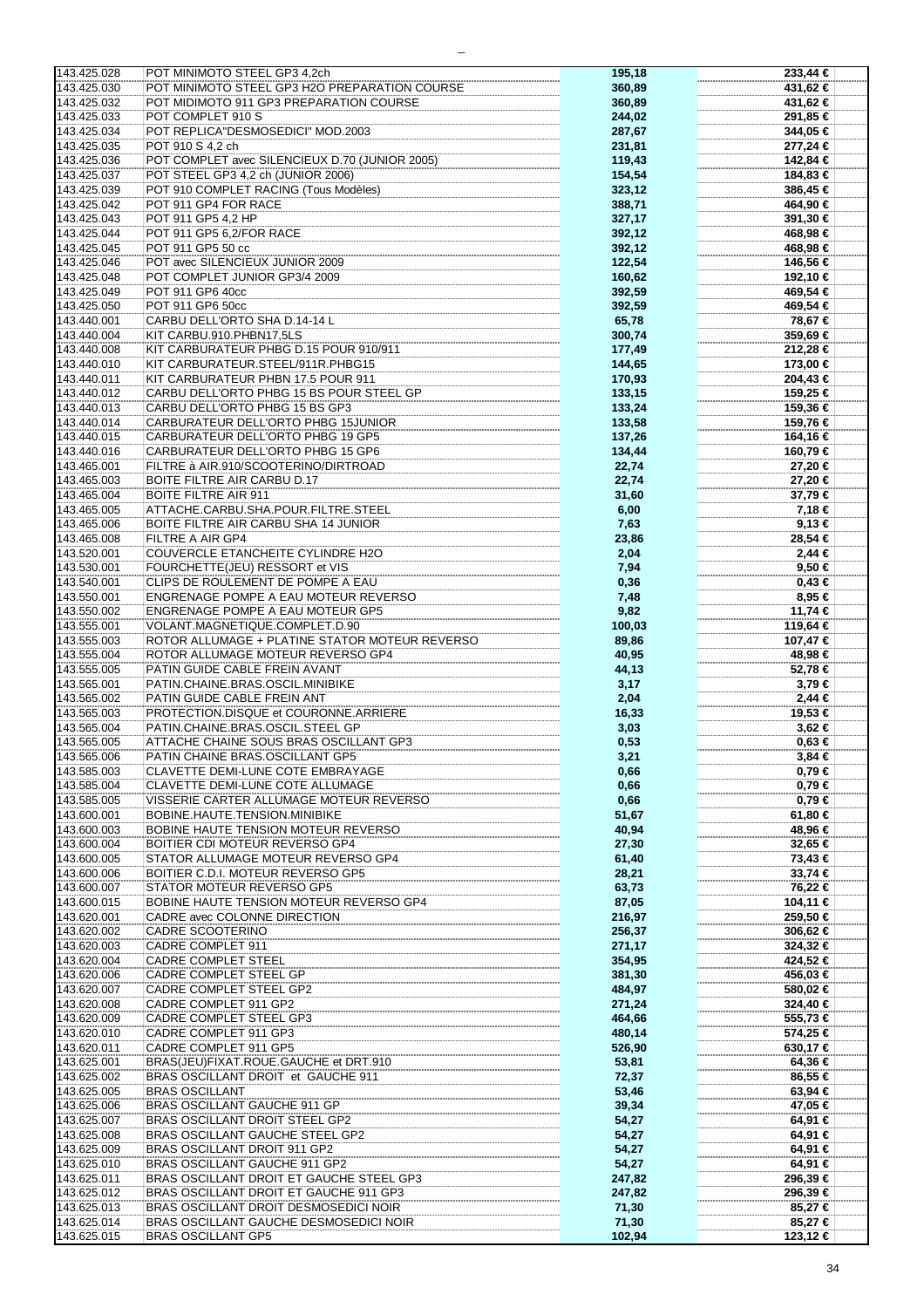| | | | |
|---|---|---|---|
| 143.425.028 | POT MINIMOTO STEEL GP3 4,2ch | 195,18 | 233,44 € |
| 143.425.030 | POT MINIMOTO STEEL GP3 H2O PREPARATION COURSE | 360,89 | 431,62 € |
| 143.425.032 | POT MIDIMOTO 911 GP3 PREPARATION COURSE | 360,89 | 431,62 € |
| 143.425.033 | POT COMPLET 910 S | 244,02 | 291,85 € |
| 143.425.034 | POT REPLICA"DESMOSEDICI" MOD.2003 | 287,67 | 344,05 € |
| 143.425.035 | POT 910 S 4,2 ch | 231,81 | 277,24 € |
| 143.425.036 | POT COMPLET avec SILENCIEUX D.70 (JUNIOR 2005) | 119,43 | 142,84 € |
| 143.425.037 | POT STEEL GP3 4,2 ch (JUNIOR 2006) | 154,54 | 184,83 € |
| 143.425.039 | POT 910 COMPLET RACING (Tous Modèles) | 323,12 | 386,45 € |
| 143.425.042 | POT 911 GP4 FOR RACE | 388,71 | 464,90 € |
| 143.425.043 | POT 911 GP5 4,2 HP | 327,17 | 391,30 € |
| 143.425.044 | POT 911 GP5 6,2/FOR RACE | 392,12 | 468,98 € |
| 143.425.045 | POT 911 GP5 50 cc | 392,12 | 468,98 € |
| 143.425.046 | POT avec SILENCIEUX JUNIOR 2009 | 122,54 | 146,56 € |
| 143.425.048 | POT COMPLET JUNIOR GP3/4 2009 | 160,62 | 192,10 € |
| 143.425.049 | POT 911 GP6 40cc | 392,59 | 469,54 € |
| 143.425.050 | POT 911 GP6 50cc | 392,59 | 469,54 € |
| 143.440.001 | CARBU DELL'ORTO SHA D.14-14 L | 65,78 | 78,67 € |
| 143.440.004 | KIT CARBU.910.PHBN17,5LS | 300,74 | 359,69 € |
| 143.440.008 | KIT CARBURATEUR PHBG D.15 POUR 910/911 | 177,49 | 212,28 € |
| 143.440.010 | KIT CARBURATEUR.STEEL/911R.PHBG15 | 144,65 | 173,00 € |
| 143.440.011 | KIT CARBURATEUR PHBN 17.5 POUR 911 | 170,93 | 204,43 € |
| 143.440.012 | CARBU DELL'ORTO PHBG 15 BS POUR STEEL GP | 133,15 | 159,25 € |
| 143.440.013 | CARBU DELL'ORTO PHBG 15 BS GP3 | 133,24 | 159,36 € |
| 143.440.014 | CARBURATEUR DELL'ORTO PHBG 15JUNIOR | 133,58 | 159,76 € |
| 143.440.015 | CARBURATEUR DELL'ORTO PHBG 19 GP5 | 137,26 | 164,16 € |
| 143.440.016 | CARBURATEUR DELL'ORTO PHBG 15 GP6 | 134,44 | 160,79 € |
| 143.465.001 | FILTRE à AIR.910/SCOOTERINO/DIRTROAD | 22,74 | 27,20 € |
| 143.465.003 | BOITE FILTRE AIR CARBU D.17 | 22,74 | 27,20 € |
| 143.465.004 | BOITE FILTRE AIR 911 | 31,60 | 37,79 € |
| 143.465.005 | ATTACHE.CARBU.SHA.POUR.FILTRE.STEEL | 6,00 | 7,18 € |
| 143.465.006 | BOITE FILTRE AIR CARBU SHA 14 JUNIOR | 7,63 | 9,13 € |
| 143.465.008 | FILTRE A AIR GP4 | 23,86 | 28,54 € |
| 143.520.001 | COUVERCLE ETANCHEITE CYLINDRE H2O | 2,04 | 2,44 € |
| 143.530.001 | FOURCHETTE(JEU) RESSORT et VIS | 7,94 | 9,50 € |
| 143.540.001 | CLIPS DE ROULEMENT DE POMPE A EAU | 0,36 | 0,43 € |
| 143.550.001 | ENGRENAGE POMPE A EAU MOTEUR REVERSO | 7,48 | 8,95 € |
| 143.550.002 | ENGRENAGE POMPE A EAU MOTEUR GP5 | 9,82 | 11,74 € |
| 143.555.001 | VOLANT.MAGNETIQUE.COMPLET.D.90 | 100,03 | 119,64 € |
| 143.555.003 | ROTOR ALLUMAGE + PLATINE STATOR MOTEUR REVERSO | 89,86 | 107,47 € |
| 143.555.004 | ROTOR ALLUMAGE MOTEUR REVERSO GP4 | 40,95 | 48,98 € |
| 143.555.005 | PATIN GUIDE CABLE FREIN AVANT | 44,13 | 52,78 € |
| 143.565.001 | PATIN.CHAINE.BRAS.OSCIL.MINIBIKE | 3,17 | 3,79 € |
| 143.565.002 | PATIN GUIDE CABLE FREIN ANT | 2,04 | 2,44 € |
| 143.565.003 | PROTECTION.DISQUE et COURONNE.ARRIERE | 16,33 | 19,53 € |
| 143.565.004 | PATIN.CHAINE.BRAS.OSCIL.STEEL GP | 3,03 | 3,62 € |
| 143.565.005 | ATTACHE CHAINE SOUS BRAS OSCILLANT GP3 | 0,53 | 0,63 € |
| 143.565.006 | PATIN CHAINE BRAS.OSCILLANT GP5 | 3,21 | 3,84 € |
| 143.585.003 | CLAVETTE DEMI-LUNE COTE EMBRAYAGE | 0,66 | 0,79 € |
| 143.585.004 | CLAVETTE DEMI-LUNE COTE ALLUMAGE | 0,66 | 0,79 € |
| 143.585.005 | VISSERIE CARTER ALLUMAGE MOTEUR REVERSO | 0,66 | 0,79 € |
| 143.600.001 | BOBINE.HAUTE.TENSION.MINIBIKE | 51,67 | 61,80 € |
| 143.600.003 | BOBINE HAUTE TENSION MOTEUR REVERSO | 40,94 | 48,96 € |
| 143.600.004 | BOITIER CDI MOTEUR REVERSO GP4 | 27,30 | 32,65 € |
| 143.600.005 | STATOR ALLUMAGE MOTEUR REVERSO GP4 | 61,40 | 73,43 € |
| 143.600.006 | BOITIER C.D.I. MOTEUR REVERSO GP5 | 28,21 | 33,74 € |
| 143.600.007 | STATOR MOTEUR REVERSO GP5 | 63,73 | 76,22 € |
| 143.600.015 | BOBINE HAUTE TENSION MOTEUR REVERSO GP4 | 87,05 | 104,11 € |
| 143.620.001 | CADRE avec COLONNE DIRECTION | 216,97 | 259,50 € |
| 143.620.002 | CADRE SCOOTERINO | 256,37 | 306,62 € |
| 143.620.003 | CADRE COMPLET 911 | 271,17 | 324,32 € |
| 143.620.004 | CADRE COMPLET STEEL | 354,95 | 424,52 € |
| 143.620.006 | CADRE COMPLET STEEL GP | 381,30 | 456,03 € |
| 143.620.007 | CADRE COMPLET STEEL GP2 | 484,97 | 580,02 € |
| 143.620.008 | CADRE COMPLET 911 GP2 | 271,24 | 324,40 € |
| 143.620.009 | CADRE COMPLET STEEL GP3 | 464,66 | 555,73 € |
| 143.620.010 | CADRE COMPLET 911 GP3 | 480,14 | 574,25 € |
| 143.620.011 | CADRE COMPLET 911 GP5 | 526,90 | 630,17 € |
| 143.625.001 | BRAS(JEU)FIXAT.ROUE.GAUCHE et DRT.910 | 53,81 | 64,36 € |
| 143.625.002 | BRAS OSCILLANT DROIT et GAUCHE 911 | 72,37 | 86,55 € |
| 143.625.005 | BRAS OSCILLANT | 53,46 | 63,94 € |
| 143.625.006 | BRAS OSCILLANT GAUCHE 911 GP | 39,34 | 47,05 € |
| 143.625.007 | BRAS OSCILLANT DROIT STEEL GP2 | 54,27 | 64,91 € |
| 143.625.008 | BRAS OSCILLANT GAUCHE STEEL GP2 | 54,27 | 64,91 € |
| 143.625.009 | BRAS OSCILLANT DROIT 911 GP2 | 54,27 | 64,91 € |
| 143.625.010 | BRAS OSCILLANT GAUCHE 911 GP2 | 54,27 | 64,91 € |
| 143.625.011 | BRAS OSCILLANT DROIT ET GAUCHE STEEL GP3 | 247,82 | 296,39 € |
| 143.625.012 | BRAS OSCILLANT DROIT ET GAUCHE 911 GP3 | 247,82 | 296,39 € |
| 143.625.013 | BRAS OSCILLANT DROIT DESMOSEDICI NOIR | 71,30 | 85,27 € |
| 143.625.014 | BRAS OSCILLANT GAUCHE DESMOSEDICI NOIR | 71,30 | 85,27 € |
| 143.625.015 | BRAS OSCILLANT GP5 | 102,94 | 123,12 € |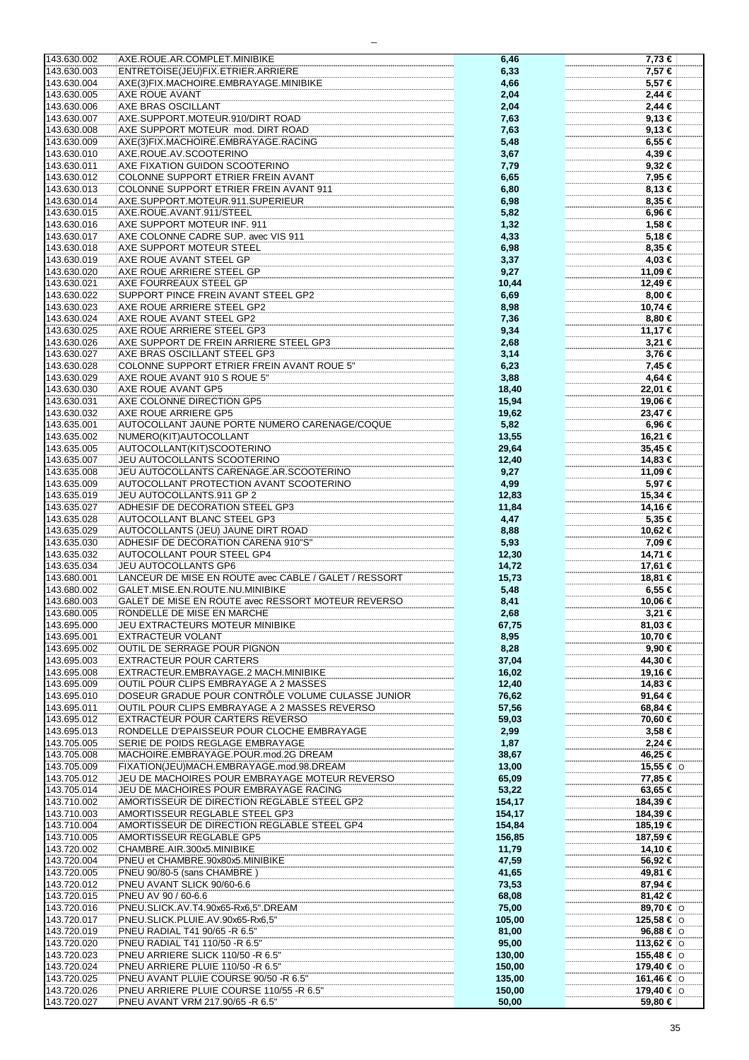| | | | | |
|---|---|---|---|---|
| 143.630.002 | AXE.ROUE.AR.COMPLET.MINIBIKE | 6,46 | 7,73 € | |
| 143.630.003 | ENTRETOISE(JEU)FIX.ETRIER.ARRIERE | 6,33 | 7,57 € | |
| 143.630.004 | AXE(3)FIX.MACHOIRE.EMBRAYAGE.MINIBIKE | 4,66 | 5,57 € | |
| 143.630.005 | AXE ROUE AVANT | 2,04 | 2,44 € | |
| 143.630.006 | AXE BRAS OSCILLANT | 2,04 | 2,44 € | |
| 143.630.007 | AXE.SUPPORT.MOTEUR.910/DIRT ROAD | 7,63 | 9,13 € | |
| 143.630.008 | AXE SUPPORT MOTEUR mod. DIRT ROAD | 7,63 | 9,13 € | |
| 143.630.009 | AXE(3)FIX.MACHOIRE.EMBRAYAGE.RACING | 5,48 | 6,55 € | |
| 143.630.010 | AXE.ROUE.AV.SCOOTERINO | 3,67 | 4,39 € | |
| 143.630.011 | AXE FIXATION GUIDON SCOOTERINO | 7,79 | 9,32 € | |
| 143.630.012 | COLONNE SUPPORT ETRIER FREIN AVANT | 6,65 | 7,95 € | |
| 143.630.013 | COLONNE SUPPORT ETRIER FREIN AVANT 911 | 6,80 | 8,13 € | |
| 143.630.014 | AXE.SUPPORT.MOTEUR.911.SUPERIEUR | 6,98 | 8,35 € | |
| 143.630.015 | AXE.ROUE.AVANT.911/STEEL | 5,82 | 6,96 € | |
| 143.630.016 | AXE SUPPORT MOTEUR INF. 911 | 1,32 | 1,58 € | |
| 143.630.017 | AXE COLONNE CADRE SUP. avec VIS 911 | 4,33 | 5,18 € | |
| 143.630.018 | AXE SUPPORT MOTEUR STEEL | 6,98 | 8,35 € | |
| 143.630.019 | AXE ROUE AVANT STEEL GP | 3,37 | 4,03 € | |
| 143.630.020 | AXE ROUE ARRIERE STEEL GP | 9,27 | 11,09 € | |
| 143.630.021 | AXE FOURREAUX STEEL GP | 10,44 | 12,49 € | |
| 143.630.022 | SUPPORT PINCE FREIN AVANT STEEL GP2 | 6,69 | 8,00 € | |
| 143.630.023 | AXE ROUE ARRIERE STEEL GP2 | 8,98 | 10,74 € | |
| 143.630.024 | AXE ROUE AVANT STEEL GP2 | 7,36 | 8,80 € | |
| 143.630.025 | AXE ROUE ARRIERE STEEL GP3 | 9,34 | 11,17 € | |
| 143.630.026 | AXE SUPPORT DE FREIN ARRIERE STEEL GP3 | 2,68 | 3,21 € | |
| 143.630.027 | AXE BRAS OSCILLANT STEEL GP3 | 3,14 | 3,76 € | |
| 143.630.028 | COLONNE SUPPORT ETRIER FREIN AVANT ROUE 5" | 6,23 | 7,45 € | |
| 143.630.029 | AXE ROUE AVANT 910 S ROUE 5" | 3,88 | 4,64 € | |
| 143.630.030 | AXE ROUE AVANT GP5 | 18,40 | 22,01 € | |
| 143.630.031 | AXE COLONNE DIRECTION GP5 | 15,94 | 19,06 € | |
| 143.630.032 | AXE ROUE ARRIERE GP5 | 19,62 | 23,47 € | |
| 143.635.001 | AUTOCOLLANT JAUNE PORTE NUMERO CARENAGE/COQUE | 5,82 | 6,96 € | |
| 143.635.002 | NUMERO(KIT)AUTOCOLLANT | 13,55 | 16,21 € | |
| 143.635.005 | AUTOCOLLANT(KIT)SCOOTERINO | 29,64 | 35,45 € | |
| 143.635.007 | JEU AUTOCOLLANTS SCOOTERINO | 12,40 | 14,83 € | |
| 143.635.008 | JEU AUTOCOLLANTS CARENAGE.AR.SCOOTERINO | 9,27 | 11,09 € | |
| 143.635.009 | AUTOCOLLANT PROTECTION AVANT SCOOTERINO | 4,99 | 5,97 € | |
| 143.635.019 | JEU AUTOCOLLANTS.911 GP 2 | 12,83 | 15,34 € | |
| 143.635.027 | ADHESIF DE DECORATION STEEL GP3 | 11,84 | 14,16 € | |
| 143.635.028 | AUTOCOLLANT BLANC STEEL GP3 | 4,47 | 5,35 € | |
| 143.635.029 | AUTOCOLLANTS (JEU) JAUNE DIRT ROAD | 8,88 | 10,62 € | |
| 143.635.030 | ADHESIF DE DECORATION CARENA 910"S" | 5,93 | 7,09 € | |
| 143.635.032 | AUTOCOLLANT POUR STEEL GP4 | 12,30 | 14,71 € | |
| 143.635.034 | JEU AUTOCOLLANTS GP6 | 14,72 | 17,61 € | |
| 143.680.001 | LANCEUR DE MISE EN ROUTE avec CABLE / GALET / RESSORT | 15,73 | 18,81 € | |
| 143.680.002 | GALET.MISE.EN.ROUTE.NU.MINIBIKE | 5,48 | 6,55 € | |
| 143.680.003 | GALET DE MISE EN ROUTE avec RESSORT MOTEUR REVERSO | 8,41 | 10,06 € | |
| 143.680.005 | RONDELLE DE MISE EN MARCHE | 2,68 | 3,21 € | |
| 143.695.000 | JEU EXTRACTEURS MOTEUR MINIBIKE | 67,75 | 81,03 € | |
| 143.695.001 | EXTRACTEUR VOLANT | 8,95 | 10,70 € | |
| 143.695.002 | OUTIL DE SERRAGE POUR PIGNON | 8,28 | 9,90 € | |
| 143.695.003 | EXTRACTEUR POUR CARTERS | 37,04 | 44,30 € | |
| 143.695.008 | EXTRACTEUR.EMBRAYAGE.2 MACH.MINIBIKE | 16,02 | 19,16 € | |
| 143.695.009 | OUTIL POUR CLIPS EMBRAYAGE A 2 MASSES | 12,40 | 14,83 € | |
| 143.695.010 | DOSEUR GRADUE POUR CONTRÔLE VOLUME CULASSE JUNIOR | 76,62 | 91,64 € | |
| 143.695.011 | OUTIL POUR CLIPS EMBRAYAGE A 2 MASSES REVERSO | 57,56 | 68,84 € | |
| 143.695.012 | EXTRACTEUR POUR CARTERS REVERSO | 59,03 | 70,60 € | |
| 143.695.013 | RONDELLE D'EPAISSEUR POUR CLOCHE EMBRAYAGE | 2,99 | 3,58 € | |
| 143.705.005 | SERIE DE POIDS REGLAGE EMBRAYAGE | 1,87 | 2,24 € | |
| 143.705.008 | MACHOIRE.EMBRAYAGE.POUR.mod.2G DREAM | 38,67 | 46,25 € | |
| 143.705.009 | FIXATION(JEU)MACH.EMBRAYAGE.mod.98.DREAM | 13,00 | 15,55 € | O |
| 143.705.012 | JEU DE MACHOIRES POUR EMBRAYAGE MOTEUR REVERSO | 65,09 | 77,85 € | |
| 143.705.014 | JEU DE MACHOIRES POUR EMBRAYAGE RACING | 53,22 | 63,65 € | |
| 143.710.002 | AMORTISSEUR DE DIRECTION REGLABLE STEEL GP2 | 154,17 | 184,39 € | |
| 143.710.003 | AMORTISSEUR REGLABLE STEEL GP3 | 154,17 | 184,39 € | |
| 143.710.004 | AMORTISSEUR DE DIRECTION REGLABLE STEEL GP4 | 154,84 | 185,19 € | |
| 143.710.005 | AMORTISSEUR REGLABLE GP5 | 156,85 | 187,59 € | |
| 143.720.002 | CHAMBRE.AIR.300x5.MINIBIKE | 11,79 | 14,10 € | |
| 143.720.004 | PNEU et CHAMBRE.90x80x5.MINIBIKE | 47,59 | 56,92 € | |
| 143.720.005 | PNEU 90/80-5 (sans CHAMBRE ) | 41,65 | 49,81 € | |
| 143.720.012 | PNEU AVANT SLICK 90/60-6.6 | 73,53 | 87,94 € | |
| 143.720.015 | PNEU AV 90 / 60-6.6 | 68,08 | 81,42 € | |
| 143.720.016 | PNEU.SLICK.AV.T4.90x65-Rx6,5".DREAM | 75,00 | 89,70 € | O |
| 143.720.017 | PNEU.SLICK.PLUIE.AV.90x65-Rx6,5" | 105,00 | 125,58 € | O |
| 143.720.019 | PNEU RADIAL T41 90/65 -R 6.5" | 81,00 | 96,88 € | O |
| 143.720.020 | PNEU RADIAL T41 110/50 -R 6.5" | 95,00 | 113,62 € | O |
| 143.720.023 | PNEU ARRIERE SLICK 110/50 -R 6.5" | 130,00 | 155,48 € | O |
| 143.720.024 | PNEU ARRIERE PLUIE 110/50 -R 6.5" | 150,00 | 179,40 € | O |
| 143.720.025 | PNEU AVANT PLUIE COURSE 90/50 -R 6.5" | 135,00 | 161,46 € | O |
| 143.720.026 | PNEU ARRIERE PLUIE COURSE 110/55 -R 6.5" | 150,00 | 179,40 € | O |
| 143.720.027 | PNEU AVANT VRM 217.90/65 -R 6.5" | 50,00 | 59,80 € | |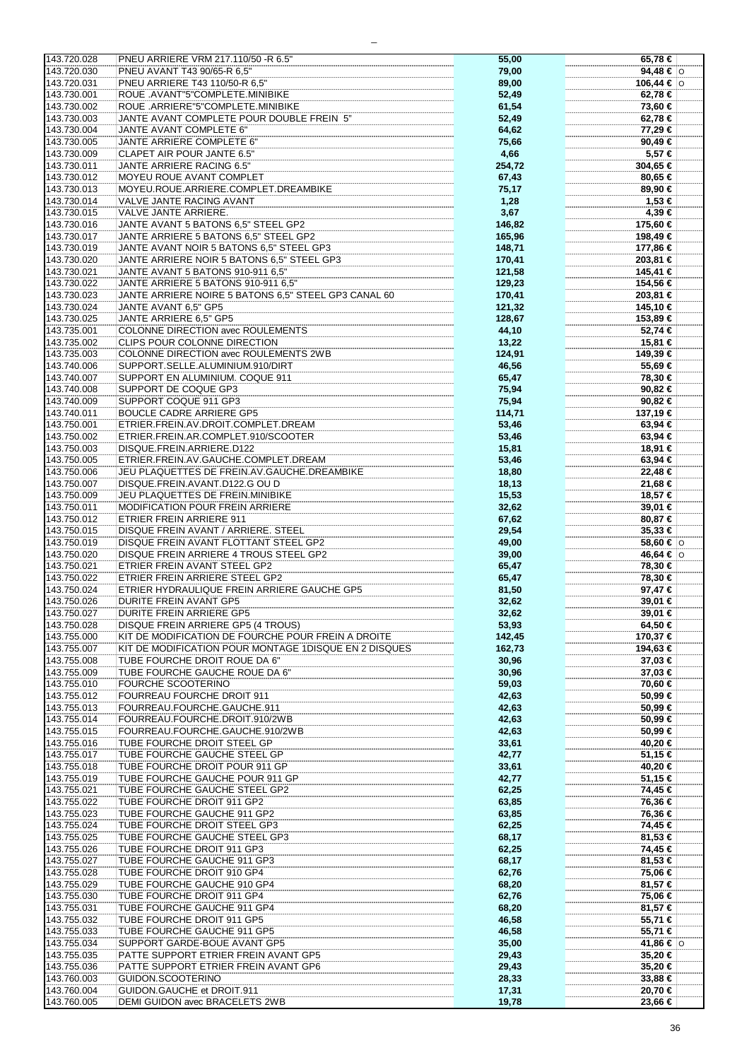| | | | | |
|---|---|---|---|---|
| 143.720.028 | PNEU ARRIERE VRM 217.110/50 -R 6.5" | 55,00 | 65,78 € | |
| 143.720.030 | PNEU AVANT T43 90/65-R 6,5" | 79,00 | 94,48 € | O |
| 143.720.031 | PNEU ARRIERE T43 110/50-R 6,5" | 89,00 | 106,44 € | O |
| 143.730.001 | ROUE .AVANT"5"COMPLETE.MINIBIKE | 52,49 | 62,78 € | |
| 143.730.002 | ROUE .ARRIERE"5"COMPLETE.MINIBIKE | 61,54 | 73,60 € | |
| 143.730.003 | JANTE AVANT COMPLETE POUR DOUBLE FREIN 5" | 52,49 | 62,78 € | |
| 143.730.004 | JANTE AVANT COMPLETE 6" | 64,62 | 77,29 € | |
| 143.730.005 | JANTE ARRIERE COMPLETE 6" | 75,66 | 90,49 € | |
| 143.730.009 | CLAPET AIR POUR JANTE 6.5" | 4,66 | 5,57 € | |
| 143.730.011 | JANTE ARRIERE RACING 6.5" | 254,72 | 304,65 € | |
| 143.730.012 | MOYEU ROUE AVANT COMPLET | 67,43 | 80,65 € | |
| 143.730.013 | MOYEU.ROUE.ARRIERE.COMPLET.DREAMBIKE | 75,17 | 89,90 € | |
| 143.730.014 | VALVE JANTE RACING AVANT | 1,28 | 1,53 € | |
| 143.730.015 | VALVE JANTE ARRIERE. | 3,67 | 4,39 € | |
| 143.730.016 | JANTE AVANT 5 BATONS 6,5" STEEL GP2 | 146,82 | 175,60 € | |
| 143.730.017 | JANTE ARRIERE 5 BATONS 6,5" STEEL GP2 | 165,96 | 198,49 € | |
| 143.730.019 | JANTE AVANT NOIR 5 BATONS 6,5" STEEL GP3 | 148,71 | 177,86 € | |
| 143.730.020 | JANTE ARRIERE NOIR 5 BATONS 6,5" STEEL GP3 | 170,41 | 203,81 € | |
| 143.730.021 | JANTE AVANT 5 BATONS 910-911 6,5" | 121,58 | 145,41 € | |
| 143.730.022 | JANTE ARRIERE 5 BATONS 910-911 6,5" | 129,23 | 154,56 € | |
| 143.730.023 | JANTE ARRIERE NOIRE 5 BATONS 6,5" STEEL GP3 CANAL 60 | 170,41 | 203,81 € | |
| 143.730.024 | JANTE AVANT 6,5" GP5 | 121,32 | 145,10 € | |
| 143.730.025 | JANTE ARRIERE 6,5" GP5 | 128,67 | 153,89 € | |
| 143.735.001 | COLONNE DIRECTION avec ROULEMENTS | 44,10 | 52,74 € | |
| 143.735.002 | CLIPS POUR COLONNE DIRECTION | 13,22 | 15,81 € | |
| 143.735.003 | COLONNE DIRECTION avec ROULEMENTS 2WB | 124,91 | 149,39 € | |
| 143.740.006 | SUPPORT.SELLE.ALUMINIUM.910/DIRT | 46,56 | 55,69 € | |
| 143.740.007 | SUPPORT EN ALUMINIUM. COQUE 911 | 65,47 | 78,30 € | |
| 143.740.008 | SUPPORT DE COQUE GP3 | 75,94 | 90,82 € | |
| 143.740.009 | SUPPORT COQUE 911 GP3 | 75,94 | 90,82 € | |
| 143.740.011 | BOUCLE CADRE ARRIERE GP5 | 114,71 | 137,19 € | |
| 143.750.001 | ETRIER.FREIN.AV.DROIT.COMPLET.DREAM | 53,46 | 63,94 € | |
| 143.750.002 | ETRIER.FREIN.AR.COMPLET.910/SCOOTER | 53,46 | 63,94 € | |
| 143.750.003 | DISQUE.FREIN.ARRIERE.D122 | 15,81 | 18,91 € | |
| 143.750.005 | ETRIER.FREIN.AV.GAUCHE.COMPLET.DREAM | 53,46 | 63,94 € | |
| 143.750.006 | JEU PLAQUETTES DE FREIN.AV.GAUCHE.DREAMBIKE | 18,80 | 22,48 € | |
| 143.750.007 | DISQUE.FREIN.AVANT.D122.G OU D | 18,13 | 21,68 € | |
| 143.750.009 | JEU PLAQUETTES DE FREIN.MINIBIKE | 15,53 | 18,57 € | |
| 143.750.011 | MODIFICATION POUR FREIN ARRIERE | 32,62 | 39,01 € | |
| 143.750.012 | ETRIER FREIN ARRIERE 911 | 67,62 | 80,87 € | |
| 143.750.015 | DISQUE FREIN AVANT / ARRIERE. STEEL | 29,54 | 35,33 € | |
| 143.750.019 | DISQUE FREIN AVANT FLOTTANT STEEL GP2 | 49,00 | 58,60 € | O |
| 143.750.020 | DISQUE FREIN ARRIERE 4 TROUS STEEL GP2 | 39,00 | 46,64 € | O |
| 143.750.021 | ETRIER FREIN AVANT STEEL GP2 | 65,47 | 78,30 € | |
| 143.750.022 | ETRIER FREIN ARRIERE STEEL GP2 | 65,47 | 78,30 € | |
| 143.750.024 | ETRIER HYDRAULIQUE FREIN ARRIERE GAUCHE GP5 | 81,50 | 97,47 € | |
| 143.750.026 | DURITE FREIN AVANT GP5 | 32,62 | 39,01 € | |
| 143.750.027 | DURITE FREIN ARRIERE GP5 | 32,62 | 39,01 € | |
| 143.750.028 | DISQUE FREIN ARRIERE GP5 (4 TROUS) | 53,93 | 64,50 € | |
| 143.755.000 | KIT DE MODIFICATION DE FOURCHE POUR FREIN A DROITE | 142,45 | 170,37 € | |
| 143.755.007 | KIT DE MODIFICATION POUR MONTAGE 1DISQUE EN 2 DISQUES | 162,73 | 194,63 € | |
| 143.755.008 | TUBE FOURCHE DROIT ROUE DA 6" | 30,96 | 37,03 € | |
| 143.755.009 | TUBE FOURCHE GAUCHE ROUE DA 6" | 30,96 | 37,03 € | |
| 143.755.010 | FOURCHE SCOOTERINO | 59,03 | 70,60 € | |
| 143.755.012 | FOURREAU FOURCHE DROIT 911 | 42,63 | 50,99 € | |
| 143.755.013 | FOURREAU.FOURCHE.GAUCHE.911 | 42,63 | 50,99 € | |
| 143.755.014 | FOURREAU.FOURCHE.DROIT.910/2WB | 42,63 | 50,99 € | |
| 143.755.015 | FOURREAU.FOURCHE.GAUCHE.910/2WB | 42,63 | 50,99 € | |
| 143.755.016 | TUBE FOURCHE DROIT STEEL GP | 33,61 | 40,20 € | |
| 143.755.017 | TUBE FOURCHE GAUCHE STEEL GP | 42,77 | 51,15 € | |
| 143.755.018 | TUBE FOURCHE DROIT POUR 911 GP | 33,61 | 40,20 € | |
| 143.755.019 | TUBE FOURCHE GAUCHE POUR 911 GP | 42,77 | 51,15 € | |
| 143.755.021 | TUBE FOURCHE GAUCHE STEEL GP2 | 62,25 | 74,45 € | |
| 143.755.022 | TUBE FOURCHE DROIT 911 GP2 | 63,85 | 76,36 € | |
| 143.755.023 | TUBE FOURCHE GAUCHE 911 GP2 | 63,85 | 76,36 € | |
| 143.755.024 | TUBE FOURCHE DROIT STEEL GP3 | 62,25 | 74,45 € | |
| 143.755.025 | TUBE FOURCHE GAUCHE STEEL GP3 | 68,17 | 81,53 € | |
| 143.755.026 | TUBE FOURCHE DROIT 911 GP3 | 62,25 | 74,45 € | |
| 143.755.027 | TUBE FOURCHE GAUCHE 911 GP3 | 68,17 | 81,53 € | |
| 143.755.028 | TUBE FOURCHE DROIT 910 GP4 | 62,76 | 75,06 € | |
| 143.755.029 | TUBE FOURCHE GAUCHE 910 GP4 | 68,20 | 81,57 € | |
| 143.755.030 | TUBE FOURCHE DROIT 911 GP4 | 62,76 | 75,06 € | |
| 143.755.031 | TUBE FOURCHE GAUCHE 911 GP4 | 68,20 | 81,57 € | |
| 143.755.032 | TUBE FOURCHE DROIT 911 GP5 | 46,58 | 55,71 € | |
| 143.755.033 | TUBE FOURCHE GAUCHE 911 GP5 | 46,58 | 55,71 € | |
| 143.755.034 | SUPPORT GARDE-BOUE AVANT GP5 | 35,00 | 41,86 € | O |
| 143.755.035 | PATTE SUPPORT ETRIER FREIN AVANT GP5 | 29,43 | 35,20 € | |
| 143.755.036 | PATTE SUPPORT ETRIER FREIN AVANT GP6 | 29,43 | 35,20 € | |
| 143.760.003 | GUIDON.SCOOTERINO | 28,33 | 33,88 € | |
| 143.760.004 | GUIDON.GAUCHE et DROIT.911 | 17,31 | 20,70 € | |
| 143.760.005 | DEMI GUIDON avec BRACELETS 2WB | 19,78 | 23,66 € | |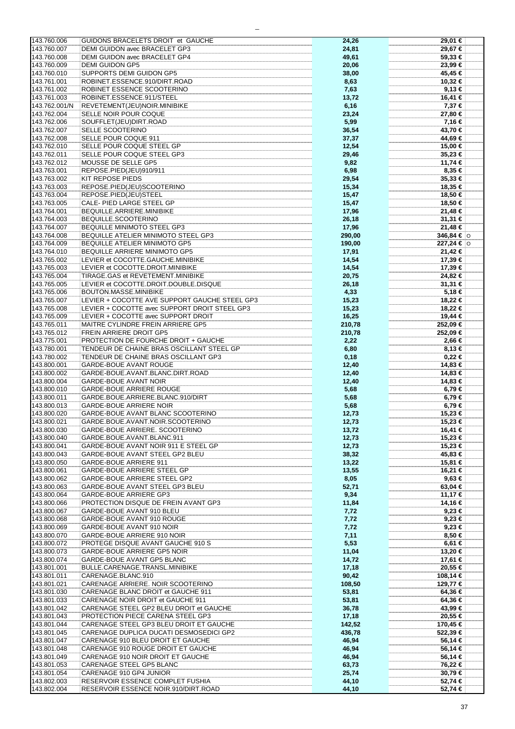| | | | | |
|---|---|---|---|---|
| 143.760.006 | GUIDONS BRACELETS DROIT et GAUCHE | 24,26 | 29,01 € | |
| 143.760.007 | DEMI GUIDON avec BRACELET GP3 | 24,81 | 29,67 € | |
| 143.760.008 | DEMI GUIDON avec BRACELET GP4 | 49,61 | 59,33 € | |
| 143.760.009 | DEMI GUIDON GP5 | 20,06 | 23,99 € | |
| 143.760.010 | SUPPORTS DEMI GUIDON GP5 | 38,00 | 45,45 € | |
| 143.761.001 | ROBINET.ESSENCE.910/DIRT.ROAD | 8,63 | 10,32 € | |
| 143.761.002 | ROBINET ESSENCE SCOOTERINO | 7,63 | 9,13 € | |
| 143.761.003 | ROBINET.ESSENCE.911/STEEL | 13,72 | 16,41 € | |
| 143.762.001/N | REVETEMENT(JEU)NOIR.MINIBIKE | 6,16 | 7,37 € | |
| 143.762.004 | SELLE NOIR POUR COQUE | 23,24 | 27,80 € | |
| 143.762.006 | SOUFFLET(JEU)DIRT.ROAD | 5,99 | 7,16 € | |
| 143.762.007 | SELLE SCOOTERINO | 36,54 | 43,70 € | |
| 143.762.008 | SELLE POUR COQUE 911 | 37,37 | 44,69 € | |
| 143.762.010 | SELLE POUR COQUE STEEL GP | 12,54 | 15,00 € | |
| 143.762.011 | SELLE POUR COQUE STEEL GP3 | 29,46 | 35,23 € | |
| 143.762.012 | MOUSSE DE SELLE GP5 | 9,82 | 11,74 € | |
| 143.763.001 | REPOSE.PIED(JEU)910/911 | 6,98 | 8,35 € | |
| 143.763.002 | KIT REPOSE PIEDS | 29,54 | 35,33 € | |
| 143.763.003 | REPOSE.PIED(JEU)SCOOTERINO | 15,34 | 18,35 € | |
| 143.763.004 | REPOSE.PIED(JEU)STEEL | 15,47 | 18,50 € | |
| 143.763.005 | CALE- PIED LARGE STEEL GP | 15,47 | 18,50 € | |
| 143.764.001 | BEQUILLE.ARRIERE.MINIBIKE | 17,96 | 21,48 € | |
| 143.764.003 | BEQUILLE.SCOOTERINO | 26,18 | 31,31 € | |
| 143.764.007 | BEQUILLE MINIMOTO STEEL GP3 | 17,96 | 21,48 € | |
| 143.764.008 | BEQUILLE ATELIER MINIMOTO STEEL GP3 | 290,00 | 346,84 € | O |
| 143.764.009 | BEQUILLE ATELIER MINIMOTO GP5 | 190,00 | 227,24 € | O |
| 143.764.010 | BEQUILLE ARRIERE MINIMOTO GP5 | 17,91 | 21,42 € | |
| 143.765.002 | LEVIER et COCOTTE.GAUCHE.MINIBIKE | 14,54 | 17,39 € | |
| 143.765.003 | LEVIER et COCOTTE.DROIT.MINIBIKE | 14,54 | 17,39 € | |
| 143.765.004 | TIRAGE.GAS et REVETEMENT.MINIBIKE | 20,75 | 24,82 € | |
| 143.765.005 | LEVIER et COCOTTE.DROIT.DOUBLE.DISQUE | 26,18 | 31,31 € | |
| 143.765.006 | BOUTON.MASSE.MINIBIKE | 4,33 | 5,18 € | |
| 143.765.007 | LEVIER + COCOTTE AVE SUPPORT GAUCHE STEEL GP3 | 15,23 | 18,22 € | |
| 143.765.008 | LEVIER + COCOTTE avec SUPPORT DROIT STEEL GP3 | 15,23 | 18,22 € | |
| 143.765.009 | LEVIER + COCOTTE avec SUPPORT DROIT | 16,25 | 19,44 € | |
| 143.765.011 | MAITRE CYLINDRE FREIN ARRIERE GP5 | 210,78 | 252,09 € | |
| 143.765.012 | FREIN ARRIERE DROIT GP5 | 210,78 | 252,09 € | |
| 143.775.001 | PROTECTION DE FOURCHE DROIT + GAUCHE | 2,22 | 2,66 € | |
| 143.780.001 | TENDEUR DE CHAINE BRAS OSCILLANT STEEL GP | 6,80 | 8,13 € | |
| 143.780.002 | TENDEUR DE CHAINE BRAS OSCILLANT GP3 | 0,18 | 0,22 € | |
| 143.800.001 | GARDE-BOUE AVANT ROUGE | 12,40 | 14,83 € | |
| 143.800.002 | GARDE-BOUE.AVANT.BLANC.DIRT.ROAD | 12,40 | 14,83 € | |
| 143.800.004 | GARDE-BOUE AVANT NOIR | 12,40 | 14,83 € | |
| 143.800.010 | GARDE-BOUE ARRIERE ROUGE | 5,68 | 6,79 € | |
| 143.800.011 | GARDE.BOUE.ARRIERE.BLANC.910/DIRT | 5,68 | 6,79 € | |
| 143.800.013 | GARDE-BOUE ARRIERE NOIR | 5,68 | 6,79 € | |
| 143.800.020 | GARDE-BOUE AVANT BLANC SCOOTERINO | 12,73 | 15,23 € | |
| 143.800.021 | GARDE.BOUE.AVANT.NOIR.SCOOTERINO | 12,73 | 15,23 € | |
| 143.800.030 | GARDE-BOUE ARRIERE. SCOOTERINO | 13,72 | 16,41 € | |
| 143.800.040 | GARDE.BOUE.AVANT.BLANC.911 | 12,73 | 15,23 € | |
| 143.800.041 | GARDE-BOUE AVANT NOIR 911 E STEEL GP | 12,73 | 15,23 € | |
| 143.800.043 | GARDE-BOUE AVANT STEEL GP2 BLEU | 38,32 | 45,83 € | |
| 143.800.050 | GARDE-BOUE ARRIERE 911 | 13,22 | 15,81 € | |
| 143.800.061 | GARDE-BOUE ARRIERE STEEL GP | 13,55 | 16,21 € | |
| 143.800.062 | GARDE-BOUE ARRIERE STEEL GP2 | 8,05 | 9,63 € | |
| 143.800.063 | GARDE-BOUE AVANT STEEL GP3 BLEU | 52,71 | 63,04 € | |
| 143.800.064 | GARDE-BOUE ARRIERE GP3 | 9,34 | 11,17 € | |
| 143.800.066 | PROTECTION DISQUE DE FREIN AVANT GP3 | 11,84 | 14,16 € | |
| 143.800.067 | GARDE-BOUE AVANT 910 BLEU | 7,72 | 9,23 € | |
| 143.800.068 | GARDE-BOUE AVANT 910 ROUGE | 7,72 | 9,23 € | |
| 143.800.069 | GARDE-BOUE AVANT 910 NOIR | 7,72 | 9,23 € | |
| 143.800.070 | GARDE-BOUE ARRIERE 910 NOIR | 7,11 | 8,50 € | |
| 143.800.072 | PROTEGE DISQUE AVANT GAUCHE 910 S | 5,53 | 6,61 € | |
| 143.800.073 | GARDE-BOUE ARRIERE GP5 NOIR | 11,04 | 13,20 € | |
| 143.800.074 | GARDE-BOUE AVANT GP5 BLANC | 14,72 | 17,61 € | |
| 143.801.001 | BULLE.CARENAGE.TRANSL.MINIBIKE | 17,18 | 20,55 € | |
| 143.801.011 | CARENAGE.BLANC.910 | 90,42 | 108,14 € | |
| 143.801.021 | CARENAGE ARRIERE. NOIR SCOOTERINO | 108,50 | 129,77 € | |
| 143.801.030 | CARENAGE BLANC DROIT et GAUCHE 911 | 53,81 | 64,36 € | |
| 143.801.033 | CARENAGE NOIR DROIT et GAUCHE 911 | 53,81 | 64,36 € | |
| 143.801.042 | CARENAGE STEEL GP2 BLEU DROIT et GAUCHE | 36,78 | 43,99 € | |
| 143.801.043 | PROTECTION PIECE CARENA STEEL GP3 | 17,18 | 20,55 € | |
| 143.801.044 | CARENAGE STEEL GP3 BLEU DROIT ET GAUCHE | 142,52 | 170,45 € | |
| 143.801.045 | CARENAGE DUPLICA DUCATI DESMOSEDICI GP2 | 436,78 | 522,39 € | |
| 143.801.047 | CARENAGE 910 BLEU DROIT ET GAUCHE | 46,94 | 56,14 € | |
| 143.801.048 | CARENAGE 910 ROUGE DROIT ET GAUCHE | 46,94 | 56,14 € | |
| 143.801.049 | CARENAGE 910 NOIR DROIT ET GAUCHE | 46,94 | 56,14 € | |
| 143.801.053 | CARENAGE STEEL GP5 BLANC | 63,73 | 76,22 € | |
| 143.801.054 | CARENAGE 910 GP4 JUNIOR | 25,74 | 30,79 € | |
| 143.802.003 | RESERVOIR ESSENCE COMPLET FUSHIA | 44,10 | 52,74 € | |
| 143.802.004 | RESERVOIR ESSENCE NOIR.910/DIRT.ROAD | 44,10 | 52,74 € | |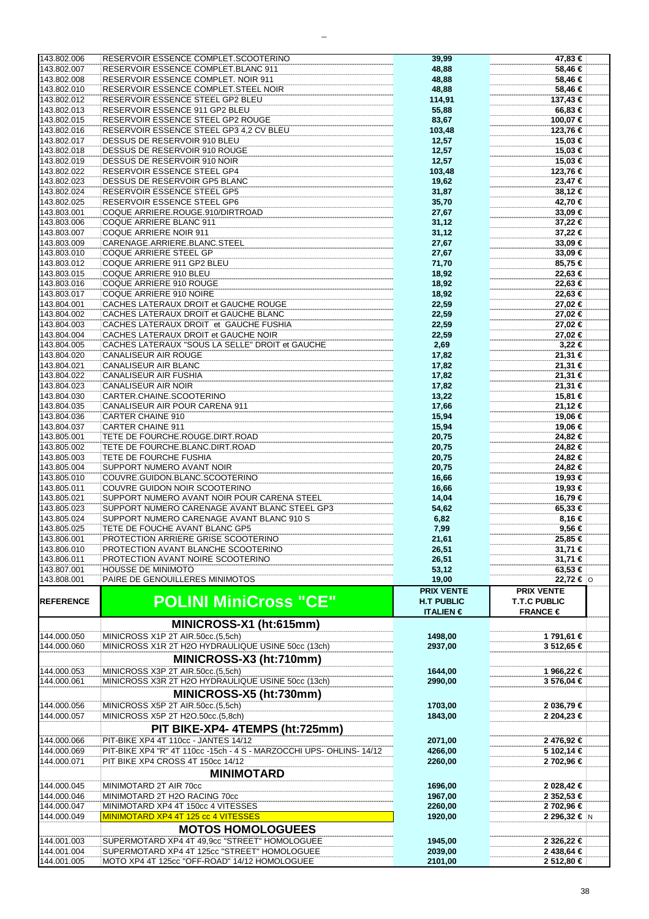| | | | | |
|---|---|---|---|---|
| 143.802.006 | RESERVOIR ESSENCE COMPLET.SCOOTERINO | 39,99 | 47,83 € | |
| 143.802.007 | RESERVOIR ESSENCE COMPLET.BLANC 911 | 48,88 | 58,46 € | |
| 143.802.008 | RESERVOIR ESSENCE COMPLET. NOIR 911 | 48,88 | 58,46 € | |
| 143.802.010 | RESERVOIR ESSENCE COMPLET.STEEL NOIR | 48,88 | 58,46 € | |
| 143.802.012 | RESERVOIR ESSENCE STEEL GP2 BLEU | 114,91 | 137,43 € | |
| 143.802.013 | RESERVOIR ESSENCE 911 GP2 BLEU | 55,88 | 66,83 € | |
| 143.802.015 | RESERVOIR ESSENCE STEEL GP2 ROUGE | 83,67 | 100,07 € | |
| 143.802.016 | RESERVOIR ESSENCE STEEL GP3 4,2 CV BLEU | 103,48 | 123,76 € | |
| 143.802.017 | DESSUS DE RESERVOIR 910 BLEU | 12,57 | 15,03 € | |
| 143.802.018 | DESSUS DE RESERVOIR 910 ROUGE | 12,57 | 15,03 € | |
| 143.802.019 | DESSUS DE RESERVOIR 910 NOIR | 12,57 | 15,03 € | |
| 143.802.022 | RESERVOIR ESSENCE STEEL GP4 | 103,48 | 123,76 € | |
| 143.802.023 | DESSUS DE RESERVOIR GP5 BLANC | 19,62 | 23,47 € | |
| 143.802.024 | RESERVOIR ESSENCE STEEL GP5 | 31,87 | 38,12 € | |
| 143.802.025 | RESERVOIR ESSENCE STEEL GP6 | 35,70 | 42,70 € | |
| 143.803.001 | COQUE ARRIERE.ROUGE.910/DIRTROAD | 27,67 | 33,09 € | |
| 143.803.006 | COQUE ARRIERE BLANC 911 | 31,12 | 37,22 € | |
| 143.803.007 | COQUE ARRIERE NOIR 911 | 31,12 | 37,22 € | |
| 143.803.009 | CARENAGE.ARRIERE.BLANC.STEEL | 27,67 | 33,09 € | |
| 143.803.010 | COQUE ARRIERE STEEL GP | 27,67 | 33,09 € | |
| 143.803.012 | COQUE ARRIERE 911 GP2 BLEU | 71,70 | 85,75 € | |
| 143.803.015 | COQUE ARRIERE 910 BLEU | 18,92 | 22,63 € | |
| 143.803.016 | COQUE ARRIERE 910 ROUGE | 18,92 | 22,63 € | |
| 143.803.017 | COQUE ARRIERE 910 NOIRE | 18,92 | 22,63 € | |
| 143.804.001 | CACHES LATERAUX DROIT et GAUCHE ROUGE | 22,59 | 27,02 € | |
| 143.804.002 | CACHES LATERAUX DROIT et GAUCHE BLANC | 22,59 | 27,02 € | |
| 143.804.003 | CACHES LATERAUX DROIT et GAUCHE FUSHIA | 22,59 | 27,02 € | |
| 143.804.004 | CACHES LATERAUX DROIT et GAUCHE NOIR | 22,59 | 27,02 € | |
| 143.804.005 | CACHES LATERAUX "SOUS LA SELLE" DROIT et GAUCHE | 2,69 | 3,22 € | |
| 143.804.020 | CANALISEUR AIR ROUGE | 17,82 | 21,31 € | |
| 143.804.021 | CANALISEUR AIR BLANC | 17,82 | 21,31 € | |
| 143.804.022 | CANALISEUR AIR FUSHIA | 17,82 | 21,31 € | |
| 143.804.023 | CANALISEUR AIR NOIR | 17,82 | 21,31 € | |
| 143.804.030 | CARTER.CHAINE.SCOOTERINO | 13,22 | 15,81 € | |
| 143.804.035 | CANALISEUR AIR POUR CARENA 911 | 17,66 | 21,12 € | |
| 143.804.036 | CARTER CHAINE 910 | 15,94 | 19,06 € | |
| 143.804.037 | CARTER CHAINE 911 | 15,94 | 19,06 € | |
| 143.805.001 | TETE DE FOURCHE.ROUGE.DIRT.ROAD | 20,75 | 24,82 € | |
| 143.805.002 | TETE DE FOURCHE.BLANC.DIRT.ROAD | 20,75 | 24,82 € | |
| 143.805.003 | TETE DE FOURCHE FUSHIA | 20,75 | 24,82 € | |
| 143.805.004 | SUPPORT NUMERO AVANT NOIR | 20,75 | 24,82 € | |
| 143.805.010 | COUVRE.GUIDON.BLANC.SCOOTERINO | 16,66 | 19,93 € | |
| 143.805.011 | COUVRE GUIDON NOIR SCOOTERINO | 16,66 | 19,93 € | |
| 143.805.021 | SUPPORT NUMERO AVANT NOIR POUR CARENA STEEL | 14,04 | 16,79 € | |
| 143.805.023 | SUPPORT NUMERO CARENAGE AVANT BLANC STEEL GP3 | 54,62 | 65,33 € | |
| 143.805.024 | SUPPORT NUMERO CARENAGE AVANT BLANC 910 S | 6,82 | 8,16 € | |
| 143.805.025 | TETE DE FOUCHE AVANT BLANC GP5 | 7,99 | 9,56 € | |
| 143.806.001 | PROTECTION ARRIERE GRISE SCOOTERINO | 21,61 | 25,85 € | |
| 143.806.010 | PROTECTION AVANT BLANCHE SCOOTERINO | 26,51 | 31,71 € | |
| 143.806.011 | PROTECTION AVANT NOIRE SCOOTERINO | 26,51 | 31,71 € | |
| 143.807.001 | HOUSSE DE MINIMOTO | 53,12 | 63,53 € | |
| 143.808.001 | PAIRE DE GENOUILLERES MINIMOTOS | 19,00 | 22,72 € | O |
| **REFERENCE** | **POLINI MiniCross "CE"** | **PRIX VENTE H.T PUBLIC ITALIEN €** | **PRIX VENTE T.T.C PUBLIC FRANCE €** | |
| | **MINICROSS-X1 (ht:615mm)** | | | |
| 144.000.050 | MINICROSS X1P 2T AIR.50cc.(5,5ch) | 1498,00 | 1 791,61 € | |
| 144.000.060 | MINICROSS X1R 2T H2O HYDRAULIQUE USINE 50cc (13ch) | 2937,00 | 3 512,65 € | |
| | **MINICROSS-X3 (ht:710mm)** | | | |
| 144.000.053 | MINICROSS X3P 2T AIR.50cc.(5,5ch) | 1644,00 | 1 966,22 € | |
| 144.000.061 | MINICROSS X3R 2T H2O HYDRAULIQUE USINE 50cc (13ch) | 2990,00 | 3 576,04 € | |
| | **MINICROSS-X5 (ht:730mm)** | | | |
| 144.000.056 | MINICROSS X5P 2T AIR.50cc.(5,5ch) | 1703,00 | 2 036,79 € | |
| 144.000.057 | MINICROSS X5P 2T H2O.50cc.(5,8ch) | 1843,00 | 2 204,23 € | |
| | **PIT BIKE-XP4- 4TEMPS (ht:725mm)** | | | |
| 144.000.066 | PIT-BIKE XP4 4T 110cc - JANTES 14/12 | 2071,00 | 2 476,92 € | |
| 144.000.069 | PIT-BIKE XP4 "R" 4T 110cc -15ch - 4 S - MARZOCCHI UPS- OHLINS- 14/12 | 4266,00 | 5 102,14 € | |
| 144.000.071 | PIT BIKE XP4 CROSS 4T 150cc 14/12 | 2260,00 | 2 702,96 € | |
| | **MINIMOTARD** | | | |
| 144.000.045 | MINIMOTARD 2T AIR 70cc | 1696,00 | 2 028,42 € | |
| 144.000.046 | MINIMOTARD 2T H2O RACING 70cc | 1967,00 | 2 352,53 € | |
| 144.000.047 | MINIMOTARD XP4 4T 150cc 4 VITESSES | 2260,00 | 2 702,96 € | |
| 144.000.049 | MINIMOTARD XP4 4T 125 cc 4 VITESSES | 1920,00 | 2 296,32 € | N |
| | **MOTOS HOMOLOGUEES** | | | |
| 144.001.003 | SUPERMOTARD XP4 4T 49,9cc "STREET" HOMOLOGUEE | 1945,00 | 2 326,22 € | |
| 144.001.004 | SUPERMOTARD XP4 4T 125cc "STREET" HOMOLOGUEE | 2039,00 | 2 438,64 € | |
| 144.001.005 | MOTO XP4 4T 125cc "OFF-ROAD" 14/12 HOMOLOGUEE | 2101,00 | 2 512,80 € | |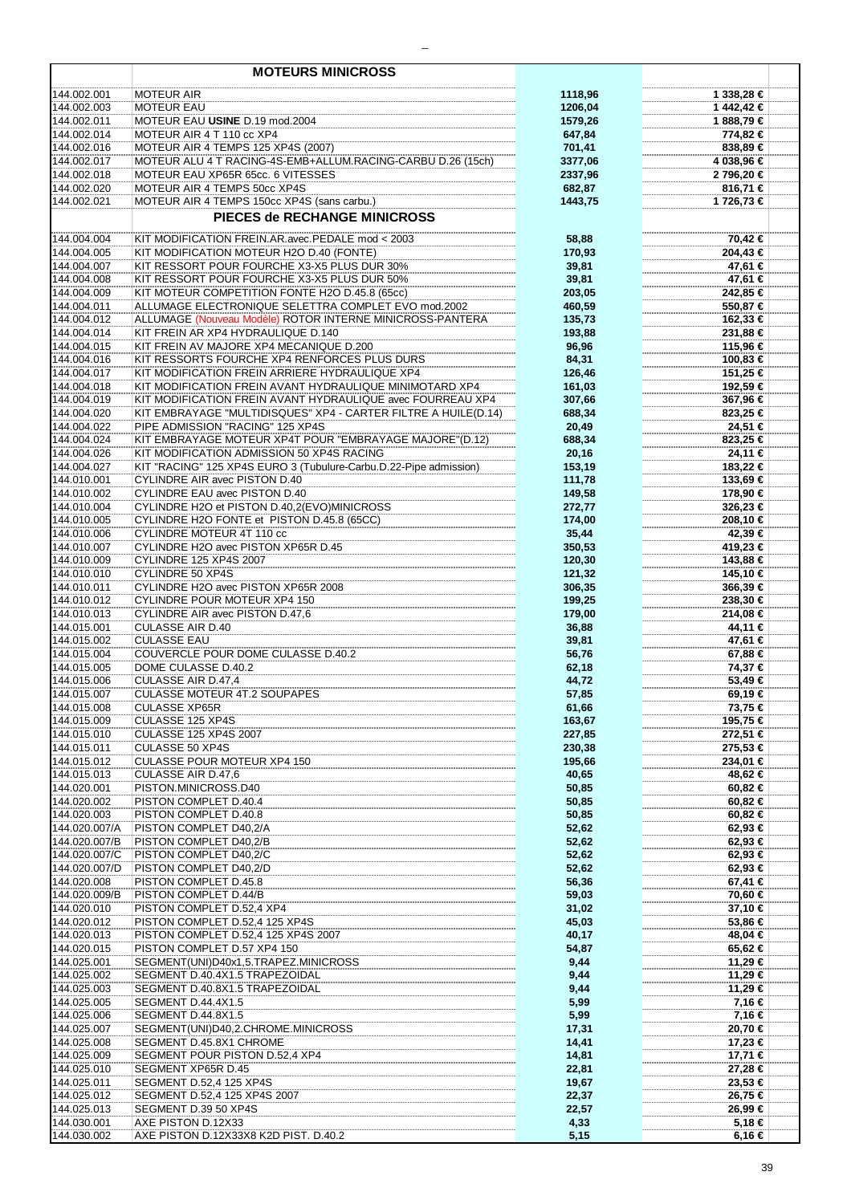| | **MOTEURS MINICROSS** | | |
|---|---|---|---|
| 144.002.001 | MOTEUR AIR | 1118,96 | 1 338,28 € |
| 144.002.003 | MOTEUR EAU | 1206,04 | 1 442,42 € |
| 144.002.011 | MOTEUR EAU **USINE** D.19 mod.2004 | 1579,26 | 1 888,79 € |
| 144.002.014 | MOTEUR AIR 4 T 110 cc XP4 | 647,84 | 774,82 € |
| 144.002.016 | MOTEUR AIR 4 TEMPS 125 XP4S (2007) | 701,41 | 838,89 € |
| 144.002.017 | MOTEUR ALU 4 T RACING-4S-EMB+ALLUM.RACING-CARBU D.26 (15ch) | 3377,06 | 4 038,96 € |
| 144.002.018 | MOTEUR EAU XP65R 65cc. 6 VITESSES | 2337,96 | 2 796,20 € |
| 144.002.020 | MOTEUR AIR 4 TEMPS 50cc XP4S | 682,87 | 816,71 € |
| 144.002.021 | MOTEUR AIR 4 TEMPS 150cc XP4S (sans carbu.) | 1443,75 | 1 726,73 € |
| | **PIECES de RECHANGE MINICROSS** | | |
| 144.004.004 | KIT MODIFICATION FREIN.AR.avec.PEDALE mod < 2003 | 58,88 | 70,42 € |
| 144.004.005 | KIT MODIFICATION MOTEUR H2O D.40 (FONTE) | 170,93 | 204,43 € |
| 144.004.007 | KIT RESSORT POUR FOURCHE X3-X5 PLUS DUR 30% | 39,81 | 47,61 € |
| 144.004.008 | KIT RESSORT POUR FOURCHE X3-X5 PLUS DUR 50% | 39,81 | 47,61 € |
| 144.004.009 | KIT MOTEUR COMPETITION FONTE H2O D.45.8 (65cc) | 203,05 | 242,85 € |
| 144.004.011 | ALLUMAGE ELECTRONIQUE SELETTRA COMPLET EVO mod.2002 | 460,59 | 550,87 € |
| 144.004.012 | ALLUMAGE (Nouveau Modèle) ROTOR INTERNE MINICROSS-PANTERA | 135,73 | 162,33 € |
| 144.004.014 | KIT FREIN AR XP4 HYDRAULIQUE D.140 | 193,88 | 231,88 € |
| 144.004.015 | KIT FREIN AV MAJORE XP4 MECANIQUE D.200 | 96,96 | 115,96 € |
| 144.004.016 | KIT RESSORTS FOURCHE XP4 RENFORCES PLUS DURS | 84,31 | 100,83 € |
| 144.004.017 | KIT MODIFICATION FREIN ARRIERE HYDRAULIQUE XP4 | 126,46 | 151,25 € |
| 144.004.018 | KIT MODIFICATION FREIN AVANT HYDRAULIQUE MINIMOTARD XP4 | 161,03 | 192,59 € |
| 144.004.019 | KIT MODIFICATION FREIN AVANT HYDRAULIQUE avec FOURREAU XP4 | 307,66 | 367,96 € |
| 144.004.020 | KIT EMBRAYAGE "MULTIDISQUES" XP4 - CARTER FILTRE A HUILE(D.14) | 688,34 | 823,25 € |
| 144.004.022 | PIPE ADMISSION "RACING" 125 XP4S | 20,49 | 24,51 € |
| 144.004.024 | KIT EMBRAYAGE MOTEUR XP4T POUR "EMBRAYAGE MAJORE"(D.12) | 688,34 | 823,25 € |
| 144.004.026 | KIT MODIFICATION ADMISSION 50 XP4S RACING | 20,16 | 24,11 € |
| 144.004.027 | KIT "RACING" 125 XP4S EURO 3 (Tubulure-Carbu.D.22-Pipe admission) | 153,19 | 183,22 € |
| 144.010.001 | CYLINDRE AIR avec PISTON D.40 | 111,78 | 133,69 € |
| 144.010.002 | CYLINDRE EAU avec PISTON D.40 | 149,58 | 178,90 € |
| 144.010.004 | CYLINDRE H2O et PISTON D.40,2(EVO)MINICROSS | 272,77 | 326,23 € |
| 144.010.005 | CYLINDRE H2O FONTE et PISTON D.45.8 (65CC) | 174,00 | 208,10 € |
| 144.010.006 | CYLINDRE MOTEUR 4T 110 cc | 35,44 | 42,39 € |
| 144.010.007 | CYLINDRE H2O avec PISTON XP65R D.45 | 350,53 | 419,23 € |
| 144.010.009 | CYLINDRE 125 XP4S 2007 | 120,30 | 143,88 € |
| 144.010.010 | CYLINDRE 50 XP4S | 121,32 | 145,10 € |
| 144.010.011 | CYLINDRE H2O avec PISTON XP65R 2008 | 306,35 | 366,39 € |
| 144.010.012 | CYLINDRE POUR MOTEUR XP4 150 | 199,25 | 238,30 € |
| 144.010.013 | CYLINDRE AIR avec PISTON D.47,6 | 179,00 | 214,08 € |
| 144.015.001 | CULASSE AIR D.40 | 36,88 | 44,11 € |
| 144.015.002 | CULASSE EAU | 39,81 | 47,61 € |
| 144.015.004 | COUVERCLE POUR DOME CULASSE D.40.2 | 56,76 | 67,88 € |
| 144.015.005 | DOME CULASSE D.40.2 | 62,18 | 74,37 € |
| 144.015.006 | CULASSE AIR D.47,4 | 44,72 | 53,49 € |
| 144.015.007 | CULASSE MOTEUR 4T.2 SOUPAPES | 57,85 | 69,19 € |
| 144.015.008 | CULASSE XP65R | 61,66 | 73,75 € |
| 144.015.009 | CULASSE 125 XP4S | 163,67 | 195,75 € |
| 144.015.010 | CULASSE 125 XP4S 2007 | 227,85 | 272,51 € |
| 144.015.011 | CULASSE 50 XP4S | 230,38 | 275,53 € |
| 144.015.012 | CULASSE POUR MOTEUR XP4 150 | 195,66 | 234,01 € |
| 144.015.013 | CULASSE AIR D.47,6 | 40,65 | 48,62 € |
| 144.020.001 | PISTON.MINICROSS.D40 | 50,85 | 60,82 € |
| 144.020.002 | PISTON COMPLET D.40.4 | 50,85 | 60,82 € |
| 144.020.003 | PISTON COMPLET D.40.8 | 50,85 | 60,82 € |
| 144.020.007/A | PISTON COMPLET D40,2/A | 52,62 | 62,93 € |
| 144.020.007/B | PISTON COMPLET D40,2/B | 52,62 | 62,93 € |
| 144.020.007/C | PISTON COMPLET D40,2/C | 52,62 | 62,93 € |
| 144.020.007/D | PISTON COMPLET D40,2/D | 52,62 | 62,93 € |
| 144.020.008 | PISTON COMPLET D.45.8 | 56,36 | 67,41 € |
| 144.020.009/B | PISTON COMPLET D.44/B | 59,03 | 70,60 € |
| 144.020.010 | PISTON COMPLET D.52,4 XP4 | 31,02 | 37,10 € |
| 144.020.012 | PISTON COMPLET D.52,4 125 XP4S | 45,03 | 53,86 € |
| 144.020.013 | PISTON COMPLET D.52,4 125 XP4S 2007 | 40,17 | 48,04 € |
| 144.020.015 | PISTON COMPLET D.57 XP4 150 | 54,87 | 65,62 € |
| 144.025.001 | SEGMENT(UNI)D40x1,5.TRAPEZ.MINICROSS | 9,44 | 11,29 € |
| 144.025.002 | SEGMENT D.40.4X1.5 TRAPEZOIDAL | 9,44 | 11,29 € |
| 144.025.003 | SEGMENT D.40.8X1.5 TRAPEZOIDAL | 9,44 | 11,29 € |
| 144.025.005 | SEGMENT D.44.4X1.5 | 5,99 | 7,16 € |
| 144.025.006 | SEGMENT D.44.8X1.5 | 5,99 | 7,16 € |
| 144.025.007 | SEGMENT(UNI)D40,2.CHROME.MINICROSS | 17,31 | 20,70 € |
| 144.025.008 | SEGMENT D.45.8X1 CHROME | 14,41 | 17,23 € |
| 144.025.009 | SEGMENT POUR PISTON D.52,4 XP4 | 14,81 | 17,71 € |
| 144.025.010 | SEGMENT XP65R D.45 | 22,81 | 27,28 € |
| 144.025.011 | SEGMENT D.52,4 125 XP4S | 19,67 | 23,53 € |
| 144.025.012 | SEGMENT D.52,4 125 XP4S 2007 | 22,37 | 26,75 € |
| 144.025.013 | SEGMENT D.39 50 XP4S | 22,57 | 26,99 € |
| 144.030.001 | AXE PISTON D.12X33 | 4,33 | 5,18 € |
| 144.030.002 | AXE PISTON D.12X33X8 K2D PIST. D.40.2 | 5,15 | 6,16 € |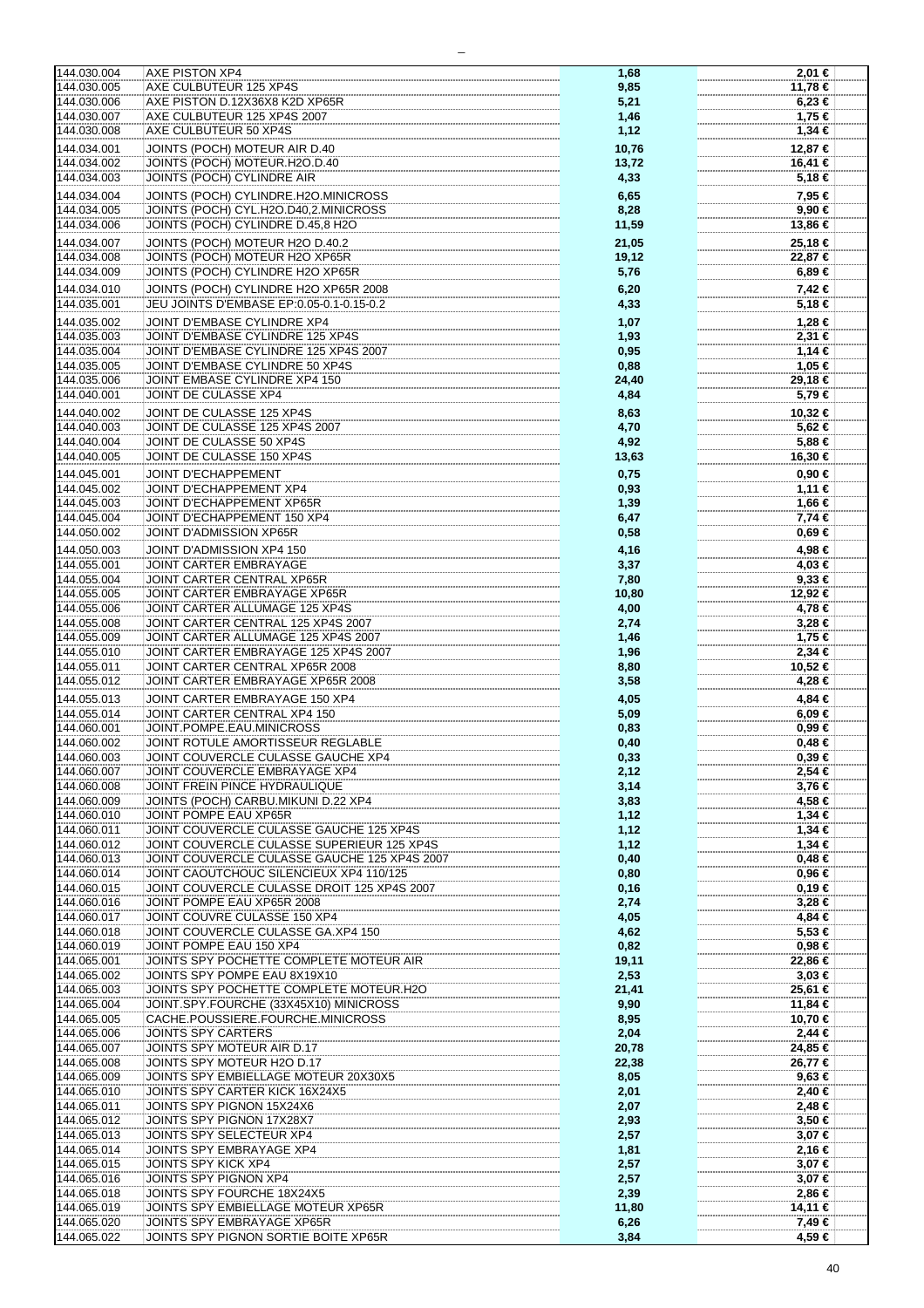| | | | |
|---|---|---|---|
| 144.030.004 | AXE PISTON XP4 | 1,68 | 2,01 € |
| 144.030.005 | AXE CULBUTEUR 125 XP4S | 9,85 | 11,78 € |
| 144.030.006 | AXE PISTON D.12X36X8 K2D XP65R | 5,21 | 6,23 € |
| 144.030.007 | AXE CULBUTEUR 125 XP4S 2007 | 1,46 | 1,75 € |
| 144.030.008 | AXE CULBUTEUR 50 XP4S | 1,12 | 1,34 € |
| 144.034.001 | JOINTS (POCH) MOTEUR AIR D.40 | 10,76 | 12,87 € |
| 144.034.002 | JOINTS (POCH) MOTEUR.H2O.D.40 | 13,72 | 16,41 € |
| 144.034.003 | JOINTS (POCH) CYLINDRE AIR | 4,33 | 5,18 € |
| 144.034.004 | JOINTS (POCH) CYLINDRE.H2O.MINICROSS | 6,65 | 7,95 € |
| 144.034.005 | JOINTS (POCH) CYL.H2O.D40,2.MINICROSS | 8,28 | 9,90 € |
| 144.034.006 | JOINTS (POCH) CYLINDRE D.45,8 H2O | 11,59 | 13,86 € |
| 144.034.007 | JOINTS (POCH) MOTEUR H2O D.40.2 | 21,05 | 25,18 € |
| 144.034.008 | JOINTS (POCH) MOTEUR H2O XP65R | 19,12 | 22,87 € |
| 144.034.009 | JOINTS (POCH) CYLINDRE H2O XP65R | 5,76 | 6,89 € |
| 144.034.010 | JOINTS (POCH) CYLINDRE H2O XP65R 2008 | 6,20 | 7,42 € |
| 144.035.001 | JEU JOINTS D'EMBASE EP:0.05-0.1-0.15-0.2 | 4,33 | 5,18 € |
| 144.035.002 | JOINT D'EMBASE CYLINDRE XP4 | 1,07 | 1,28 € |
| 144.035.003 | JOINT D'EMBASE CYLINDRE 125 XP4S | 1,93 | 2,31 € |
| 144.035.004 | JOINT D'EMBASE CYLINDRE 125 XP4S 2007 | 0,95 | 1,14 € |
| 144.035.005 | JOINT D'EMBASE CYLINDRE 50 XP4S | 0,88 | 1,05 € |
| 144.035.006 | JOINT EMBASE CYLINDRE XP4 150 | 24,40 | 29,18 € |
| 144.040.001 | JOINT DE CULASSE XP4 | 4,84 | 5,79 € |
| 144.040.002 | JOINT DE CULASSE 125 XP4S | 8,63 | 10,32 € |
| 144.040.003 | JOINT DE CULASSE 125 XP4S 2007 | 4,70 | 5,62 € |
| 144.040.004 | JOINT DE CULASSE 50 XP4S | 4,92 | 5,88 € |
| 144.040.005 | JOINT DE CULASSE 150 XP4S | 13,63 | 16,30 € |
| 144.045.001 | JOINT D'ECHAPPEMENT | 0,75 | 0,90 € |
| 144.045.002 | JOINT D'ECHAPPEMENT XP4 | 0,93 | 1,11 € |
| 144.045.003 | JOINT D'ECHAPPEMENT XP65R | 1,39 | 1,66 € |
| 144.045.004 | JOINT D'ECHAPPEMENT 150 XP4 | 6,47 | 7,74 € |
| 144.050.002 | JOINT D'ADMISSION XP65R | 0,58 | 0,69 € |
| 144.050.003 | JOINT D'ADMISSION XP4 150 | 4,16 | 4,98 € |
| 144.055.001 | JOINT CARTER EMBRAYAGE | 3,37 | 4,03 € |
| 144.055.004 | JOINT CARTER CENTRAL XP65R | 7,80 | 9,33 € |
| 144.055.005 | JOINT CARTER EMBRAYAGE XP65R | 10,80 | 12,92 € |
| 144.055.006 | JOINT CARTER ALLUMAGE 125 XP4S | 4,00 | 4,78 € |
| 144.055.008 | JOINT CARTER CENTRAL 125 XP4S 2007 | 2,74 | 3,28 € |
| 144.055.009 | JOINT CARTER ALLUMAGE 125 XP4S 2007 | 1,46 | 1,75 € |
| 144.055.010 | JOINT CARTER EMBRAYAGE 125 XP4S 2007 | 1,96 | 2,34 € |
| 144.055.011 | JOINT CARTER CENTRAL XP65R 2008 | 8,80 | 10,52 € |
| 144.055.012 | JOINT CARTER EMBRAYAGE XP65R 2008 | 3,58 | 4,28 € |
| 144.055.013 | JOINT CARTER EMBRAYAGE 150 XP4 | 4,05 | 4,84 € |
| 144.055.014 | JOINT CARTER CENTRAL XP4 150 | 5,09 | 6,09 € |
| 144.060.001 | JOINT.POMPE.EAU.MINICROSS | 0,83 | 0,99 € |
| 144.060.002 | JOINT ROTULE AMORTISSEUR REGLABLE | 0,40 | 0,48 € |
| 144.060.003 | JOINT COUVERCLE CULASSE GAUCHE XP4 | 0,33 | 0,39 € |
| 144.060.007 | JOINT COUVERCLE EMBRAYAGE XP4 | 2,12 | 2,54 € |
| 144.060.008 | JOINT FREIN PINCE HYDRAULIQUE | 3,14 | 3,76 € |
| 144.060.009 | JOINTS (POCH) CARBU.MIKUNI D.22 XP4 | 3,83 | 4,58 € |
| 144.060.010 | JOINT POMPE EAU XP65R | 1,12 | 1,34 € |
| 144.060.011 | JOINT COUVERCLE CULASSE GAUCHE 125 XP4S | 1,12 | 1,34 € |
| 144.060.012 | JOINT COUVERCLE CULASSE SUPERIEUR 125 XP4S | 1,12 | 1,34 € |
| 144.060.013 | JOINT COUVERCLE CULASSE GAUCHE 125 XP4S 2007 | 0,40 | 0,48 € |
| 144.060.014 | JOINT CAOUTCHOUC SILENCIEUX XP4 110/125 | 0,80 | 0,96 € |
| 144.060.015 | JOINT COUVERCLE CULASSE DROIT 125 XP4S 2007 | 0,16 | 0,19 € |
| 144.060.016 | JOINT POMPE EAU XP65R 2008 | 2,74 | 3,28 € |
| 144.060.017 | JOINT COUVRE CULASSE 150 XP4 | 4,05 | 4,84 € |
| 144.060.018 | JOINT COUVERCLE CULASSE GA.XP4 150 | 4,62 | 5,53 € |
| 144.060.019 | JOINT POMPE EAU 150 XP4 | 0,82 | 0,98 € |
| 144.065.001 | JOINTS SPY POCHETTE COMPLETE MOTEUR AIR | 19,11 | 22,86 € |
| 144.065.002 | JOINTS SPY POMPE EAU 8X19X10 | 2,53 | 3,03 € |
| 144.065.003 | JOINTS SPY POCHETTE COMPLETE MOTEUR.H2O | 21,41 | 25,61 € |
| 144.065.004 | JOINT.SPY.FOURCHE (33X45X10) MINICROSS | 9,90 | 11,84 € |
| 144.065.005 | CACHE.POUSSIERE.FOURCHE.MINICROSS | 8,95 | 10,70 € |
| 144.065.006 | JOINTS SPY CARTERS | 2,04 | 2,44 € |
| 144.065.007 | JOINTS SPY MOTEUR AIR D.17 | 20,78 | 24,85 € |
| 144.065.008 | JOINTS SPY MOTEUR H2O D.17 | 22,38 | 26,77 € |
| 144.065.009 | JOINTS SPY EMBIELLAGE MOTEUR 20X30X5 | 8,05 | 9,63 € |
| 144.065.010 | JOINTS SPY CARTER KICK 16X24X5 | 2,01 | 2,40 € |
| 144.065.011 | JOINTS SPY PIGNON 15X24X6 | 2,07 | 2,48 € |
| 144.065.012 | JOINTS SPY PIGNON 17X28X7 | 2,93 | 3,50 € |
| 144.065.013 | JOINTS SPY SELECTEUR XP4 | 2,57 | 3,07 € |
| 144.065.014 | JOINTS SPY EMBRAYAGE XP4 | 1,81 | 2,16 € |
| 144.065.015 | JOINTS SPY KICK XP4 | 2,57 | 3,07 € |
| 144.065.016 | JOINTS SPY PIGNON XP4 | 2,57 | 3,07 € |
| 144.065.018 | JOINTS SPY FOURCHE 18X24X5 | 2,39 | 2,86 € |
| 144.065.019 | JOINTS SPY EMBIELLAGE MOTEUR XP65R | 11,80 | 14,11 € |
| 144.065.020 | JOINTS SPY EMBRAYAGE XP65R | 6,26 | 7,49 € |
| 144.065.022 | JOINTS SPY PIGNON SORTIE BOITE XP65R | 3,84 | 4,59 € |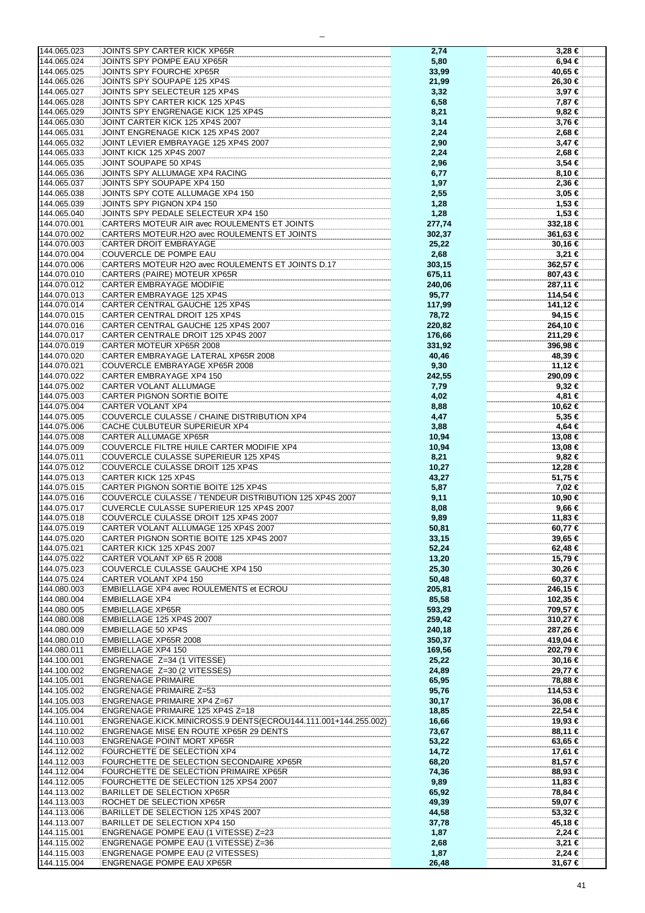| | | | |
|---|---|---|---|
| 144.065.023 | JOINTS SPY CARTER KICK XP65R | 2,74 | 3,28 € |
| 144.065.024 | JOINTS SPY POMPE EAU XP65R | 5,80 | 6,94 € |
| 144.065.025 | JOINTS SPY FOURCHE XP65R | 33,99 | 40,65 € |
| 144.065.026 | JOINTS SPY SOUPAPE 125 XP4S | 21,99 | 26,30 € |
| 144.065.027 | JOINTS SPY SELECTEUR 125 XP4S | 3,32 | 3,97 € |
| 144.065.028 | JOINTS SPY CARTER KICK 125 XP4S | 6,58 | 7,87 € |
| 144.065.029 | JOINTS SPY ENGRENAGE KICK 125 XP4S | 8,21 | 9,82 € |
| 144.065.030 | JOINT CARTER KICK 125 XP4S 2007 | 3,14 | 3,76 € |
| 144.065.031 | JOINT ENGRENAGE KICK 125 XP4S 2007 | 2,24 | 2,68 € |
| 144.065.032 | JOINT LEVIER EMBRAYAGE 125 XP4S 2007 | 2,90 | 3,47 € |
| 144.065.033 | JOINT KICK 125 XP4S 2007 | 2,24 | 2,68 € |
| 144.065.035 | JOINT SOUPAPE 50 XP4S | 2,96 | 3,54 € |
| 144.065.036 | JOINTS SPY ALLUMAGE XP4 RACING | 6,77 | 8,10 € |
| 144.065.037 | JOINTS SPY SOUPAPE XP4 150 | 1,97 | 2,36 € |
| 144.065.038 | JOINTS SPY COTE ALLUMAGE XP4 150 | 2,55 | 3,05 € |
| 144.065.039 | JOINTS SPY PIGNON XP4 150 | 1,28 | 1,53 € |
| 144.065.040 | JOINTS SPY PEDALE SELECTEUR XP4 150 | 1,28 | 1,53 € |
| 144.070.001 | CARTERS MOTEUR AIR avec ROULEMENTS ET JOINTS | 277,74 | 332,18 € |
| 144.070.002 | CARTERS MOTEUR.H2O avec ROULEMENTS ET JOINTS | 302,37 | 361,63 € |
| 144.070.003 | CARTER DROIT EMBRAYAGE | 25,22 | 30,16 € |
| 144.070.004 | COUVERCLE DE POMPE EAU | 2,68 | 3,21 € |
| 144.070.006 | CARTERS MOTEUR H2O avec ROULEMENTS ET JOINTS D.17 | 303,15 | 362,57 € |
| 144.070.010 | CARTERS (PAIRE) MOTEUR XP65R | 675,11 | 807,43 € |
| 144.070.012 | CARTER EMBRAYAGE MODIFIE | 240,06 | 287,11 € |
| 144.070.013 | CARTER EMBRAYAGE 125 XP4S | 95,77 | 114,54 € |
| 144.070.014 | CARTER CENTRAL GAUCHE 125 XP4S | 117,99 | 141,12 € |
| 144.070.015 | CARTER CENTRAL DROIT 125 XP4S | 78,72 | 94,15 € |
| 144.070.016 | CARTER CENTRAL GAUCHE 125 XP4S 2007 | 220,82 | 264,10 € |
| 144.070.017 | CARTER CENTRALE DROIT 125 XP4S 2007 | 176,66 | 211,29 € |
| 144.070.019 | CARTER MOTEUR XP65R 2008 | 331,92 | 396,98 € |
| 144.070.020 | CARTER EMBRAYAGE LATERAL XP65R 2008 | 40,46 | 48,39 € |
| 144.070.021 | COUVERCLE EMBRAYAGE XP65R 2008 | 9,30 | 11,12 € |
| 144.070.022 | CARTER EMBRAYAGE XP4 150 | 242,55 | 290,09 € |
| 144.075.002 | CARTER VOLANT ALLUMAGE | 7,79 | 9,32 € |
| 144.075.003 | CARTER PIGNON SORTIE BOITE | 4,02 | 4,81 € |
| 144.075.004 | CARTER VOLANT XP4 | 8,88 | 10,62 € |
| 144.075.005 | COUVERCLE CULASSE / CHAINE DISTRIBUTION XP4 | 4,47 | 5,35 € |
| 144.075.006 | CACHE CULBUTEUR SUPERIEUR XP4 | 3,88 | 4,64 € |
| 144.075.008 | CARTER ALLUMAGE XP65R | 10,94 | 13,08 € |
| 144.075.009 | COUVERCLE FILTRE HUILE CARTER MODIFIE XP4 | 10,94 | 13,08 € |
| 144.075.011 | COUVERCLE CULASSE SUPERIEUR 125 XP4S | 8,21 | 9,82 € |
| 144.075.012 | COUVERCLE CULASSE DROIT 125 XP4S | 10,27 | 12,28 € |
| 144.075.013 | CARTER KICK 125 XP4S | 43,27 | 51,75 € |
| 144.075.015 | CARTER PIGNON SORTIE BOITE 125 XP4S | 5,87 | 7,02 € |
| 144.075.016 | COUVERCLE CULASSE / TENDEUR DISTRIBUTION 125 XP4S 2007 | 9,11 | 10,90 € |
| 144.075.017 | CUVERCLE CULASSE SUPERIEUR 125 XP4S 2007 | 8,08 | 9,66 € |
| 144.075.018 | COUVERCLE CULASSE DROIT 125 XP4S 2007 | 9,89 | 11,83 € |
| 144.075.019 | CARTER VOLANT ALLUMAGE 125 XP4S 2007 | 50,81 | 60,77 € |
| 144.075.020 | CARTER PIGNON SORTIE BOITE 125 XP4S 2007 | 33,15 | 39,65 € |
| 144.075.021 | CARTER KICK 125 XP4S 2007 | 52,24 | 62,48 € |
| 144.075.022 | CARTER VOLANT XP 65 R 2008 | 13,20 | 15,79 € |
| 144.075.023 | COUVERCLE CULASSE GAUCHE XP4 150 | 25,30 | 30,26 € |
| 144.075.024 | CARTER VOLANT XP4 150 | 50,48 | 60,37 € |
| 144.080.003 | EMBIELLAGE XP4 avec ROULEMENTS et ECROU | 205,81 | 246,15 € |
| 144.080.004 | EMBIELLAGE XP4 | 85,58 | 102,35 € |
| 144.080.005 | EMBIELLAGE XP65R | 593,29 | 709,57 € |
| 144.080.008 | EMBIELLAGE 125 XP4S 2007 | 259,42 | 310,27 € |
| 144.080.009 | EMBIELLAGE 50 XP4S | 240,18 | 287,26 € |
| 144.080.010 | EMBIELLAGE XP65R 2008 | 350,37 | 419,04 € |
| 144.080.011 | EMBIELLAGE XP4 150 | 169,56 | 202,79 € |
| 144.100.001 | ENGRENAGE Z=34 (1 VITESSE) | 25,22 | 30,16 € |
| 144.100.002 | ENGRENAGE Z=30 (2 VITESSES) | 24,89 | 29,77 € |
| 144.105.001 | ENGRENAGE PRIMAIRE | 65,95 | 78,88 € |
| 144.105.002 | ENGRENAGE PRIMAIRE Z=53 | 95,76 | 114,53 € |
| 144.105.003 | ENGRENAGE PRIMAIRE XP4 Z=67 | 30,17 | 36,08 € |
| 144.105.004 | ENGRENAGE PRIMAIRE 125 XP4S Z=18 | 18,85 | 22,54 € |
| 144.110.001 | ENGRENAGE.KICK.MINICROSS.9 DENTS(ECROU144.111.001+144.255.002) | 16,66 | 19,93 € |
| 144.110.002 | ENGRENAGE MISE EN ROUTE XP65R 29 DENTS | 73,67 | 88,11 € |
| 144.110.003 | ENGRENAGE POINT MORT XP65R | 53,22 | 63,65 € |
| 144.112.002 | FOURCHETTE DE SELECTION XP4 | 14,72 | 17,61 € |
| 144.112.003 | FOURCHETTE DE SELECTION SECONDAIRE XP65R | 68,20 | 81,57 € |
| 144.112.004 | FOURCHETTE DE SELECTION PRIMAIRE XP65R | 74,36 | 88,93 € |
| 144.112.005 | FOURCHETTE DE SELECTION 125 XPS4 2007 | 9,89 | 11,83 € |
| 144.113.002 | BARILLET DE SELECTION XP65R | 65,92 | 78,84 € |
| 144.113.003 | ROCHET DE SELECTION XP65R | 49,39 | 59,07 € |
| 144.113.006 | BARILLET DE SELECTION 125 XP4S 2007 | 44,58 | 53,32 € |
| 144.113.007 | BARILLET DE SELECTION XP4 150 | 37,78 | 45,18 € |
| 144.115.001 | ENGRENAGE POMPE EAU (1 VITESSE) Z=23 | 1,87 | 2,24 € |
| 144.115.002 | ENGRENAGE POMPE EAU (1 VITESSE) Z=36 | 2,68 | 3,21 € |
| 144.115.003 | ENGRENAGE POMPE EAU (2 VITESSES) | 1,87 | 2,24 € |
| 144.115.004 | ENGRENAGE POMPE EAU XP65R | 26,48 | 31,67 € |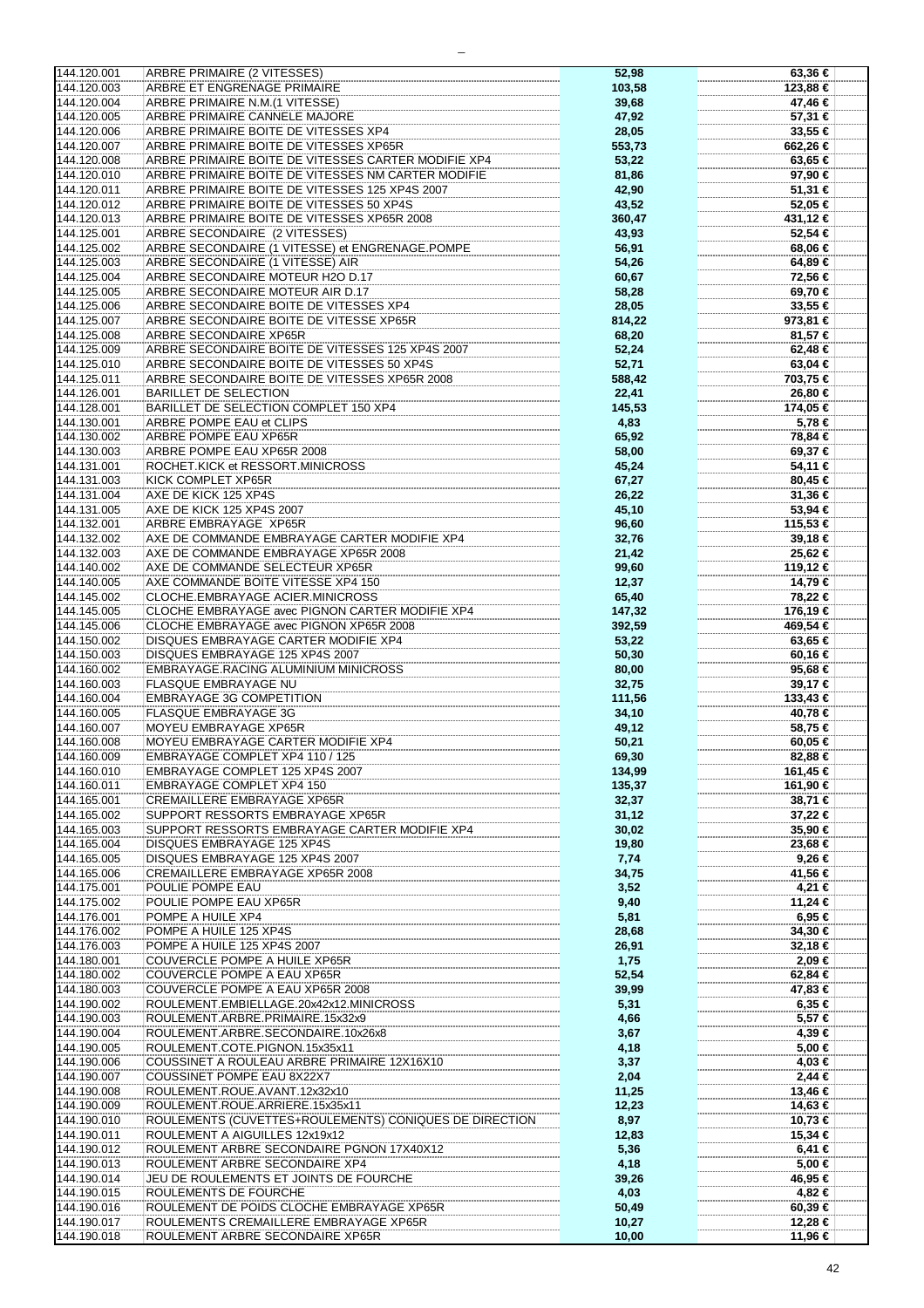| | | | |
|---|---|---|---|
| 144.120.001 | ARBRE PRIMAIRE (2 VITESSES) | 52,98 | 63,36 € |
| 144.120.003 | ARBRE ET ENGRENAGE PRIMAIRE | 103,58 | 123,88 € |
| 144.120.004 | ARBRE PRIMAIRE N.M.(1 VITESSE) | 39,68 | 47,46 € |
| 144.120.005 | ARBRE PRIMAIRE CANNELE MAJORE | 47,92 | 57,31 € |
| 144.120.006 | ARBRE PRIMAIRE BOITE DE VITESSES XP4 | 28,05 | 33,55 € |
| 144.120.007 | ARBRE PRIMAIRE BOITE DE VITESSES XP65R | 553,73 | 662,26 € |
| 144.120.008 | ARBRE PRIMAIRE BOITE DE VITESSES CARTER MODIFIE XP4 | 53,22 | 63,65 € |
| 144.120.010 | ARBRE PRIMAIRE BOITE DE VITESSES NM CARTER MODIFIE | 81,86 | 97,90 € |
| 144.120.011 | ARBRE PRIMAIRE BOITE DE VITESSES 125 XP4S 2007 | 42,90 | 51,31 € |
| 144.120.012 | ARBRE PRIMAIRE BOITE DE VITESSES 50 XP4S | 43,52 | 52,05 € |
| 144.120.013 | ARBRE PRIMAIRE BOITE DE VITESSES XP65R 2008 | 360,47 | 431,12 € |
| 144.125.001 | ARBRE SECONDAIRE (2 VITESSES) | 43,93 | 52,54 € |
| 144.125.002 | ARBRE SECONDAIRE (1 VITESSE) et ENGRENAGE.POMPE | 56,91 | 68,06 € |
| 144.125.003 | ARBRE SECONDAIRE (1 VITESSE) AIR | 54,26 | 64,89 € |
| 144.125.004 | ARBRE SECONDAIRE MOTEUR H2O D.17 | 60,67 | 72,56 € |
| 144.125.005 | ARBRE SECONDAIRE MOTEUR AIR D.17 | 58,28 | 69,70 € |
| 144.125.006 | ARBRE SECONDAIRE BOITE DE VITESSES XP4 | 28,05 | 33,55 € |
| 144.125.007 | ARBRE SECONDAIRE BOITE DE VITESSE XP65R | 814,22 | 973,81 € |
| 144.125.008 | ARBRE SECONDAIRE XP65R | 68,20 | 81,57 € |
| 144.125.009 | ARBRE SECONDAIRE BOITE DE VITESSES 125 XP4S 2007 | 52,24 | 62,48 € |
| 144.125.010 | ARBRE SECONDAIRE BOITE DE VITESSES 50 XP4S | 52,71 | 63,04 € |
| 144.125.011 | ARBRE SECONDAIRE BOITE DE VITESSES XP65R 2008 | 588,42 | 703,75 € |
| 144.126.001 | BARILLET DE SELECTION | 22,41 | 26,80 € |
| 144.128.001 | BARILLET DE SELECTION COMPLET 150 XP4 | 145,53 | 174,05 € |
| 144.130.001 | ARBRE POMPE EAU et CLIPS | 4,83 | 5,78 € |
| 144.130.002 | ARBRE POMPE EAU XP65R | 65,92 | 78,84 € |
| 144.130.003 | ARBRE POMPE EAU XP65R 2008 | 58,00 | 69,37 € |
| 144.131.001 | ROCHET.KICK et RESSORT.MINICROSS | 45,24 | 54,11 € |
| 144.131.003 | KICK COMPLET XP65R | 67,27 | 80,45 € |
| 144.131.004 | AXE DE KICK 125 XP4S | 26,22 | 31,36 € |
| 144.131.005 | AXE DE KICK 125 XP4S 2007 | 45,10 | 53,94 € |
| 144.132.001 | ARBRE EMBRAYAGE XP65R | 96,60 | 115,53 € |
| 144.132.002 | AXE DE COMMANDE EMBRAYAGE CARTER MODIFIE XP4 | 32,76 | 39,18 € |
| 144.132.003 | AXE DE COMMANDE EMBRAYAGE XP65R 2008 | 21,42 | 25,62 € |
| 144.140.002 | AXE DE COMMANDE SELECTEUR XP65R | 99,60 | 119,12 € |
| 144.140.005 | AXE COMMANDE BOITE VITESSE XP4 150 | 12,37 | 14,79 € |
| 144.145.002 | CLOCHE.EMBRAYAGE ACIER.MINICROSS | 65,40 | 78,22 € |
| 144.145.005 | CLOCHE EMBRAYAGE avec PIGNON CARTER MODIFIE XP4 | 147,32 | 176,19 € |
| 144.145.006 | CLOCHE EMBRAYAGE avec PIGNON XP65R 2008 | 392,59 | 469,54 € |
| 144.150.002 | DISQUES EMBRAYAGE CARTER MODIFIE XP4 | 53,22 | 63,65 € |
| 144.150.003 | DISQUES EMBRAYAGE 125 XP4S 2007 | 50,30 | 60,16 € |
| 144.160.002 | EMBRAYAGE.RACING ALUMINIUM MINICROSS | 80,00 | 95,68 € |
| 144.160.003 | FLASQUE EMBRAYAGE NU | 32,75 | 39,17 € |
| 144.160.004 | EMBRAYAGE 3G COMPETITION | 111,56 | 133,43 € |
| 144.160.005 | FLASQUE EMBRAYAGE 3G | 34,10 | 40,78 € |
| 144.160.007 | MOYEU EMBRAYAGE XP65R | 49,12 | 58,75 € |
| 144.160.008 | MOYEU EMBRAYAGE CARTER MODIFIE XP4 | 50,21 | 60,05 € |
| 144.160.009 | EMBRAYAGE COMPLET XP4 110 / 125 | 69,30 | 82,88 € |
| 144.160.010 | EMBRAYAGE COMPLET 125 XP4S 2007 | 134,99 | 161,45 € |
| 144.160.011 | EMBRAYAGE COMPLET XP4 150 | 135,37 | 161,90 € |
| 144.165.001 | CREMAILLERE EMBRAYAGE XP65R | 32,37 | 38,71 € |
| 144.165.002 | SUPPORT RESSORTS EMBRAYAGE XP65R | 31,12 | 37,22 € |
| 144.165.003 | SUPPORT RESSORTS EMBRAYAGE CARTER MODIFIE XP4 | 30,02 | 35,90 € |
| 144.165.004 | DISQUES EMBRAYAGE 125 XP4S | 19,80 | 23,68 € |
| 144.165.005 | DISQUES EMBRAYAGE 125 XP4S 2007 | 7,74 | 9,26 € |
| 144.165.006 | CREMAILLERE EMBRAYAGE XP65R 2008 | 34,75 | 41,56 € |
| 144.175.001 | POULIE POMPE EAU | 3,52 | 4,21 € |
| 144.175.002 | POULIE POMPE EAU XP65R | 9,40 | 11,24 € |
| 144.176.001 | POMPE A HUILE XP4 | 5,81 | 6,95 € |
| 144.176.002 | POMPE A HUILE 125 XP4S | 28,68 | 34,30 € |
| 144.176.003 | POMPE A HUILE 125 XP4S 2007 | 26,91 | 32,18 € |
| 144.180.001 | COUVERCLE POMPE A HUILE XP65R | 1,75 | 2,09 € |
| 144.180.002 | COUVERCLE POMPE A EAU XP65R | 52,54 | 62,84 € |
| 144.180.003 | COUVERCLE POMPE A EAU XP65R 2008 | 39,99 | 47,83 € |
| 144.190.002 | ROULEMENT.EMBIELLAGE.20x42x12.MINICROSS | 5,31 | 6,35 € |
| 144.190.003 | ROULEMENT.ARBRE.PRIMAIRE.15x32x9 | 4,66 | 5,57 € |
| 144.190.004 | ROULEMENT.ARBRE.SECONDAIRE.10x26x8 | 3,67 | 4,39 € |
| 144.190.005 | ROULEMENT.COTE.PIGNON.15x35x11 | 4,18 | 5,00 € |
| 144.190.006 | COUSSINET A ROULEAU ARBRE PRIMAIRE 12X16X10 | 3,37 | 4,03 € |
| 144.190.007 | COUSSINET POMPE EAU 8X22X7 | 2,04 | 2,44 € |
| 144.190.008 | ROULEMENT.ROUE.AVANT.12x32x10 | 11,25 | 13,46 € |
| 144.190.009 | ROULEMENT.ROUE.ARRIERE.15x35x11 | 12,23 | 14,63 € |
| 144.190.010 | ROULEMENTS (CUVETTES+ROULEMENTS) CONIQUES DE DIRECTION | 8,97 | 10,73 € |
| 144.190.011 | ROULEMENT A AIGUILLES 12x19x12 | 12,83 | 15,34 € |
| 144.190.012 | ROULEMENT ARBRE SECONDAIRE PGNON 17X40X12 | 5,36 | 6,41 € |
| 144.190.013 | ROULEMENT ARBRE SECONDAIRE XP4 | 4,18 | 5,00 € |
| 144.190.014 | JEU DE ROULEMENTS ET JOINTS DE FOURCHE | 39,26 | 46,95 € |
| 144.190.015 | ROULEMENTS DE FOURCHE | 4,03 | 4,82 € |
| 144.190.016 | ROULEMENT DE POIDS CLOCHE EMBRAYAGE XP65R | 50,49 | 60,39 € |
| 144.190.017 | ROULEMENTS CREMAILLERE EMBRAYAGE XP65R | 10,27 | 12,28 € |
| 144.190.018 | ROULEMENT ARBRE SECONDAIRE XP65R | 10,00 | 11,96 € |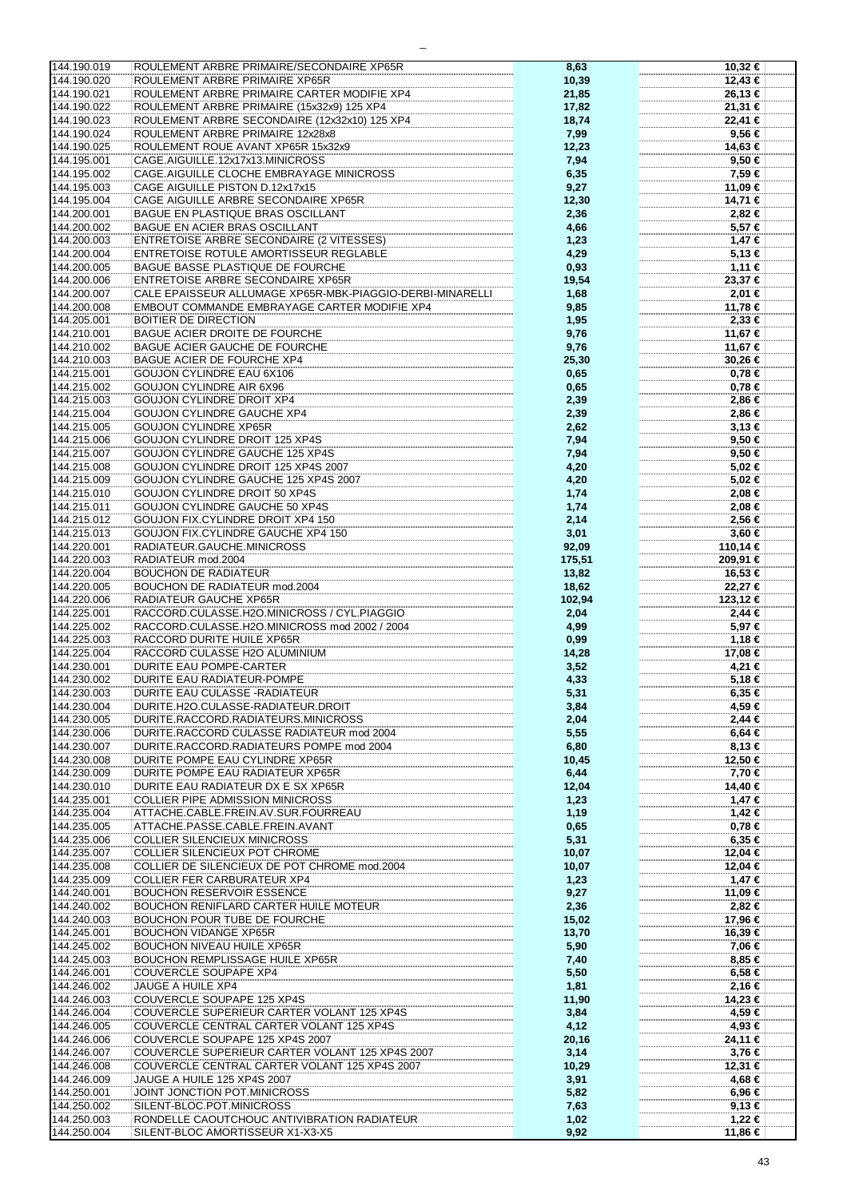| | | | |
|---|---|---|---|
| 144.190.019 | ROULEMENT ARBRE PRIMAIRE/SECONDAIRE XP65R | **8,63** | **10,32 €** |
| 144.190.020 | ROULEMENT ARBRE PRIMAIRE XP65R | **10,39** | **12,43 €** |
| 144.190.021 | ROULEMENT ARBRE PRIMAIRE CARTER MODIFIE XP4 | **21,85** | **26,13 €** |
| 144.190.022 | ROULEMENT ARBRE PRIMAIRE (15x32x9) 125 XP4 | **17,82** | **21,31 €** |
| 144.190.023 | ROULEMENT ARBRE SECONDAIRE (12x32x10) 125 XP4 | **18,74** | **22,41 €** |
| 144.190.024 | ROULEMENT ARBRE PRIMAIRE 12x28x8 | **7,99** | **9,56 €** |
| 144.190.025 | ROULEMENT ROUE AVANT XP65R 15x32x9 | **12,23** | **14,63 €** |
| 144.195.001 | CAGE.AIGUILLE.12x17x13.MINICROSS | **7,94** | **9,50 €** |
| 144.195.002 | CAGE.AIGUILLE CLOCHE EMBRAYAGE MINICROSS | **6,35** | **7,59 €** |
| 144.195.003 | CAGE AIGUILLE PISTON D.12x17x15 | **9,27** | **11,09 €** |
| 144.195.004 | CAGE AIGUILLE ARBRE SECONDAIRE XP65R | **12,30** | **14,71 €** |
| 144.200.001 | BAGUE EN PLASTIQUE BRAS OSCILLANT | **2,36** | **2,82 €** |
| 144.200.002 | BAGUE EN ACIER BRAS OSCILLANT | **4,66** | **5,57 €** |
| 144.200.003 | ENTRETOISE ARBRE SECONDAIRE (2 VITESSES) | **1,23** | **1,47 €** |
| 144.200.004 | ENTRETOISE ROTULE AMORTISSEUR REGLABLE | **4,29** | **5,13 €** |
| 144.200.005 | BAGUE BASSE PLASTIQUE DE FOURCHE | **0,93** | **1,11 €** |
| 144.200.006 | ENTRETOISE ARBRE SECONDAIRE XP65R | **19,54** | **23,37 €** |
| 144.200.007 | CALE EPAISSEUR ALLUMAGE XP65R-MBK-PIAGGIO-DERBI-MINARELLI | **1,68** | **2,01 €** |
| 144.200.008 | EMBOUT COMMANDE EMBRAYAGE CARTER MODIFIE XP4 | **9,85** | **11,78 €** |
| 144.205.001 | BOITIER DE DIRECTION | **1,95** | **2,33 €** |
| 144.210.001 | BAGUE ACIER DROITE DE FOURCHE | **9,76** | **11,67 €** |
| 144.210.002 | BAGUE ACIER GAUCHE DE FOURCHE | **9,76** | **11,67 €** |
| 144.210.003 | BAGUE ACIER DE FOURCHE XP4 | **25,30** | **30,26 €** |
| 144.215.001 | GOUJON CYLINDRE EAU 6X106 | **0,65** | **0,78 €** |
| 144.215.002 | GOUJON CYLINDRE AIR 6X96 | **0,65** | **0,78 €** |
| 144.215.003 | GOUJON CYLINDRE DROIT XP4 | **2,39** | **2,86 €** |
| 144.215.004 | GOUJON CYLINDRE GAUCHE XP4 | **2,39** | **2,86 €** |
| 144.215.005 | GOUJON CYLINDRE XP65R | **2,62** | **3,13 €** |
| 144.215.006 | GOUJON CYLINDRE DROIT 125 XP4S | **7,94** | **9,50 €** |
| 144.215.007 | GOUJON CYLINDRE GAUCHE 125 XP4S | **7,94** | **9,50 €** |
| 144.215.008 | GOUJON CYLINDRE DROIT 125 XP4S 2007 | **4,20** | **5,02 €** |
| 144.215.009 | GOUJON CYLINDRE GAUCHE 125 XP4S 2007 | **4,20** | **5,02 €** |
| 144.215.010 | GOUJON CYLINDRE DROIT 50 XP4S | **1,74** | **2,08 €** |
| 144.215.011 | GOUJON CYLINDRE GAUCHE 50 XP4S | **1,74** | **2,08 €** |
| 144.215.012 | GOUJON FIX.CYLINDRE DROIT XP4 150 | **2,14** | **2,56 €** |
| 144.215.013 | GOUJON FIX.CYLINDRE GAUCHE XP4 150 | **3,01** | **3,60 €** |
| 144.220.001 | RADIATEUR.GAUCHE.MINICROSS | **92,09** | **110,14 €** |
| 144.220.003 | RADIATEUR mod.2004 | **175,51** | **209,91 €** |
| 144.220.004 | BOUCHON DE RADIATEUR | **13,82** | **16,53 €** |
| 144.220.005 | BOUCHON DE RADIATEUR mod.2004 | **18,62** | **22,27 €** |
| 144.220.006 | RADIATEUR GAUCHE XP65R | **102,94** | **123,12 €** |
| 144.225.001 | RACCORD.CULASSE.H2O.MINICROSS / CYL.PIAGGIO | **2,04** | **2,44 €** |
| 144.225.002 | RACCORD.CULASSE.H2O.MINICROSS mod 2002 / 2004 | **4,99** | **5,97 €** |
| 144.225.003 | RACCORD DURITE HUILE XP65R | **0,99** | **1,18 €** |
| 144.225.004 | RACCORD CULASSE H2O ALUMINIUM | **14,28** | **17,08 €** |
| 144.230.001 | DURITE EAU POMPE-CARTER | **3,52** | **4,21 €** |
| 144.230.002 | DURITE EAU RADIATEUR-POMPE | **4,33** | **5,18 €** |
| 144.230.003 | DURITE EAU CULASSE -RADIATEUR | **5,31** | **6,35 €** |
| 144.230.004 | DURITE.H2O.CULASSE-RADIATEUR.DROIT | **3,84** | **4,59 €** |
| 144.230.005 | DURITE.RACCORD.RADIATEURS.MINICROSS | **2,04** | **2,44 €** |
| 144.230.006 | DURITE.RACCORD CULASSE RADIATEUR mod 2004 | **5,55** | **6,64 €** |
| 144.230.007 | DURITE.RACCORD.RADIATEURS POMPE mod 2004 | **6,80** | **8,13 €** |
| 144.230.008 | DURITE POMPE EAU CYLINDRE XP65R | **10,45** | **12,50 €** |
| 144.230.009 | DURITE POMPE EAU RADIATEUR XP65R | **6,44** | **7,70 €** |
| 144.230.010 | DURITE EAU RADIATEUR DX E SX XP65R | **12,04** | **14,40 €** |
| 144.235.001 | COLLIER PIPE ADMISSION MINICROSS | **1,23** | **1,47 €** |
| 144.235.004 | ATTACHE.CABLE.FREIN.AV.SUR.FOURREAU | **1,19** | **1,42 €** |
| 144.235.005 | ATTACHE.PASSE.CABLE.FREIN.AVANT | **0,65** | **0,78 €** |
| 144.235.006 | COLLIER SILENCIEUX MINICROSS | **5,31** | **6,35 €** |
| 144.235.007 | COLLIER SILENCIEUX POT CHROME | **10,07** | **12,04 €** |
| 144.235.008 | COLLIER DE SILENCIEUX DE POT CHROME mod.2004 | **10,07** | **12,04 €** |
| 144.235.009 | COLLIER FER CARBURATEUR XP4 | **1,23** | **1,47 €** |
| 144.240.001 | BOUCHON RESERVOIR ESSENCE | **9,27** | **11,09 €** |
| 144.240.002 | BOUCHON RENIFLARD CARTER HUILE MOTEUR | **2,36** | **2,82 €** |
| 144.240.003 | BOUCHON POUR TUBE DE FOURCHE | **15,02** | **17,96 €** |
| 144.245.001 | BOUCHON VIDANGE XP65R | **13,70** | **16,39 €** |
| 144.245.002 | BOUCHON NIVEAU HUILE XP65R | **5,90** | **7,06 €** |
| 144.245.003 | BOUCHON REMPLISSAGE HUILE XP65R | **7,40** | **8,85 €** |
| 144.246.001 | COUVERCLE SOUPAPE XP4 | **5,50** | **6,58 €** |
| 144.246.002 | JAUGE A HUILE XP4 | **1,81** | **2,16 €** |
| 144.246.003 | COUVERCLE SOUPAPE 125 XP4S | **11,90** | **14,23 €** |
| 144.246.004 | COUVERCLE SUPERIEUR CARTER VOLANT 125 XP4S | **3,84** | **4,59 €** |
| 144.246.005 | COUVERCLE CENTRAL CARTER VOLANT 125 XP4S | **4,12** | **4,93 €** |
| 144.246.006 | COUVERCLE SOUPAPE 125 XP4S 2007 | **20,16** | **24,11 €** |
| 144.246.007 | COUVERCLE SUPERIEUR CARTER VOLANT 125 XP4S 2007 | **3,14** | **3,76 €** |
| 144.246.008 | COUVERCLE CENTRAL CARTER VOLANT 125 XP4S 2007 | **10,29** | **12,31 €** |
| 144.246.009 | JAUGE A HUILE 125 XP4S 2007 | **3,91** | **4,68 €** |
| 144.250.001 | JOINT JONCTION POT.MINICROSS | **5,82** | **6,96 €** |
| 144.250.002 | SILENT-BLOC.POT.MINICROSS | **7,63** | **9,13 €** |
| 144.250.003 | RONDELLE CAOUTCHOUC ANTIVIBRATION RADIATEUR | **1,02** | **1,22 €** |
| 144.250.004 | SILENT-BLOC AMORTISSEUR X1-X3-X5 | **9,92** | **11,86 €** |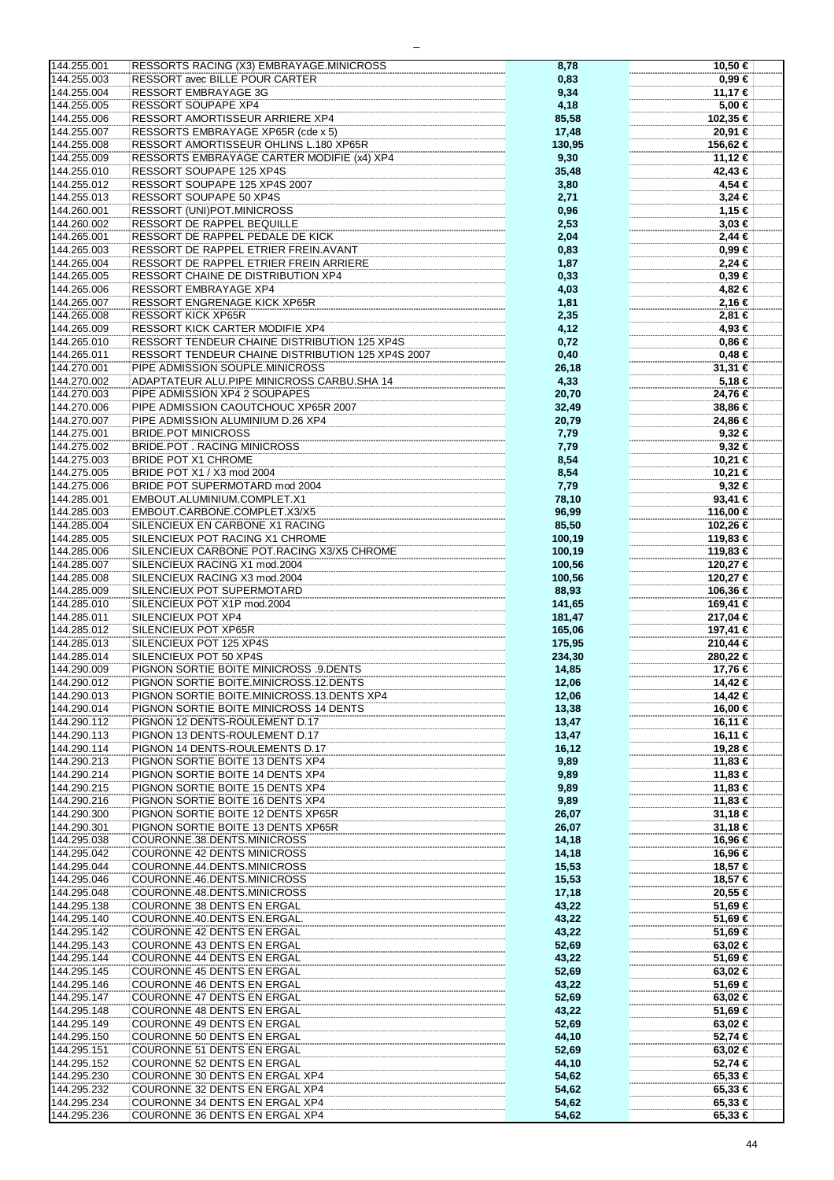| | | | |
|---|---|---|---|
| 144.255.001 | RESSORTS RACING (X3) EMBRAYAGE.MINICROSS | 8,78 | 10,50 € |
| 144.255.003 | RESSORT avec BILLE POUR CARTER | 0,83 | 0,99 € |
| 144.255.004 | RESSORT EMBRAYAGE 3G | 9,34 | 11,17 € |
| 144.255.005 | RESSORT SOUPAPE XP4 | 4,18 | 5,00 € |
| 144.255.006 | RESSORT AMORTISSEUR ARRIERE XP4 | 85,58 | 102,35 € |
| 144.255.007 | RESSORTS EMBRAYAGE XP65R (cde x 5) | 17,48 | 20,91 € |
| 144.255.008 | RESSORT AMORTISSEUR OHLINS L.180 XP65R | 130,95 | 156,62 € |
| 144.255.009 | RESSORTS EMBRAYAGE CARTER MODIFIE (x4) XP4 | 9,30 | 11,12 € |
| 144.255.010 | RESSORT SOUPAPE 125 XP4S | 35,48 | 42,43 € |
| 144.255.012 | RESSORT SOUPAPE 125 XP4S 2007 | 3,80 | 4,54 € |
| 144.255.013 | RESSORT SOUPAPE 50 XP4S | 2,71 | 3,24 € |
| 144.260.001 | RESSORT (UNI)POT.MINICROSS | 0,96 | 1,15 € |
| 144.260.002 | RESSORT DE RAPPEL BEQUILLE | 2,53 | 3,03 € |
| 144.265.001 | RESSORT DE RAPPEL PEDALE DE KICK | 2,04 | 2,44 € |
| 144.265.003 | RESSORT DE RAPPEL ETRIER FREIN.AVANT | 0,83 | 0,99 € |
| 144.265.004 | RESSORT DE RAPPEL ETRIER FREIN ARRIERE | 1,87 | 2,24 € |
| 144.265.005 | RESSORT CHAINE DE DISTRIBUTION XP4 | 0,33 | 0,39 € |
| 144.265.006 | RESSORT EMBRAYAGE XP4 | 4,03 | 4,82 € |
| 144.265.007 | RESSORT ENGRENAGE KICK XP65R | 1,81 | 2,16 € |
| 144.265.008 | RESSORT KICK XP65R | 2,35 | 2,81 € |
| 144.265.009 | RESSORT KICK CARTER MODIFIE XP4 | 4,12 | 4,93 € |
| 144.265.010 | RESSORT TENDEUR CHAINE DISTRIBUTION 125 XP4S | 0,72 | 0,86 € |
| 144.265.011 | RESSORT TENDEUR CHAINE DISTRIBUTION 125 XP4S 2007 | 0,40 | 0,48 € |
| 144.270.001 | PIPE ADMISSION SOUPLE.MINICROSS | 26,18 | 31,31 € |
| 144.270.002 | ADAPTATEUR ALU.PIPE MINICROSS CARBU.SHA 14 | 4,33 | 5,18 € |
| 144.270.003 | PIPE ADMISSION XP4 2 SOUPAPES | 20,70 | 24,76 € |
| 144.270.006 | PIPE ADMISSION CAOUTCHOUC XP65R 2007 | 32,49 | 38,86 € |
| 144.270.007 | PIPE ADMISSION ALUMINIUM D.26 XP4 | 20,79 | 24,86 € |
| 144.275.001 | BRIDE.POT MINICROSS | 7,79 | 9,32 € |
| 144.275.002 | BRIDE.POT . RACING MINICROSS | 7,79 | 9,32 € |
| 144.275.003 | BRIDE POT X1 CHROME | 8,54 | 10,21 € |
| 144.275.005 | BRIDE POT X1 / X3 mod 2004 | 8,54 | 10,21 € |
| 144.275.006 | BRIDE POT SUPERMOTARD mod 2004 | 7,79 | 9,32 € |
| 144.285.001 | EMBOUT.ALUMINIUM.COMPLET.X1 | 78,10 | 93,41 € |
| 144.285.003 | EMBOUT.CARBONE.COMPLET.X3/X5 | 96,99 | 116,00 € |
| 144.285.004 | SILENCIEUX EN CARBONE X1 RACING | 85,50 | 102,26 € |
| 144.285.005 | SILENCIEUX POT RACING X1 CHROME | 100,19 | 119,83 € |
| 144.285.006 | SILENCIEUX CARBONE POT.RACING X3/X5 CHROME | 100,19 | 119,83 € |
| 144.285.007 | SILENCIEUX RACING X1 mod.2004 | 100,56 | 120,27 € |
| 144.285.008 | SILENCIEUX RACING X3 mod.2004 | 100,56 | 120,27 € |
| 144.285.009 | SILENCIEUX POT SUPERMOTARD | 88,93 | 106,36 € |
| 144.285.010 | SILENCIEUX POT X1P mod.2004 | 141,65 | 169,41 € |
| 144.285.011 | SILENCIEUX POT XP4 | 181,47 | 217,04 € |
| 144.285.012 | SILENCIEUX POT XP65R | 165,06 | 197,41 € |
| 144.285.013 | SILENCIEUX POT 125 XP4S | 175,95 | 210,44 € |
| 144.285.014 | SILENCIEUX POT 50 XP4S | 234,30 | 280,22 € |
| 144.290.009 | PIGNON SORTIE BOITE MINICROSS .9.DENTS | 14,85 | 17,76 € |
| 144.290.012 | PIGNON SORTIE BOITE.MINICROSS.12.DENTS | 12,06 | 14,42 € |
| 144.290.013 | PIGNON SORTIE BOITE.MINICROSS.13.DENTS XP4 | 12,06 | 14,42 € |
| 144.290.014 | PIGNON SORTIE BOITE MINICROSS 14 DENTS | 13,38 | 16,00 € |
| 144.290.112 | PIGNON 12 DENTS-ROULEMENT D.17 | 13,47 | 16,11 € |
| 144.290.113 | PIGNON 13 DENTS-ROULEMENT D.17 | 13,47 | 16,11 € |
| 144.290.114 | PIGNON 14 DENTS-ROULEMENTS D.17 | 16,12 | 19,28 € |
| 144.290.213 | PIGNON SORTIE BOITE 13 DENTS XP4 | 9,89 | 11,83 € |
| 144.290.214 | PIGNON SORTIE BOITE 14 DENTS XP4 | 9,89 | 11,83 € |
| 144.290.215 | PIGNON SORTIE BOITE 15 DENTS XP4 | 9,89 | 11,83 € |
| 144.290.216 | PIGNON SORTIE BOITE 16 DENTS XP4 | 9,89 | 11,83 € |
| 144.290.300 | PIGNON SORTIE BOITE 12 DENTS XP65R | 26,07 | 31,18 € |
| 144.290.301 | PIGNON SORTIE BOITE 13 DENTS XP65R | 26,07 | 31,18 € |
| 144.295.038 | COURONNE.38.DENTS.MINICROSS | 14,18 | 16,96 € |
| 144.295.042 | COURONNE 42 DENTS MINICROSS | 14,18 | 16,96 € |
| 144.295.044 | COURONNE.44.DENTS.MINICROSS | 15,53 | 18,57 € |
| 144.295.046 | COURONNE.46.DENTS.MINICROSS | 15,53 | 18,57 € |
| 144.295.048 | COURONNE.48.DENTS.MINICROSS | 17,18 | 20,55 € |
| 144.295.138 | COURONNE 38 DENTS EN ERGAL | 43,22 | 51,69 € |
| 144.295.140 | COURONNE.40.DENTS EN.ERGAL. | 43,22 | 51,69 € |
| 144.295.142 | COURONNE 42 DENTS EN ERGAL | 43,22 | 51,69 € |
| 144.295.143 | COURONNE 43 DENTS EN ERGAL | 52,69 | 63,02 € |
| 144.295.144 | COURONNE 44 DENTS EN ERGAL | 43,22 | 51,69 € |
| 144.295.145 | COURONNE 45 DENTS EN ERGAL | 52,69 | 63,02 € |
| 144.295.146 | COURONNE 46 DENTS EN ERGAL | 43,22 | 51,69 € |
| 144.295.147 | COURONNE 47 DENTS EN ERGAL | 52,69 | 63,02 € |
| 144.295.148 | COURONNE 48 DENTS EN ERGAL | 43,22 | 51,69 € |
| 144.295.149 | COURONNE 49 DENTS EN ERGAL | 52,69 | 63,02 € |
| 144.295.150 | COURONNE 50 DENTS EN ERGAL | 44,10 | 52,74 € |
| 144.295.151 | COURONNE 51 DENTS EN ERGAL | 52,69 | 63,02 € |
| 144.295.152 | COURONNE 52 DENTS EN ERGAL | 44,10 | 52,74 € |
| 144.295.230 | COURONNE 30 DENTS EN ERGAL XP4 | 54,62 | 65,33 € |
| 144.295.232 | COURONNE 32 DENTS EN ERGAL XP4 | 54,62 | 65,33 € |
| 144.295.234 | COURONNE 34 DENTS EN ERGAL XP4 | 54,62 | 65,33 € |
| 144.295.236 | COURONNE 36 DENTS EN ERGAL XP4 | 54,62 | 65,33 € |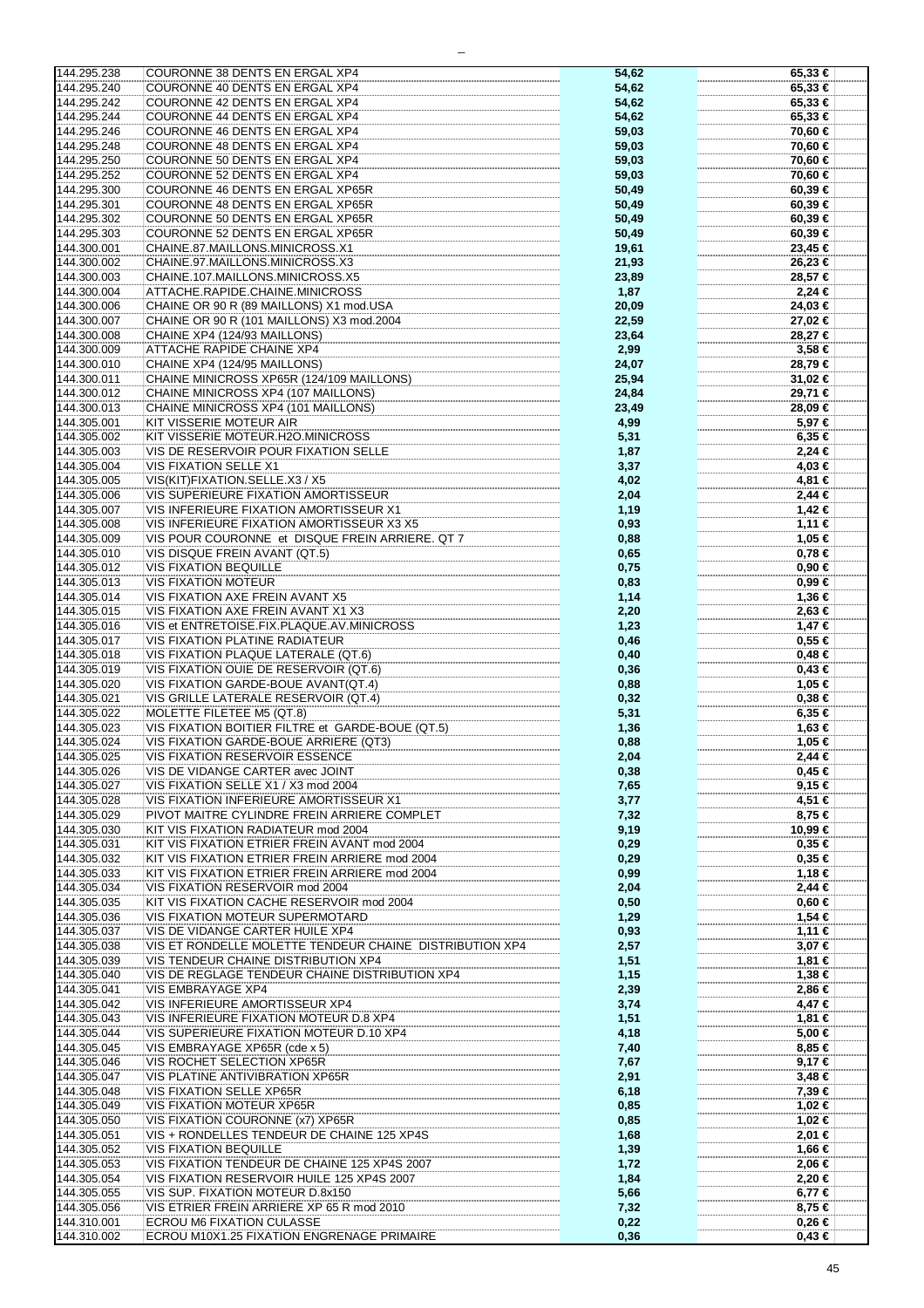| | | | |
|---|---|---|---|
| 144.295.238 | COURONNE 38 DENTS EN ERGAL XP4 | 54,62 | 65,33 € |
| 144.295.240 | COURONNE 40 DENTS EN ERGAL XP4 | 54,62 | 65,33 € |
| 144.295.242 | COURONNE 42 DENTS EN ERGAL XP4 | 54,62 | 65,33 € |
| 144.295.244 | COURONNE 44 DENTS EN ERGAL XP4 | 54,62 | 65,33 € |
| 144.295.246 | COURONNE 46 DENTS EN ERGAL XP4 | 59,03 | 70,60 € |
| 144.295.248 | COURONNE 48 DENTS EN ERGAL XP4 | 59,03 | 70,60 € |
| 144.295.250 | COURONNE 50 DENTS EN ERGAL XP4 | 59,03 | 70,60 € |
| 144.295.252 | COURONNE 52 DENTS EN ERGAL XP4 | 59,03 | 70,60 € |
| 144.295.300 | COURONNE 46 DENTS EN ERGAL XP65R | 50,49 | 60,39 € |
| 144.295.301 | COURONNE 48 DENTS EN ERGAL XP65R | 50,49 | 60,39 € |
| 144.295.302 | COURONNE 50 DENTS EN ERGAL XP65R | 50,49 | 60,39 € |
| 144.295.303 | COURONNE 52 DENTS EN ERGAL XP65R | 50,49 | 60,39 € |
| 144.300.001 | CHAINE.87.MAILLONS.MINICROSS.X1 | 19,61 | 23,45 € |
| 144.300.002 | CHAINE.97.MAILLONS.MINICROSS.X3 | 21,93 | 26,23 € |
| 144.300.003 | CHAINE.107.MAILLONS.MINICROSS.X5 | 23,89 | 28,57 € |
| 144.300.004 | ATTACHE.RAPIDE.CHAINE.MINICROSS | 1,87 | 2,24 € |
| 144.300.006 | CHAINE OR 90 R (89 MAILLONS) X1 mod.USA | 20,09 | 24,03 € |
| 144.300.007 | CHAINE OR 90 R (101 MAILLONS) X3 mod.2004 | 22,59 | 27,02 € |
| 144.300.008 | CHAINE XP4 (124/93 MAILLONS) | 23,64 | 28,27 € |
| 144.300.009 | ATTACHE RAPIDE CHAINE XP4 | 2,99 | 3,58 € |
| 144.300.010 | CHAINE XP4 (124/95 MAILLONS) | 24,07 | 28,79 € |
| 144.300.011 | CHAINE MINICROSS XP65R (124/109 MAILLONS) | 25,94 | 31,02 € |
| 144.300.012 | CHAINE MINICROSS XP4 (107 MAILLONS) | 24,84 | 29,71 € |
| 144.300.013 | CHAINE MINICROSS XP4 (101 MAILLONS) | 23,49 | 28,09 € |
| 144.305.001 | KIT VISSERIE MOTEUR AIR | 4,99 | 5,97 € |
| 144.305.002 | KIT VISSERIE MOTEUR.H2O.MINICROSS | 5,31 | 6,35 € |
| 144.305.003 | VIS DE RESERVOIR POUR FIXATION SELLE | 1,87 | 2,24 € |
| 144.305.004 | VIS FIXATION SELLE X1 | 3,37 | 4,03 € |
| 144.305.005 | VIS(KIT)FIXATION.SELLE.X3 / X5 | 4,02 | 4,81 € |
| 144.305.006 | VIS SUPERIEURE FIXATION AMORTISSEUR | 2,04 | 2,44 € |
| 144.305.007 | VIS INFERIEURE FIXATION AMORTISSEUR X1 | 1,19 | 1,42 € |
| 144.305.008 | VIS INFERIEURE FIXATION AMORTISSEUR X3 X5 | 0,93 | 1,11 € |
| 144.305.009 | VIS POUR COURONNE et DISQUE FREIN ARRIERE. QT 7 | 0,88 | 1,05 € |
| 144.305.010 | VIS DISQUE FREIN AVANT (QT.5) | 0,65 | 0,78 € |
| 144.305.012 | VIS FIXATION BEQUILLE | 0,75 | 0,90 € |
| 144.305.013 | VIS FIXATION MOTEUR | 0,83 | 0,99 € |
| 144.305.014 | VIS FIXATION AXE FREIN AVANT X5 | 1,14 | 1,36 € |
| 144.305.015 | VIS FIXATION AXE FREIN AVANT X1 X3 | 2,20 | 2,63 € |
| 144.305.016 | VIS et ENTRETOISE.FIX.PLAQUE.AV.MINICROSS | 1,23 | 1,47 € |
| 144.305.017 | VIS FIXATION PLATINE RADIATEUR | 0,46 | 0,55 € |
| 144.305.018 | VIS FIXATION PLAQUE LATERALE (QT.6) | 0,40 | 0,48 € |
| 144.305.019 | VIS FIXATION OUIE DE RESERVOIR (QT.6) | 0,36 | 0,43 € |
| 144.305.020 | VIS FIXATION GARDE-BOUE AVANT(QT.4) | 0,88 | 1,05 € |
| 144.305.021 | VIS GRILLE LATERALE RESERVOIR (QT.4) | 0,32 | 0,38 € |
| 144.305.022 | MOLETTE FILETEE M5 (QT.8) | 5,31 | 6,35 € |
| 144.305.023 | VIS FIXATION BOITIER FILTRE et GARDE-BOUE (QT.5) | 1,36 | 1,63 € |
| 144.305.024 | VIS FIXATION GARDE-BOUE ARRIERE (QT3) | 0,88 | 1,05 € |
| 144.305.025 | VIS FIXATION RESERVOIR ESSENCE | 2,04 | 2,44 € |
| 144.305.026 | VIS DE VIDANGE CARTER avec JOINT | 0,38 | 0,45 € |
| 144.305.027 | VIS FIXATION SELLE X1 / X3 mod 2004 | 7,65 | 9,15 € |
| 144.305.028 | VIS FIXATION INFERIEURE AMORTISSEUR X1 | 3,77 | 4,51 € |
| 144.305.029 | PIVOT MAITRE CYLINDRE FREIN ARRIERE COMPLET | 7,32 | 8,75 € |
| 144.305.030 | KIT VIS FIXATION RADIATEUR mod 2004 | 9,19 | 10,99 € |
| 144.305.031 | KIT VIS FIXATION ETRIER FREIN AVANT mod 2004 | 0,29 | 0,35 € |
| 144.305.032 | KIT VIS FIXATION ETRIER FREIN ARRIERE mod 2004 | 0,29 | 0,35 € |
| 144.305.033 | KIT VIS FIXATION ETRIER FREIN ARRIERE mod 2004 | 0,99 | 1,18 € |
| 144.305.034 | VIS FIXATION RESERVOIR mod 2004 | 2,04 | 2,44 € |
| 144.305.035 | KIT VIS FIXATION CACHE RESERVOIR mod 2004 | 0,50 | 0,60 € |
| 144.305.036 | VIS FIXATION MOTEUR SUPERMOTARD | 1,29 | 1,54 € |
| 144.305.037 | VIS DE VIDANGE CARTER HUILE XP4 | 0,93 | 1,11 € |
| 144.305.038 | VIS ET RONDELLE MOLETTE TENDEUR CHAINE DISTRIBUTION XP4 | 2,57 | 3,07 € |
| 144.305.039 | VIS TENDEUR CHAINE DISTRIBUTION XP4 | 1,51 | 1,81 € |
| 144.305.040 | VIS DE REGLAGE TENDEUR CHAINE DISTRIBUTION XP4 | 1,15 | 1,38 € |
| 144.305.041 | VIS EMBRAYAGE XP4 | 2,39 | 2,86 € |
| 144.305.042 | VIS INFERIEURE AMORTISSEUR XP4 | 3,74 | 4,47 € |
| 144.305.043 | VIS INFERIEURE FIXATION MOTEUR D.8 XP4 | 1,51 | 1,81 € |
| 144.305.044 | VIS SUPERIEURE FIXATION MOTEUR D.10 XP4 | 4,18 | 5,00 € |
| 144.305.045 | VIS EMBRAYAGE XP65R (cde x 5) | 7,40 | 8,85 € |
| 144.305.046 | VIS ROCHET SELECTION XP65R | 7,67 | 9,17 € |
| 144.305.047 | VIS PLATINE ANTIVIBRATION XP65R | 2,91 | 3,48 € |
| 144.305.048 | VIS FIXATION SELLE XP65R | 6,18 | 7,39 € |
| 144.305.049 | VIS FIXATION MOTEUR XP65R | 0,85 | 1,02 € |
| 144.305.050 | VIS FIXATION COURONNE (x7) XP65R | 0,85 | 1,02 € |
| 144.305.051 | VIS + RONDELLES TENDEUR DE CHAINE 125 XP4S | 1,68 | 2,01 € |
| 144.305.052 | VIS FIXATION BEQUILLE | 1,39 | 1,66 € |
| 144.305.053 | VIS FIXATION TENDEUR DE CHAINE 125 XP4S 2007 | 1,72 | 2,06 € |
| 144.305.054 | VIS FIXATION RESERVOIR HUILE 125 XP4S 2007 | 1,84 | 2,20 € |
| 144.305.055 | VIS SUP. FIXATION MOTEUR D.8x150 | 5,66 | 6,77 € |
| 144.305.056 | VIS ETRIER FREIN ARRIERE XP 65 R mod 2010 | 7,32 | 8,75 € |
| 144.310.001 | ECROU M6 FIXATION CULASSE | 0,22 | 0,26 € |
| 144.310.002 | ECROU M10X1.25 FIXATION ENGRENAGE PRIMAIRE | 0,36 | 0,43 € |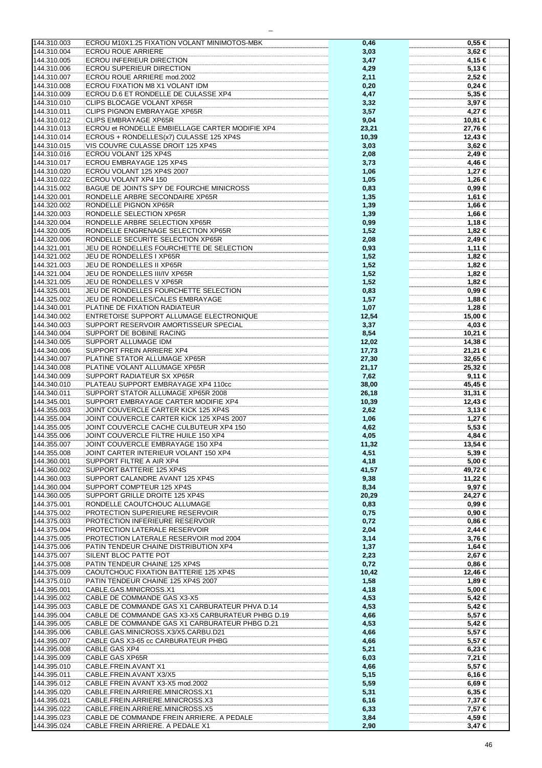| | | | |
|---|---|---|---|
| 144.310.003 | ECROU M10X1.25 FIXATION VOLANT MINIMOTOS-MBK | 0,46 | 0,55 € |
| 144.310.004 | ECROU ROUE ARRIERE | 3,03 | 3,62 € |
| 144.310.005 | ECROU INFERIEUR DIRECTION | 3,47 | 4,15 € |
| 144.310.006 | ECROU SUPERIEUR DIRECTION | 4,29 | 5,13 € |
| 144.310.007 | ECROU ROUE ARRIERE mod.2002 | 2,11 | 2,52 € |
| 144.310.008 | ECROU FIXATION M8 X1 VOLANT IDM | 0,20 | 0,24 € |
| 144.310.009 | ECROU D.6 ET RONDELLE DE CULASSE XP4 | 4,47 | 5,35 € |
| 144.310.010 | CLIPS BLOCAGE VOLANT XP65R | 3,32 | 3,97 € |
| 144.310.011 | CLIPS PIGNON EMBRAYAGE XP65R | 3,57 | 4,27 € |
| 144.310.012 | CLIPS EMBRAYAGE XP65R | 9,04 | 10,81 € |
| 144.310.013 | ECROU et RONDELLE EMBIELLAGE CARTER MODIFIE XP4 | 23,21 | 27,76 € |
| 144.310.014 | ECROUS + RONDELLES(x7) CULASSE 125 XP4S | 10,39 | 12,43 € |
| 144.310.015 | VIS COUVRE CULASSE DROIT 125 XP4S | 3,03 | 3,62 € |
| 144.310.016 | ECROU VOLANT 125 XP4S | 2,08 | 2,49 € |
| 144.310.017 | ECROU EMBRAYAGE 125 XP4S | 3,73 | 4,46 € |
| 144.310.020 | ECROU VOLANT 125 XP4S 2007 | 1,06 | 1,27 € |
| 144.310.022 | ECROU VOLANT XP4 150 | 1,05 | 1,26 € |
| 144.315.002 | BAGUE DE JOINTS SPY DE FOURCHE MINICROSS | 0,83 | 0,99 € |
| 144.320.001 | RONDELLE ARBRE SECONDAIRE XP65R | 1,35 | 1,61 € |
| 144.320.002 | RONDELLE PIGNON XP65R | 1,39 | 1,66 € |
| 144.320.003 | RONDELLE SELECTION XP65R | 1,39 | 1,66 € |
| 144.320.004 | RONDELLE ARBRE SELECTION XP65R | 0,99 | 1,18 € |
| 144.320.005 | RONDELLE ENGRENAGE SELECTION XP65R | 1,52 | 1,82 € |
| 144.320.006 | RONDELLE SECURITE SELECTION XP65R | 2,08 | 2,49 € |
| 144.321.001 | JEU DE RONDELLES FOURCHETTE DE SELECTION | 0,93 | 1,11 € |
| 144.321.002 | JEU DE RONDELLES I XP65R | 1,52 | 1,82 € |
| 144.321.003 | JEU DE RONDELLES II XP65R | 1,52 | 1,82 € |
| 144.321.004 | JEU DE RONDELLES III/IV XP65R | 1,52 | 1,82 € |
| 144.321.005 | JEU DE RONDELLES V XP65R | 1,52 | 1,82 € |
| 144.325.001 | JEU DE RONDELLES FOURCHETTE SELECTION | 0,83 | 0,99 € |
| 144.325.002 | JEU DE RONDELLES/CALES EMBRAYAGE | 1,57 | 1,88 € |
| 144.340.001 | PLATINE DE FIXATION RADIATEUR | 1,07 | 1,28 € |
| 144.340.002 | ENTRETOISE SUPPORT ALLUMAGE ELECTRONIQUE | 12,54 | 15,00 € |
| 144.340.003 | SUPPORT RESERVOIR AMORTISSEUR SPECIAL | 3,37 | 4,03 € |
| 144.340.004 | SUPPORT DE BOBINE RACING | 8,54 | 10,21 € |
| 144.340.005 | SUPPORT ALLUMAGE IDM | 12,02 | 14,38 € |
| 144.340.006 | SUPPORT FREIN ARRIERE XP4 | 17,73 | 21,21 € |
| 144.340.007 | PLATINE STATOR ALLUMAGE XP65R | 27,30 | 32,65 € |
| 144.340.008 | PLATINE VOLANT ALLUMAGE XP65R | 21,17 | 25,32 € |
| 144.340.009 | SUPPORT RADIATEUR SX XP65R | 7,62 | 9,11 € |
| 144.340.010 | PLATEAU SUPPORT EMBRAYAGE XP4 110cc | 38,00 | 45,45 € |
| 144.340.011 | SUPPORT STATOR ALLUMAGE XP65R 2008 | 26,18 | 31,31 € |
| 144.345.001 | SUPPORT EMBRAYAGE CARTER MODIFIE XP4 | 10,39 | 12,43 € |
| 144.355.003 | JOINT COUVERCLE CARTER KICK 125 XP4S | 2,62 | 3,13 € |
| 144.355.004 | JOINT COUVERCLE CARTER KICK 125 XP4S 2007 | 1,06 | 1,27 € |
| 144.355.005 | JOINT COUVERCLE CACHE CULBUTEUR XP4 150 | 4,62 | 5,53 € |
| 144.355.006 | JOINT COUVERCLE FILTRE HUILE 150 XP4 | 4,05 | 4,84 € |
| 144.355.007 | JOINT COUVERCLE EMBRAYAGE 150 XP4 | 11,32 | 13,54 € |
| 144.355.008 | JOINT CARTER INTERIEUR VOLANT 150 XP4 | 4,51 | 5,39 € |
| 144.360.001 | SUPPORT FILTRE A AIR XP4 | 4,18 | 5,00 € |
| 144.360.002 | SUPPORT BATTERIE 125 XP4S | 41,57 | 49,72 € |
| 144.360.003 | SUPPORT CALANDRE AVANT 125 XP4S | 9,38 | 11,22 € |
| 144.360.004 | SUPPORT COMPTEUR 125 XP4S | 8,34 | 9,97 € |
| 144.360.005 | SUPPORT GRILLE DROITE 125 XP4S | 20,29 | 24,27 € |
| 144.375.001 | RONDELLE CAOUTCHOUC ALLUMAGE | 0,83 | 0,99 € |
| 144.375.002 | PROTECTION SUPERIEURE RESERVOIR | 0,75 | 0,90 € |
| 144.375.003 | PROTECTION INFERIEURE RESERVOIR | 0,72 | 0,86 € |
| 144.375.004 | PROTECTION LATERALE RESERVOIR | 2,04 | 2,44 € |
| 144.375.005 | PROTECTION LATERALE RESERVOIR mod 2004 | 3,14 | 3,76 € |
| 144.375.006 | PATIN TENDEUR CHAINE DISTRIBUTION XP4 | 1,37 | 1,64 € |
| 144.375.007 | SILENT BLOC PATTE POT | 2,23 | 2,67 € |
| 144.375.008 | PATIN TENDEUR CHAINE 125 XP4S | 0,72 | 0,86 € |
| 144.375.009 | CAOUTCHOUC FIXATION BATTERIE 125 XP4S | 10,42 | 12,46 € |
| 144.375.010 | PATIN TENDEUR CHAINE 125 XP4S 2007 | 1,58 | 1,89 € |
| 144.395.001 | CABLE.GAS.MINICROSS.X1 | 4,18 | 5,00 € |
| 144.395.002 | CABLE DE COMMANDE GAS X3-X5 | 4,53 | 5,42 € |
| 144.395.003 | CABLE DE COMMANDE GAS X1 CARBURATEUR PHVA D.14 | 4,53 | 5,42 € |
| 144.395.004 | CABLE DE COMMANDE GAS X3-X5 CARBURATEUR PHBG D.19 | 4,66 | 5,57 € |
| 144.395.005 | CABLE DE COMMANDE GAS X1 CARBURATEUR PHBG D.21 | 4,53 | 5,42 € |
| 144.395.006 | CABLE.GAS.MINICROSS.X3/X5.CARBU.D21 | 4,66 | 5,57 € |
| 144.395.007 | CABLE GAS X3-65 cc CARBURATEUR PHBG | 4,66 | 5,57 € |
| 144.395.008 | CABLE GAS XP4 | 5,21 | 6,23 € |
| 144.395.009 | CABLE GAS XP65R | 6,03 | 7,21 € |
| 144.395.010 | CABLE.FREIN.AVANT X1 | 4,66 | 5,57 € |
| 144.395.011 | CABLE.FREIN.AVANT X3/X5 | 5,15 | 6,16 € |
| 144.395.012 | CABLE FREIN AVANT X3-X5 mod.2002 | 5,59 | 6,69 € |
| 144.395.020 | CABLE.FREIN.ARRIERE.MINICROSS.X1 | 5,31 | 6,35 € |
| 144.395.021 | CABLE.FREIN.ARRIERE.MINICROSS.X3 | 6,16 | 7,37 € |
| 144.395.022 | CABLE.FREIN.ARRIERE.MINICROSS.X5 | 6,33 | 7,57 € |
| 144.395.023 | CABLE DE COMMANDE FREIN ARRIERE. A PEDALE | 3,84 | 4,59 € |
| 144.395.024 | CABLE FREIN ARRIERE. A PEDALE X1 | 2,90 | 3,47 € |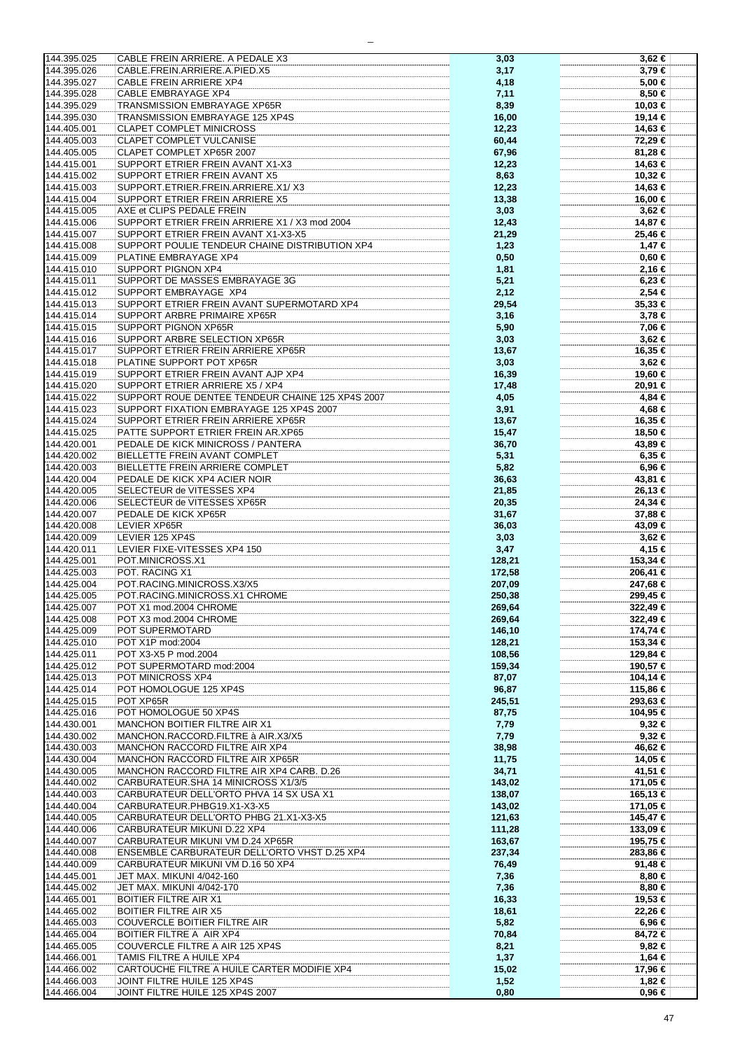| | | | |
|---|---|---|---|
| 144.395.025 | CABLE FREIN ARRIERE. A PEDALE X3 | 3,03 | 3,62 € |
| 144.395.026 | CABLE.FREIN.ARRIERE.A.PIED.X5 | 3,17 | 3,79 € |
| 144.395.027 | CABLE FREIN ARRIERE XP4 | 4,18 | 5,00 € |
| 144.395.028 | CABLE EMBRAYAGE XP4 | 7,11 | 8,50 € |
| 144.395.029 | TRANSMISSION EMBRAYAGE XP65R | 8,39 | 10,03 € |
| 144.395.030 | TRANSMISSION EMBRAYAGE 125 XP4S | 16,00 | 19,14 € |
| 144.405.001 | CLAPET COMPLET MINICROSS | 12,23 | 14,63 € |
| 144.405.003 | CLAPET COMPLET VULCANISE | 60,44 | 72,29 € |
| 144.405.005 | CLAPET COMPLET XP65R 2007 | 67,96 | 81,28 € |
| 144.415.001 | SUPPORT ETRIER FREIN AVANT X1-X3 | 12,23 | 14,63 € |
| 144.415.002 | SUPPORT ETRIER FREIN AVANT X5 | 8,63 | 10,32 € |
| 144.415.003 | SUPPORT.ETRIER.FREIN.ARRIERE.X1/ X3 | 12,23 | 14,63 € |
| 144.415.004 | SUPPORT ETRIER FREIN ARRIERE X5 | 13,38 | 16,00 € |
| 144.415.005 | AXE et CLIPS PEDALE FREIN | 3,03 | 3,62 € |
| 144.415.006 | SUPPORT ETRIER FREIN ARRIERE X1 / X3 mod 2004 | 12,43 | 14,87 € |
| 144.415.007 | SUPPORT ETRIER FREIN AVANT X1-X3-X5 | 21,29 | 25,46 € |
| 144.415.008 | SUPPORT POULIE TENDEUR CHAINE DISTRIBUTION XP4 | 1,23 | 1,47 € |
| 144.415.009 | PLATINE EMBRAYAGE XP4 | 0,50 | 0,60 € |
| 144.415.010 | SUPPORT PIGNON XP4 | 1,81 | 2,16 € |
| 144.415.011 | SUPPORT DE MASSES EMBRAYAGE 3G | 5,21 | 6,23 € |
| 144.415.012 | SUPPORT EMBRAYAGE XP4 | 2,12 | 2,54 € |
| 144.415.013 | SUPPORT ETRIER FREIN AVANT SUPERMOTARD XP4 | 29,54 | 35,33 € |
| 144.415.014 | SUPPORT ARBRE PRIMAIRE XP65R | 3,16 | 3,78 € |
| 144.415.015 | SUPPORT PIGNON XP65R | 5,90 | 7,06 € |
| 144.415.016 | SUPPORT ARBRE SELECTION XP65R | 3,03 | 3,62 € |
| 144.415.017 | SUPPORT ETRIER FREIN ARRIERE XP65R | 13,67 | 16,35 € |
| 144.415.018 | PLATINE SUPPORT POT XP65R | 3,03 | 3,62 € |
| 144.415.019 | SUPPORT ETRIER FREIN AVANT AJP XP4 | 16,39 | 19,60 € |
| 144.415.020 | SUPPORT ETRIER ARRIERE X5 / XP4 | 17,48 | 20,91 € |
| 144.415.022 | SUPPORT ROUE DENTEE TENDEUR CHAINE 125 XP4S 2007 | 4,05 | 4,84 € |
| 144.415.023 | SUPPORT FIXATION EMBRAYAGE 125 XP4S 2007 | 3,91 | 4,68 € |
| 144.415.024 | SUPPORT ETRIER FREIN ARRIERE XP65R | 13,67 | 16,35 € |
| 144.415.025 | PATTE SUPPORT ETRIER FREIN AR.XP65 | 15,47 | 18,50 € |
| 144.420.001 | PEDALE DE KICK MINICROSS / PANTERA | 36,70 | 43,89 € |
| 144.420.002 | BIELLETTE FREIN AVANT COMPLET | 5,31 | 6,35 € |
| 144.420.003 | BIELLETTE FREIN ARRIERE COMPLET | 5,82 | 6,96 € |
| 144.420.004 | PEDALE DE KICK XP4 ACIER NOIR | 36,63 | 43,81 € |
| 144.420.005 | SELECTEUR de VITESSES XP4 | 21,85 | 26,13 € |
| 144.420.006 | SELECTEUR de VITESSES XP65R | 20,35 | 24,34 € |
| 144.420.007 | PEDALE DE KICK XP65R | 31,67 | 37,88 € |
| 144.420.008 | LEVIER XP65R | 36,03 | 43,09 € |
| 144.420.009 | LEVIER 125 XP4S | 3,03 | 3,62 € |
| 144.420.011 | LEVIER FIXE-VITESSES XP4 150 | 3,47 | 4,15 € |
| 144.425.001 | POT.MINICROSS.X1 | 128,21 | 153,34 € |
| 144.425.003 | POT. RACING X1 | 172,58 | 206,41 € |
| 144.425.004 | POT.RACING.MINICROSS.X3/X5 | 207,09 | 247,68 € |
| 144.425.005 | POT.RACING.MINICROSS.X1 CHROME | 250,38 | 299,45 € |
| 144.425.007 | POT X1 mod.2004 CHROME | 269,64 | 322,49 € |
| 144.425.008 | POT X3 mod.2004 CHROME | 269,64 | 322,49 € |
| 144.425.009 | POT SUPERMOTARD | 146,10 | 174,74 € |
| 144.425.010 | POT X1P mod:2004 | 128,21 | 153,34 € |
| 144.425.011 | POT X3-X5 P mod.2004 | 108,56 | 129,84 € |
| 144.425.012 | POT SUPERMOTARD mod:2004 | 159,34 | 190,57 € |
| 144.425.013 | POT MINICROSS XP4 | 87,07 | 104,14 € |
| 144.425.014 | POT HOMOLOGUE 125 XP4S | 96,87 | 115,86 € |
| 144.425.015 | POT XP65R | 245,51 | 293,63 € |
| 144.425.016 | POT HOMOLOGUE 50 XP4S | 87,75 | 104,95 € |
| 144.430.001 | MANCHON BOITIER FILTRE AIR X1 | 7,79 | 9,32 € |
| 144.430.002 | MANCHON.RACCORD.FILTRE à AIR.X3/X5 | 7,79 | 9,32 € |
| 144.430.003 | MANCHON RACCORD FILTRE AIR XP4 | 38,98 | 46,62 € |
| 144.430.004 | MANCHON RACCORD FILTRE AIR XP65R | 11,75 | 14,05 € |
| 144.430.005 | MANCHON RACCORD FILTRE AIR XP4 CARB. D.26 | 34,71 | 41,51 € |
| 144.440.002 | CARBURATEUR.SHA 14 MINICROSS X1/3/5 | 143,02 | 171,05 € |
| 144.440.003 | CARBURATEUR DELL'ORTO PHVA 14 SX USA X1 | 138,07 | 165,13 € |
| 144.440.004 | CARBURATEUR.PHBG19.X1-X3-X5 | 143,02 | 171,05 € |
| 144.440.005 | CARBURATEUR DELL'ORTO PHBG 21.X1-X3-X5 | 121,63 | 145,47 € |
| 144.440.006 | CARBURATEUR MIKUNI D.22 XP4 | 111,28 | 133,09 € |
| 144.440.007 | CARBURATEUR MIKUNI VM D.24 XP65R | 163,67 | 195,75 € |
| 144.440.008 | ENSEMBLE CARBURATEUR DELL'ORTO VHST D.25 XP4 | 237,34 | 283,86 € |
| 144.440.009 | CARBURATEUR MIKUNI VM D.16 50 XP4 | 76,49 | 91,48 € |
| 144.445.001 | JET MAX. MIKUNI 4/042-160 | 7,36 | 8,80 € |
| 144.445.002 | JET MAX. MIKUNI 4/042-170 | 7,36 | 8,80 € |
| 144.465.001 | BOITIER FILTRE AIR X1 | 16,33 | 19,53 € |
| 144.465.002 | BOITIER FILTRE AIR X5 | 18,61 | 22,26 € |
| 144.465.003 | COUVERCLE BOITIER FILTRE AIR | 5,82 | 6,96 € |
| 144.465.004 | BOITIER FILTRE A AIR XP4 | 70,84 | 84,72 € |
| 144.465.005 | COUVERCLE FILTRE A AIR 125 XP4S | 8,21 | 9,82 € |
| 144.466.001 | TAMIS FILTRE A HUILE XP4 | 1,37 | 1,64 € |
| 144.466.002 | CARTOUCHE FILTRE A HUILE CARTER MODIFIE XP4 | 15,02 | 17,96 € |
| 144.466.003 | JOINT FILTRE HUILE 125 XP4S | 1,52 | 1,82 € |
| 144.466.004 | JOINT FILTRE HUILE 125 XP4S 2007 | 0,80 | 0,96 € |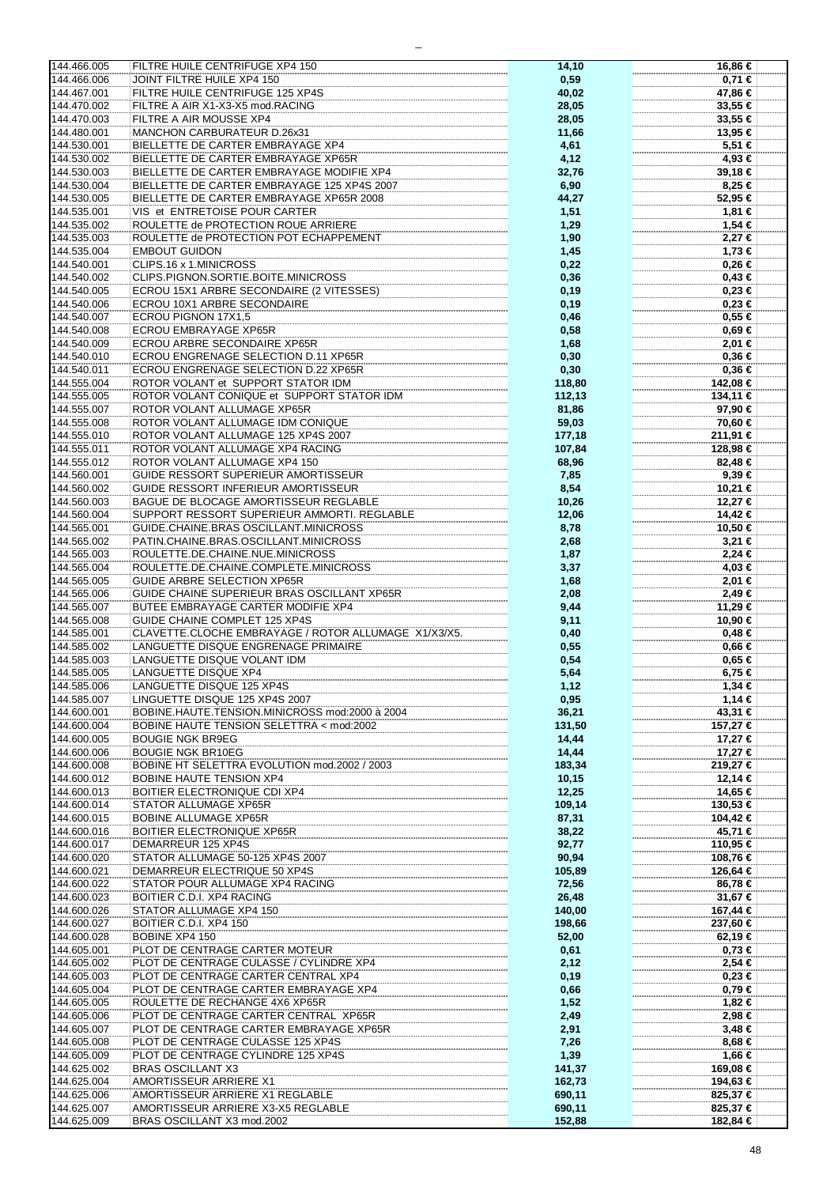| | | | |
|---|---|---|---|
| 144.466.005 | FILTRE HUILE CENTRIFUGE XP4 150 | 14,10 | 16,86 € |
| 144.466.006 | JOINT FILTRE HUILE XP4 150 | 0,59 | 0,71 € |
| 144.467.001 | FILTRE HUILE CENTRIFUGE 125 XP4S | 40,02 | 47,86 € |
| 144.470.002 | FILTRE A AIR X1-X3-X5 mod.RACING | 28,05 | 33,55 € |
| 144.470.003 | FILTRE A AIR MOUSSE XP4 | 28,05 | 33,55 € |
| 144.480.001 | MANCHON CARBURATEUR D.26x31 | 11,66 | 13,95 € |
| 144.530.001 | BIELLETTE DE CARTER EMBRAYAGE XP4 | 4,61 | 5,51 € |
| 144.530.002 | BIELLETTE DE CARTER EMBRAYAGE XP65R | 4,12 | 4,93 € |
| 144.530.003 | BIELLETTE DE CARTER EMBRAYAGE MODIFIE XP4 | 32,76 | 39,18 € |
| 144.530.004 | BIELLETTE DE CARTER EMBRAYAGE 125 XP4S 2007 | 6,90 | 8,25 € |
| 144.530.005 | BIELLETTE DE CARTER EMBRAYAGE XP65R 2008 | 44,27 | 52,95 € |
| 144.535.001 | VIS et ENTRETOISE POUR CARTER | 1,51 | 1,81 € |
| 144.535.002 | ROULETTE de PROTECTION ROUE ARRIERE | 1,29 | 1,54 € |
| 144.535.003 | ROULETTE de PROTECTION POT ECHAPPEMENT | 1,90 | 2,27 € |
| 144.535.004 | EMBOUT GUIDON | 1,45 | 1,73 € |
| 144.540.001 | CLIPS.16 x 1.MINICROSS | 0,22 | 0,26 € |
| 144.540.002 | CLIPS.PIGNON.SORTIE.BOITE.MINICROSS | 0,36 | 0,43 € |
| 144.540.005 | ECROU 15X1 ARBRE SECONDAIRE (2 VITESSES) | 0,19 | 0,23 € |
| 144.540.006 | ECROU 10X1 ARBRE SECONDAIRE | 0,19 | 0,23 € |
| 144.540.007 | ECROU PIGNON 17X1,5 | 0,46 | 0,55 € |
| 144.540.008 | ECROU EMBRAYAGE XP65R | 0,58 | 0,69 € |
| 144.540.009 | ECROU ARBRE SECONDAIRE XP65R | 1,68 | 2,01 € |
| 144.540.010 | ECROU ENGRENAGE SELECTION D.11 XP65R | 0,30 | 0,36 € |
| 144.540.011 | ECROU ENGRENAGE SELECTION D.22 XP65R | 0,30 | 0,36 € |
| 144.555.004 | ROTOR VOLANT et SUPPORT STATOR IDM | 118,80 | 142,08 € |
| 144.555.005 | ROTOR VOLANT CONIQUE et SUPPORT STATOR IDM | 112,13 | 134,11 € |
| 144.555.007 | ROTOR VOLANT ALLUMAGE XP65R | 81,86 | 97,90 € |
| 144.555.008 | ROTOR VOLANT ALLUMAGE IDM CONIQUE | 59,03 | 70,60 € |
| 144.555.010 | ROTOR VOLANT ALLUMAGE 125 XP4S 2007 | 177,18 | 211,91 € |
| 144.555.011 | ROTOR VOLANT ALLUMAGE XP4 RACING | 107,84 | 128,98 € |
| 144.555.012 | ROTOR VOLANT ALLUMAGE XP4 150 | 68,96 | 82,48 € |
| 144.560.001 | GUIDE RESSORT SUPERIEUR AMORTISSEUR | 7,85 | 9,39 € |
| 144.560.002 | GUIDE RESSORT INFERIEUR AMORTISSEUR | 8,54 | 10,21 € |
| 144.560.003 | BAGUE DE BLOCAGE AMORTISSEUR REGLABLE | 10,26 | 12,27 € |
| 144.560.004 | SUPPORT RESSORT SUPERIEUR AMMORTI. REGLABLE | 12,06 | 14,42 € |
| 144.565.001 | GUIDE.CHAINE.BRAS OSCILLANT.MINICROSS | 8,78 | 10,50 € |
| 144.565.002 | PATIN.CHAINE.BRAS.OSCILLANT.MINICROSS | 2,68 | 3,21 € |
| 144.565.003 | ROULETTE.DE.CHAINE.NUE.MINICROSS | 1,87 | 2,24 € |
| 144.565.004 | ROULETTE.DE.CHAINE.COMPLETE.MINICROSS | 3,37 | 4,03 € |
| 144.565.005 | GUIDE ARBRE SELECTION XP65R | 1,68 | 2,01 € |
| 144.565.006 | GUIDE CHAINE SUPERIEUR BRAS OSCILLANT XP65R | 2,08 | 2,49 € |
| 144.565.007 | BUTEE EMBRAYAGE CARTER MODIFIE XP4 | 9,44 | 11,29 € |
| 144.565.008 | GUIDE CHAINE COMPLET 125 XP4S | 9,11 | 10,90 € |
| 144.585.001 | CLAVETTE.CLOCHE EMBRAYAGE / ROTOR ALLUMAGE X1/X3/X5. | 0,40 | 0,48 € |
| 144.585.002 | LANGUETTE DISQUE ENGRENAGE PRIMAIRE | 0,55 | 0,66 € |
| 144.585.003 | LANGUETTE DISQUE VOLANT IDM | 0,54 | 0,65 € |
| 144.585.005 | LANGUETTE DISQUE XP4 | 5,64 | 6,75 € |
| 144.585.006 | LANGUETTE DISQUE 125 XP4S | 1,12 | 1,34 € |
| 144.585.007 | LINGUETTE DISQUE 125 XP4S 2007 | 0,95 | 1,14 € |
| 144.600.001 | BOBINE.HAUTE.TENSION.MINICROSS mod:2000 à 2004 | 36,21 | 43,31 € |
| 144.600.004 | BOBINE HAUTE TENSION SELETTRA < mod:2002 | 131,50 | 157,27 € |
| 144.600.005 | BOUGIE NGK BR9EG | 14,44 | 17,27 € |
| 144.600.006 | BOUGIE NGK BR10EG | 14,44 | 17,27 € |
| 144.600.008 | BOBINE HT SELETTRA EVOLUTION mod.2002 / 2003 | 183,34 | 219,27 € |
| 144.600.012 | BOBINE HAUTE TENSION XP4 | 10,15 | 12,14 € |
| 144.600.013 | BOITIER ELECTRONIQUE CDI XP4 | 12,25 | 14,65 € |
| 144.600.014 | STATOR ALLUMAGE XP65R | 109,14 | 130,53 € |
| 144.600.015 | BOBINE ALLUMAGE XP65R | 87,31 | 104,42 € |
| 144.600.016 | BOITIER ELECTRONIQUE XP65R | 38,22 | 45,71 € |
| 144.600.017 | DEMARREUR 125 XP4S | 92,77 | 110,95 € |
| 144.600.020 | STATOR ALLUMAGE 50-125 XP4S 2007 | 90,94 | 108,76 € |
| 144.600.021 | DEMARREUR ELECTRIQUE 50 XP4S | 105,89 | 126,64 € |
| 144.600.022 | STATOR POUR ALLUMAGE XP4 RACING | 72,56 | 86,78 € |
| 144.600.023 | BOITIER C.D.I. XP4 RACING | 26,48 | 31,67 € |
| 144.600.026 | STATOR ALLUMAGE XP4 150 | 140,00 | 167,44 € |
| 144.600.027 | BOITIER C.D.I. XP4 150 | 198,66 | 237,60 € |
| 144.600.028 | BOBINE XP4 150 | 52,00 | 62,19 € |
| 144.605.001 | PLOT DE CENTRAGE CARTER MOTEUR | 0,61 | 0,73 € |
| 144.605.002 | PLOT DE CENTRAGE CULASSE / CYLINDRE XP4 | 2,12 | 2,54 € |
| 144.605.003 | PLOT DE CENTRAGE CARTER CENTRAL XP4 | 0,19 | 0,23 € |
| 144.605.004 | PLOT DE CENTRAGE CARTER EMBRAYAGE XP4 | 0,66 | 0,79 € |
| 144.605.005 | ROULETTE DE RECHANGE 4X6 XP65R | 1,52 | 1,82 € |
| 144.605.006 | PLOT DE CENTRAGE CARTER CENTRAL XP65R | 2,49 | 2,98 € |
| 144.605.007 | PLOT DE CENTRAGE CARTER EMBRAYAGE XP65R | 2,91 | 3,48 € |
| 144.605.008 | PLOT DE CENTRAGE CULASSE 125 XP4S | 7,26 | 8,68 € |
| 144.605.009 | PLOT DE CENTRAGE CYLINDRE 125 XP4S | 1,39 | 1,66 € |
| 144.625.002 | BRAS OSCILLANT X3 | 141,37 | 169,08 € |
| 144.625.004 | AMORTISSEUR ARRIERE X1 | 162,73 | 194,63 € |
| 144.625.006 | AMORTISSEUR ARRIERE X1 REGLABLE | 690,11 | 825,37 € |
| 144.625.007 | AMORTISSEUR ARRIERE X3-X5 REGLABLE | 690,11 | 825,37 € |
| 144.625.009 | BRAS OSCILLANT X3 mod.2002 | 152,88 | 182,84 € |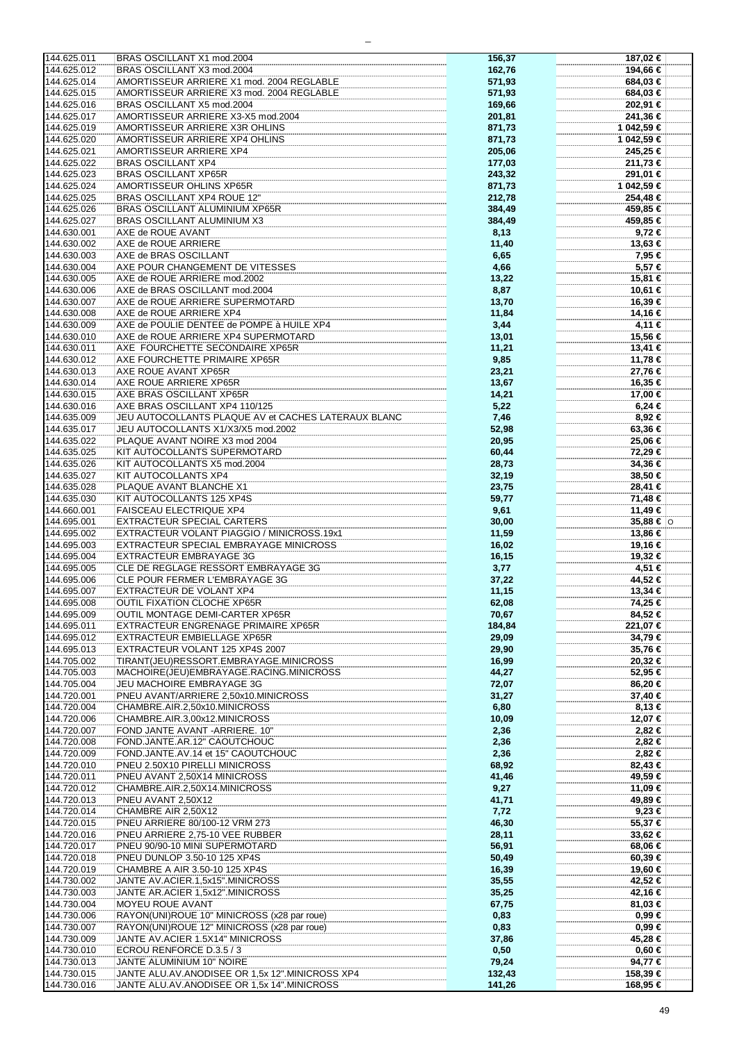| | | | |
|---|---|---|---|
| 144.625.011 | BRAS OSCILLANT X1 mod.2004 | 156,37 | 187,02 € |
| 144.625.012 | BRAS OSCILLANT X3 mod.2004 | 162,76 | 194,66 € |
| 144.625.014 | AMORTISSEUR ARRIERE X1 mod. 2004 REGLABLE | 571,93 | 684,03 € |
| 144.625.015 | AMORTISSEUR ARRIERE X3 mod. 2004 REGLABLE | 571,93 | 684,03 € |
| 144.625.016 | BRAS OSCILLANT X5 mod.2004 | 169,66 | 202,91 € |
| 144.625.017 | AMORTISSEUR ARRIERE X3-X5 mod.2004 | 201,81 | 241,36 € |
| 144.625.019 | AMORTISSEUR ARRIERE X3R OHLINS | 871,73 | 1 042,59 € |
| 144.625.020 | AMORTISSEUR ARRIERE XP4 OHLINS | 871,73 | 1 042,59 € |
| 144.625.021 | AMORTISSEUR ARRIERE XP4 | 205,06 | 245,25 € |
| 144.625.022 | BRAS OSCILLANT XP4 | 177,03 | 211,73 € |
| 144.625.023 | BRAS OSCILLANT XP65R | 243,32 | 291,01 € |
| 144.625.024 | AMORTISSEUR OHLINS XP65R | 871,73 | 1 042,59 € |
| 144.625.025 | BRAS OSCILLANT XP4 ROUE 12" | 212,78 | 254,48 € |
| 144.625.026 | BRAS OSCILLANT ALUMINIUM XP65R | 384,49 | 459,85 € |
| 144.625.027 | BRAS OSCILLANT ALUMINIUM X3 | 384,49 | 459,85 € |
| 144.630.001 | AXE de ROUE AVANT | 8,13 | 9,72 € |
| 144.630.002 | AXE de ROUE ARRIERE | 11,40 | 13,63 € |
| 144.630.003 | AXE de BRAS OSCILLANT | 6,65 | 7,95 € |
| 144.630.004 | AXE POUR CHANGEMENT DE VITESSES | 4,66 | 5,57 € |
| 144.630.005 | AXE de ROUE ARRIERE mod.2002 | 13,22 | 15,81 € |
| 144.630.006 | AXE de BRAS OSCILLANT mod.2004 | 8,87 | 10,61 € |
| 144.630.007 | AXE de ROUE ARRIERE SUPERMOTARD | 13,70 | 16,39 € |
| 144.630.008 | AXE de ROUE ARRIERE XP4 | 11,84 | 14,16 € |
| 144.630.009 | AXE de POULIE DENTEE de POMPE à HUILE XP4 | 3,44 | 4,11 € |
| 144.630.010 | AXE de ROUE ARRIERE XP4 SUPERMOTARD | 13,01 | 15,56 € |
| 144.630.011 | AXE FOURCHETTE SECONDAIRE XP65R | 11,21 | 13,41 € |
| 144.630.012 | AXE FOURCHETTE PRIMAIRE XP65R | 9,85 | 11,78 € |
| 144.630.013 | AXE ROUE AVANT XP65R | 23,21 | 27,76 € |
| 144.630.014 | AXE ROUE ARRIERE XP65R | 13,67 | 16,35 € |
| 144.630.015 | AXE BRAS OSCILLANT XP65R | 14,21 | 17,00 € |
| 144.630.016 | AXE BRAS OSCILLANT XP4 110/125 | 5,22 | 6,24 € |
| 144.635.009 | JEU AUTOCOLLANTS PLAQUE AV et CACHES LATERAUX BLANC | 7,46 | 8,92 € |
| 144.635.017 | JEU AUTOCOLLANTS X1/X3/X5 mod.2002 | 52,98 | 63,36 € |
| 144.635.022 | PLAQUE AVANT NOIRE X3 mod 2004 | 20,95 | 25,06 € |
| 144.635.025 | KIT AUTOCOLLANTS SUPERMOTARD | 60,44 | 72,29 € |
| 144.635.026 | KIT AUTOCOLLANTS X5 mod.2004 | 28,73 | 34,36 € |
| 144.635.027 | KIT AUTOCOLLANTS XP4 | 32,19 | 38,50 € |
| 144.635.028 | PLAQUE AVANT BLANCHE X1 | 23,75 | 28,41 € |
| 144.635.030 | KIT AUTOCOLLANTS 125 XP4S | 59,77 | 71,48 € |
| 144.660.001 | FAISCEAU ELECTRIQUE XP4 | 9,61 | 11,49 € |
| 144.695.001 | EXTRACTEUR SPECIAL CARTERS | 30,00 | 35,88 € |
| 144.695.002 | EXTRACTEUR VOLANT PIAGGIO / MINICROSS.19x1 | 11,59 | 13,86 € |
| 144.695.003 | EXTRACTEUR SPECIAL EMBRAYAGE MINICROSS | 16,02 | 19,16 € |
| 144.695.004 | EXTRACTEUR EMBRAYAGE 3G | 16,15 | 19,32 € |
| 144.695.005 | CLE DE REGLAGE RESSORT EMBRAYAGE 3G | 3,77 | 4,51 € |
| 144.695.006 | CLE POUR FERMER L'EMBRAYAGE 3G | 37,22 | 44,52 € |
| 144.695.007 | EXTRACTEUR DE VOLANT XP4 | 11,15 | 13,34 € |
| 144.695.008 | OUTIL FIXATION CLOCHE XP65R | 62,08 | 74,25 € |
| 144.695.009 | OUTIL MONTAGE DEMI-CARTER XP65R | 70,67 | 84,52 € |
| 144.695.011 | EXTRACTEUR ENGRENAGE PRIMAIRE XP65R | 184,84 | 221,07 € |
| 144.695.012 | EXTRACTEUR EMBIELLAGE XP65R | 29,09 | 34,79 € |
| 144.695.013 | EXTRACTEUR VOLANT 125 XP4S 2007 | 29,90 | 35,76 € |
| 144.705.002 | TIRANT(JEU)RESSORT.EMBRAYAGE.MINICROSS | 16,99 | 20,32 € |
| 144.705.003 | MACHOIRE(JEU)EMBRAYAGE.RACING.MINICROSS | 44,27 | 52,95 € |
| 144.705.004 | JEU MACHOIRE EMBRAYAGE 3G | 72,07 | 86,20 € |
| 144.720.001 | PNEU AVANT/ARRIERE 2,50x10.MINICROSS | 31,27 | 37,40 € |
| 144.720.004 | CHAMBRE.AIR.2,50x10.MINICROSS | 6,80 | 8,13 € |
| 144.720.006 | CHAMBRE.AIR.3,00x12.MINICROSS | 10,09 | 12,07 € |
| 144.720.007 | FOND JANTE AVANT -ARRIERE. 10" | 2,36 | 2,82 € |
| 144.720.008 | FOND.JANTE.AR.12" CAOUTCHOUC | 2,36 | 2,82 € |
| 144.720.009 | FOND.JANTE.AV.14 et 15" CAOUTCHOUC | 2,36 | 2,82 € |
| 144.720.010 | PNEU 2.50X10 PIRELLI MINICROSS | 68,92 | 82,43 € |
| 144.720.011 | PNEU AVANT 2,50X14 MINICROSS | 41,46 | 49,59 € |
| 144.720.012 | CHAMBRE.AIR.2,50X14.MINICROSS | 9,27 | 11,09 € |
| 144.720.013 | PNEU AVANT 2,50X12 | 41,71 | 49,89 € |
| 144.720.014 | CHAMBRE AIR 2,50X12 | 7,72 | 9,23 € |
| 144.720.015 | PNEU ARRIERE 80/100-12 VRM 273 | 46,30 | 55,37 € |
| 144.720.016 | PNEU ARRIERE 2,75-10 VEE RUBBER | 28,11 | 33,62 € |
| 144.720.017 | PNEU 90/90-10 MINI SUPERMOTARD | 56,91 | 68,06 € |
| 144.720.018 | PNEU DUNLOP 3.50-10 125 XP4S | 50,49 | 60,39 € |
| 144.720.019 | CHAMBRE A AIR 3.50-10 125 XP4S | 16,39 | 19,60 € |
| 144.730.002 | JANTE AV.ACIER.1,5x15".MINICROSS | 35,55 | 42,52 € |
| 144.730.003 | JANTE AR.ACIER 1,5x12".MINICROSS | 35,25 | 42,16 € |
| 144.730.004 | MOYEU ROUE AVANT | 67,75 | 81,03 € |
| 144.730.006 | RAYON(UNI)ROUE 10" MINICROSS (x28 par roue) | 0,83 | 0,99 € |
| 144.730.007 | RAYON(UNI)ROUE 12" MINICROSS (x28 par roue) | 0,83 | 0,99 € |
| 144.730.009 | JANTE AV.ACIER 1.5X14" MINICROSS | 37,86 | 45,28 € |
| 144.730.010 | ECROU RENFORCE D.3.5 / 3 | 0,50 | 0,60 € |
| 144.730.013 | JANTE ALUMINIUM 10" NOIRE | 79,24 | 94,77 € |
| 144.730.015 | JANTE ALU.AV.ANODISEE OR 1,5x 12".MINICROSS XP4 | 132,43 | 158,39 € |
| 144.730.016 | JANTE ALU.AV.ANODISEE OR 1,5x 14".MINICROSS | 141,26 | 168,95 € |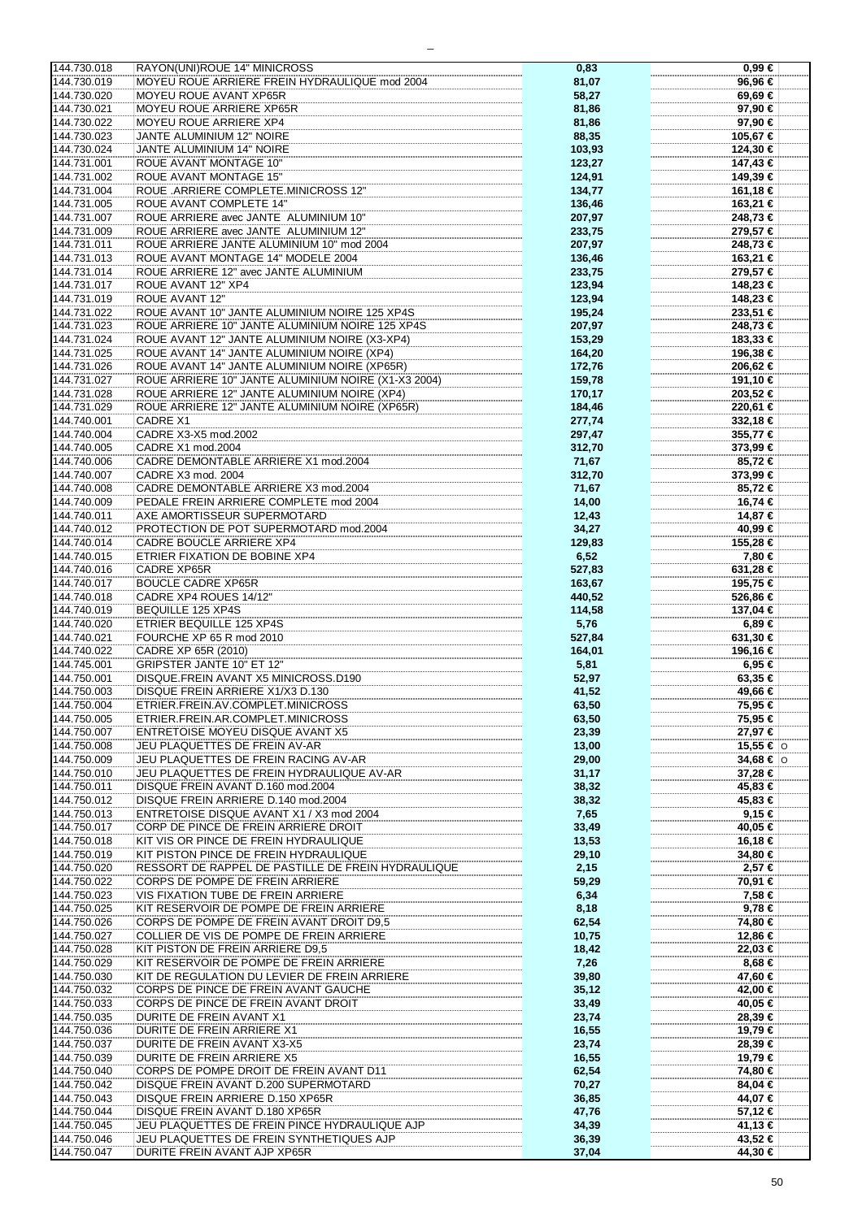| | | | | |
|---|---|---|---|---|
| 144.730.018 | RAYON(UNI)ROUE 14" MINICROSS | 0,83 | 0,99 € | |
| 144.730.019 | MOYEU ROUE ARRIERE FREIN HYDRAULIQUE mod 2004 | 81,07 | 96,96 € | |
| 144.730.020 | MOYEU ROUE AVANT XP65R | 58,27 | 69,69 € | |
| 144.730.021 | MOYEU ROUE ARRIERE XP65R | 81,86 | 97,90 € | |
| 144.730.022 | MOYEU ROUE ARRIERE XP4 | 81,86 | 97,90 € | |
| 144.730.023 | JANTE ALUMINIUM 12" NOIRE | 88,35 | 105,67 € | |
| 144.730.024 | JANTE ALUMINIUM 14" NOIRE | 103,93 | 124,30 € | |
| 144.731.001 | ROUE AVANT MONTAGE 10" | 123,27 | 147,43 € | |
| 144.731.002 | ROUE AVANT MONTAGE 15" | 124,91 | 149,39 € | |
| 144.731.004 | ROUE .ARRIERE COMPLETE.MINICROSS 12" | 134,77 | 161,18 € | |
| 144.731.005 | ROUE AVANT COMPLETE 14" | 136,46 | 163,21 € | |
| 144.731.007 | ROUE ARRIERE avec JANTE ALUMINIUM 10" | 207,97 | 248,73 € | |
| 144.731.009 | ROUE ARRIERE avec JANTE ALUMINIUM 12" | 233,75 | 279,57 € | |
| 144.731.011 | ROUE ARRIERE JANTE ALUMINIUM 10" mod 2004 | 207,97 | 248,73 € | |
| 144.731.013 | ROUE AVANT MONTAGE 14" MODELE 2004 | 136,46 | 163,21 € | |
| 144.731.014 | ROUE ARRIERE 12" avec JANTE ALUMINIUM | 233,75 | 279,57 € | |
| 144.731.017 | ROUE AVANT 12" XP4 | 123,94 | 148,23 € | |
| 144.731.019 | ROUE AVANT 12" | 123,94 | 148,23 € | |
| 144.731.022 | ROUE AVANT 10" JANTE ALUMINIUM NOIRE 125 XP4S | 195,24 | 233,51 € | |
| 144.731.023 | ROUE ARRIERE 10" JANTE ALUMINIUM NOIRE 125 XP4S | 207,97 | 248,73 € | |
| 144.731.024 | ROUE AVANT 12" JANTE ALUMINIUM NOIRE (X3-XP4) | 153,29 | 183,33 € | |
| 144.731.025 | ROUE AVANT 14" JANTE ALUMINIUM NOIRE (XP4) | 164,20 | 196,38 € | |
| 144.731.026 | ROUE AVANT 14" JANTE ALUMINIUM NOIRE (XP65R) | 172,76 | 206,62 € | |
| 144.731.027 | ROUE ARRIERE 10" JANTE ALUMINIUM NOIRE (X1-X3 2004) | 159,78 | 191,10 € | |
| 144.731.028 | ROUE ARRIERE 12" JANTE ALUMINIUM NOIRE (XP4) | 170,17 | 203,52 € | |
| 144.731.029 | ROUE ARRIERE 12" JANTE ALUMINIUM NOIRE (XP65R) | 184,46 | 220,61 € | |
| 144.740.001 | CADRE X1 | 277,74 | 332,18 € | |
| 144.740.004 | CADRE X3-X5 mod.2002 | 297,47 | 355,77 € | |
| 144.740.005 | CADRE X1 mod.2004 | 312,70 | 373,99 € | |
| 144.740.006 | CADRE DEMONTABLE ARRIERE X1 mod.2004 | 71,67 | 85,72 € | |
| 144.740.007 | CADRE X3 mod. 2004 | 312,70 | 373,99 € | |
| 144.740.008 | CADRE DEMONTABLE ARRIERE X3 mod.2004 | 71,67 | 85,72 € | |
| 144.740.009 | PEDALE FREIN ARRIERE COMPLETE mod 2004 | 14,00 | 16,74 € | |
| 144.740.011 | AXE AMORTISSEUR SUPERMOTARD | 12,43 | 14,87 € | |
| 144.740.012 | PROTECTION DE POT SUPERMOTARD mod.2004 | 34,27 | 40,99 € | |
| 144.740.014 | CADRE BOUCLE ARRIERE XP4 | 129,83 | 155,28 € | |
| 144.740.015 | ETRIER FIXATION DE BOBINE XP4 | 6,52 | 7,80 € | |
| 144.740.016 | CADRE XP65R | 527,83 | 631,28 € | |
| 144.740.017 | BOUCLE CADRE XP65R | 163,67 | 195,75 € | |
| 144.740.018 | CADRE XP4 ROUES 14/12" | 440,52 | 526,86 € | |
| 144.740.019 | BEQUILLE 125 XP4S | 114,58 | 137,04 € | |
| 144.740.020 | ETRIER BEQUILLE 125 XP4S | 5,76 | 6,89 € | |
| 144.740.021 | FOURCHE XP 65 R mod 2010 | 527,84 | 631,30 € | |
| 144.740.022 | CADRE XP 65R (2010) | 164,01 | 196,16 € | |
| 144.745.001 | GRIPSTER JANTE 10" ET 12" | 5,81 | 6,95 € | |
| 144.750.001 | DISQUE.FREIN AVANT X5 MINICROSS.D190 | 52,97 | 63,35 € | |
| 144.750.003 | DISQUE FREIN ARRIERE X1/X3 D.130 | 41,52 | 49,66 € | |
| 144.750.004 | ETRIER.FREIN.AV.COMPLET.MINICROSS | 63,50 | 75,95 € | |
| 144.750.005 | ETRIER.FREIN.AR.COMPLET.MINICROSS | 63,50 | 75,95 € | |
| 144.750.007 | ENTRETOISE MOYEU DISQUE AVANT X5 | 23,39 | 27,97 € | |
| 144.750.008 | JEU PLAQUETTES DE FREIN AV-AR | 13,00 | 15,55 € | O |
| 144.750.009 | JEU PLAQUETTES DE FREIN RACING AV-AR | 29,00 | 34,68 € | O |
| 144.750.010 | JEU PLAQUETTES DE FREIN HYDRAULIQUE AV-AR | 31,17 | 37,28 € | |
| 144.750.011 | DISQUE FREIN AVANT D.160 mod.2004 | 38,32 | 45,83 € | |
| 144.750.012 | DISQUE FREIN ARRIERE D.140 mod.2004 | 38,32 | 45,83 € | |
| 144.750.013 | ENTRETOISE DISQUE AVANT X1 / X3 mod 2004 | 7,65 | 9,15 € | |
| 144.750.017 | CORP DE PINCE DE FREIN ARRIERE DROIT | 33,49 | 40,05 € | |
| 144.750.018 | KIT VIS OR PINCE DE FREIN HYDRAULIQUE | 13,53 | 16,18 € | |
| 144.750.019 | KIT PISTON PINCE DE FREIN HYDRAULIQUE | 29,10 | 34,80 € | |
| 144.750.020 | RESSORT DE RAPPEL DE PASTILLE DE FREIN HYDRAULIQUE | 2,15 | 2,57 € | |
| 144.750.022 | CORPS DE POMPE DE FREIN ARRIERE | 59,29 | 70,91 € | |
| 144.750.023 | VIS FIXATION TUBE DE FREIN ARRIERE | 6,34 | 7,58 € | |
| 144.750.025 | KIT RESERVOIR DE POMPE DE FREIN ARRIERE | 8,18 | 9,78 € | |
| 144.750.026 | CORPS DE POMPE DE FREIN AVANT DROIT D9,5 | 62,54 | 74,80 € | |
| 144.750.027 | COLLIER DE VIS DE POMPE DE FREIN ARRIERE | 10,75 | 12,86 € | |
| 144.750.028 | KIT PISTON DE FREIN ARRIERE D9,5 | 18,42 | 22,03 € | |
| 144.750.029 | KIT RESERVOIR DE POMPE DE FREIN ARRIERE | 7,26 | 8,68 € | |
| 144.750.030 | KIT DE REGULATION DU LEVIER DE FREIN ARRIERE | 39,80 | 47,60 € | |
| 144.750.032 | CORPS DE PINCE DE FREIN AVANT GAUCHE | 35,12 | 42,00 € | |
| 144.750.033 | CORPS DE PINCE DE FREIN AVANT DROIT | 33,49 | 40,05 € | |
| 144.750.035 | DURITE DE FREIN AVANT X1 | 23,74 | 28,39 € | |
| 144.750.036 | DURITE DE FREIN ARRIERE X1 | 16,55 | 19,79 € | |
| 144.750.037 | DURITE DE FREIN AVANT X3-X5 | 23,74 | 28,39 € | |
| 144.750.039 | DURITE DE FREIN ARRIERE X5 | 16,55 | 19,79 € | |
| 144.750.040 | CORPS DE POMPE DROIT DE FREIN AVANT D11 | 62,54 | 74,80 € | |
| 144.750.042 | DISQUE FREIN AVANT D.200 SUPERMOTARD | 70,27 | 84,04 € | |
| 144.750.043 | DISQUE FREIN ARRIERE D.150 XP65R | 36,85 | 44,07 € | |
| 144.750.044 | DISQUE FREIN AVANT D.180 XP65R | 47,76 | 57,12 € | |
| 144.750.045 | JEU PLAQUETTES DE FREIN PINCE HYDRAULIQUE AJP | 34,39 | 41,13 € | |
| 144.750.046 | JEU PLAQUETTES DE FREIN SYNTHETIQUES AJP | 36,39 | 43,52 € | |
| 144.750.047 | DURITE FREIN AVANT AJP XP65R | 37,04 | 44,30 € | |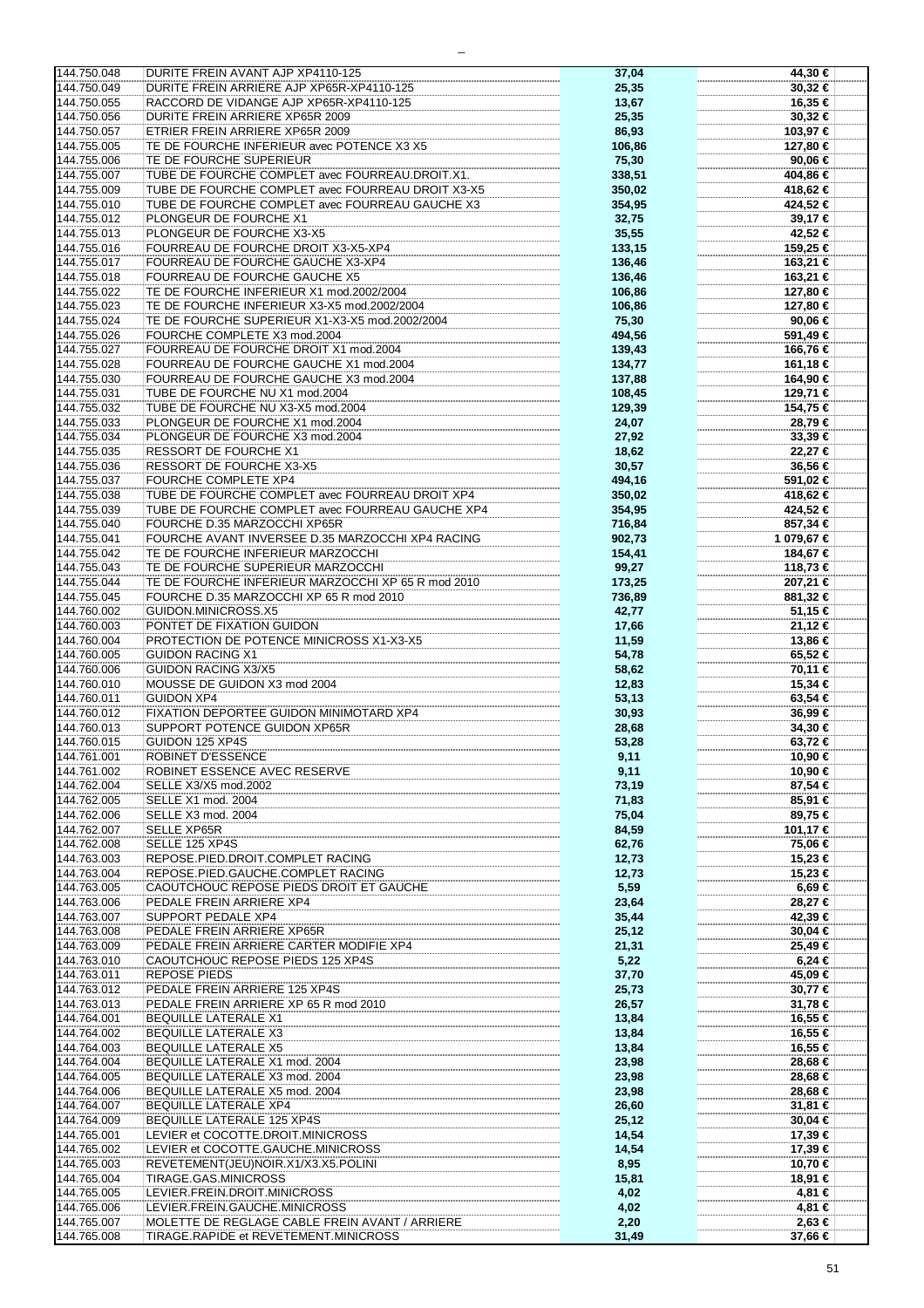| | | | |
|---|---|---|---|
| 144.750.048 | DURITE FREIN AVANT AJP XP4110-125 | 37,04 | 44,30 € |
| 144.750.049 | DURITE FREIN ARRIERE AJP XP65R-XP4110-125 | 25,35 | 30,32 € |
| 144.750.055 | RACCORD DE VIDANGE AJP XP65R-XP4110-125 | 13,67 | 16,35 € |
| 144.750.056 | DURITE FREIN ARRIERE XP65R 2009 | 25,35 | 30,32 € |
| 144.750.057 | ETRIER FREIN ARRIERE XP65R 2009 | 86,93 | 103,97 € |
| 144.755.005 | TE DE FOURCHE INFERIEUR avec POTENCE X3 X5 | 106,86 | 127,80 € |
| 144.755.006 | TE DE FOURCHE SUPERIEUR | 75,30 | 90,06 € |
| 144.755.007 | TUBE DE FOURCHE COMPLET avec FOURREAU.DROIT.X1. | 338,51 | 404,86 € |
| 144.755.009 | TUBE DE FOURCHE COMPLET avec FOURREAU DROIT X3-X5 | 350,02 | 418,62 € |
| 144.755.010 | TUBE DE FOURCHE COMPLET avec FOURREAU GAUCHE X3 | 354,95 | 424,52 € |
| 144.755.012 | PLONGEUR DE FOURCHE X1 | 32,75 | 39,17 € |
| 144.755.013 | PLONGEUR DE FOURCHE X3-X5 | 35,55 | 42,52 € |
| 144.755.016 | FOURREAU DE FOURCHE DROIT X3-X5-XP4 | 133,15 | 159,25 € |
| 144.755.017 | FOURREAU DE FOURCHE GAUCHE X3-XP4 | 136,46 | 163,21 € |
| 144.755.018 | FOURREAU DE FOURCHE GAUCHE X5 | 136,46 | 163,21 € |
| 144.755.022 | TE DE FOURCHE INFERIEUR X1 mod.2002/2004 | 106,86 | 127,80 € |
| 144.755.023 | TE DE FOURCHE INFERIEUR X3-X5 mod.2002/2004 | 106,86 | 127,80 € |
| 144.755.024 | TE DE FOURCHE SUPERIEUR X1-X3-X5 mod.2002/2004 | 75,30 | 90,06 € |
| 144.755.026 | FOURCHE COMPLETE X3 mod.2004 | 494,56 | 591,49 € |
| 144.755.027 | FOURREAU DE FOURCHE DROIT X1 mod.2004 | 139,43 | 166,76 € |
| 144.755.028 | FOURREAU DE FOURCHE GAUCHE X1 mod.2004 | 134,77 | 161,18 € |
| 144.755.030 | FOURREAU DE FOURCHE GAUCHE X3 mod.2004 | 137,88 | 164,90 € |
| 144.755.031 | TUBE DE FOURCHE NU X1 mod.2004 | 108,45 | 129,71 € |
| 144.755.032 | TUBE DE FOURCHE NU X3-X5 mod.2004 | 129,39 | 154,75 € |
| 144.755.033 | PLONGEUR DE FOURCHE X1 mod.2004 | 24,07 | 28,79 € |
| 144.755.034 | PLONGEUR DE FOURCHE X3 mod.2004 | 27,92 | 33,39 € |
| 144.755.035 | RESSORT DE FOURCHE X1 | 18,62 | 22,27 € |
| 144.755.036 | RESSORT DE FOURCHE X3-X5 | 30,57 | 36,56 € |
| 144.755.037 | FOURCHE COMPLETE XP4 | 494,16 | 591,02 € |
| 144.755.038 | TUBE DE FOURCHE COMPLET avec FOURREAU DROIT XP4 | 350,02 | 418,62 € |
| 144.755.039 | TUBE DE FOURCHE COMPLET avec FOURREAU GAUCHE XP4 | 354,95 | 424,52 € |
| 144.755.040 | FOURCHE D.35 MARZOCCHI XP65R | 716,84 | 857,34 € |
| 144.755.041 | FOURCHE AVANT INVERSEE D.35 MARZOCCHI XP4 RACING | 902,73 | 1 079,67 € |
| 144.755.042 | TE DE FOURCHE INFERIEUR MARZOCCHI | 154,41 | 184,67 € |
| 144.755.043 | TE DE FOURCHE SUPERIEUR MARZOCCHI | 99,27 | 118,73 € |
| 144.755.044 | TE DE FOURCHE INFERIEUR MARZOCCHI XP 65 R mod 2010 | 173,25 | 207,21 € |
| 144.755.045 | FOURCHE D.35 MARZOCCHI XP 65 R mod 2010 | 736,89 | 881,32 € |
| 144.760.002 | GUIDON.MINICROSS.X5 | 42,77 | 51,15 € |
| 144.760.003 | PONTET DE FIXATION GUIDON | 17,66 | 21,12 € |
| 144.760.004 | PROTECTION DE POTENCE MINICROSS X1-X3-X5 | 11,59 | 13,86 € |
| 144.760.005 | GUIDON RACING X1 | 54,78 | 65,52 € |
| 144.760.006 | GUIDON RACING X3/X5 | 58,62 | 70,11 € |
| 144.760.010 | MOUSSE DE GUIDON X3 mod 2004 | 12,83 | 15,34 € |
| 144.760.011 | GUIDON XP4 | 53,13 | 63,54 € |
| 144.760.012 | FIXATION DEPORTEE GUIDON MINIMOTARD XP4 | 30,93 | 36,99 € |
| 144.760.013 | SUPPORT POTENCE GUIDON XP65R | 28,68 | 34,30 € |
| 144.760.015 | GUIDON 125 XP4S | 53,28 | 63,72 € |
| 144.761.001 | ROBINET D'ESSENCE | 9,11 | 10,90 € |
| 144.761.002 | ROBINET ESSENCE AVEC RESERVE | 9,11 | 10,90 € |
| 144.762.004 | SELLE X3/X5 mod.2002 | 73,19 | 87,54 € |
| 144.762.005 | SELLE X1 mod. 2004 | 71,83 | 85,91 € |
| 144.762.006 | SELLE X3 mod. 2004 | 75,04 | 89,75 € |
| 144.762.007 | SELLE XP65R | 84,59 | 101,17 € |
| 144.762.008 | SELLE 125 XP4S | 62,76 | 75,06 € |
| 144.763.003 | REPOSE.PIED.DROIT.COMPLET RACING | 12,73 | 15,23 € |
| 144.763.004 | REPOSE.PIED.GAUCHE.COMPLET RACING | 12,73 | 15,23 € |
| 144.763.005 | CAOUTCHOUC REPOSE PIEDS DROIT ET GAUCHE | 5,59 | 6,69 € |
| 144.763.006 | PEDALE FREIN ARRIERE XP4 | 23,64 | 28,27 € |
| 144.763.007 | SUPPORT PEDALE XP4 | 35,44 | 42,39 € |
| 144.763.008 | PEDALE FREIN ARRIERE XP65R | 25,12 | 30,04 € |
| 144.763.009 | PEDALE FREIN ARRIERE CARTER MODIFIE XP4 | 21,31 | 25,49 € |
| 144.763.010 | CAOUTCHOUC REPOSE PIEDS 125 XP4S | 5,22 | 6,24 € |
| 144.763.011 | REPOSE PIEDS | 37,70 | 45,09 € |
| 144.763.012 | PEDALE FREIN ARRIERE 125 XP4S | 25,73 | 30,77 € |
| 144.763.013 | PEDALE FREIN ARRIERE XP 65 R mod 2010 | 26,57 | 31,78 € |
| 144.764.001 | BEQUILLE LATERALE X1 | 13,84 | 16,55 € |
| 144.764.002 | BEQUILLE LATERALE X3 | 13,84 | 16,55 € |
| 144.764.003 | BEQUILLE LATERALE X5 | 13,84 | 16,55 € |
| 144.764.004 | BEQUILLE LATERALE X1 mod. 2004 | 23,98 | 28,68 € |
| 144.764.005 | BEQUILLE LATERALE X3 mod. 2004 | 23,98 | 28,68 € |
| 144.764.006 | BEQUILLE LATERALE X5 mod. 2004 | 23,98 | 28,68 € |
| 144.764.007 | BEQUILLE LATERALE XP4 | 26,60 | 31,81 € |
| 144.764.009 | BEQUILLE LATERALE 125 XP4S | 25,12 | 30,04 € |
| 144.765.001 | LEVIER et COCOTTE.DROIT.MINICROSS | 14,54 | 17,39 € |
| 144.765.002 | LEVIER et COCOTTE.GAUCHE.MINICROSS | 14,54 | 17,39 € |
| 144.765.003 | REVETEMENT(JEU)NOIR.X1/X3.X5.POLINI | 8,95 | 10,70 € |
| 144.765.004 | TIRAGE.GAS.MINICROSS | 15,81 | 18,91 € |
| 144.765.005 | LEVIER.FREIN.DROIT.MINICROSS | 4,02 | 4,81 € |
| 144.765.006 | LEVIER.FREIN.GAUCHE.MINICROSS | 4,02 | 4,81 € |
| 144.765.007 | MOLETTE DE REGLAGE CABLE FREIN AVANT / ARRIERE | 2,20 | 2,63 € |
| 144.765.008 | TIRAGE.RAPIDE et REVETEMENT.MINICROSS | 31,49 | 37,66 € |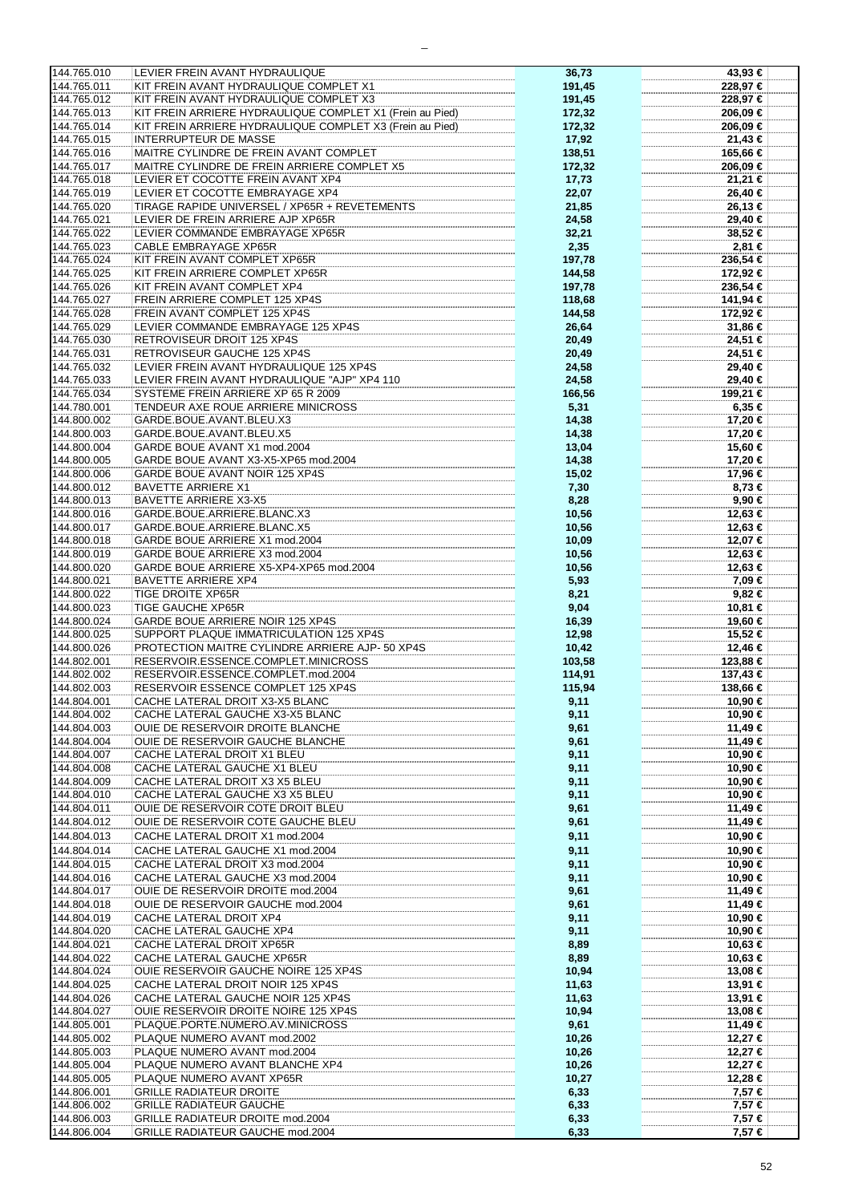| | | | |
|---|---|---|---|
| 144.765.010 | LEVIER FREIN AVANT HYDRAULIQUE | 36,73 | 43,93 € |
| 144.765.011 | KIT FREIN AVANT HYDRAULIQUE COMPLET X1 | 191,45 | 228,97 € |
| 144.765.012 | KIT FREIN AVANT HYDRAULIQUE COMPLET X3 | 191,45 | 228,97 € |
| 144.765.013 | KIT FREIN ARRIERE HYDRAULIQUE COMPLET X1 (Frein au Pied) | 172,32 | 206,09 € |
| 144.765.014 | KIT FREIN ARRIERE HYDRAULIQUE COMPLET X3 (Frein au Pied) | 172,32 | 206,09 € |
| 144.765.015 | INTERRUPTEUR DE MASSE | 17,92 | 21,43 € |
| 144.765.016 | MAITRE CYLINDRE DE FREIN AVANT COMPLET | 138,51 | 165,66 € |
| 144.765.017 | MAITRE CYLINDRE DE FREIN ARRIERE COMPLET X5 | 172,32 | 206,09 € |
| 144.765.018 | LEVIER ET COCOTTE FREIN AVANT XP4 | 17,73 | 21,21 € |
| 144.765.019 | LEVIER ET COCOTTE EMBRAYAGE XP4 | 22,07 | 26,40 € |
| 144.765.020 | TIRAGE RAPIDE UNIVERSEL / XP65R + REVETEMENTS | 21,85 | 26,13 € |
| 144.765.021 | LEVIER DE FREIN ARRIERE AJP XP65R | 24,58 | 29,40 € |
| 144.765.022 | LEVIER COMMANDE EMBRAYAGE XP65R | 32,21 | 38,52 € |
| 144.765.023 | CABLE EMBRAYAGE XP65R | 2,35 | 2,81 € |
| 144.765.024 | KIT FREIN AVANT COMPLET XP65R | 197,78 | 236,54 € |
| 144.765.025 | KIT FREIN ARRIERE COMPLET XP65R | 144,58 | 172,92 € |
| 144.765.026 | KIT FREIN AVANT COMPLET XP4 | 197,78 | 236,54 € |
| 144.765.027 | FREIN ARRIERE COMPLET 125 XP4S | 118,68 | 141,94 € |
| 144.765.028 | FREIN AVANT COMPLET 125 XP4S | 144,58 | 172,92 € |
| 144.765.029 | LEVIER COMMANDE EMBRAYAGE 125 XP4S | 26,64 | 31,86 € |
| 144.765.030 | RETROVISEUR DROIT 125 XP4S | 20,49 | 24,51 € |
| 144.765.031 | RETROVISEUR GAUCHE 125 XP4S | 20,49 | 24,51 € |
| 144.765.032 | LEVIER FREIN AVANT HYDRAULIQUE 125 XP4S | 24,58 | 29,40 € |
| 144.765.033 | LEVIER FREIN AVANT HYDRAULIQUE "AJP" XP4 110 | 24,58 | 29,40 € |
| 144.765.034 | SYSTEME FREIN ARRIERE XP 65 R 2009 | 166,56 | 199,21 € |
| 144.780.001 | TENDEUR AXE ROUE ARRIERE MINICROSS | 5,31 | 6,35 € |
| 144.800.002 | GARDE.BOUE.AVANT.BLEU.X3 | 14,38 | 17,20 € |
| 144.800.003 | GARDE.BOUE.AVANT.BLEU.X5 | 14,38 | 17,20 € |
| 144.800.004 | GARDE BOUE AVANT X1 mod.2004 | 13,04 | 15,60 € |
| 144.800.005 | GARDE BOUE AVANT X3-X5-XP65 mod.2004 | 14,38 | 17,20 € |
| 144.800.006 | GARDE BOUE AVANT NOIR 125 XP4S | 15,02 | 17,96 € |
| 144.800.012 | BAVETTE ARRIERE X1 | 7,30 | 8,73 € |
| 144.800.013 | BAVETTE ARRIERE X3-X5 | 8,28 | 9,90 € |
| 144.800.016 | GARDE.BOUE.ARRIERE.BLANC.X3 | 10,56 | 12,63 € |
| 144.800.017 | GARDE.BOUE.ARRIERE.BLANC.X5 | 10,56 | 12,63 € |
| 144.800.018 | GARDE BOUE ARRIERE X1 mod.2004 | 10,09 | 12,07 € |
| 144.800.019 | GARDE BOUE ARRIERE X3 mod.2004 | 10,56 | 12,63 € |
| 144.800.020 | GARDE BOUE ARRIERE X5-XP4-XP65 mod.2004 | 10,56 | 12,63 € |
| 144.800.021 | BAVETTE ARRIERE XP4 | 5,93 | 7,09 € |
| 144.800.022 | TIGE DROITE XP65R | 8,21 | 9,82 € |
| 144.800.023 | TIGE GAUCHE XP65R | 9,04 | 10,81 € |
| 144.800.024 | GARDE BOUE ARRIERE NOIR 125 XP4S | 16,39 | 19,60 € |
| 144.800.025 | SUPPORT PLAQUE IMMATRICULATION 125 XP4S | 12,98 | 15,52 € |
| 144.800.026 | PROTECTION MAITRE CYLINDRE ARRIERE AJP- 50 XP4S | 10,42 | 12,46 € |
| 144.802.001 | RESERVOIR.ESSENCE.COMPLET.MINICROSS | 103,58 | 123,88 € |
| 144.802.002 | RESERVOIR.ESSENCE.COMPLET.mod.2004 | 114,91 | 137,43 € |
| 144.802.003 | RESERVOIR ESSENCE COMPLET 125 XP4S | 115,94 | 138,66 € |
| 144.804.001 | CACHE LATERAL DROIT X3-X5 BLANC | 9,11 | 10,90 € |
| 144.804.002 | CACHE LATERAL GAUCHE X3-X5 BLANC | 9,11 | 10,90 € |
| 144.804.003 | OUIE DE RESERVOIR DROITE BLANCHE | 9,61 | 11,49 € |
| 144.804.004 | OUIE DE RESERVOIR GAUCHE BLANCHE | 9,61 | 11,49 € |
| 144.804.007 | CACHE LATERAL DROIT X1 BLEU | 9,11 | 10,90 € |
| 144.804.008 | CACHE LATERAL GAUCHE X1 BLEU | 9,11 | 10,90 € |
| 144.804.009 | CACHE LATERAL DROIT X3 X5 BLEU | 9,11 | 10,90 € |
| 144.804.010 | CACHE LATERAL GAUCHE X3 X5 BLEU | 9,11 | 10,90 € |
| 144.804.011 | OUIE DE RESERVOIR COTE DROIT BLEU | 9,61 | 11,49 € |
| 144.804.012 | OUIE DE RESERVOIR COTE GAUCHE BLEU | 9,61 | 11,49 € |
| 144.804.013 | CACHE LATERAL DROIT X1 mod.2004 | 9,11 | 10,90 € |
| 144.804.014 | CACHE LATERAL GAUCHE X1 mod.2004 | 9,11 | 10,90 € |
| 144.804.015 | CACHE LATERAL DROIT X3 mod.2004 | 9,11 | 10,90 € |
| 144.804.016 | CACHE LATERAL GAUCHE X3 mod.2004 | 9,11 | 10,90 € |
| 144.804.017 | OUIE DE RESERVOIR DROITE mod.2004 | 9,61 | 11,49 € |
| 144.804.018 | OUIE DE RESERVOIR GAUCHE mod.2004 | 9,61 | 11,49 € |
| 144.804.019 | CACHE LATERAL DROIT XP4 | 9,11 | 10,90 € |
| 144.804.020 | CACHE LATERAL GAUCHE XP4 | 9,11 | 10,90 € |
| 144.804.021 | CACHE LATERAL DROIT XP65R | 8,89 | 10,63 € |
| 144.804.022 | CACHE LATERAL GAUCHE XP65R | 8,89 | 10,63 € |
| 144.804.024 | OUIE RESERVOIR GAUCHE NOIRE 125 XP4S | 10,94 | 13,08 € |
| 144.804.025 | CACHE LATERAL DROIT NOIR 125 XP4S | 11,63 | 13,91 € |
| 144.804.026 | CACHE LATERAL GAUCHE NOIR 125 XP4S | 11,63 | 13,91 € |
| 144.804.027 | OUIE RESERVOIR DROITE NOIRE 125 XP4S | 10,94 | 13,08 € |
| 144.805.001 | PLAQUE.PORTE.NUMERO.AV.MINICROSS | 9,61 | 11,49 € |
| 144.805.002 | PLAQUE NUMERO AVANT mod.2002 | 10,26 | 12,27 € |
| 144.805.003 | PLAQUE NUMERO AVANT mod.2004 | 10,26 | 12,27 € |
| 144.805.004 | PLAQUE NUMERO AVANT BLANCHE XP4 | 10,26 | 12,27 € |
| 144.805.005 | PLAQUE NUMERO AVANT XP65R | 10,27 | 12,28 € |
| 144.806.001 | GRILLE RADIATEUR DROITE | 6,33 | 7,57 € |
| 144.806.002 | GRILLE RADIATEUR GAUCHE | 6,33 | 7,57 € |
| 144.806.003 | GRILLE RADIATEUR DROITE mod.2004 | 6,33 | 7,57 € |
| 144.806.004 | GRILLE RADIATEUR GAUCHE mod.2004 | 6,33 | 7,57 € |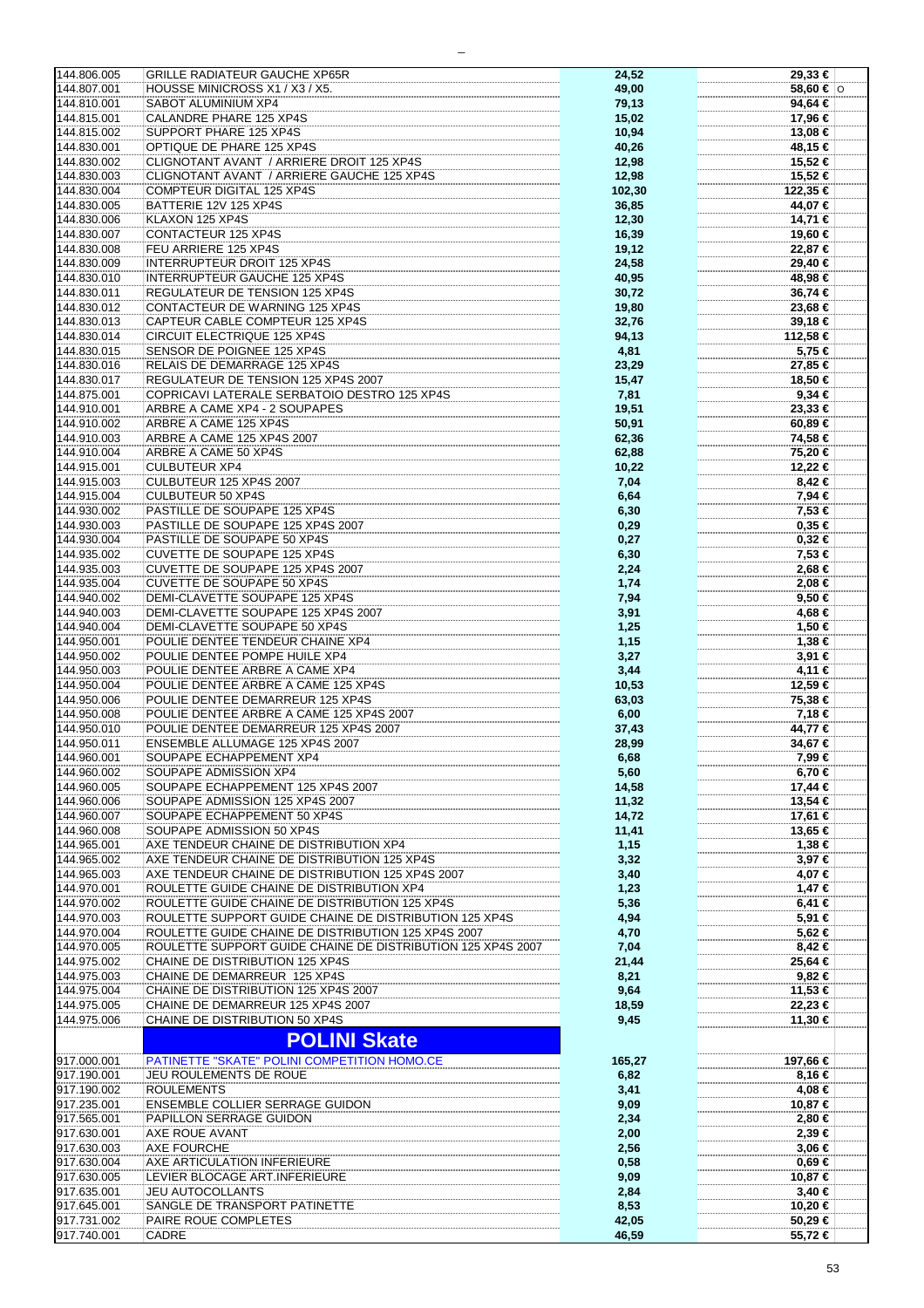| | | | |
|---|---|---|---|
| 144.806.005 | GRILLE RADIATEUR GAUCHE XP65R | 24,52 | 29,33 € |
| 144.807.001 | HOUSSE MINICROSS X1 / X3 / X5. | 49,00 | 58,60 € O |
| 144.810.001 | SABOT ALUMINIUM XP4 | 79,13 | 94,64 € |
| 144.815.001 | CALANDRE PHARE 125 XP4S | 15,02 | 17,96 € |
| 144.815.002 | SUPPORT PHARE 125 XP4S | 10,94 | 13,08 € |
| 144.830.001 | OPTIQUE DE PHARE 125 XP4S | 40,26 | 48,15 € |
| 144.830.002 | CLIGNOTANT AVANT / ARRIERE DROIT 125 XP4S | 12,98 | 15,52 € |
| 144.830.003 | CLIGNOTANT AVANT / ARRIERE GAUCHE 125 XP4S | 12,98 | 15,52 € |
| 144.830.004 | COMPTEUR DIGITAL 125 XP4S | 102,30 | 122,35 € |
| 144.830.005 | BATTERIE 12V 125 XP4S | 36,85 | 44,07 € |
| 144.830.006 | KLAXON 125 XP4S | 12,30 | 14,71 € |
| 144.830.007 | CONTACTEUR 125 XP4S | 16,39 | 19,60 € |
| 144.830.008 | FEU ARRIERE 125 XP4S | 19,12 | 22,87 € |
| 144.830.009 | INTERRUPTEUR DROIT 125 XP4S | 24,58 | 29,40 € |
| 144.830.010 | INTERRUPTEUR GAUCHE 125 XP4S | 40,95 | 48,98 € |
| 144.830.011 | REGULATEUR DE TENSION 125 XP4S | 30,72 | 36,74 € |
| 144.830.012 | CONTACTEUR DE WARNING 125 XP4S | 19,80 | 23,68 € |
| 144.830.013 | CAPTEUR CABLE COMPTEUR 125 XP4S | 32,76 | 39,18 € |
| 144.830.014 | CIRCUIT ELECTRIQUE 125 XP4S | 94,13 | 112,58 € |
| 144.830.015 | SENSOR DE POIGNEE 125 XP4S | 4,81 | 5,75 € |
| 144.830.016 | RELAIS DE DEMARRAGE 125 XP4S | 23,29 | 27,85 € |
| 144.830.017 | REGULATEUR DE TENSION 125 XP4S 2007 | 15,47 | 18,50 € |
| 144.875.001 | COPRICAVI LATERALE SERBATOIO DESTRO 125 XP4S | 7,81 | 9,34 € |
| 144.910.001 | ARBRE A CAME XP4 - 2 SOUPAPES | 19,51 | 23,33 € |
| 144.910.002 | ARBRE A CAME 125 XP4S | 50,91 | 60,89 € |
| 144.910.003 | ARBRE A CAME 125 XP4S 2007 | 62,36 | 74,58 € |
| 144.910.004 | ARBRE A CAME 50 XP4S | 62,88 | 75,20 € |
| 144.915.001 | CULBUTEUR XP4 | 10,22 | 12,22 € |
| 144.915.003 | CULBUTEUR 125 XP4S 2007 | 7,04 | 8,42 € |
| 144.915.004 | CULBUTEUR 50 XP4S | 6,64 | 7,94 € |
| 144.930.002 | PASTILLE DE SOUPAPE 125 XP4S | 6,30 | 7,53 € |
| 144.930.003 | PASTILLE DE SOUPAPE 125 XP4S 2007 | 0,29 | 0,35 € |
| 144.930.004 | PASTILLE DE SOUPAPE 50 XP4S | 0,27 | 0,32 € |
| 144.935.002 | CUVETTE DE SOUPAPE 125 XP4S | 6,30 | 7,53 € |
| 144.935.003 | CUVETTE DE SOUPAPE 125 XP4S 2007 | 2,24 | 2,68 € |
| 144.935.004 | CUVETTE DE SOUPAPE 50 XP4S | 1,74 | 2,08 € |
| 144.940.002 | DEMI-CLAVETTE SOUPAPE 125 XP4S | 7,94 | 9,50 € |
| 144.940.003 | DEMI-CLAVETTE SOUPAPE 125 XP4S 2007 | 3,91 | 4,68 € |
| 144.940.004 | DEMI-CLAVETTE SOUPAPE 50 XP4S | 1,25 | 1,50 € |
| 144.950.001 | POULIE DENTEE TENDEUR CHAINE XP4 | 1,15 | 1,38 € |
| 144.950.002 | POULIE DENTEE POMPE HUILE XP4 | 3,27 | 3,91 € |
| 144.950.003 | POULIE DENTEE ARBRE A CAME XP4 | 3,44 | 4,11 € |
| 144.950.004 | POULIE DENTEE ARBRE A CAME 125 XP4S | 10,53 | 12,59 € |
| 144.950.006 | POULIE DENTEE DEMARREUR 125 XP4S | 63,03 | 75,38 € |
| 144.950.008 | POULIE DENTEE ARBRE A CAME 125 XP4S 2007 | 6,00 | 7,18 € |
| 144.950.010 | POULIE DENTEE DEMARREUR 125 XP4S 2007 | 37,43 | 44,77 € |
| 144.950.011 | ENSEMBLE ALLUMAGE 125 XP4S 2007 | 28,99 | 34,67 € |
| 144.960.001 | SOUPAPE ECHAPPEMENT XP4 | 6,68 | 7,99 € |
| 144.960.002 | SOUPAPE ADMISSION XP4 | 5,60 | 6,70 € |
| 144.960.005 | SOUPAPE ECHAPPEMENT 125 XP4S 2007 | 14,58 | 17,44 € |
| 144.960.006 | SOUPAPE ADMISSION 125 XP4S 2007 | 11,32 | 13,54 € |
| 144.960.007 | SOUPAPE ECHAPPEMENT 50 XP4S | 14,72 | 17,61 € |
| 144.960.008 | SOUPAPE ADMISSION 50 XP4S | 11,41 | 13,65 € |
| 144.965.001 | AXE TENDEUR CHAINE DE DISTRIBUTION XP4 | 1,15 | 1,38 € |
| 144.965.002 | AXE TENDEUR CHAINE DE DISTRIBUTION 125 XP4S | 3,32 | 3,97 € |
| 144.965.003 | AXE TENDEUR CHAINE DE DISTRIBUTION 125 XP4S 2007 | 3,40 | 4,07 € |
| 144.970.001 | ROULETTE GUIDE CHAINE DE DISTRIBUTION XP4 | 1,23 | 1,47 € |
| 144.970.002 | ROULETTE GUIDE CHAINE DE DISTRIBUTION 125 XP4S | 5,36 | 6,41 € |
| 144.970.003 | ROULETTE SUPPORT GUIDE CHAINE DE DISTRIBUTION 125 XP4S | 4,94 | 5,91 € |
| 144.970.004 | ROULETTE GUIDE CHAINE DE DISTRIBUTION 125 XP4S 2007 | 4,70 | 5,62 € |
| 144.970.005 | ROULETTE SUPPORT GUIDE CHAINE DE DISTRIBUTION 125 XP4S 2007 | 7,04 | 8,42 € |
| 144.975.002 | CHAINE DE DISTRIBUTION 125 XP4S | 21,44 | 25,64 € |
| 144.975.003 | CHAINE DE DEMARREUR 125 XP4S | 8,21 | 9,82 € |
| 144.975.004 | CHAINE DE DISTRIBUTION 125 XP4S 2007 | 9,64 | 11,53 € |
| 144.975.005 | CHAINE DE DEMARREUR 125 XP4S 2007 | 18,59 | 22,23 € |
| 144.975.006 | CHAINE DE DISTRIBUTION 50 XP4S | 9,45 | 11,30 € |
| | **POLINI Skate** | | |
| 917.000.001 | PATINETTE "SKATE" POLINI COMPETITION HOMO.CE | 165,27 | 197,66 € |
| 917.190.001 | JEU ROULEMENTS DE ROUE | 6,82 | 8,16 € |
| 917.190.002 | ROULEMENTS | 3,41 | 4,08 € |
| 917.235.001 | ENSEMBLE COLLIER SERRAGE GUIDON | 9,09 | 10,87 € |
| 917.565.001 | PAPILLON SERRAGE GUIDON | 2,34 | 2,80 € |
| 917.630.001 | AXE ROUE AVANT | 2,00 | 2,39 € |
| 917.630.003 | AXE FOURCHE | 2,56 | 3,06 € |
| 917.630.004 | AXE ARTICULATION INFERIEURE | 0,58 | 0,69 € |
| 917.630.005 | LEVIER BLOCAGE ART.INFERIEURE | 9,09 | 10,87 € |
| 917.635.001 | JEU AUTOCOLLANTS | 2,84 | 3,40 € |
| 917.645.001 | SANGLE DE TRANSPORT PATINETTE | 8,53 | 10,20 € |
| 917.731.002 | PAIRE ROUE COMPLETES | 42,05 | 50,29 € |
| 917.740.001 | CADRE | 46,59 | 55,72 € |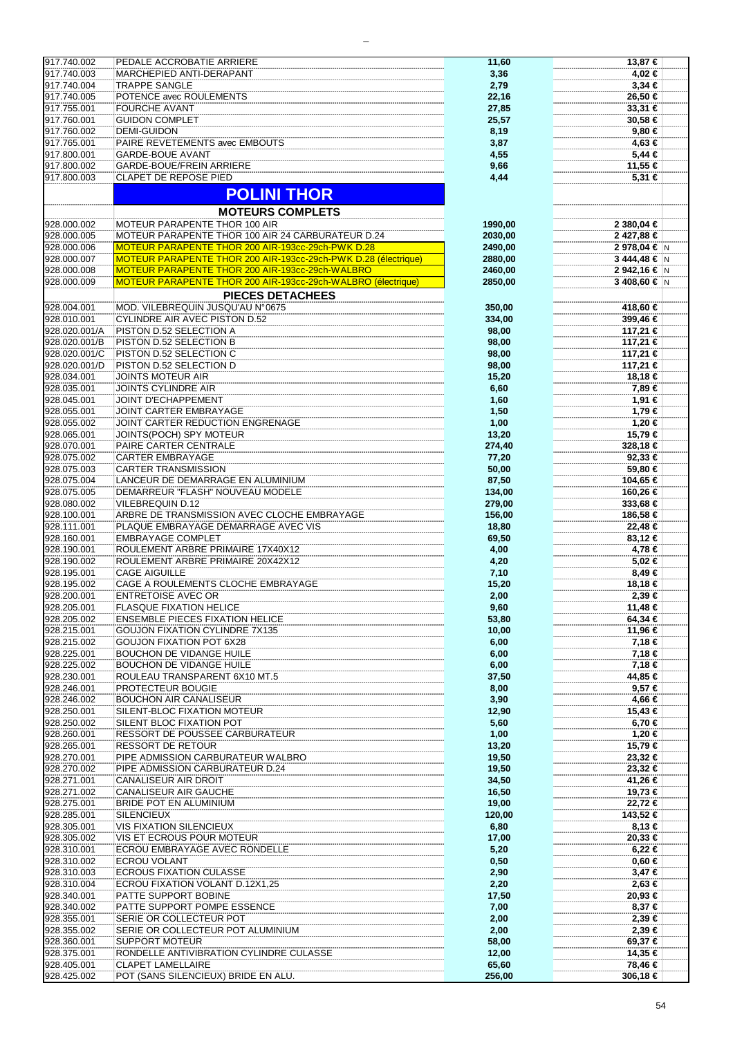| | | | | |
|---|---|---|---|---|
| 917.740.002 | PEDALE ACCROBATIE ARRIERE | 11,60 | 13,87 € | |
| 917.740.003 | MARCHEPIED ANTI-DERAPANT | 3,36 | 4,02 € | |
| 917.740.004 | TRAPPE SANGLE | 2,79 | 3,34 € | |
| 917.740.005 | POTENCE avec ROULEMENTS | 22,16 | 26,50 € | |
| 917.755.001 | FOURCHE AVANT | 27,85 | 33,31 € | |
| 917.760.001 | GUIDON COMPLET | 25,57 | 30,58 € | |
| 917.760.002 | DEMI-GUIDON | 8,19 | 9,80 € | |
| 917.765.001 | PAIRE REVETEMENTS avec EMBOUTS | 3,87 | 4,63 € | |
| 917.800.001 | GARDE-BOUE AVANT | 4,55 | 5,44 € | |
| 917.800.002 | GARDE-BOUE/FREIN ARRIERE | 9,66 | 11,55 € | |
| 917.800.003 | CLAPET DE REPOSE PIED | 4,44 | 5,31 € | |
| | **POLINI THOR** | | | |
| | **MOTEURS COMPLETS** | | | |
| 928.000.002 | MOTEUR PARAPENTE THOR 100 AIR | 1990,00 | 2 380,04 € | |
| 928.000.005 | MOTEUR PARAPENTE THOR 100 AIR 24 CARBURATEUR D.24 | 2030,00 | 2 427,88 € | |
| 928.000.006 | MOTEUR PARAPENTE THOR 200 AIR-193cc-29ch-PWK D.28 | 2490,00 | 2 978,04 € | N |
| 928.000.007 | MOTEUR PARAPENTE THOR 200 AIR-193cc-29ch-PWK D.28 (électrique) | 2880,00 | 3 444,48 € | N |
| 928.000.008 | MOTEUR PARAPENTE THOR 200 AIR-193cc-29ch-WALBRO | 2460,00 | 2 942,16 € | N |
| 928.000.009 | MOTEUR PARAPENTE THOR 200 AIR-193cc-29ch-WALBRO (électrique) | 2850,00 | 3 408,60 € | N |
| | **PIECES DETACHEES** | | | |
| 928.004.001 | MOD. VILEBREQUIN JUSQU'AU N°0675 | 350,00 | 418,60 € | |
| 928.010.001 | CYLINDRE AIR AVEC PISTON D.52 | 334,00 | 399,46 € | |
| 928.020.001/A | PISTON D.52 SELECTION A | 98,00 | 117,21 € | |
| 928.020.001/B | PISTON D.52 SELECTION B | 98,00 | 117,21 € | |
| 928.020.001/C | PISTON D.52 SELECTION C | 98,00 | 117,21 € | |
| 928.020.001/D | PISTON D.52 SELECTION D | 98,00 | 117,21 € | |
| 928.034.001 | JOINTS MOTEUR AIR | 15,20 | 18,18 € | |
| 928.035.001 | JOINTS CYLINDRE AIR | 6,60 | 7,89 € | |
| 928.045.001 | JOINT D'ECHAPPEMENT | 1,60 | 1,91 € | |
| 928.055.001 | JOINT CARTER EMBRAYAGE | 1,50 | 1,79 € | |
| 928.055.002 | JOINT CARTER REDUCTION ENGRENAGE | 1,00 | 1,20 € | |
| 928.065.001 | JOINTS(POCH) SPY MOTEUR | 13,20 | 15,79 € | |
| 928.070.001 | PAIRE CARTER CENTRALE | 274,40 | 328,18 € | |
| 928.075.002 | CARTER EMBRAYAGE | 77,20 | 92,33 € | |
| 928.075.003 | CARTER TRANSMISSION | 50,00 | 59,80 € | |
| 928.075.004 | LANCEUR DE DEMARRAGE EN ALUMINIUM | 87,50 | 104,65 € | |
| 928.075.005 | DEMARREUR "FLASH" NOUVEAU MODELE | 134,00 | 160,26 € | |
| 928.080.002 | VILEBREQUIN D.12 | 279,00 | 333,68 € | |
| 928.100.001 | ARBRE DE TRANSMISSION AVEC CLOCHE EMBRAYAGE | 156,00 | 186,58 € | |
| 928.111.001 | PLAQUE EMBRAYAGE DEMARRAGE AVEC VIS | 18,80 | 22,48 € | |
| 928.160.001 | EMBRAYAGE COMPLET | 69,50 | 83,12 € | |
| 928.190.001 | ROULEMENT ARBRE PRIMAIRE 17X40X12 | 4,00 | 4,78 € | |
| 928.190.002 | ROULEMENT ARBRE PRIMAIRE 20X42X12 | 4,20 | 5,02 € | |
| 928.195.001 | CAGE AIGUILLE | 7,10 | 8,49 € | |
| 928.195.002 | CAGE A ROULEMENTS CLOCHE EMBRAYAGE | 15,20 | 18,18 € | |
| 928.200.001 | ENTRETOISE AVEC OR | 2,00 | 2,39 € | |
| 928.205.001 | FLASQUE FIXATION HELICE | 9,60 | 11,48 € | |
| 928.205.002 | ENSEMBLE PIECES FIXATION HELICE | 53,80 | 64,34 € | |
| 928.215.001 | GOUJON FIXATION CYLINDRE 7X135 | 10,00 | 11,96 € | |
| 928.215.002 | GOUJON FIXATION POT 6X28 | 6,00 | 7,18 € | |
| 928.225.001 | BOUCHON DE VIDANGE HUILE | 6,00 | 7,18 € | |
| 928.225.002 | BOUCHON DE VIDANGE HUILE | 6,00 | 7,18 € | |
| 928.230.001 | ROULEAU TRANSPARENT 6X10 MT.5 | 37,50 | 44,85 € | |
| 928.246.001 | PROTECTEUR BOUGIE | 8,00 | 9,57 € | |
| 928.246.002 | BOUCHON AIR CANALISEUR | 3,90 | 4,66 € | |
| 928.250.001 | SILENT-BLOC FIXATION MOTEUR | 12,90 | 15,43 € | |
| 928.250.002 | SILENT BLOC FIXATION POT | 5,60 | 6,70 € | |
| 928.260.001 | RESSORT DE POUSSEE CARBURATEUR | 1,00 | 1,20 € | |
| 928.265.001 | RESSORT DE RETOUR | 13,20 | 15,79 € | |
| 928.270.001 | PIPE ADMISSION CARBURATEUR WALBRO | 19,50 | 23,32 € | |
| 928.270.002 | PIPE ADMISSION CARBURATEUR D.24 | 19,50 | 23,32 € | |
| 928.271.001 | CANALISEUR AIR DROIT | 34,50 | 41,26 € | |
| 928.271.002 | CANALISEUR AIR GAUCHE | 16,50 | 19,73 € | |
| 928.275.001 | BRIDE POT EN ALUMINIUM | 19,00 | 22,72 € | |
| 928.285.001 | SILENCIEUX | 120,00 | 143,52 € | |
| 928.305.001 | VIS FIXATION SILENCIEUX | 6,80 | 8,13 € | |
| 928.305.002 | VIS ET ECROUS POUR MOTEUR | 17,00 | 20,33 € | |
| 928.310.001 | ECROU EMBRAYAGE AVEC RONDELLE | 5,20 | 6,22 € | |
| 928.310.002 | ECROU VOLANT | 0,50 | 0,60 € | |
| 928.310.003 | ECROUS FIXATION CULASSE | 2,90 | 3,47 € | |
| 928.310.004 | ECROU FIXATION VOLANT D.12X1,25 | 2,20 | 2,63 € | |
| 928.340.001 | PATTE SUPPORT BOBINE | 17,50 | 20,93 € | |
| 928.340.002 | PATTE SUPPORT POMPE ESSENCE | 7,00 | 8,37 € | |
| 928.355.001 | SERIE OR COLLECTEUR POT | 2,00 | 2,39 € | |
| 928.355.002 | SERIE OR COLLECTEUR POT ALUMINIUM | 2,00 | 2,39 € | |
| 928.360.001 | SUPPORT MOTEUR | 58,00 | 69,37 € | |
| 928.375.001 | RONDELLE ANTIVIBRATION CYLINDRE CULASSE | 12,00 | 14,35 € | |
| 928.405.001 | CLAPET LAMELLAIRE | 65,60 | 78,46 € | |
| 928.425.002 | POT (SANS SILENCIEUX) BRIDE EN ALU. | 256,00 | 306,18 € | |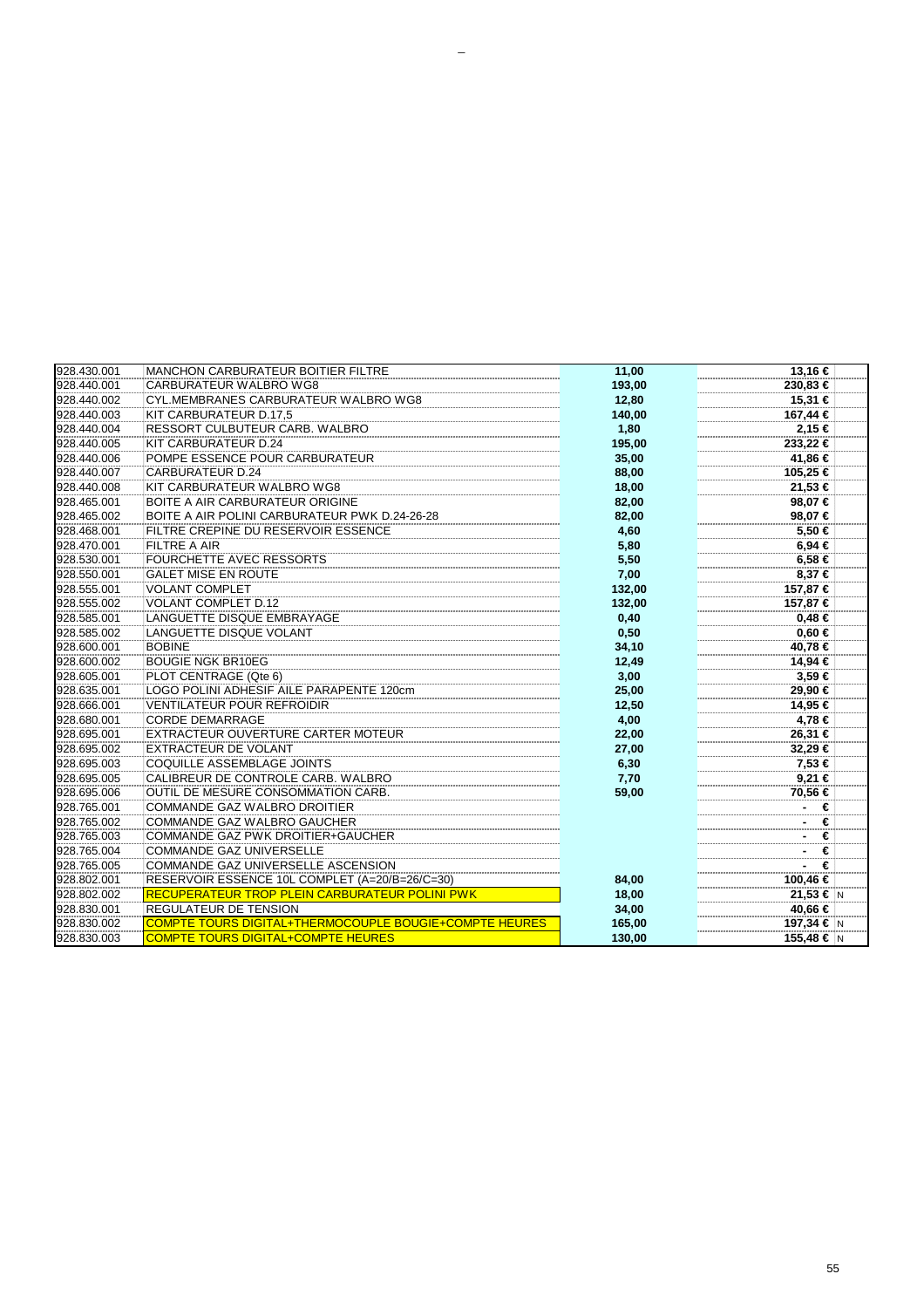| | | | | |
|---|---|---|---|---|
| 928.430.001 | MANCHON CARBURATEUR BOITIER FILTRE | 11,00 | 13,16 € | |
| 928.440.001 | CARBURATEUR WALBRO WG8 | 193,00 | 230,83 € | |
| 928.440.002 | CYL.MEMBRANES CARBURATEUR WALBRO WG8 | 12,80 | 15,31 € | |
| 928.440.003 | KIT CARBURATEUR D.17,5 | 140,00 | 167,44 € | |
| 928.440.004 | RESSORT CULBUTEUR CARB. WALBRO | 1,80 | 2,15 € | |
| 928.440.005 | KIT CARBURATEUR D.24 | 195,00 | 233,22 € | |
| 928.440.006 | POMPE ESSENCE POUR CARBURATEUR | 35,00 | 41,86 € | |
| 928.440.007 | CARBURATEUR D.24 | 88,00 | 105,25 € | |
| 928.440.008 | KIT CARBURATEUR WALBRO WG8 | 18,00 | 21,53 € | |
| 928.465.001 | BOITE A AIR CARBURATEUR ORIGINE | 82,00 | 98,07 € | |
| 928.465.002 | BOITE A AIR POLINI CARBURATEUR PWK D.24-26-28 | 82,00 | 98,07 € | |
| 928.468.001 | FILTRE CREPINE DU RESERVOIR ESSENCE | 4,60 | 5,50 € | |
| 928.470.001 | FILTRE A AIR | 5,80 | 6,94 € | |
| 928.530.001 | FOURCHETTE AVEC RESSORTS | 5,50 | 6,58 € | |
| 928.550.001 | GALET MISE EN ROUTE | 7,00 | 8,37 € | |
| 928.555.001 | VOLANT COMPLET | 132,00 | 157,87 € | |
| 928.555.002 | VOLANT COMPLET D.12 | 132,00 | 157,87 € | |
| 928.585.001 | LANGUETTE DISQUE EMBRAYAGE | 0,40 | 0,48 € | |
| 928.585.002 | LANGUETTE DISQUE VOLANT | 0,50 | 0,60 € | |
| 928.600.001 | BOBINE | 34,10 | 40,78 € | |
| 928.600.002 | BOUGIE NGK BR10EG | 12,49 | 14,94 € | |
| 928.605.001 | PLOT CENTRAGE (Qte 6) | 3,00 | 3,59 € | |
| 928.635.001 | LOGO POLINI ADHESIF AILE PARAPENTE 120cm | 25,00 | 29,90 € | |
| 928.666.001 | VENTILATEUR POUR REFROIDIR | 12,50 | 14,95 € | |
| 928.680.001 | CORDE DEMARRAGE | 4,00 | 4,78 € | |
| 928.695.001 | EXTRACTEUR OUVERTURE CARTER MOTEUR | 22,00 | 26,31 € | |
| 928.695.002 | EXTRACTEUR DE VOLANT | 27,00 | 32,29 € | |
| 928.695.003 | COQUILLE ASSEMBLAGE JOINTS | 6,30 | 7,53 € | |
| 928.695.005 | CALIBREUR DE CONTROLE CARB. WALBRO | 7,70 | 9,21 € | |
| 928.695.006 | OUTIL DE MESURE CONSOMMATION CARB. | 59,00 | 70,56 € | |
| 928.765.001 | COMMANDE GAZ WALBRO DROITIER | | - € | |
| 928.765.002 | COMMANDE GAZ WALBRO GAUCHER | | - € | |
| 928.765.003 | COMMANDE GAZ PWK DROITIER+GAUCHER | | - € | |
| 928.765.004 | COMMANDE GAZ UNIVERSELLE | | - € | |
| 928.765.005 | COMMANDE GAZ UNIVERSELLE ASCENSION | | - € | |
| 928.802.001 | RESERVOIR ESSENCE 10L COMPLET (A=20/B=26/C=30) | 84,00 | 100,46 € | |
| 928.802.002 | RECUPERATEUR TROP PLEIN CARBURATEUR POLINI PWK | 18,00 | 21,53 € | N |
| 928.830.001 | REGULATEUR DE TENSION | 34,00 | 40,66 € | |
| 928.830.002 | COMPTE TOURS DIGITAL+THERMOCOUPLE BOUGIE+COMPTE HEURES | 165,00 | 197,34 € | N |
| 928.830.003 | COMPTE TOURS DIGITAL+COMPTE HEURES | 130,00 | 155,48 € | N |